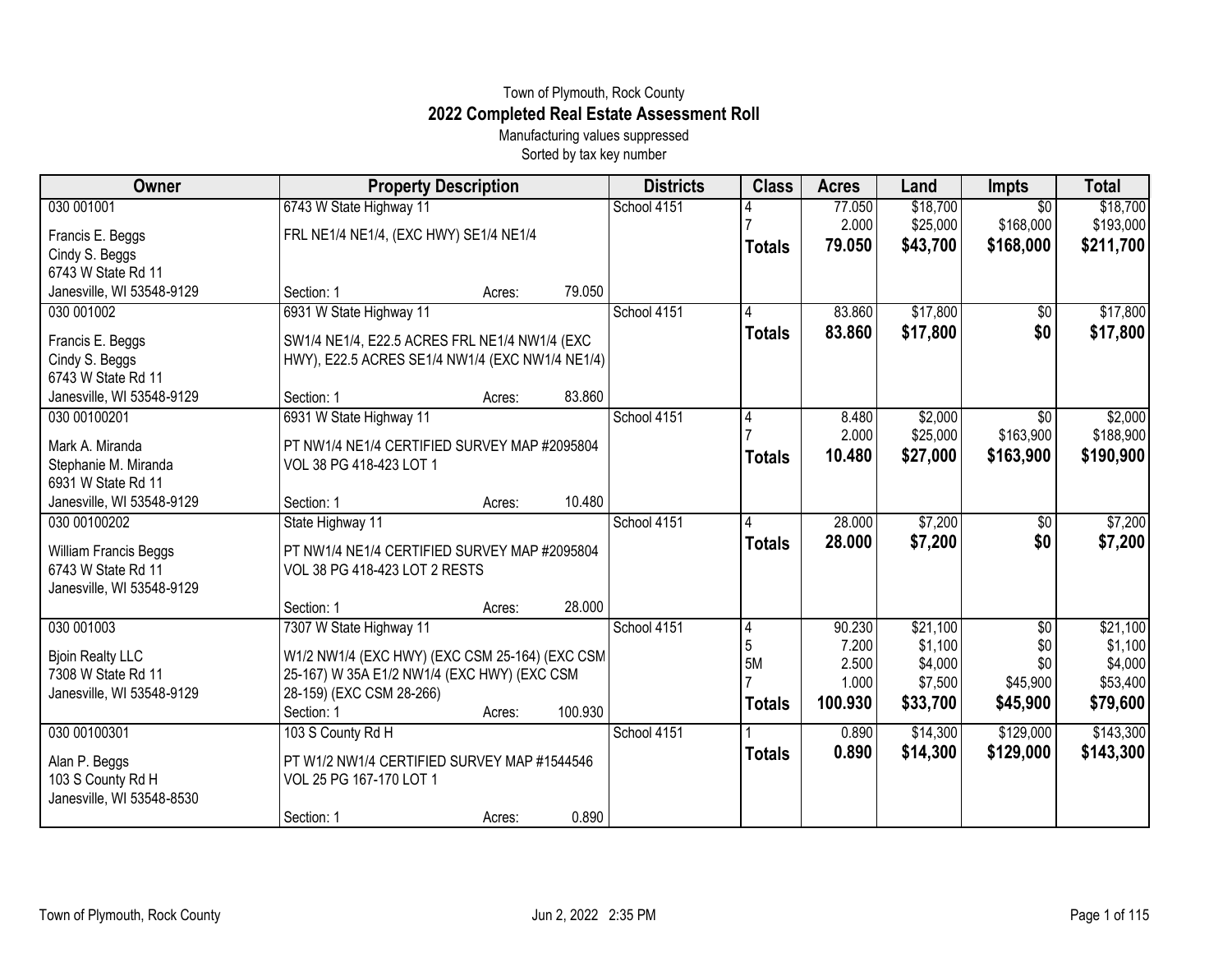Town of Plymouth, Rock County

# 2022 Completed Real Estate Assessment Roll

Manufacturing values suppressed

Sorted by tax key number

| Owner | Property Description | Districts | Class | Acres | Land | Impts | Total |
|---|---|---|---|---|---|---|---|
| 030 001001<br>Francis E. Beggs<br>Cindy S. Beggs<br>6743 W State Rd 11<br>Janesville, WI 53548-9129 | 6743 W State Highway 11<br>FRL NE1/4 NE1/4, (EXC HWY) SE1/4 NE1/4<br>Section: 1 Acres: 79.050 | School 4151 | 4<br>7<br>**Totals** | 77.050<br>2.000<br>**79.050** | $18,700<br>$25,000<br>**$43,700** | $0<br>$168,000<br>**$168,000** | $18,700<br>$193,000<br>**$211,700** |
| 030 001002<br>Francis E. Beggs<br>Cindy S. Beggs<br>6743 W State Rd 11<br>Janesville, WI 53548-9129 | 6931 W State Highway 11<br>SW1/4 NE1/4, E22.5 ACRES FRL NE1/4 NW1/4 (EXC HWY), E22.5 ACRES SE1/4 NW1/4 (EXC NW1/4 NE1/4)<br>Section: 1 Acres: 83.860 | School 4151 | 4<br>**Totals** | 83.860<br>**83.860** | $17,800<br>**$17,800** | $0<br>**$0** | $17,800<br>**$17,800** |
| 030 00100201<br>Mark A. Miranda<br>Stephanie M. Miranda<br>6931 W State Rd 11<br>Janesville, WI 53548-9129 | 6931 W State Highway 11<br>PT NW1/4 NE1/4 CERTIFIED SURVEY MAP #2095804 VOL 38 PG 418-423 LOT 1<br>Section: 1 Acres: 10.480 | School 4151 | 4<br>7<br>**Totals** | 8.480<br>2.000<br>**10.480** | $2,000<br>$25,000<br>**$27,000** | $0<br>$163,900<br>**$163,900** | $2,000<br>$188,900<br>**$190,900** |
| 030 00100202<br>William Francis Beggs<br>6743 W State Rd 11<br>Janesville, WI 53548-9129 | State Highway 11<br>PT NW1/4 NE1/4 CERTIFIED SURVEY MAP #2095804 VOL 38 PG 418-423 LOT 2 RESTS<br>Section: 1 Acres: 28.000 | School 4151 | 4<br>**Totals** | 28.000<br>**28.000** | $7,200<br>**$7,200** | $0<br>**$0** | $7,200<br>**$7,200** |
| 030 001003<br>Bjoin Realty LLC<br>7308 W State Rd 11<br>Janesville, WI 53548-9129 | 7307 W State Highway 11<br>W1/2 NW1/4 (EXC HWY) (EXC CSM 25-164) (EXC CSM 25-167) W 35A E1/2 NW1/4 (EXC HWY) (EXC CSM 28-159) (EXC CSM 28-266)<br>Section: 1 Acres: 100.930 | School 4151 | 4<br>5<br>5M<br>7<br>**Totals** | 90.230<br>7.200<br>2.500<br>1.000<br>**100.930** | $21,100<br>$1,100<br>$4,000<br>$7,500<br>**$33,700** | $0<br>$0<br>$0<br>$45,900<br>**$45,900** | $21,100<br>$1,100<br>$4,000<br>$53,400<br>**$79,600** |
| 030 00100301<br>Alan P. Beggs<br>103 S County Rd H<br>Janesville, WI 53548-8530 | 103 S County Rd H<br>PT W1/2 NW1/4 CERTIFIED SURVEY MAP #1544546 VOL 25 PG 167-170 LOT 1<br>Section: 1 Acres: 0.890 | School 4151 | 1<br>**Totals** | 0.890<br>**0.890** | $14,300<br>**$14,300** | $129,000<br>**$129,000** | $143,300<br>**$143,300** |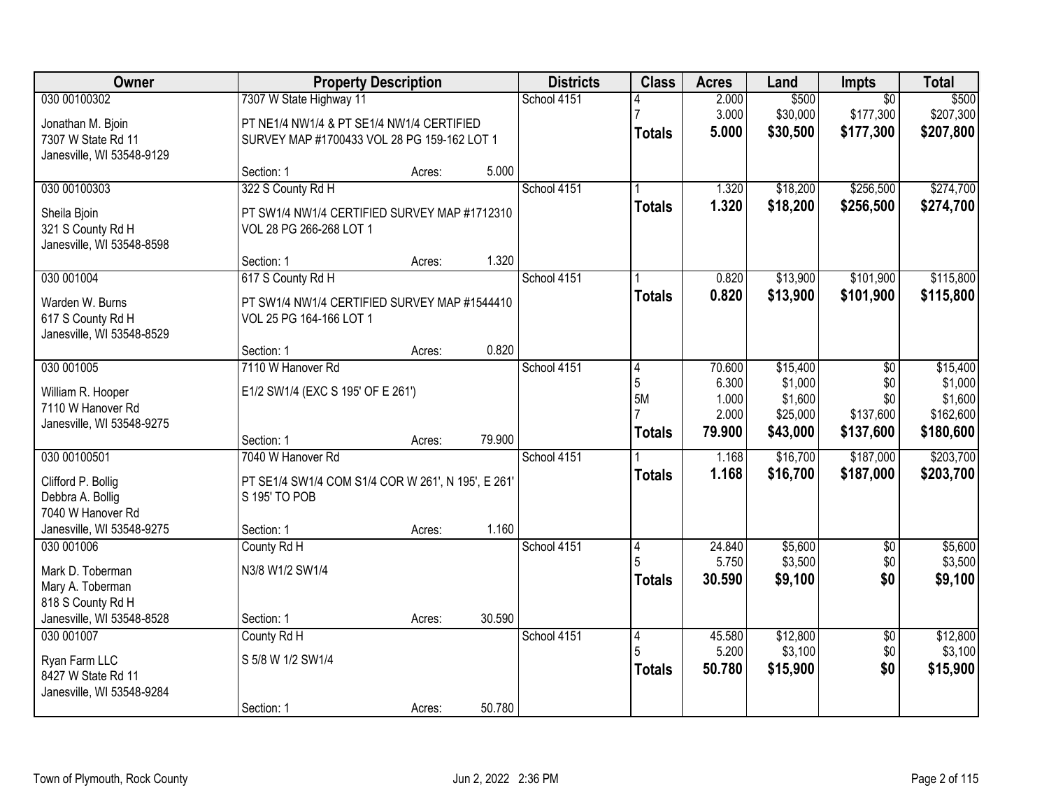| Owner | Property Description | | | Districts | Class | Acres | Land | Impts | Total |
|---|---|---|---|---|---|---|---|---|---|
| 030 00100302 | 7307 W State Highway 11 | | | School 4151 | 4 | 2.000 | $500 | $0 | $500 |
| Jonathan M. Bjoin | PT NE1/4 NW1/4 & PT SE1/4 NW1/4 CERTIFIED | | | | 7 | 3.000 | $30,000 | $177,300 | $207,300 |
| 7307 W State Rd 11 | SURVEY MAP #1700433 VOL 28 PG 159-162 LOT 1 | | | | **Totals** | **5.000** | **$30,500** | **$177,300** | **$207,800** |
| Janesville, WI 53548-9129 | | | | | | | | | |
| | Section: 1 | Acres: | 5.000 | | | | | | |
| 030 00100303 | 322 S County Rd H | | | School 4151 | 1 | 1.320 | $18,200 | $256,500 | $274,700 |
| Sheila Bjoin | PT SW1/4 NW1/4 CERTIFIED SURVEY MAP #1712310 | | | | **Totals** | **1.320** | **$18,200** | **$256,500** | **$274,700** |
| 321 S County Rd H | VOL 28 PG 266-268 LOT 1 | | | | | | | | |
| Janesville, WI 53548-8598 | | | | | | | | | |
| | Section: 1 | Acres: | 1.320 | | | | | | |
| 030 001004 | 617 S County Rd H | | | School 4151 | 1 | 0.820 | $13,900 | $101,900 | $115,800 |
| Warden W. Burns | PT SW1/4 NW1/4 CERTIFIED SURVEY MAP #1544410 | | | | **Totals** | **0.820** | **$13,900** | **$101,900** | **$115,800** |
| 617 S County Rd H | VOL 25 PG 164-166 LOT 1 | | | | | | | | |
| Janesville, WI 53548-8529 | | | | | | | | | |
| | Section: 1 | Acres: | 0.820 | | | | | | |
| 030 001005 | 7110 W Hanover Rd | | | School 4151 | 4 | 70.600 | $15,400 | $0 | $15,400 |
| William R. Hooper | E1/2 SW1/4 (EXC S 195' OF E 261') | | | | 5 | 6.300 | $1,000 | $0 | $1,000 |
| 7110 W Hanover Rd | | | | | 5M | 1.000 | $1,600 | $0 | $1,600 |
| Janesville, WI 53548-9275 | | | | | 7 | 2.000 | $25,000 | $137,600 | $162,600 |
| | Section: 1 | Acres: | 79.900 | | **Totals** | **79.900** | **$43,000** | **$137,600** | **$180,600** |
| 030 00100501 | 7040 W Hanover Rd | | | School 4151 | 1 | 1.168 | $16,700 | $187,000 | $203,700 |
| Clifford P. Bollig | PT SE1/4 SW1/4 COM S1/4 COR W 261', N 195', E 261' | | | | **Totals** | **1.168** | **$16,700** | **$187,000** | **$203,700** |
| Debbra A. Bollig | S 195' TO POB | | | | | | | | |
| 7040 W Hanover Rd | | | | | | | | | |
| Janesville, WI 53548-9275 | Section: 1 | Acres: | 1.160 | | | | | | |
| 030 001006 | County Rd H | | | School 4151 | 4 | 24.840 | $5,600 | $0 | $5,600 |
| Mark D. Toberman | N3/8 W1/2 SW1/4 | | | | 5 | 5.750 | $3,500 | $0 | $3,500 |
| Mary A. Toberman | | | | | **Totals** | **30.590** | **$9,100** | **$0** | **$9,100** |
| 818 S County Rd H | | | | | | | | | |
| Janesville, WI 53548-8528 | Section: 1 | Acres: | 30.590 | | | | | | |
| 030 001007 | County Rd H | | | School 4151 | 4 | 45.580 | $12,800 | $0 | $12,800 |
| Ryan Farm LLC | S 5/8 W 1/2 SW1/4 | | | | 5 | 5.200 | $3,100 | $0 | $3,100 |
| 8427 W State Rd 11 | | | | | **Totals** | **50.780** | **$15,900** | **$0** | **$15,900** |
| Janesville, WI 53548-9284 | | | | | | | | | |
| | Section: 1 | Acres: | 50.780 | | | | | | |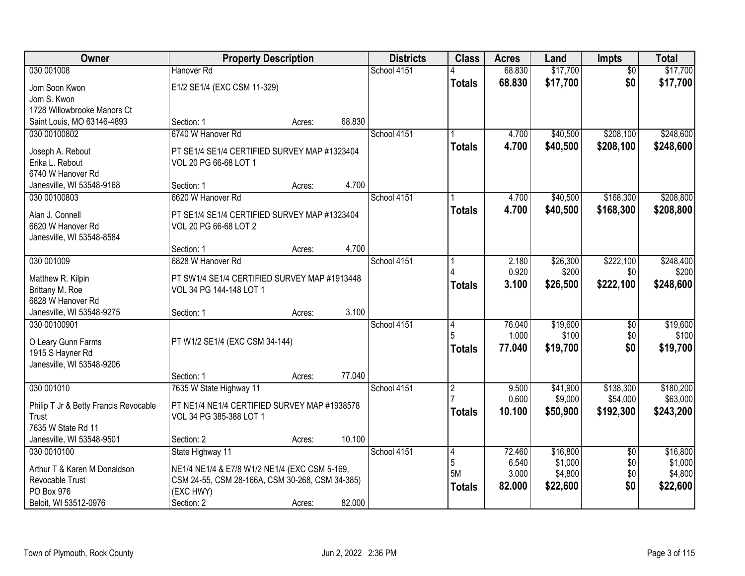| Owner | Property Description | | Districts | Class | Acres | Land | Impts | Total |
|---|---|---|---|---|---|---|---|---|
| 030 001008 | Hanover Rd | | School 4151 | 4 | 68.830 | $17,700 | $0 | $17,700 |
| Jom Soon Kwon<br>Jom S. Kwon<br>1728 Willowbrooke Manors Ct<br>Saint Louis, MO 63146-4893 | E1/2 SE1/4 (EXC CSM 11-329)<br>Section: 1 | Acres: 68.830 | | **Totals** | **68.830** | **$17,700** | **$0** | **$17,700** |
| 030 00100802 | 6740 W Hanover Rd | | School 4151 | 1 | 4.700 | $40,500 | $208,100 | $248,600 |
| Joseph A. Rebout<br>Erika L. Rebout<br>6740 W Hanover Rd<br>Janesville, WI 53548-9168 | PT SE1/4 SE1/4 CERTIFIED SURVEY MAP #1323404 VOL 20 PG 66-68 LOT 1<br>Section: 1 | Acres: 4.700 | | **Totals** | **4.700** | **$40,500** | **$208,100** | **$248,600** |
| 030 00100803 | 6620 W Hanover Rd | | School 4151 | 1 | 4.700 | $40,500 | $168,300 | $208,800 |
| Alan J. Connell<br>6620 W Hanover Rd<br>Janesville, WI 53548-8584 | PT SE1/4 SE1/4 CERTIFIED SURVEY MAP #1323404 VOL 20 PG 66-68 LOT 2<br>Section: 1 | Acres: 4.700 | | **Totals** | **4.700** | **$40,500** | **$168,300** | **$208,800** |
| 030 001009 | 6828 W Hanover Rd | | School 4151 | 1 | 2.180 | $26,300 | $222,100 | $248,400 |
| | | | | 4 | 0.920 | $200 | $0 | $200 |
| Matthew R. Kilpin<br>Brittany M. Roe<br>6828 W Hanover Rd<br>Janesville, WI 53548-9275 | PT SW1/4 SE1/4 CERTIFIED SURVEY MAP #1913448 VOL 34 PG 144-148 LOT 1<br>Section: 1 | Acres: 3.100 | | **Totals** | **3.100** | **$26,500** | **$222,100** | **$248,600** |
| 030 00100901 | | | School 4151 | 4 | 76.040 | $19,600 | $0 | $19,600 |
| | | | | 5 | 1.000 | $100 | $0 | $100 |
| O Leary Gunn Farms<br>1915 S Hayner Rd<br>Janesville, WI 53548-9206 | PT W1/2 SE1/4 (EXC CSM 34-144)<br>Section: 1 | Acres: 77.040 | | **Totals** | **77.040** | **$19,700** | **$0** | **$19,700** |
| 030 001010 | 7635 W State Highway 11 | | School 4151 | 2 | 9.500 | $41,900 | $138,300 | $180,200 |
| | | | | 7 | 0.600 | $9,000 | $54,000 | $63,000 |
| Philip T Jr & Betty Francis Revocable Trust<br>7635 W State Rd 11<br>Janesville, WI 53548-9501 | PT NE1/4 NE1/4 CERTIFIED SURVEY MAP #1938578 VOL 34 PG 385-388 LOT 1<br>Section: 2 | Acres: 10.100 | | **Totals** | **10.100** | **$50,900** | **$192,300** | **$243,200** |
| 030 0010100 | State Highway 11 | | School 4151 | 4 | 72.460 | $16,800 | $0 | $16,800 |
| | | | | 5 | 6.540 | $1,000 | $0 | $1,000 |
| | | | | 5M | 3.000 | $4,800 | $0 | $4,800 |
| Arthur T & Karen M Donaldson Revocable Trust<br>PO Box 976<br>Beloit, WI 53512-0976 | NE1/4 NE1/4 & E7/8 W1/2 NE1/4 (EXC CSM 5-169, CSM 24-55, CSM 28-166A, CSM 30-268, CSM 34-385) (EXC HWY)<br>Section: 2 | Acres: 82.000 | | **Totals** | **82.000** | **$22,600** | **$0** | **$22,600** |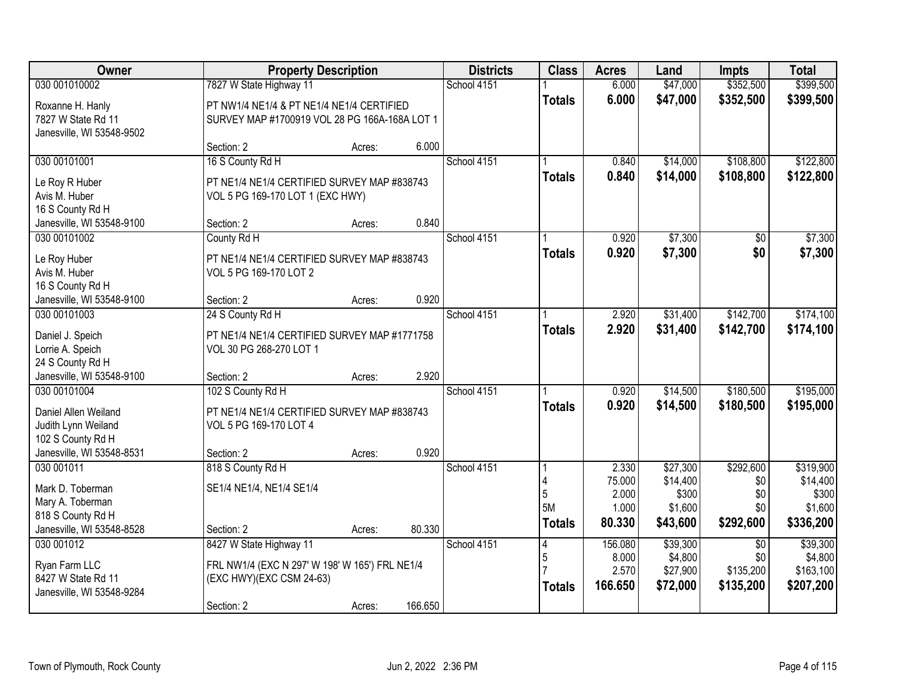| Owner | Property Description | Districts | Class | Acres | Land | Impts | Total |
|---|---|---|---|---|---|---|---|
| 030 001010002 | 7827 W State Highway 11 | School 4151 | 1 | 6.000 | $47,000 | $352,500 | $399,500 |
| Roxanne H. Hanly<br>7827 W State Rd 11<br>Janesville, WI 53548-9502 | PT NW1/4 NE1/4 & PT NE1/4 NE1/4 CERTIFIED SURVEY MAP #1700919 VOL 28 PG 166A-168A LOT 1 | | **Totals** | **6.000** | **$47,000** | **$352,500** | **$399,500** |
| | Section: 2 Acres: 6.000 | | | | | | |
| 030 00101001 | 16 S County Rd H | School 4151 | 1 | 0.840 | $14,000 | $108,800 | $122,800 |
| Le Roy R Huber<br>Avis M. Huber<br>16 S County Rd H<br>Janesville, WI 53548-9100 | PT NE1/4 NE1/4 CERTIFIED SURVEY MAP #838743 VOL 5 PG 169-170 LOT 1 (EXC HWY) | | **Totals** | **0.840** | **$14,000** | **$108,800** | **$122,800** |
| | Section: 2 Acres: 0.840 | | | | | | |
| 030 00101002 | County Rd H | School 4151 | 1 | 0.920 | $7,300 | $0 | $7,300 |
| Le Roy Huber<br>Avis M. Huber<br>16 S County Rd H<br>Janesville, WI 53548-9100 | PT NE1/4 NE1/4 CERTIFIED SURVEY MAP #838743 VOL 5 PG 169-170 LOT 2 | | **Totals** | **0.920** | **$7,300** | **$0** | **$7,300** |
| | Section: 2 Acres: 0.920 | | | | | | |
| 030 00101003 | 24 S County Rd H | School 4151 | 1 | 2.920 | $31,400 | $142,700 | $174,100 |
| Daniel J. Speich<br>Lorrie A. Speich<br>24 S County Rd H<br>Janesville, WI 53548-9100 | PT NE1/4 NE1/4 CERTIFIED SURVEY MAP #1771758 VOL 30 PG 268-270 LOT 1 | | **Totals** | **2.920** | **$31,400** | **$142,700** | **$174,100** |
| | Section: 2 Acres: 2.920 | | | | | | |
| 030 00101004 | 102 S County Rd H | School 4151 | 1 | 0.920 | $14,500 | $180,500 | $195,000 |
| Daniel Allen Weiland<br>Judith Lynn Weiland<br>102 S County Rd H<br>Janesville, WI 53548-8531 | PT NE1/4 NE1/4 CERTIFIED SURVEY MAP #838743 VOL 5 PG 169-170 LOT 4 | | **Totals** | **0.920** | **$14,500** | **$180,500** | **$195,000** |
| | Section: 2 Acres: 0.920 | | | | | | |
| 030 001011 | 818 S County Rd H | School 4151 | 1 | 2.330 | $27,300 | $292,600 | $319,900 |
| Mark D. Toberman | SE1/4 NE1/4, NE1/4 SE1/4 | | 4 | 75.000 | $14,400 | $0 | $14,400 |
| Mary A. Toberman | | | 5 | 2.000 | $300 | $0 | $300 |
| 818 S County Rd H | | | 5M | 1.000 | $1,600 | $0 | $1,600 |
| Janesville, WI 53548-8528 | Section: 2 Acres: 80.330 | | **Totals** | **80.330** | **$43,600** | **$292,600** | **$336,200** |
| 030 001012 | 8427 W State Highway 11 | School 4151 | 4 | 156.080 | $39,300 | $0 | $39,300 |
| Ryan Farm LLC | FRL NW1/4 (EXC N 297' W 198' W 165') FRL NE1/4 | | 5 | 8.000 | $4,800 | $0 | $4,800 |
| 8427 W State Rd 11 | (EXC HWY)(EXC CSM 24-63) | | 7 | 2.570 | $27,900 | $135,200 | $163,100 |
| Janesville, WI 53548-9284 | | | **Totals** | **166.650** | **$72,000** | **$135,200** | **$207,200** |
| | Section: 2 Acres: 166.650 | | | | | | |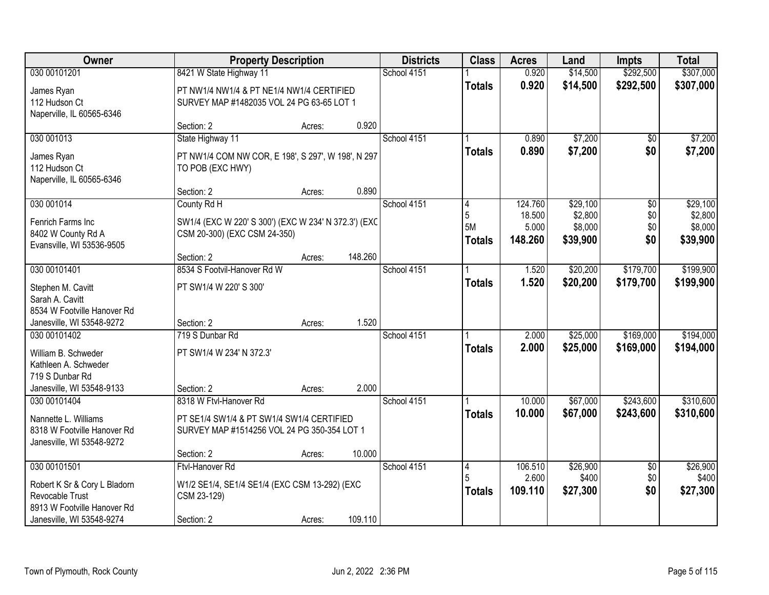| Owner | Property Description | | | Districts | Class | Acres | Land | Impts | Total |
|---|---|---|---|---|---|---|---|---|---|
| 030 00101201 | 8421 W State Highway 11 | | | School 4151 | 1 | 0.920 | $14,500 | $292,500 | $307,000 |
| James Ryan<br>112 Hudson Ct<br>Naperville, IL 60565-6346 | PT NW1/4 NW1/4 & PT NE1/4 NW1/4 CERTIFIED SURVEY MAP #1482035 VOL 24 PG 63-65 LOT 1 | | | | **Totals** | **0.920** | **$14,500** | **$292,500** | **$307,000** |
| | Section: 2 | Acres: | 0.920 | | | | | | |
| 030 001013 | State Highway 11 | | | School 4151 | 1 | 0.890 | $7,200 | $0 | $7,200 |
| James Ryan<br>112 Hudson Ct<br>Naperville, IL 60565-6346 | PT NW1/4 COM NW COR, E 198', S 297', W 198', N 297 TO POB (EXC HWY) | | | | **Totals** | **0.890** | **$7,200** | **$0** | **$7,200** |
| | Section: 2 | Acres: | 0.890 | | | | | | |
| 030 001014 | County Rd H | | | School 4151 | 4<br>5<br>5M | 124.760<br>18.500<br>5.000 | $29,100<br>$2,800<br>$8,000 | $0<br>$0<br>$0 | $29,100<br>$2,800<br>$8,000 |
| Fenrich Farms Inc<br>8402 W County Rd A<br>Evansville, WI 53536-9505 | SW1/4 (EXC W 220' S 300') (EXC W 234' N 372.3') (EXC CSM 20-300) (EXC CSM 24-350) | | | | **Totals** | **148.260** | **$39,900** | **$0** | **$39,900** |
| | Section: 2 | Acres: | 148.260 | | | | | | |
| 030 00101401 | 8534 S Footvil-Hanover Rd W | | | School 4151 | 1 | 1.520 | $20,200 | $179,700 | $199,900 |
| Stephen M. Cavitt<br>Sarah A. Cavitt<br>8534 W Footville Hanover Rd<br>Janesville, WI 53548-9272 | PT SW1/4 W 220' S 300' | | | | **Totals** | **1.520** | **$20,200** | **$179,700** | **$199,900** |
| | Section: 2 | Acres: | 1.520 | | | | | | |
| 030 00101402 | 719 S Dunbar Rd | | | School 4151 | 1 | 2.000 | $25,000 | $169,000 | $194,000 |
| William B. Schweder<br>Kathleen A. Schweder<br>719 S Dunbar Rd<br>Janesville, WI 53548-9133 | PT SW1/4 W 234' N 372.3' | | | | **Totals** | **2.000** | **$25,000** | **$169,000** | **$194,000** |
| | Section: 2 | Acres: | 2.000 | | | | | | |
| 030 00101404 | 8318 W Ftvl-Hanover Rd | | | School 4151 | 1 | 10.000 | $67,000 | $243,600 | $310,600 |
| Nannette L. Williams<br>8318 W Footville Hanover Rd<br>Janesville, WI 53548-9272 | PT SE1/4 SW1/4 & PT SW1/4 SW1/4 CERTIFIED SURVEY MAP #1514256 VOL 24 PG 350-354 LOT 1 | | | | **Totals** | **10.000** | **$67,000** | **$243,600** | **$310,600** |
| | Section: 2 | Acres: | 10.000 | | | | | | |
| 030 00101501 | Ftvl-Hanover Rd | | | School 4151 | 4<br>5 | 106.510<br>2.600 | $26,900<br>$400 | $0<br>$0 | $26,900<br>$400 |
| Robert K Sr & Cory L Bladorn Revocable Trust<br>8913 W Footville Hanover Rd<br>Janesville, WI 53548-9274 | W1/2 SE1/4, SE1/4 SE1/4 (EXC CSM 13-292) (EXC CSM 23-129) | | | | **Totals** | **109.110** | **$27,300** | **$0** | **$27,300** |
| | Section: 2 | Acres: | 109.110 | | | | | | |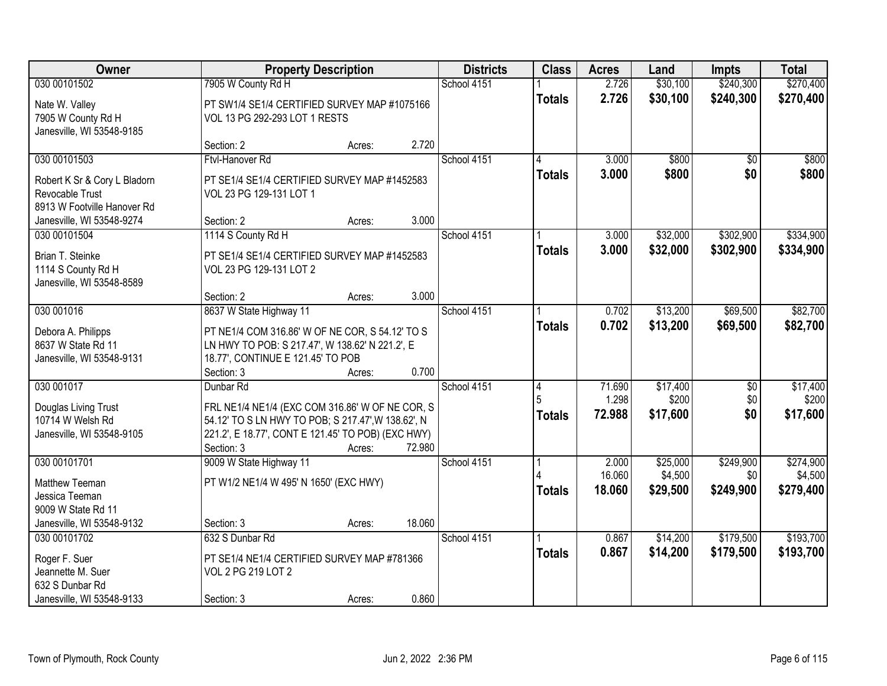| Owner | Property Description | Districts | Class | Acres | Land | Impts | Total |
|---|---|---|---|---|---|---|---|
| 030 00101502<br><br>Nate W. Valley<br>7905 W County Rd H<br>Janesville, WI 53548-9185 | 7905 W County Rd H<br><br>PT SW1/4 SE1/4 CERTIFIED SURVEY MAP #1075166 VOL 13 PG 292-293 LOT 1 RESTS<br><br>Section: 2 Acres: 2.720 | School 4151 | 1<br>**Totals** | 2.726<br>**2.726** | $30,100<br>**$30,100** | $240,300<br>**$240,300** | $270,400<br>**$270,400** |
| 030 00101503<br><br>Robert K Sr & Cory L Bladorn Revocable Trust<br>8913 W Footville Hanover Rd<br>Janesville, WI 53548-9274 | Ftvl-Hanover Rd<br><br>PT SE1/4 SE1/4 CERTIFIED SURVEY MAP #1452583 VOL 23 PG 129-131 LOT 1<br><br>Section: 2 Acres: 3.000 | School 4151 | 4<br>**Totals** | 3.000<br>**3.000** | $800<br>**$800** | $0<br>**$0** | $800<br>**$800** |
| 030 00101504<br><br>Brian T. Steinke<br>1114 S County Rd H<br>Janesville, WI 53548-8589 | 1114 S County Rd H<br><br>PT SE1/4 SE1/4 CERTIFIED SURVEY MAP #1452583 VOL 23 PG 129-131 LOT 2<br><br>Section: 2 Acres: 3.000 | School 4151 | 1<br>**Totals** | 3.000<br>**3.000** | $32,000<br>**$32,000** | $302,900<br>**$302,900** | $334,900<br>**$334,900** |
| 030 001016<br><br>Debora A. Philipps<br>8637 W State Rd 11<br>Janesville, WI 53548-9131 | 8637 W State Highway 11<br><br>PT NE1/4 COM 316.86' W OF NE COR, S 54.12' TO S LN HWY TO POB: S 217.47', W 138.62' N 221.2', E 18.77', CONTINUE E 121.45' TO POB<br>Section: 3 Acres: 0.700 | School 4151 | 1<br>**Totals** | 0.702<br>**0.702** | $13,200<br>**$13,200** | $69,500<br>**$69,500** | $82,700<br>**$82,700** |
| 030 001017<br><br>Douglas Living Trust<br>10714 W Welsh Rd<br>Janesville, WI 53548-9105 | Dunbar Rd<br><br>FRL NE1/4 NE1/4 (EXC COM 316.86' W OF NE COR, S 54.12' TO S LN HWY TO POB; S 217.47',W 138.62', N 221.2', E 18.77', CONT E 121.45' TO POB) (EXC HWY)<br>Section: 3 Acres: 72.980 | School 4151 | 4<br>5<br>**Totals** | 71.690<br>1.298<br>**72.988** | $17,400<br>$200<br>**$17,600** | $0<br>$0<br>**$0** | $17,400<br>$200<br>**$17,600** |
| 030 00101701<br><br>Matthew Teeman<br>Jessica Teeman<br>9009 W State Rd 11<br>Janesville, WI 53548-9132 | 9009 W State Highway 11<br><br>PT W1/2 NE1/4 W 495' N 1650' (EXC HWY)<br><br>Section: 3 Acres: 18.060 | School 4151 | 1<br>4<br>**Totals** | 2.000<br>16.060<br>**18.060** | $25,000<br>$4,500<br>**$29,500** | $249,900<br>$0<br>**$249,900** | $274,900<br>$4,500<br>**$279,400** |
| 030 00101702<br><br>Roger F. Suer<br>Jeannette M. Suer<br>632 S Dunbar Rd<br>Janesville, WI 53548-9133 | 632 S Dunbar Rd<br><br>PT SE1/4 NE1/4 CERTIFIED SURVEY MAP #781366 VOL 2 PG 219 LOT 2<br><br>Section: 3 Acres: 0.860 | School 4151 | 1<br>**Totals** | 0.867<br>**0.867** | $14,200<br>**$14,200** | $179,500<br>**$179,500** | $193,700<br>**$193,700** |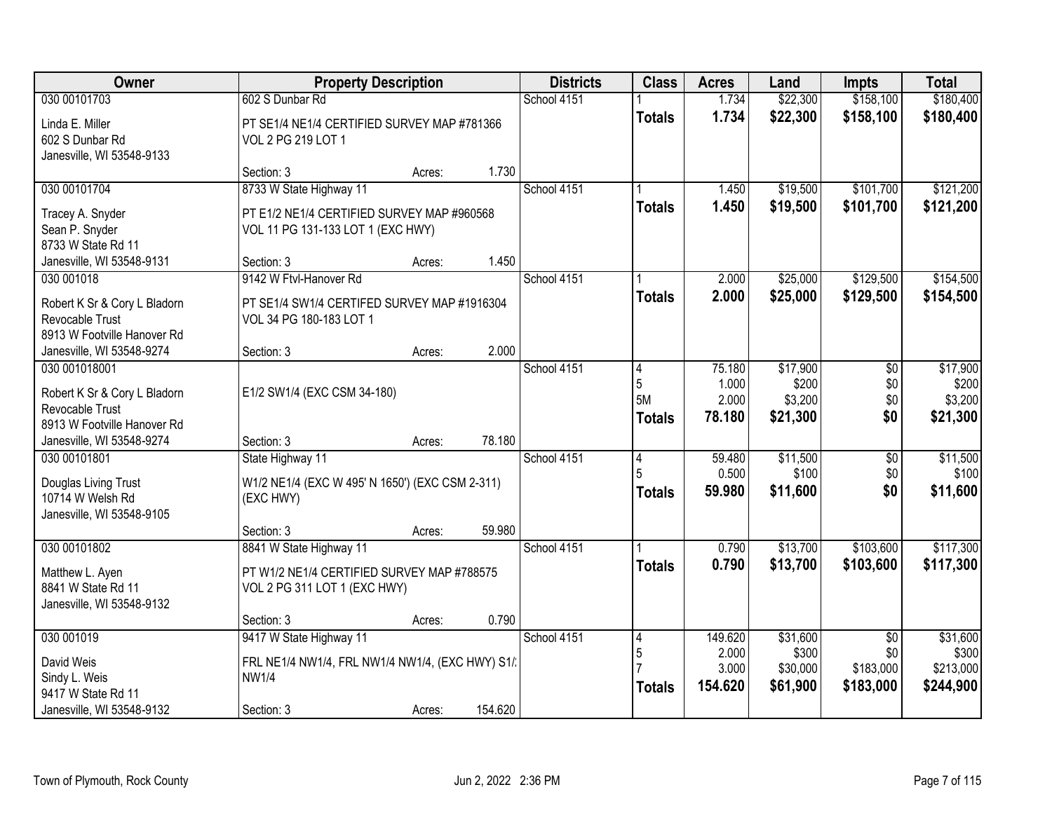| Owner | Property Description | Districts | Class | Acres | Land | Impts | Total |
|---|---|---|---|---|---|---|---|
| 030 00101703<br>Linda E. Miller<br>602 S Dunbar Rd<br>Janesville, WI 53548-9133 | 602 S Dunbar Rd<br>PT SE1/4 NE1/4 CERTIFIED SURVEY MAP #781366 VOL 2 PG 219 LOT 1<br>Section: 3 Acres: 1.730 | School 4151 | 1<br>**Totals** | 1.734<br>**1.734** | $22,300<br>**$22,300** | $158,100<br>**$158,100** | $180,400<br>**$180,400** |
| 030 00101704<br>Tracey A. Snyder<br>Sean P. Snyder<br>8733 W State Rd 11<br>Janesville, WI 53548-9131 | 8733 W State Highway 11<br>PT E1/2 NE1/4 CERTIFIED SURVEY MAP #960568 VOL 11 PG 131-133 LOT 1 (EXC HWY)<br>Section: 3 Acres: 1.450 | School 4151 | 1<br>**Totals** | 1.450<br>**1.450** | $19,500<br>**$19,500** | $101,700<br>**$101,700** | $121,200<br>**$121,200** |
| 030 001018<br>Robert K Sr & Cory L Bladorn Revocable Trust<br>8913 W Footville Hanover Rd<br>Janesville, WI 53548-9274 | 9142 W Ftvl-Hanover Rd<br>PT SE1/4 SW1/4 CERTIFED SURVEY MAP #1916304 VOL 34 PG 180-183 LOT 1<br>Section: 3 Acres: 2.000 | School 4151 | 1<br>**Totals** | 2.000<br>**2.000** | $25,000<br>**$25,000** | $129,500<br>**$129,500** | $154,500<br>**$154,500** |
| 030 001018001<br>Robert K Sr & Cory L Bladorn Revocable Trust<br>8913 W Footville Hanover Rd<br>Janesville, WI 53548-9274 | E1/2 SW1/4 (EXC CSM 34-180)<br>Section: 3 Acres: 78.180 | School 4151 | 4<br>5<br>5M<br>**Totals** | 75.180<br>1.000<br>2.000<br>**78.180** | $17,900<br>$200<br>$3,200<br>**$21,300** | $0<br>$0<br>$0<br>**$0** | $17,900<br>$200<br>$3,200<br>**$21,300** |
| 030 00101801<br>Douglas Living Trust<br>10714 W Welsh Rd<br>Janesville, WI 53548-9105 | State Highway 11<br>W1/2 NE1/4 (EXC W 495' N 1650') (EXC CSM 2-311) (EXC HWY)<br>Section: 3 Acres: 59.980 | School 4151 | 4<br>5<br>**Totals** | 59.480<br>0.500<br>**59.980** | $11,500<br>$100<br>**$11,600** | $0<br>$0<br>**$0** | $11,500<br>$100<br>**$11,600** |
| 030 00101802<br>Matthew L. Ayen<br>8841 W State Rd 11<br>Janesville, WI 53548-9132 | 8841 W State Highway 11<br>PT W1/2 NE1/4 CERTIFIED SURVEY MAP #788575 VOL 2 PG 311 LOT 1 (EXC HWY)<br>Section: 3 Acres: 0.790 | School 4151 | 1<br>**Totals** | 0.790<br>**0.790** | $13,700<br>**$13,700** | $103,600<br>**$103,600** | $117,300<br>**$117,300** |
| 030 001019<br>David Weis<br>Sindy L. Weis<br>9417 W State Rd 11<br>Janesville, WI 53548-9132 | 9417 W State Highway 11<br>FRL NE1/4 NW1/4, FRL NW1/4 NW1/4, (EXC HWY) S1/: NW1/4<br>Section: 3 Acres: 154.620 | School 4151 | 4<br>5<br>7<br>**Totals** | 149.620<br>2.000<br>3.000<br>**154.620** | $31,600<br>$300<br>$30,000<br>**$61,900** | $0<br>$0<br>$183,000<br>**$183,000** | $31,600<br>$300<br>$213,000<br>**$244,900** |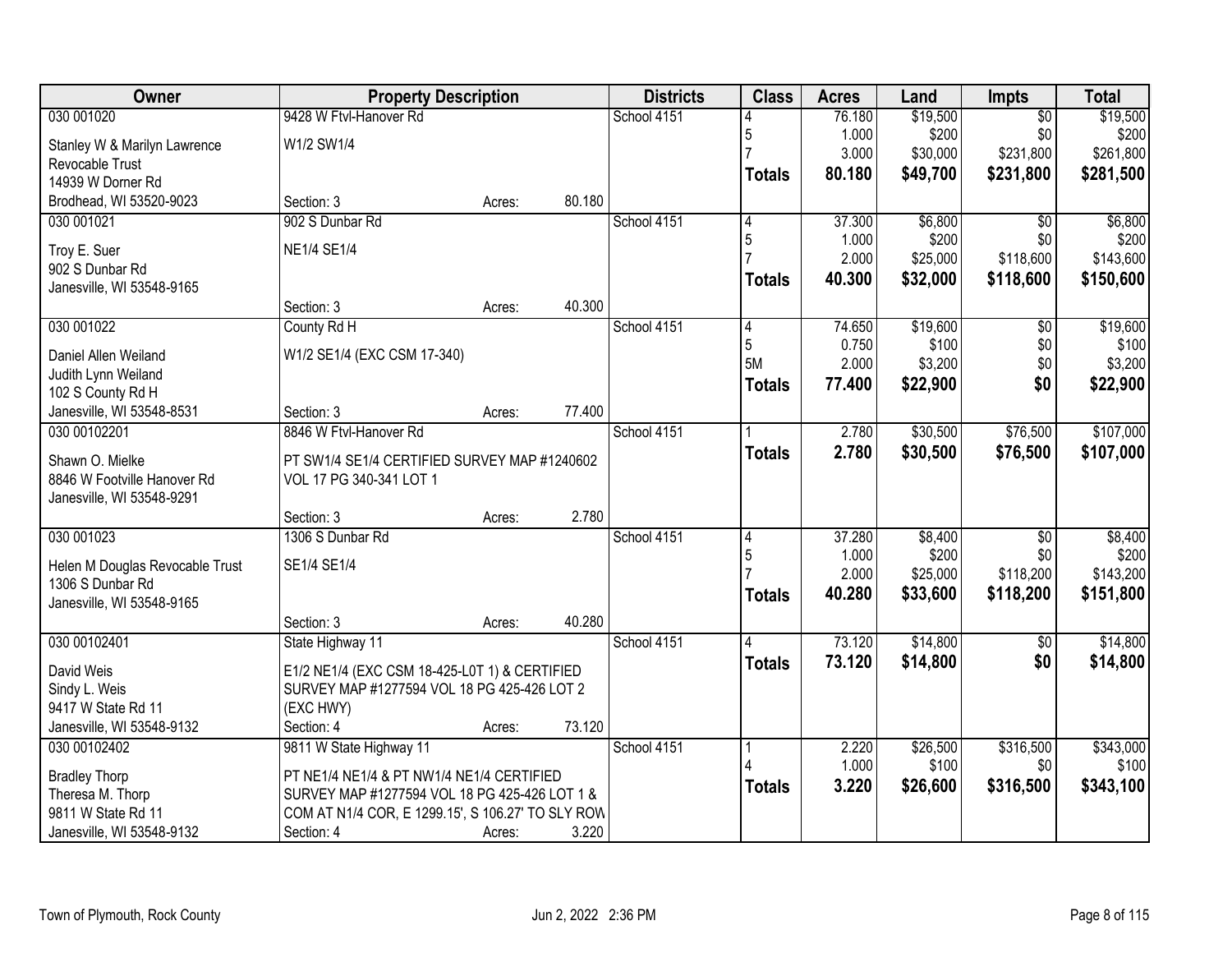| Owner | Property Description | | Districts | Class | Acres | Land | Impts | Total |
|---|---|---|---|---|---|---|---|---|
| 030 001020 | 9428 W Ftvl-Hanover Rd | | School 4151 | 4 | 76.180 | $19,500 | $0 | $19,500 |
| Stanley W & Marilyn Lawrence Revocable Trust | W1/2 SW1/4 | | | 5 | 1.000 | $200 | $0 | $200 |
| 14939 W Dorner Rd | | | | 7 | 3.000 | $30,000 | $231,800 | $261,800 |
| Brodhead, WI 53520-9023 | Section: 3 | Acres: 80.180 | | **Totals** | **80.180** | **$49,700** | **$231,800** | **$281,500** |
| 030 001021 | 902 S Dunbar Rd | | School 4151 | 4 | 37.300 | $6,800 | $0 | $6,800 |
| Troy E. Suer | NE1/4 SE1/4 | | | 5 | 1.000 | $200 | $0 | $200 |
| 902 S Dunbar Rd | | | | 7 | 2.000 | $25,000 | $118,600 | $143,600 |
| Janesville, WI 53548-9165 | Section: 3 | Acres: 40.300 | | **Totals** | **40.300** | **$32,000** | **$118,600** | **$150,600** |
| 030 001022 | County Rd H | | School 4151 | 4 | 74.650 | $19,600 | $0 | $19,600 |
| Daniel Allen Weiland | W1/2 SE1/4 (EXC CSM 17-340) | | | 5 | 0.750 | $100 | $0 | $100 |
| Judith Lynn Weiland | | | | 5M | 2.000 | $3,200 | $0 | $3,200 |
| 102 S County Rd H | | | | **Totals** | **77.400** | **$22,900** | **$0** | **$22,900** |
| Janesville, WI 53548-8531 | Section: 3 | Acres: 77.400 | | | | | | |
| 030 00102201 | 8846 W Ftvl-Hanover Rd | | School 4151 | 1 | 2.780 | $30,500 | $76,500 | $107,000 |
| Shawn O. Mielke | PT SW1/4 SE1/4 CERTIFIED SURVEY MAP #1240602 VOL 17 PG 340-341 LOT 1 | | | **Totals** | **2.780** | **$30,500** | **$76,500** | **$107,000** |
| 8846 W Footville Hanover Rd | | | | | | | | |
| Janesville, WI 53548-9291 | Section: 3 | Acres: 2.780 | | | | | | |
| 030 001023 | 1306 S Dunbar Rd | | School 4151 | 4 | 37.280 | $8,400 | $0 | $8,400 |
| Helen M Douglas Revocable Trust | SE1/4 SE1/4 | | | 5 | 1.000 | $200 | $0 | $200 |
| 1306 S Dunbar Rd | | | | 7 | 2.000 | $25,000 | $118,200 | $143,200 |
| Janesville, WI 53548-9165 | Section: 3 | Acres: 40.280 | | **Totals** | **40.280** | **$33,600** | **$118,200** | **$151,800** |
| 030 00102401 | State Highway 11 | | School 4151 | 4 | 73.120 | $14,800 | $0 | $14,800 |
| David Weis | E1/2 NE1/4 (EXC CSM 18-425-L0T 1) & CERTIFIED SURVEY MAP #1277594 VOL 18 PG 425-426 LOT 2 (EXC HWY) | | | **Totals** | **73.120** | **$14,800** | **$0** | **$14,800** |
| Sindy L. Weis | | | | | | | | |
| 9417 W State Rd 11 | | | | | | | | |
| Janesville, WI 53548-9132 | Section: 4 | Acres: 73.120 | | | | | | |
| 030 00102402 | 9811 W State Highway 11 | | School 4151 | 1 | 2.220 | $26,500 | $316,500 | $343,000 |
| Bradley Thorp | PT NE1/4 NE1/4 & PT NW1/4 NE1/4 CERTIFIED SURVEY MAP #1277594 VOL 18 PG 425-426 LOT 1 & COM AT N1/4 COR, E 1299.15', S 106.27' TO SLY ROW | | | 4 | 1.000 | $100 | $0 | $100 |
| Theresa M. Thorp | | | | **Totals** | **3.220** | **$26,600** | **$316,500** | **$343,100** |
| 9811 W State Rd 11 | | | | | | | | |
| Janesville, WI 53548-9132 | Section: 4 | Acres: 3.220 | | | | | | |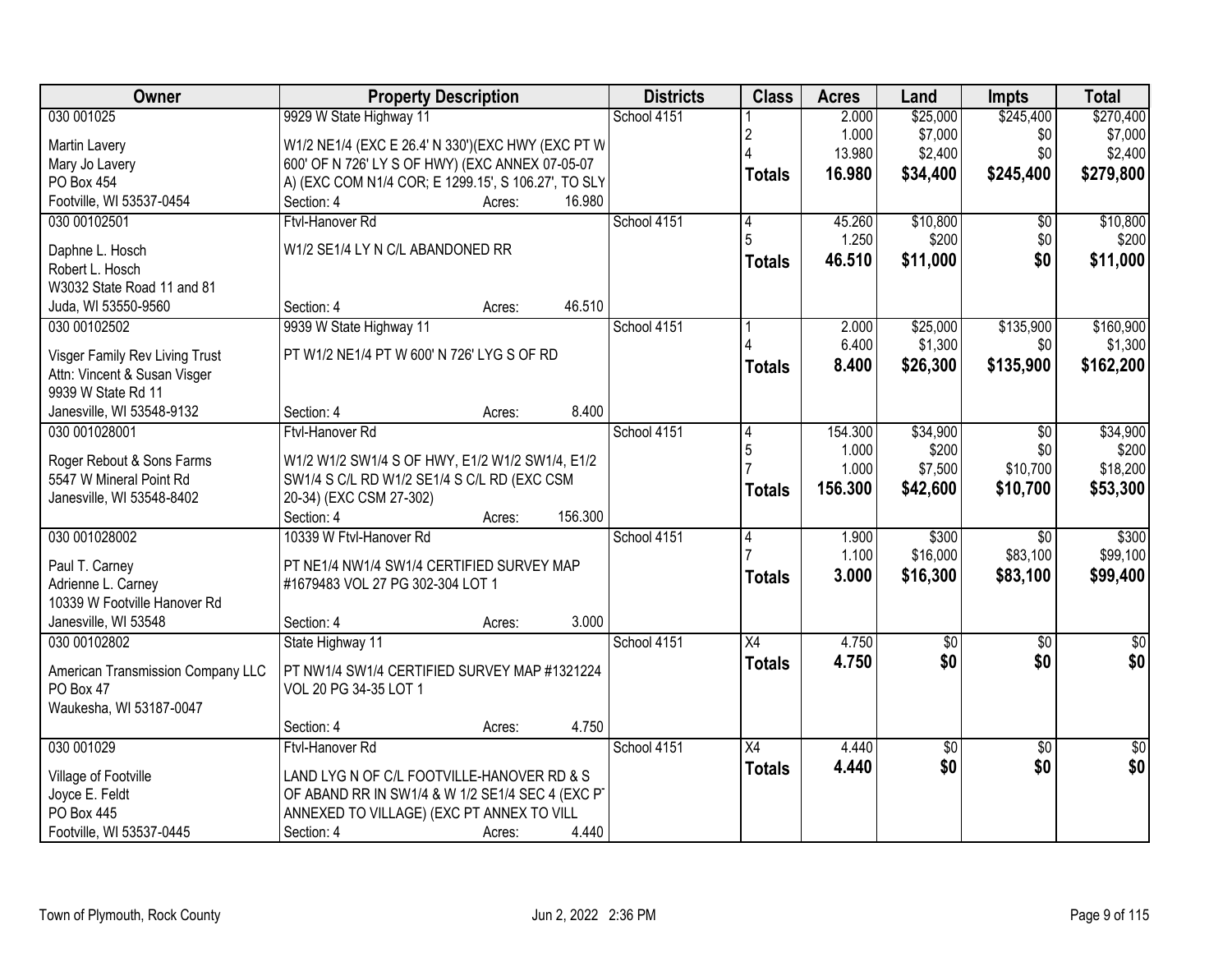| Owner | Property Description | Districts | Class | Acres | Land | Impts | Total |
|---|---|---|---|---|---|---|---|
| 030 001025<br>Martin Lavery<br>Mary Jo Lavery<br>PO Box 454<br>Footville, WI 53537-0454 | 9929 W State Highway 11<br>W1/2 NE1/4 (EXC E 26.4' N 330')(EXC HWY (EXC PT W 600' OF N 726' LY S OF HWY) (EXC ANNEX 07-05-07 A) (EXC COM N1/4 COR; E 1299.15', S 106.27', TO SLY<br>Section: 4 Acres: 16.980 | School 4151 | 1<br>2<br>4<br>**Totals** | 2.000<br>1.000<br>13.980<br>**16.980** | $25,000<br>$7,000<br>$2,400<br>**$34,400** | $245,400<br>$0<br>$0<br>**$245,400** | $270,400<br>$7,000<br>$2,400<br>**$279,800** |
| 030 00102501<br>Daphne L. Hosch<br>Robert L. Hosch<br>W3032 State Road 11 and 81<br>Juda, WI 53550-9560 | Ftvl-Hanover Rd<br>W1/2 SE1/4 LY N C/L ABANDONED RR<br>Section: 4 Acres: 46.510 | School 4151 | 4<br>5<br>**Totals** | 45.260<br>1.250<br>**46.510** | $10,800<br>$200<br>**$11,000** | $0<br>$0<br>**$0** | $10,800<br>$200<br>**$11,000** |
| 030 00102502<br>Visger Family Rev Living Trust<br>Attn: Vincent & Susan Visger<br>9939 W State Rd 11<br>Janesville, WI 53548-9132 | 9939 W State Highway 11<br>PT W1/2 NE1/4 PT W 600' N 726' LYG S OF RD<br>Section: 4 Acres: 8.400 | School 4151 | 1<br>4<br>**Totals** | 2.000<br>6.400<br>**8.400** | $25,000<br>$1,300<br>**$26,300** | $135,900<br>$0<br>**$135,900** | $160,900<br>$1,300<br>**$162,200** |
| 030 001028001<br>Roger Rebout & Sons Farms<br>5547 W Mineral Point Rd<br>Janesville, WI 53548-8402 | Ftvl-Hanover Rd<br>W1/2 W1/2 SW1/4 S OF HWY, E1/2 W1/2 SW1/4, E1/2 SW1/4 S C/L RD W1/2 SE1/4 S C/L RD (EXC CSM 20-34) (EXC CSM 27-302)<br>Section: 4 Acres: 156.300 | School 4151 | 4<br>5<br>7<br>**Totals** | 154.300<br>1.000<br>1.000<br>**156.300** | $34,900<br>$200<br>$7,500<br>**$42,600** | $0<br>$0<br>$10,700<br>**$10,700** | $34,900<br>$200<br>$18,200<br>**$53,300** |
| 030 001028002<br>Paul T. Carney<br>Adrienne L. Carney<br>10339 W Footville Hanover Rd<br>Janesville, WI 53548 | 10339 W Ftvl-Hanover Rd<br>PT NE1/4 NW1/4 SW1/4 CERTIFIED SURVEY MAP #1679483 VOL 27 PG 302-304 LOT 1<br>Section: 4 Acres: 3.000 | School 4151 | 4<br>7<br>**Totals** | 1.900<br>1.100<br>**3.000** | $300<br>$16,000<br>**$16,300** | $0<br>$83,100<br>**$83,100** | $300<br>$99,100<br>**$99,400** |
| 030 00102802<br>American Transmission Company LLC<br>PO Box 47<br>Waukesha, WI 53187-0047 | State Highway 11<br>PT NW1/4 SW1/4 CERTIFIED SURVEY MAP #1321224 VOL 20 PG 34-35 LOT 1<br>Section: 4 Acres: 4.750 | School 4151 | X4<br>**Totals** | 4.750<br>**4.750** | $0<br>**$0** | $0<br>**$0** | $0<br>**$0** |
| 030 001029<br>Village of Footville<br>Joyce E. Feldt<br>PO Box 445<br>Footville, WI 53537-0445 | Ftvl-Hanover Rd<br>LAND LYG N OF C/L FOOTVILLE-HANOVER RD & S OF ABAND RR IN SW1/4 & W 1/2 SE1/4 SEC 4 (EXC PT ANNEXED TO VILLAGE) (EXC PT ANNEX TO VILL<br>Section: 4 Acres: 4.440 | School 4151 | X4<br>**Totals** | 4.440<br>**4.440** | $0<br>**$0** | $0<br>**$0** | $0<br>**$0** |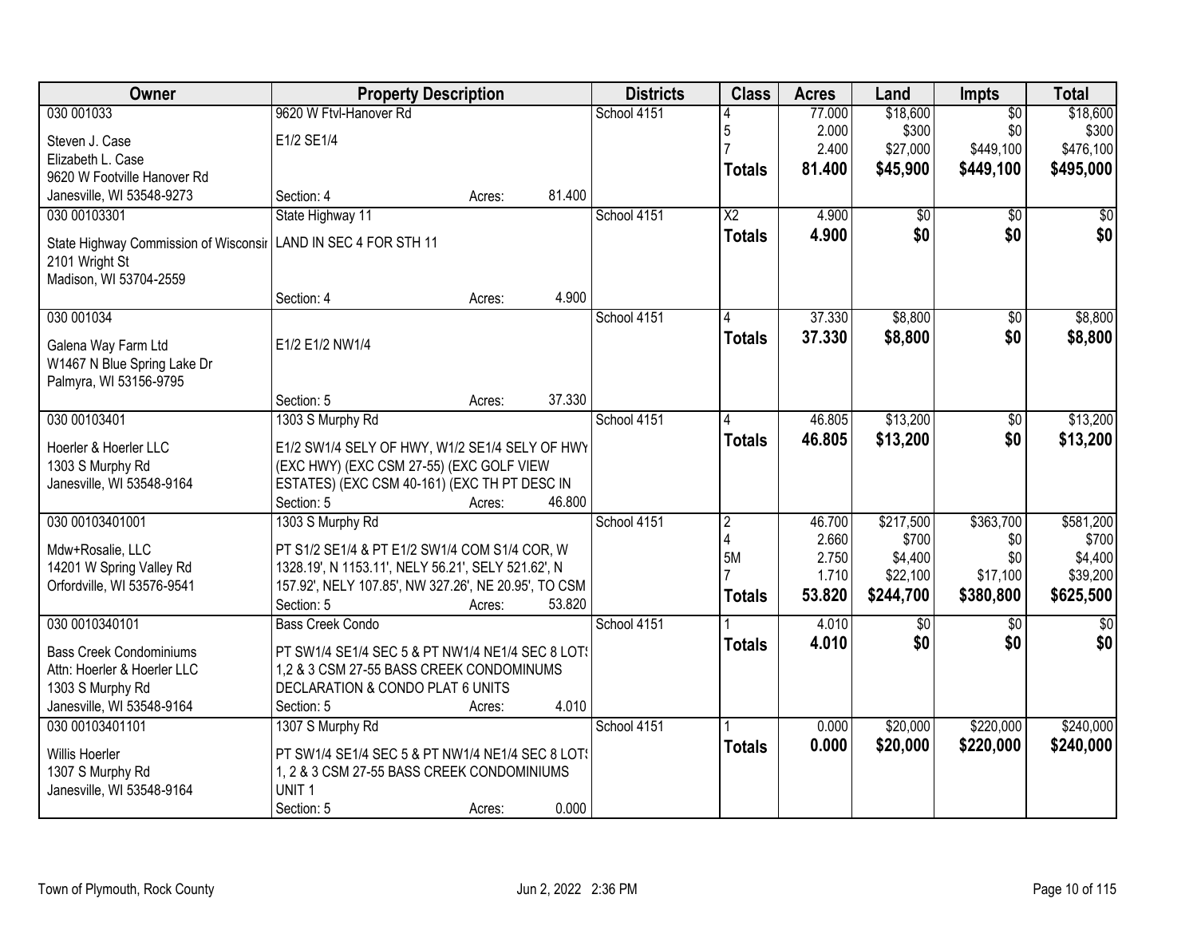| Owner | Property Description | | | Districts | Class | Acres | Land | Impts | Total |
|---|---|---|---|---|---|---|---|---|---|
| 030 001033 | 9620 W Ftvl-Hanover Rd | | | School 4151 | 4 | 77.000 | $18,600 | $0 | $18,600 |
| Steven J. Case | E1/2 SE1/4 | | | | 5 | 2.000 | $300 | $0 | $300 |
| Elizabeth L. Case | | | | | 7 | 2.400 | $27,000 | $449,100 | $476,100 |
| 9620 W Footville Hanover Rd | | | | | **Totals** | **81.400** | **$45,900** | **$449,100** | **$495,000** |
| Janesville, WI 53548-9273 | Section: 4 | Acres: | 81.400 | | | | | | |
| 030 00103301 | State Highway 11 | | | School 4151 | X2 | 4.900 | $0 | $0 | $0 |
| State Highway Commission of Wisconsir | LAND IN SEC 4 FOR STH 11 | | | | **Totals** | **4.900** | **$0** | **$0** | **$0** |
| 2101 Wright St | | | | | | | | | |
| Madison, WI 53704-2559 | | | | | | | | | |
| | Section: 4 | Acres: | 4.900 | | | | | | |
| 030 001034 | | | | School 4151 | 4 | 37.330 | $8,800 | $0 | $8,800 |
| Galena Way Farm Ltd | E1/2 E1/2 NW1/4 | | | | **Totals** | **37.330** | **$8,800** | **$0** | **$8,800** |
| W1467 N Blue Spring Lake Dr | | | | | | | | | |
| Palmyra, WI 53156-9795 | | | | | | | | | |
| | Section: 5 | Acres: | 37.330 | | | | | | |
| 030 00103401 | 1303 S Murphy Rd | | | School 4151 | 4 | 46.805 | $13,200 | $0 | $13,200 |
| Hoerler & Hoerler LLC | E1/2 SW1/4 SELY OF HWY, W1/2 SE1/4 SELY OF HWY | | | | **Totals** | **46.805** | **$13,200** | **$0** | **$13,200** |
| 1303 S Murphy Rd | (EXC HWY) (EXC CSM 27-55) (EXC GOLF VIEW | | | | | | | | |
| Janesville, WI 53548-9164 | ESTATES) (EXC CSM 40-161) (EXC TH PT DESC IN | | | | | | | | |
| | Section: 5 | Acres: | 46.800 | | | | | | |
| 030 00103401001 | 1303 S Murphy Rd | | | School 4151 | 2 | 46.700 | $217,500 | $363,700 | $581,200 |
| Mdw+Rosalie, LLC | PT S1/2 SE1/4 & PT E1/2 SW1/4 COM S1/4 COR, W | | | | 4 | 2.660 | $700 | $0 | $700 |
| 14201 W Spring Valley Rd | 1328.19', N 1153.11', NELY 56.21', SELY 521.62', N | | | | 5M | 2.750 | $4,400 | $0 | $4,400 |
| Orfordville, WI 53576-9541 | 157.92', NELY 107.85', NW 327.26', NE 20.95', TO CSM | | | | 7 | 1.710 | $22,100 | $17,100 | $39,200 |
| | Section: 5 | Acres: | 53.820 | | **Totals** | **53.820** | **$244,700** | **$380,800** | **$625,500** |
| 030 0010340101 | Bass Creek Condo | | | School 4151 | 1 | 4.010 | $0 | $0 | $0 |
| Bass Creek Condominiums | PT SW1/4 SE1/4 SEC 5 & PT NW1/4 NE1/4 SEC 8 LOTS | | | | **Totals** | **4.010** | **$0** | **$0** | **$0** |
| Attn: Hoerler & Hoerler LLC | 1,2 & 3 CSM 27-55 BASS CREEK CONDOMINUMS | | | | | | | | |
| 1303 S Murphy Rd | DECLARATION & CONDO PLAT 6 UNITS | | | | | | | | |
| Janesville, WI 53548-9164 | Section: 5 | Acres: | 4.010 | | | | | | |
| 030 00103401101 | 1307 S Murphy Rd | | | School 4151 | 1 | 0.000 | $20,000 | $220,000 | $240,000 |
| Willis Hoerler | PT SW1/4 SE1/4 SEC 5 & PT NW1/4 NE1/4 SEC 8 LOTS | | | | **Totals** | **0.000** | **$20,000** | **$220,000** | **$240,000** |
| 1307 S Murphy Rd | 1, 2 & 3 CSM 27-55 BASS CREEK CONDOMINIUMS | | | | | | | | |
| Janesville, WI 53548-9164 | UNIT 1 | | | | | | | | |
| | Section: 5 | Acres: | 0.000 | | | | | | |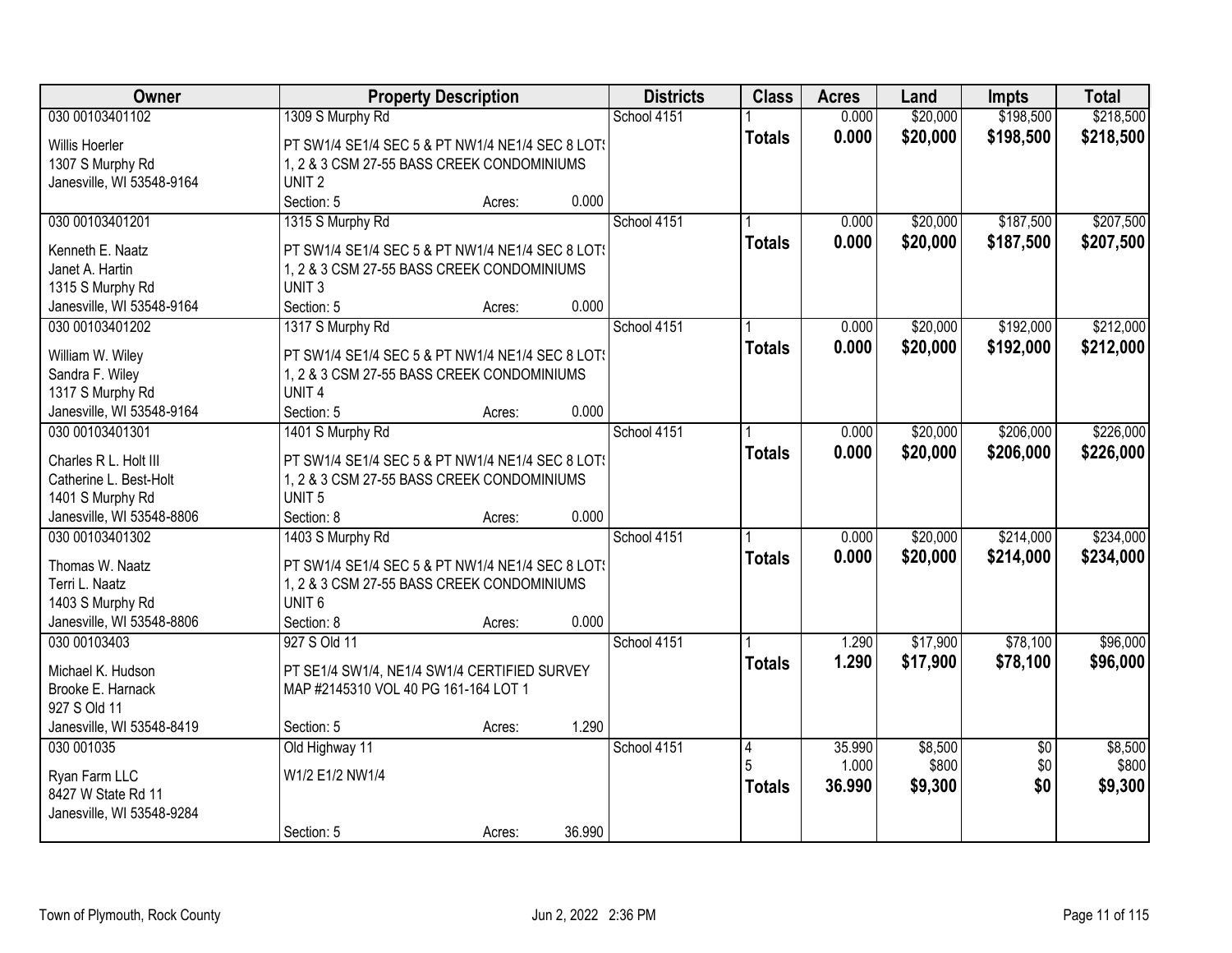| Owner | Property Description | | | Districts | Class | Acres | Land | Impts | Total |
|---|---|---|---|---|---|---|---|---|---|
| 030 00103401102 | 1309 S Murphy Rd | | | School 4151 | 1 | 0.000 | $20,000 | $198,500 | $218,500 |
| Willis Hoerler<br>1307 S Murphy Rd<br>Janesville, WI 53548-9164 | PT SW1/4 SE1/4 SEC 5 & PT NW1/4 NE1/4 SEC 8 LOTS 1, 2 & 3 CSM 27-55 BASS CREEK CONDOMINIUMS UNIT 2 | | | | **Totals** | **0.000** | **$20,000** | **$198,500** | **$218,500** |
| | Section: 5 | Acres: | 0.000 | | | | | | |
| 030 00103401201 | 1315 S Murphy Rd | | | School 4151 | 1 | 0.000 | $20,000 | $187,500 | $207,500 |
| Kenneth E. Naatz<br>Janet A. Hartin<br>1315 S Murphy Rd<br>Janesville, WI 53548-9164 | PT SW1/4 SE1/4 SEC 5 & PT NW1/4 NE1/4 SEC 8 LOTS 1, 2 & 3 CSM 27-55 BASS CREEK CONDOMINIUMS UNIT 3 | | | | **Totals** | **0.000** | **$20,000** | **$187,500** | **$207,500** |
| | Section: 5 | Acres: | 0.000 | | | | | | |
| 030 00103401202 | 1317 S Murphy Rd | | | School 4151 | 1 | 0.000 | $20,000 | $192,000 | $212,000 |
| William W. Wiley<br>Sandra F. Wiley<br>1317 S Murphy Rd<br>Janesville, WI 53548-9164 | PT SW1/4 SE1/4 SEC 5 & PT NW1/4 NE1/4 SEC 8 LOTS 1, 2 & 3 CSM 27-55 BASS CREEK CONDOMINIUMS UNIT 4 | | | | **Totals** | **0.000** | **$20,000** | **$192,000** | **$212,000** |
| | Section: 5 | Acres: | 0.000 | | | | | | |
| 030 00103401301 | 1401 S Murphy Rd | | | School 4151 | 1 | 0.000 | $20,000 | $206,000 | $226,000 |
| Charles R L. Holt III<br>Catherine L. Best-Holt<br>1401 S Murphy Rd<br>Janesville, WI 53548-8806 | PT SW1/4 SE1/4 SEC 5 & PT NW1/4 NE1/4 SEC 8 LOTS 1, 2 & 3 CSM 27-55 BASS CREEK CONDOMINIUMS UNIT 5 | | | | **Totals** | **0.000** | **$20,000** | **$206,000** | **$226,000** |
| | Section: 8 | Acres: | 0.000 | | | | | | |
| 030 00103401302 | 1403 S Murphy Rd | | | School 4151 | 1 | 0.000 | $20,000 | $214,000 | $234,000 |
| Thomas W. Naatz<br>Terri L. Naatz<br>1403 S Murphy Rd<br>Janesville, WI 53548-8806 | PT SW1/4 SE1/4 SEC 5 & PT NW1/4 NE1/4 SEC 8 LOTS 1, 2 & 3 CSM 27-55 BASS CREEK CONDOMINIUMS UNIT 6 | | | | **Totals** | **0.000** | **$20,000** | **$214,000** | **$234,000** |
| | Section: 8 | Acres: | 0.000 | | | | | | |
| 030 00103403 | 927 S Old 11 | | | School 4151 | 1 | 1.290 | $17,900 | $78,100 | $96,000 |
| Michael K. Hudson<br>Brooke E. Harnack<br>927 S Old 11<br>Janesville, WI 53548-8419 | PT SE1/4 SW1/4, NE1/4 SW1/4 CERTIFIED SURVEY MAP #2145310 VOL 40 PG 161-164 LOT 1 | | | | **Totals** | **1.290** | **$17,900** | **$78,100** | **$96,000** |
| | Section: 5 | Acres: | 1.290 | | | | | | |
| 030 001035 | Old Highway 11 | | | School 4151 | 4 | 35.990 | $8,500 | $0 | $8,500 |
| Ryan Farm LLC<br>8427 W State Rd 11<br>Janesville, WI 53548-9284 | W1/2 E1/2 NW1/4 | | | | 5 | 1.000 | $800 | $0 | $800 |
| | | | | | **Totals** | **36.990** | **$9,300** | **$0** | **$9,300** |
| | Section: 5 | Acres: | 36.990 | | | | | | |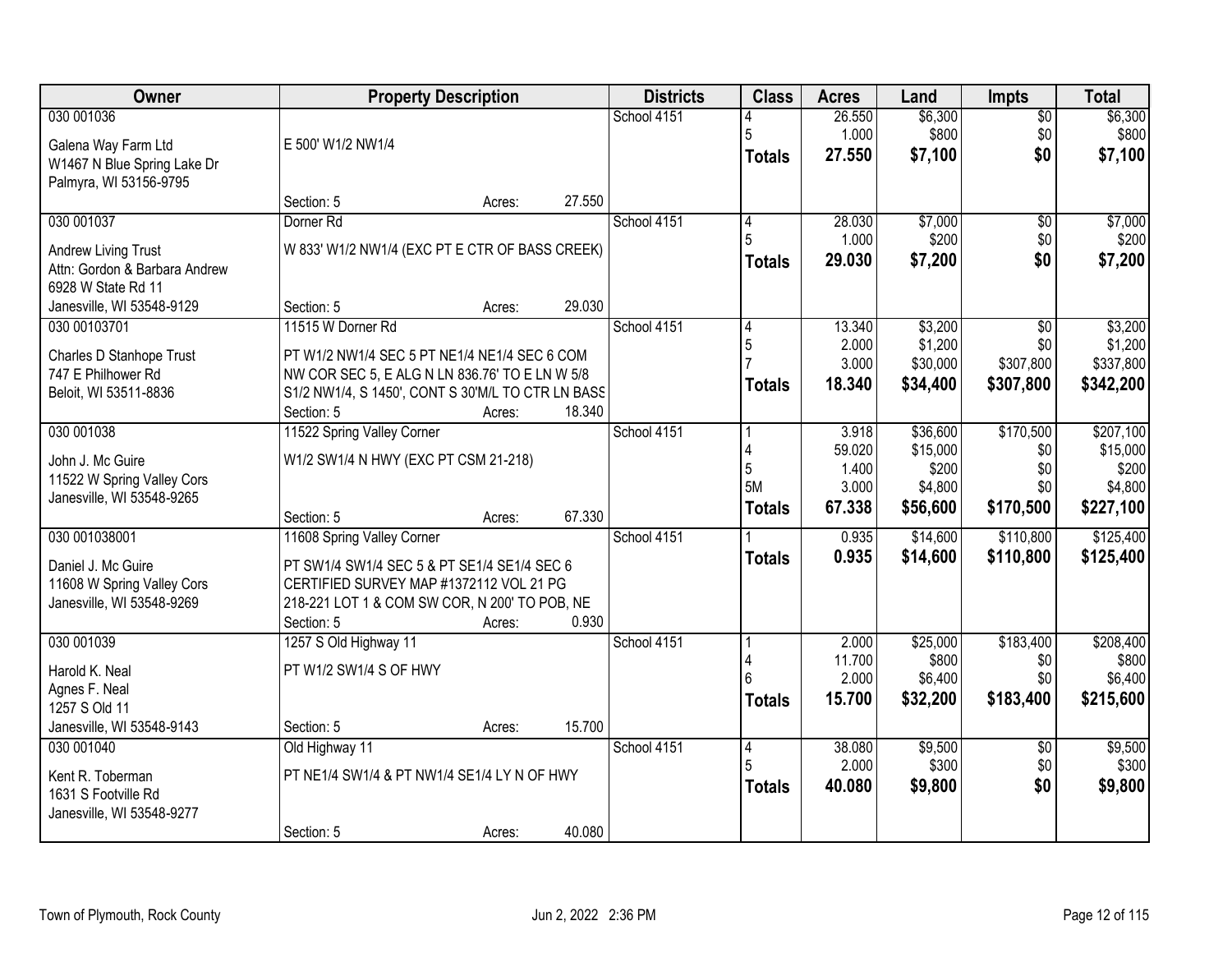| Owner | Property Description | | Districts | Class | Acres | Land | Impts | Total |
|---|---|---|---|---|---|---|---|---|
| 030 001036 | | | School 4151 | 4 | 26.550 | $6,300 | $0 | $6,300 |
| Galena Way Farm Ltd | E 500' W1/2 NW1/4 | | | 5 | 1.000 | $800 | $0 | $800 |
| W1467 N Blue Spring Lake Dr | | | | **Totals** | **27.550** | **$7,100** | **$0** | **$7,100** |
| Palmyra, WI 53156-9795 | | | | | | | | |
| | Section: 5 | Acres: 27.550 | | | | | | |
| 030 001037 | Dorner Rd | | School 4151 | 4 | 28.030 | $7,000 | $0 | $7,000 |
| Andrew Living Trust | W 833' W1/2 NW1/4 (EXC PT E CTR OF BASS CREEK) | | | 5 | 1.000 | $200 | $0 | $200 |
| Attn: Gordon & Barbara Andrew | | | | **Totals** | **29.030** | **$7,200** | **$0** | **$7,200** |
| 6928 W State Rd 11 | | | | | | | | |
| Janesville, WI 53548-9129 | Section: 5 | Acres: 29.030 | | | | | | |
| 030 00103701 | 11515 W Dorner Rd | | School 4151 | 4 | 13.340 | $3,200 | $0 | $3,200 |
| Charles D Stanhope Trust | PT W1/2 NW1/4 SEC 5 PT NE1/4 NE1/4 SEC 6 COM | | | 5 | 2.000 | $1,200 | $0 | $1,200 |
| 747 E Philhower Rd | NW COR SEC 5, E ALG N LN 836.76' TO E LN W 5/8 | | | 7 | 3.000 | $30,000 | $307,800 | $337,800 |
| Beloit, WI 53511-8836 | S1/2 NW1/4, S 1450', CONT S 30'M/L TO CTR LN BASS | | | **Totals** | **18.340** | **$34,400** | **$307,800** | **$342,200** |
| | Section: 5 | Acres: 18.340 | | | | | | |
| 030 001038 | 11522 Spring Valley Corner | | School 4151 | 1 | 3.918 | $36,600 | $170,500 | $207,100 |
| John J. Mc Guire | W1/2 SW1/4 N HWY (EXC PT CSM 21-218) | | | 4 | 59.020 | $15,000 | $0 | $15,000 |
| 11522 W Spring Valley Cors | | | | 5 | 1.400 | $200 | $0 | $200 |
| Janesville, WI 53548-9265 | | | | 5M | 3.000 | $4,800 | $0 | $4,800 |
| | Section: 5 | Acres: 67.330 | | **Totals** | **67.338** | **$56,600** | **$170,500** | **$227,100** |
| 030 001038001 | 11608 Spring Valley Corner | | School 4151 | 1 | 0.935 | $14,600 | $110,800 | $125,400 |
| Daniel J. Mc Guire | PT SW1/4 SW1/4 SEC 5 & PT SE1/4 SE1/4 SEC 6 | | | **Totals** | **0.935** | **$14,600** | **$110,800** | **$125,400** |
| 11608 W Spring Valley Cors | CERTIFIED SURVEY MAP #1372112 VOL 21 PG | | | | | | | |
| Janesville, WI 53548-9269 | 218-221 LOT 1 & COM SW COR, N 200' TO POB, NE | | | | | | | |
| | Section: 5 | Acres: 0.930 | | | | | | |
| 030 001039 | 1257 S Old Highway 11 | | School 4151 | 1 | 2.000 | $25,000 | $183,400 | $208,400 |
| Harold K. Neal | PT W1/2 SW1/4 S OF HWY | | | 4 | 11.700 | $800 | $0 | $800 |
| Agnes F. Neal | | | | 6 | 2.000 | $6,400 | $0 | $6,400 |
| 1257 S Old 11 | | | | **Totals** | **15.700** | **$32,200** | **$183,400** | **$215,600** |
| Janesville, WI 53548-9143 | Section: 5 | Acres: 15.700 | | | | | | |
| 030 001040 | Old Highway 11 | | School 4151 | 4 | 38.080 | $9,500 | $0 | $9,500 |
| Kent R. Toberman | PT NE1/4 SW1/4 & PT NW1/4 SE1/4 LY N OF HWY | | | 5 | 2.000 | $300 | $0 | $300 |
| 1631 S Footville Rd | | | | **Totals** | **40.080** | **$9,800** | **$0** | **$9,800** |
| Janesville, WI 53548-9277 | | | | | | | | |
| | Section: 5 | Acres: 40.080 | | | | | | |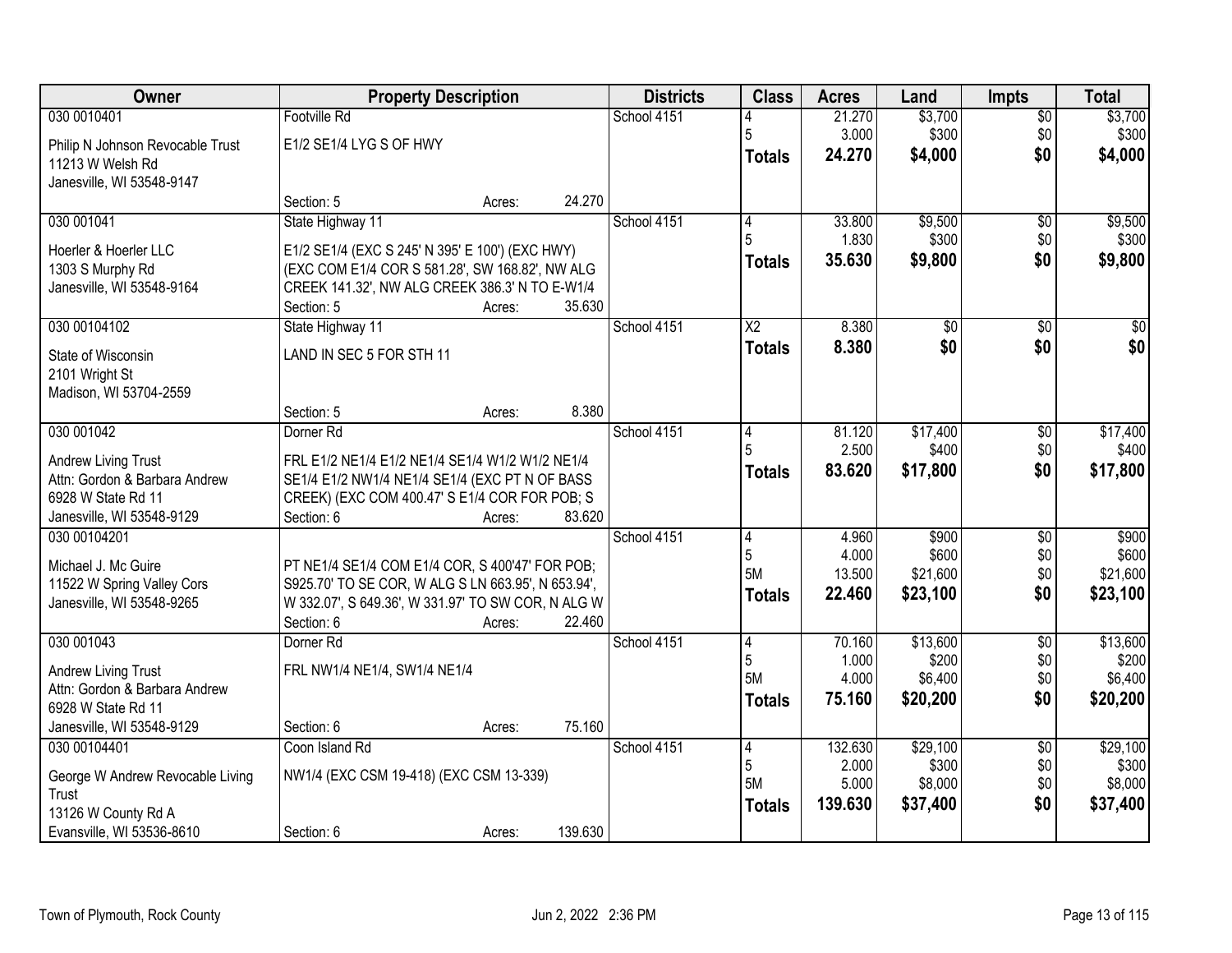| Owner | Property Description | | | Districts | Class | Acres | Land | Impts | Total |
|---|---|---|---|---|---|---|---|---|---|
| 030 0010401 | Footville Rd | | | School 4151 | 4 | 21.270 | $3,700 | $0 | $3,700 |
| Philip N Johnson Revocable Trust | E1/2 SE1/4 LYG S OF HWY | | | | 5 | 3.000 | $300 | $0 | $300 |
| 11213 W Welsh Rd | | | | | **Totals** | **24.270** | **$4,000** | **$0** | **$4,000** |
| Janesville, WI 53548-9147 | | | | | | | | | |
| | Section: 5 | Acres: | 24.270 | | | | | | |
| 030 001041 | State Highway 11 | | | School 4151 | 4 | 33.800 | $9,500 | $0 | $9,500 |
| Hoerler & Hoerler LLC | E1/2 SE1/4 (EXC S 245' N 395' E 100') (EXC HWY) | | | | 5 | 1.830 | $300 | $0 | $300 |
| 1303 S Murphy Rd | (EXC COM E1/4 COR S 581.28', SW 168.82', NW ALG | | | | **Totals** | **35.630** | **$9,800** | **$0** | **$9,800** |
| Janesville, WI 53548-9164 | CREEK 141.32', NW ALG CREEK 386.3' N TO E-W1/4 | | | | | | | | |
| | Section: 5 | Acres: | 35.630 | | | | | | |
| 030 00104102 | State Highway 11 | | | School 4151 | X2 | 8.380 | $0 | $0 | $0 |
| State of Wisconsin | LAND IN SEC 5 FOR STH 11 | | | | **Totals** | **8.380** | **$0** | **$0** | **$0** |
| 2101 Wright St | | | | | | | | | |
| Madison, WI 53704-2559 | | | | | | | | | |
| | Section: 5 | Acres: | 8.380 | | | | | | |
| 030 001042 | Dorner Rd | | | School 4151 | 4 | 81.120 | $17,400 | $0 | $17,400 |
| Andrew Living Trust | FRL E1/2 NE1/4 E1/2 NE1/4 SE1/4 W1/2 W1/2 NE1/4 | | | | 5 | 2.500 | $400 | $0 | $400 |
| Attn: Gordon & Barbara Andrew | SE1/4 E1/2 NW1/4 NE1/4 SE1/4 (EXC PT N OF BASS | | | | **Totals** | **83.620** | **$17,800** | **$0** | **$17,800** |
| 6928 W State Rd 11 | CREEK) (EXC COM 400.47' S E1/4 COR FOR POB; S | | | | | | | | |
| Janesville, WI 53548-9129 | Section: 6 | Acres: | 83.620 | | | | | | |
| 030 00104201 | | | | School 4151 | 4 | 4.960 | $900 | $0 | $900 |
| Michael J. Mc Guire | PT NE1/4 SE1/4 COM E1/4 COR, S 400'47' FOR POB; | | | | 5 | 4.000 | $600 | $0 | $600 |
| 11522 W Spring Valley Cors | S925.70' TO SE COR, W ALG S LN 663.95', N 653.94', | | | | 5M | 13.500 | $21,600 | $0 | $21,600 |
| Janesville, WI 53548-9265 | W 332.07', S 649.36', W 331.97' TO SW COR, N ALG W | | | | **Totals** | **22.460** | **$23,100** | **$0** | **$23,100** |
| | Section: 6 | Acres: | 22.460 | | | | | | |
| 030 001043 | Dorner Rd | | | School 4151 | 4 | 70.160 | $13,600 | $0 | $13,600 |
| Andrew Living Trust | FRL NW1/4 NE1/4, SW1/4 NE1/4 | | | | 5 | 1.000 | $200 | $0 | $200 |
| Attn: Gordon & Barbara Andrew | | | | | 5M | 4.000 | $6,400 | $0 | $6,400 |
| 6928 W State Rd 11 | | | | | **Totals** | **75.160** | **$20,200** | **$0** | **$20,200** |
| Janesville, WI 53548-9129 | Section: 6 | Acres: | 75.160 | | | | | | |
| 030 00104401 | Coon Island Rd | | | School 4151 | 4 | 132.630 | $29,100 | $0 | $29,100 |
| George W Andrew Revocable Living | NW1/4 (EXC CSM 19-418) (EXC CSM 13-339) | | | | 5 | 2.000 | $300 | $0 | $300 |
| Trust | | | | | 5M | 5.000 | $8,000 | $0 | $8,000 |
| 13126 W County Rd A | | | | | **Totals** | **139.630** | **$37,400** | **$0** | **$37,400** |
| Evansville, WI 53536-8610 | Section: 6 | Acres: | 139.630 | | | | | | |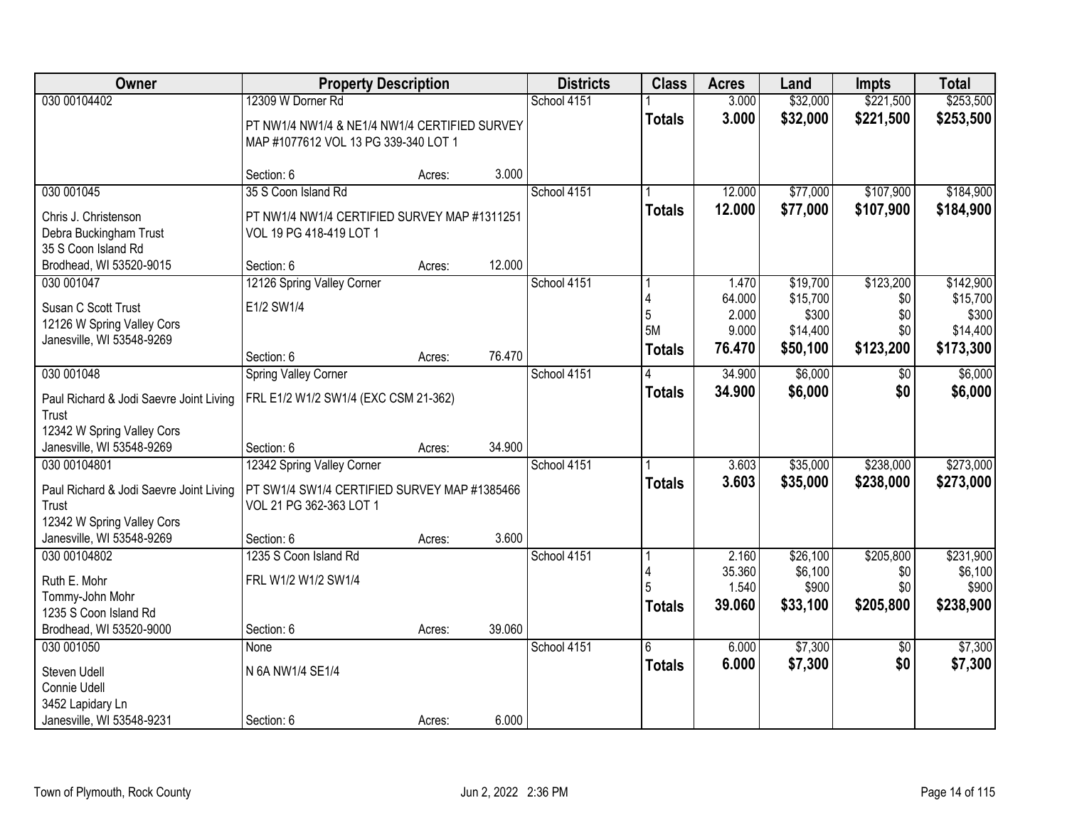| Owner | Property Description | | | Districts | Class | Acres | Land | Impts | Total |
|---|---|---|---|---|---|---|---|---|---|
| 030 00104402 | 12309 W Dorner Rd | | | School 4151 | 1 | 3.000 | $32,000 | $221,500 | $253,500 |
| | PT NW1/4 NW1/4 & NE1/4 NW1/4 CERTIFIED SURVEY MAP #1077612 VOL 13 PG 339-340 LOT 1 | | | | **Totals** | **3.000** | **$32,000** | **$221,500** | **$253,500** |
| | Section: 6 | Acres: | 3.000 | | | | | | |
| 030 001045 | 35 S Coon Island Rd | | | School 4151 | 1 | 12.000 | $77,000 | $107,900 | $184,900 |
| Chris J. Christenson<br>Debra Buckingham Trust<br>35 S Coon Island Rd<br>Brodhead, WI 53520-9015 | PT NW1/4 NW1/4 CERTIFIED SURVEY MAP #1311251 VOL 19 PG 418-419 LOT 1 | | | | **Totals** | **12.000** | **$77,000** | **$107,900** | **$184,900** |
| | Section: 6 | Acres: | 12.000 | | | | | | |
| 030 001047 | 12126 Spring Valley Corner | | | School 4151 | 1 | 1.470 | $19,700 | $123,200 | $142,900 |
| Susan C Scott Trust<br>12126 W Spring Valley Cors<br>Janesville, WI 53548-9269 | E1/2 SW1/4 | | | | 4 | 64.000 | $15,700 | $0 | $15,700 |
| | | | | | 5 | 2.000 | $300 | $0 | $300 |
| | | | | | 5M | 9.000 | $14,400 | $0 | $14,400 |
| | Section: 6 | Acres: | 76.470 | | **Totals** | **76.470** | **$50,100** | **$123,200** | **$173,300** |
| 030 001048 | Spring Valley Corner | | | School 4151 | 4 | 34.900 | $6,000 | $0 | $6,000 |
| Paul Richard & Jodi Saevre Joint Living Trust<br>12342 W Spring Valley Cors<br>Janesville, WI 53548-9269 | FRL E1/2 W1/2 SW1/4 (EXC CSM 21-362) | | | | **Totals** | **34.900** | **$6,000** | **$0** | **$6,000** |
| | Section: 6 | Acres: | 34.900 | | | | | | |
| 030 00104801 | 12342 Spring Valley Corner | | | School 4151 | 1 | 3.603 | $35,000 | $238,000 | $273,000 |
| Paul Richard & Jodi Saevre Joint Living Trust<br>12342 W Spring Valley Cors<br>Janesville, WI 53548-9269 | PT SW1/4 SW1/4 CERTIFIED SURVEY MAP #1385466 VOL 21 PG 362-363 LOT 1 | | | | **Totals** | **3.603** | **$35,000** | **$238,000** | **$273,000** |
| | Section: 6 | Acres: | 3.600 | | | | | | |
| 030 00104802 | 1235 S Coon Island Rd | | | School 4151 | 1 | 2.160 | $26,100 | $205,800 | $231,900 |
| Ruth E. Mohr<br>Tommy-John Mohr<br>1235 S Coon Island Rd<br>Brodhead, WI 53520-9000 | FRL W1/2 W1/2 SW1/4 | | | | 4 | 35.360 | $6,100 | $0 | $6,100 |
| | | | | | 5 | 1.540 | $900 | $0 | $900 |
| | Section: 6 | Acres: | 39.060 | | **Totals** | **39.060** | **$33,100** | **$205,800** | **$238,900** |
| 030 001050 | None | | | School 4151 | 6 | 6.000 | $7,300 | $0 | $7,300 |
| Steven Udell<br>Connie Udell<br>3452 Lapidary Ln<br>Janesville, WI 53548-9231 | N 6A NW1/4 SE1/4 | | | | **Totals** | **6.000** | **$7,300** | **$0** | **$7,300** |
| | Section: 6 | Acres: | 6.000 | | | | | | |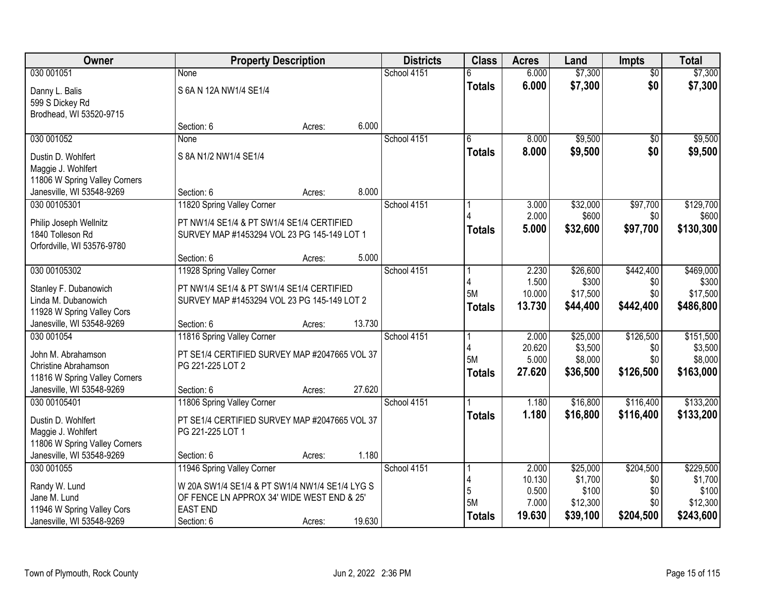| Owner | Property Description | | | Districts | Class | Acres | Land | Impts | Total |
|---|---|---|---|---|---|---|---|---|---|
| 030 001051 | None | | | School 4151 | 6 | 6.000 | $7,300 | $0 | $7,300 |
| Danny L. Balis<br>599 S Dickey Rd<br>Brodhead, WI 53520-9715 | S 6A N 12A NW1/4 SE1/4 | | | | **Totals** | **6.000** | **$7,300** | **$0** | **$7,300** |
| | Section: 6 | Acres: | 6.000 | | | | | | |
| 030 001052 | None | | | School 4151 | 6 | 8.000 | $9,500 | $0 | $9,500 |
| Dustin D. Wohlfert<br>Maggie J. Wohlfert<br>11806 W Spring Valley Corners<br>Janesville, WI 53548-9269 | S 8A N1/2 NW1/4 SE1/4 | | | | **Totals** | **8.000** | **$9,500** | **$0** | **$9,500** |
| | Section: 6 | Acres: | 8.000 | | | | | | |
| 030 00105301 | 11820 Spring Valley Corner | | | School 4151 | 1 | 3.000 | $32,000 | $97,700 | $129,700 |
| Philip Joseph Wellnitz<br>1840 Tolleson Rd<br>Orfordville, WI 53576-9780 | PT NW1/4 SE1/4 & PT SW1/4 SE1/4 CERTIFIED SURVEY MAP #1453294 VOL 23 PG 145-149 LOT 1 | | | | 4 | 2.000 | $600 | $0 | $600 |
| | | | | | **Totals** | **5.000** | **$32,600** | **$97,700** | **$130,300** |
| | Section: 6 | Acres: | 5.000 | | | | | | |
| 030 00105302 | 11928 Spring Valley Corner | | | School 4151 | 1 | 2.230 | $26,600 | $442,400 | $469,000 |
| Stanley F. Dubanowich<br>Linda M. Dubanowich<br>11928 W Spring Valley Cors<br>Janesville, WI 53548-9269 | PT NW1/4 SE1/4 & PT SW1/4 SE1/4 CERTIFIED SURVEY MAP #1453294 VOL 23 PG 145-149 LOT 2 | | | | 4 | 1.500 | $300 | $0 | $300 |
| | | | | | 5M | 10.000 | $17,500 | $0 | $17,500 |
| | | | | | **Totals** | **13.730** | **$44,400** | **$442,400** | **$486,800** |
| | Section: 6 | Acres: | 13.730 | | | | | | |
| 030 001054 | 11816 Spring Valley Corner | | | School 4151 | 1 | 2.000 | $25,000 | $126,500 | $151,500 |
| John M. Abrahamson<br>Christine Abrahamson<br>11816 W Spring Valley Corners<br>Janesville, WI 53548-9269 | PT SE1/4 CERTIFIED SURVEY MAP #2047665 VOL 37 PG 221-225 LOT 2 | | | | 4 | 20.620 | $3,500 | $0 | $3,500 |
| | | | | | 5M | 5.000 | $8,000 | $0 | $8,000 |
| | | | | | **Totals** | **27.620** | **$36,500** | **$126,500** | **$163,000** |
| | Section: 6 | Acres: | 27.620 | | | | | | |
| 030 00105401 | 11806 Spring Valley Corner | | | School 4151 | 1 | 1.180 | $16,800 | $116,400 | $133,200 |
| Dustin D. Wohlfert<br>Maggie J. Wohlfert<br>11806 W Spring Valley Corners<br>Janesville, WI 53548-9269 | PT SE1/4 CERTIFIED SURVEY MAP #2047665 VOL 37 PG 221-225 LOT 1 | | | | **Totals** | **1.180** | **$16,800** | **$116,400** | **$133,200** |
| | Section: 6 | Acres: | 1.180 | | | | | | |
| 030 001055 | 11946 Spring Valley Corner | | | School 4151 | 1 | 2.000 | $25,000 | $204,500 | $229,500 |
| Randy W. Lund<br>Jane M. Lund<br>11946 W Spring Valley Cors<br>Janesville, WI 53548-9269 | W 20A SW1/4 SE1/4 & PT SW1/4 NW1/4 SE1/4 LYG S OF FENCE LN APPROX 34' WIDE WEST END & 25' EAST END | | | | 4 | 10.130 | $1,700 | $0 | $1,700 |
| | | | | | 5 | 0.500 | $100 | $0 | $100 |
| | | | | | 5M | 7.000 | $12,300 | $0 | $12,300 |
| | Section: 6 | Acres: | 19.630 | | **Totals** | **19.630** | **$39,100** | **$204,500** | **$243,600** |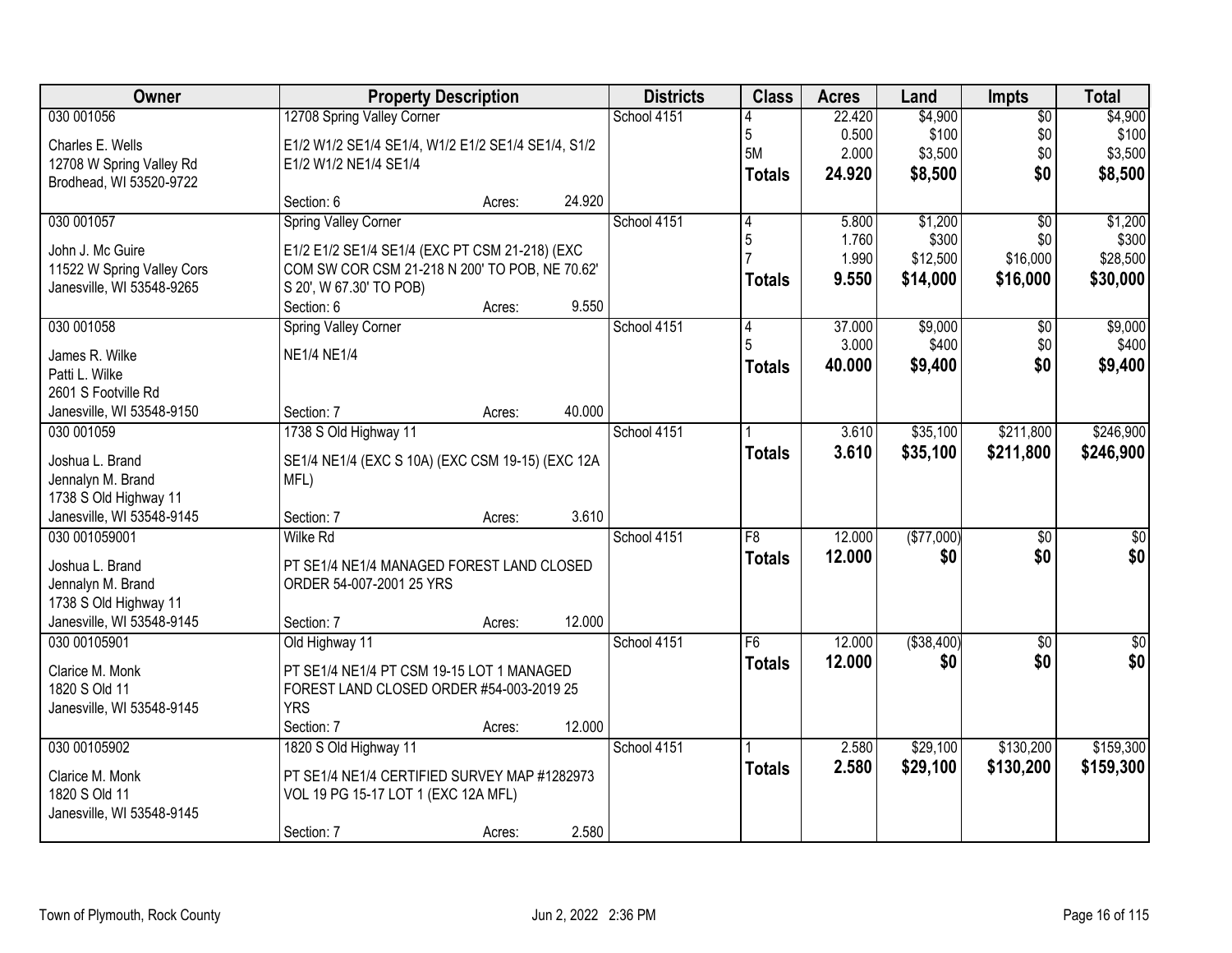| Owner | Property Description | Districts | Class | Acres | Land | Impts | Total |
|---|---|---|---|---|---|---|---|
| 030 001056<br><br>Charles E. Wells<br>12708 W Spring Valley Rd<br>Brodhead, WI 53520-9722 | 12708 Spring Valley Corner<br><br>E1/2 W1/2 SE1/4 SE1/4, W1/2 E1/2 SE1/4 SE1/4, S1/2 E1/2 W1/2 NE1/4 SE1/4<br><br>Section: 6 Acres: 24.920 | School 4151 | 4<br>5<br>5M<br>**Totals** | 22.420<br>0.500<br>2.000<br>**24.920** | $4,900<br>$100<br>$3,500<br>**$8,500** | $0<br>$0<br>$0<br>**$0** | $4,900<br>$100<br>$3,500<br>**$8,500** |
| 030 001057<br><br>John J. Mc Guire<br>11522 W Spring Valley Cors<br>Janesville, WI 53548-9265 | Spring Valley Corner<br><br>E1/2 E1/2 SE1/4 SE1/4 (EXC PT CSM 21-218) (EXC COM SW COR CSM 21-218 N 200' TO POB, NE 70.62' S 20', W 67.30' TO POB)<br>Section: 6 Acres: 9.550 | School 4151 | 4<br>5<br>7<br>**Totals** | 5.800<br>1.760<br>1.990<br>**9.550** | $1,200<br>$300<br>$12,500<br>**$14,000** | $0<br>$0<br>$16,000<br>**$16,000** | $1,200<br>$300<br>$28,500<br>**$30,000** |
| 030 001058<br><br>James R. Wilke<br>Patti L. Wilke<br>2601 S Footville Rd<br>Janesville, WI 53548-9150 | Spring Valley Corner<br><br>NE1/4 NE1/4<br><br>Section: 7 Acres: 40.000 | School 4151 | 4<br>5<br>**Totals** | 37.000<br>3.000<br>**40.000** | $9,000<br>$400<br>**$9,400** | $0<br>$0<br>**$0** | $9,000<br>$400<br>**$9,400** |
| 030 001059<br><br>Joshua L. Brand<br>Jennalyn M. Brand<br>1738 S Old Highway 11<br>Janesville, WI 53548-9145 | 1738 S Old Highway 11<br><br>SE1/4 NE1/4 (EXC S 10A) (EXC CSM 19-15) (EXC 12A MFL)<br><br>Section: 7 Acres: 3.610 | School 4151 | 1<br>**Totals** | 3.610<br>**3.610** | $35,100<br>**$35,100** | $211,800<br>**$211,800** | $246,900<br>**$246,900** |
| 030 001059001<br><br>Joshua L. Brand<br>Jennalyn M. Brand<br>1738 S Old Highway 11<br>Janesville, WI 53548-9145 | Wilke Rd<br><br>PT SE1/4 NE1/4 MANAGED FOREST LAND CLOSED ORDER 54-007-2001 25 YRS<br><br>Section: 7 Acres: 12.000 | School 4151 | F8<br>**Totals** | 12.000<br>**12.000** | ($77,000)<br>**$0** | $0<br>**$0** | $0<br>**$0** |
| 030 00105901<br><br>Clarice M. Monk<br>1820 S Old 11<br>Janesville, WI 53548-9145 | Old Highway 11<br><br>PT SE1/4 NE1/4 PT CSM 19-15 LOT 1 MANAGED FOREST LAND CLOSED ORDER #54-003-2019 25 YRS<br>Section: 7 Acres: 12.000 | School 4151 | F6<br>**Totals** | 12.000<br>**12.000** | ($38,400)<br>**$0** | $0<br>**$0** | $0<br>**$0** |
| 030 00105902<br><br>Clarice M. Monk<br>1820 S Old 11<br>Janesville, WI 53548-9145 | 1820 S Old Highway 11<br><br>PT SE1/4 NE1/4 CERTIFIED SURVEY MAP #1282973 VOL 19 PG 15-17 LOT 1 (EXC 12A MFL)<br><br>Section: 7 Acres: 2.580 | School 4151 | 1<br>**Totals** | 2.580<br>**2.580** | $29,100<br>**$29,100** | $130,200<br>**$130,200** | $159,300<br>**$159,300** |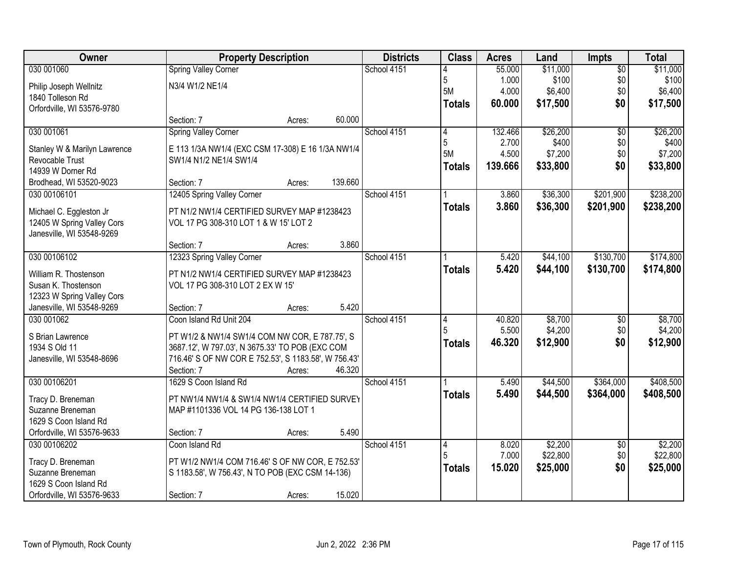| Owner | Property Description | Districts | Class | Acres | Land | Impts | Total |
|---|---|---|---|---|---|---|---|
| 030 001060<br>Philip Joseph Wellnitz<br>1840 Tolleson Rd<br>Orfordville, WI 53576-9780 | Spring Valley Corner<br>N3/4 W1/2 NE1/4<br>Section: 7 Acres: 60.000 | School 4151 | 4<br>5<br>5M<br>**Totals** | 55.000<br>1.000<br>4.000<br>**60.000** | $11,000<br>$100<br>$6,400<br>**$17,500** | $0<br>$0<br>$0<br>**$0** | $11,000<br>$100<br>$6,400<br>**$17,500** |
| 030 001061<br>Stanley W & Marilyn Lawrence<br>Revocable Trust<br>14939 W Dorner Rd<br>Brodhead, WI 53520-9023 | Spring Valley Corner<br>E 113 1/3A NW1/4 (EXC CSM 17-308) E 16 1/3A NW1/4 SW1/4 N1/2 NE1/4 SW1/4<br>Section: 7 Acres: 139.660 | School 4151 | 4<br>5<br>5M<br>**Totals** | 132.466<br>2.700<br>4.500<br>**139.666** | $26,200<br>$400<br>$7,200<br>**$33,800** | $0<br>$0<br>$0<br>**$0** | $26,200<br>$400<br>$7,200<br>**$33,800** |
| 030 00106101<br>Michael C. Eggleston Jr<br>12405 W Spring Valley Cors<br>Janesville, WI 53548-9269 | 12405 Spring Valley Corner<br>PT N1/2 NW1/4 CERTIFIED SURVEY MAP #1238423 VOL 17 PG 308-310 LOT 1 & W 15' LOT 2<br>Section: 7 Acres: 3.860 | School 4151 | 1<br>**Totals** | 3.860<br>**3.860** | $36,300<br>**$36,300** | $201,900<br>**$201,900** | $238,200<br>**$238,200** |
| 030 00106102<br>William R. Thostenson<br>Susan K. Thostenson<br>12323 W Spring Valley Cors<br>Janesville, WI 53548-9269 | 12323 Spring Valley Corner<br>PT N1/2 NW1/4 CERTIFIED SURVEY MAP #1238423 VOL 17 PG 308-310 LOT 2 EX W 15'<br>Section: 7 Acres: 5.420 | School 4151 | 1<br>**Totals** | 5.420<br>**5.420** | $44,100<br>**$44,100** | $130,700<br>**$130,700** | $174,800<br>**$174,800** |
| 030 001062<br>S Brian Lawrence<br>1934 S Old 11<br>Janesville, WI 53548-8696 | Coon Island Rd Unit 204<br>PT W1/2 & NW1/4 SW1/4 COM NW COR, E 787.75', S 3687.12', W 797.03', N 3675.33' TO POB (EXC COM 716.46' S OF NW COR E 752.53', S 1183.58', W 756.43'<br>Section: 7 Acres: 46.320 | School 4151 | 4<br>5<br>**Totals** | 40.820<br>5.500<br>**46.320** | $8,700<br>$4,200<br>**$12,900** | $0<br>$0<br>**$0** | $8,700<br>$4,200<br>**$12,900** |
| 030 00106201<br>Tracy D. Breneman<br>Suzanne Breneman<br>1629 S Coon Island Rd<br>Orfordville, WI 53576-9633 | 1629 S Coon Island Rd<br>PT NW1/4 NW1/4 & SW1/4 NW1/4 CERTIFIED SURVEY MAP #1101336 VOL 14 PG 136-138 LOT 1<br>Section: 7 Acres: 5.490 | School 4151 | 1<br>**Totals** | 5.490<br>**5.490** | $44,500<br>**$44,500** | $364,000<br>**$364,000** | $408,500<br>**$408,500** |
| 030 00106202<br>Tracy D. Breneman<br>Suzanne Breneman<br>1629 S Coon Island Rd<br>Orfordville, WI 53576-9633 | Coon Island Rd<br>PT W1/2 NW1/4 COM 716.46' S OF NW COR, E 752.53' S 1183.58', W 756.43', N TO POB (EXC CSM 14-136)<br>Section: 7 Acres: 15.020 | School 4151 | 4<br>5<br>**Totals** | 8.020<br>7.000<br>**15.020** | $2,200<br>$22,800<br>**$25,000** | $0<br>$0<br>**$0** | $2,200<br>$22,800<br>**$25,000** |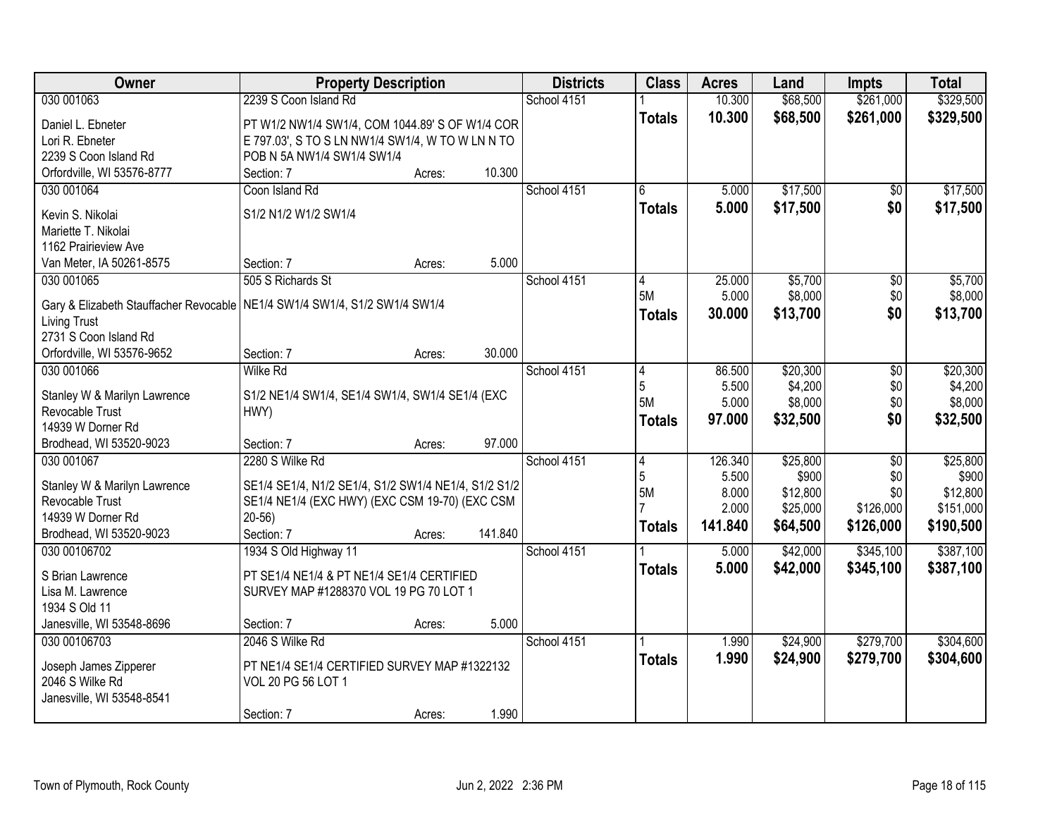| Owner | Property Description | | Districts | Class | Acres | Land | Impts | Total |
|---|---|---|---|---|---|---|---|---|
| 030 001063 | 2239 S Coon Island Rd | | School 4151 | 1 | 10.300 | $68,500 | $261,000 | $329,500 |
| Daniel L. Ebneter<br>Lori R. Ebneter<br>2239 S Coon Island Rd<br>Orfordville, WI 53576-8777 | PT W1/2 NW1/4 SW1/4, COM 1044.89' S OF W1/4 COR E 797.03', S TO S LN NW1/4 SW1/4, W TO W LN N TO POB N 5A NW1/4 SW1/4 SW1/4<br>Section: 7 | Acres: 10.300 | | **Totals** | **10.300** | **$68,500** | **$261,000** | **$329,500** |
| 030 001064 | Coon Island Rd | | School 4151 | 6 | 5.000 | $17,500 | $0 | $17,500 |
| Kevin S. Nikolai<br>Mariette T. Nikolai<br>1162 Prairieview Ave<br>Van Meter, IA 50261-8575 | S1/2 N1/2 W1/2 SW1/4<br>Section: 7 | Acres: 5.000 | | **Totals** | **5.000** | **$17,500** | **$0** | **$17,500** |
| 030 001065 | 505 S Richards St | | School 4151 | 4 | 25.000 | $5,700 | $0 | $5,700 |
| | | | | 5M | 5.000 | $8,000 | $0 | $8,000 |
| Gary & Elizabeth Stauffacher Revocable Living Trust<br>2731 S Coon Island Rd<br>Orfordville, WI 53576-9652 | NE1/4 SW1/4 SW1/4, S1/2 SW1/4 SW1/4<br>Section: 7 | Acres: 30.000 | | **Totals** | **30.000** | **$13,700** | **$0** | **$13,700** |
| 030 001066 | Wilke Rd | | School 4151 | 4 | 86.500 | $20,300 | $0 | $20,300 |
| | | | | 5 | 5.500 | $4,200 | $0 | $4,200 |
| | | | | 5M | 5.000 | $8,000 | $0 | $8,000 |
| Stanley W & Marilyn Lawrence Revocable Trust<br>14939 W Dorner Rd<br>Brodhead, WI 53520-9023 | S1/2 NE1/4 SW1/4, SE1/4 SW1/4, SW1/4 SE1/4 (EXC HWY)<br>Section: 7 | Acres: 97.000 | | **Totals** | **97.000** | **$32,500** | **$0** | **$32,500** |
| 030 001067 | 2280 S Wilke Rd | | School 4151 | 4 | 126.340 | $25,800 | $0 | $25,800 |
| | | | | 5 | 5.500 | $900 | $0 | $900 |
| | | | | 5M | 8.000 | $12,800 | $0 | $12,800 |
| | | | | 7 | 2.000 | $25,000 | $126,000 | $151,000 |
| Stanley W & Marilyn Lawrence Revocable Trust<br>14939 W Dorner Rd<br>Brodhead, WI 53520-9023 | SE1/4 SE1/4, N1/2 SE1/4, S1/2 SW1/4 NE1/4, S1/2 S1/2 SE1/4 NE1/4 (EXC HWY) (EXC CSM 19-70) (EXC CSM 20-56)<br>Section: 7 | Acres: 141.840 | | **Totals** | **141.840** | **$64,500** | **$126,000** | **$190,500** |
| 030 00106702 | 1934 S Old Highway 11 | | School 4151 | 1 | 5.000 | $42,000 | $345,100 | $387,100 |
| S Brian Lawrence<br>Lisa M. Lawrence<br>1934 S Old 11<br>Janesville, WI 53548-8696 | PT SE1/4 NE1/4 & PT NE1/4 SE1/4 CERTIFIED SURVEY MAP #1288370 VOL 19 PG 70 LOT 1<br>Section: 7 | Acres: 5.000 | | **Totals** | **5.000** | **$42,000** | **$345,100** | **$387,100** |
| 030 00106703 | 2046 S Wilke Rd | | School 4151 | 1 | 1.990 | $24,900 | $279,700 | $304,600 |
| Joseph James Zipperer<br>2046 S Wilke Rd<br>Janesville, WI 53548-8541 | PT NE1/4 SE1/4 CERTIFIED SURVEY MAP #1322132 VOL 20 PG 56 LOT 1<br>Section: 7 | Acres: 1.990 | | **Totals** | **1.990** | **$24,900** | **$279,700** | **$304,600** |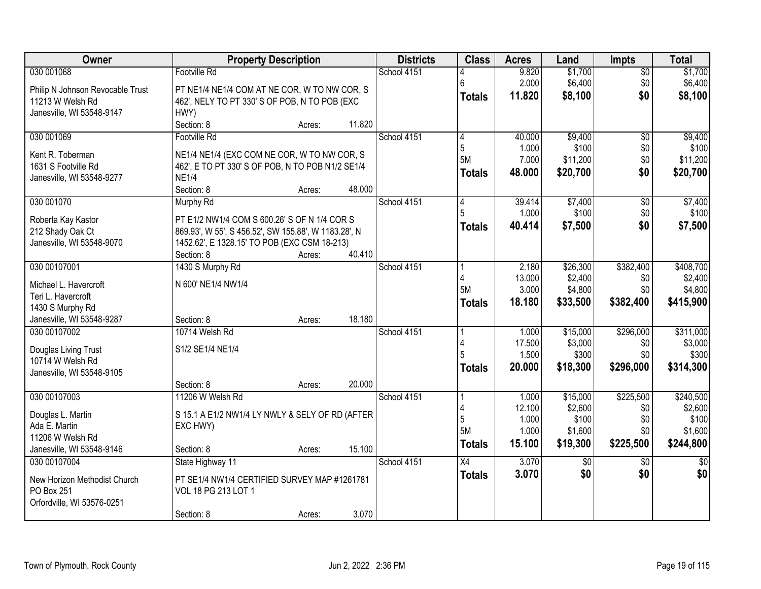| Owner | Property Description | Districts | Class | Acres | Land | Impts | Total |
|---|---|---|---|---|---|---|---|
| 030 001068<br>Philip N Johnson Revocable Trust<br>11213 W Welsh Rd<br>Janesville, WI 53548-9147 | Footville Rd<br>PT NE1/4 NE1/4 COM AT NE COR, W TO NW COR, S 462', NELY TO PT 330' S OF POB, N TO POB (EXC HWY)<br>Section: 8 Acres: 11.820 | School 4151 | 4<br>6<br>**Totals** | 9.820<br>2.000<br>**11.820** | $1,700<br>$6,400<br>**$8,100** | $0<br>$0<br>**$0** | $1,700<br>$6,400<br>**$8,100** |
| 030 001069<br>Kent R. Toberman<br>1631 S Footville Rd<br>Janesville, WI 53548-9277 | Footville Rd<br>NE1/4 NE1/4 (EXC COM NE COR, W TO NW COR, S 462', E TO PT 330' S OF POB, N TO POB N1/2 SE1/4 NE1/4<br>Section: 8 Acres: 48.000 | School 4151 | 4<br>5<br>5M<br>**Totals** | 40.000<br>1.000<br>7.000<br>**48.000** | $9,400<br>$100<br>$11,200<br>**$20,700** | $0<br>$0<br>$0<br>**$0** | $9,400<br>$100<br>$11,200<br>**$20,700** |
| 030 001070<br>Roberta Kay Kastor<br>212 Shady Oak Ct<br>Janesville, WI 53548-9070 | Murphy Rd<br>PT E1/2 NW1/4 COM S 600.26' S OF N 1/4 COR S 869.93', W 55', S 456.52', SW 155.88', W 1183.28', N 1452.62', E 1328.15' TO POB (EXC CSM 18-213)<br>Section: 8 Acres: 40.410 | School 4151 | 4<br>5<br>**Totals** | 39.414<br>1.000<br>**40.414** | $7,400<br>$100<br>**$7,500** | $0<br>$0<br>**$0** | $7,400<br>$100<br>**$7,500** |
| 030 00107001<br>Michael L. Havercroft<br>Teri L. Havercroft<br>1430 S Murphy Rd<br>Janesville, WI 53548-9287 | 1430 S Murphy Rd<br>N 600' NE1/4 NW1/4<br>Section: 8 Acres: 18.180 | School 4151 | 1<br>4<br>5M<br>**Totals** | 2.180<br>13.000<br>3.000<br>**18.180** | $26,300<br>$2,400<br>$4,800<br>**$33,500** | $382,400<br>$0<br>$0<br>**$382,400** | $408,700<br>$2,400<br>$4,800<br>**$415,900** |
| 030 00107002<br>Douglas Living Trust<br>10714 W Welsh Rd<br>Janesville, WI 53548-9105 | 10714 Welsh Rd<br>S1/2 SE1/4 NE1/4<br>Section: 8 Acres: 20.000 | School 4151 | 1<br>4<br>5<br>**Totals** | 1.000<br>17.500<br>1.500<br>**20.000** | $15,000<br>$3,000<br>$300<br>**$18,300** | $296,000<br>$0<br>$0<br>**$296,000** | $311,000<br>$3,000<br>$300<br>**$314,300** |
| 030 00107003<br>Douglas L. Martin<br>Ada E. Martin<br>11206 W Welsh Rd<br>Janesville, WI 53548-9146 | 11206 W Welsh Rd<br>S 15.1 A E1/2 NW1/4 LY NWLY & SELY OF RD (AFTER EXC HWY)<br>Section: 8 Acres: 15.100 | School 4151 | 1<br>4<br>5<br>5M<br>**Totals** | 1.000<br>12.100<br>1.000<br>1.000<br>**15.100** | $15,000<br>$2,600<br>$100<br>$1,600<br>**$19,300** | $225,500<br>$0<br>$0<br>$0<br>**$225,500** | $240,500<br>$2,600<br>$100<br>$1,600<br>**$244,800** |
| 030 00107004<br>New Horizon Methodist Church<br>PO Box 251<br>Orfordville, WI 53576-0251 | State Highway 11<br>PT SE1/4 NW1/4 CERTIFIED SURVEY MAP #1261781 VOL 18 PG 213 LOT 1<br>Section: 8 Acres: 3.070 | School 4151 | X4<br>**Totals** | 3.070<br>**3.070** | $0<br>**$0** | $0<br>**$0** | $0<br>**$0** |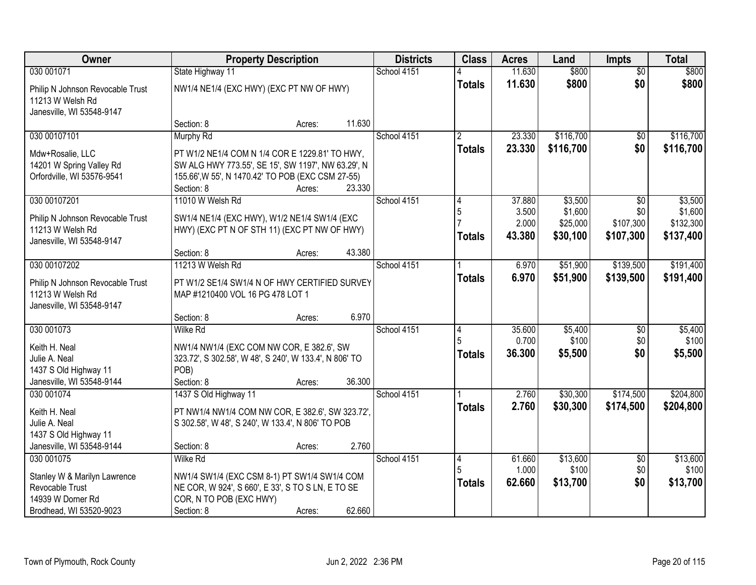| Owner | Property Description | Districts | Class | Acres | Land | Impts | Total |
|---|---|---|---|---|---|---|---|
| 030 001071<br>Philip N Johnson Revocable Trust<br>11213 W Welsh Rd<br>Janesville, WI 53548-9147 | State Highway 11<br>NW1/4 NE1/4 (EXC HWY) (EXC PT NW OF HWY)<br>Section: 8 Acres: 11.630 | School 4151 | 4<br>**Totals** | 11.630<br>**11.630** | $800<br>**$800** | $0<br>**$0** | $800<br>**$800** |
| 030 00107101<br>Mdw+Rosalie, LLC<br>14201 W Spring Valley Rd<br>Orfordville, WI 53576-9541 | Murphy Rd<br>PT W1/2 NE1/4 COM N 1/4 COR E 1229.81' TO HWY, SW ALG HWY 773.55', SE 15', SW 1197', NW 63.29', N 155.66',W 55', N 1470.42' TO POB (EXC CSM 27-55)<br>Section: 8 Acres: 23.330 | School 4151 | 2<br>**Totals** | 23.330<br>**23.330** | $116,700<br>**$116,700** | $0<br>**$0** | $116,700<br>**$116,700** |
| 030 00107201<br>Philip N Johnson Revocable Trust<br>11213 W Welsh Rd<br>Janesville, WI 53548-9147 | 11010 W Welsh Rd<br>SW1/4 NE1/4 (EXC HWY), W1/2 NE1/4 SW1/4 (EXC HWY) (EXC PT N OF STH 11) (EXC PT NW OF HWY)<br>Section: 8 Acres: 43.380 | School 4151 | 4<br>5<br>7<br>**Totals** | 37.880<br>3.500<br>2.000<br>**43.380** | $3,500<br>$1,600<br>$25,000<br>**$30,100** | $0<br>$0<br>$107,300<br>**$107,300** | $3,500<br>$1,600<br>$132,300<br>**$137,400** |
| 030 00107202<br>Philip N Johnson Revocable Trust<br>11213 W Welsh Rd<br>Janesville, WI 53548-9147 | 11213 W Welsh Rd<br>PT W1/2 SE1/4 SW1/4 N OF HWY CERTIFIED SURVEY MAP #1210400 VOL 16 PG 478 LOT 1<br>Section: 8 Acres: 6.970 | School 4151 | 1<br>**Totals** | 6.970<br>**6.970** | $51,900<br>**$51,900** | $139,500<br>**$139,500** | $191,400<br>**$191,400** |
| 030 001073<br>Keith H. Neal<br>Julie A. Neal<br>1437 S Old Highway 11<br>Janesville, WI 53548-9144 | Wilke Rd<br>NW1/4 NW1/4 (EXC COM NW COR, E 382.6', SW 323.72', S 302.58', W 48', S 240', W 133.4', N 806' TO POB)<br>Section: 8 Acres: 36.300 | School 4151 | 4<br>5<br>**Totals** | 35.600<br>0.700<br>**36.300** | $5,400<br>$100<br>**$5,500** | $0<br>$0<br>**$0** | $5,400<br>$100<br>**$5,500** |
| 030 001074<br>Keith H. Neal<br>Julie A. Neal<br>1437 S Old Highway 11<br>Janesville, WI 53548-9144 | 1437 S Old Highway 11<br>PT NW1/4 NW1/4 COM NW COR, E 382.6', SW 323.72', S 302.58', W 48', S 240', W 133.4', N 806' TO POB<br>Section: 8 Acres: 2.760 | School 4151 | 1<br>**Totals** | 2.760<br>**2.760** | $30,300<br>**$30,300** | $174,500<br>**$174,500** | $204,800<br>**$204,800** |
| 030 001075<br>Stanley W & Marilyn Lawrence Revocable Trust<br>14939 W Dorner Rd<br>Brodhead, WI 53520-9023 | Wilke Rd<br>NW1/4 SW1/4 (EXC CSM 8-1) PT SW1/4 SW1/4 COM NE COR, W 924', S 660', E 33', S TO S LN, E TO SE COR, N TO POB (EXC HWY)<br>Section: 8 Acres: 62.660 | School 4151 | 4<br>5<br>**Totals** | 61.660<br>1.000<br>**62.660** | $13,600<br>$100<br>**$13,700** | $0<br>$0<br>**$0** | $13,600<br>$100<br>**$13,700** |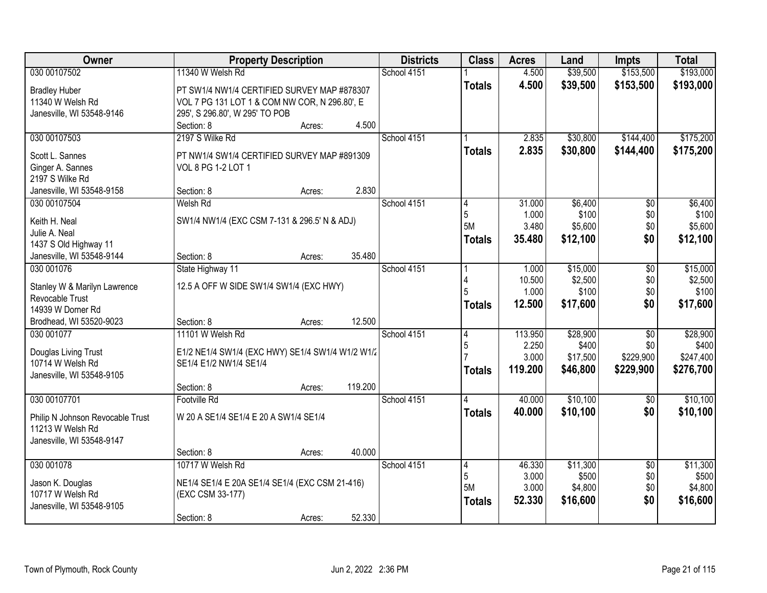| Owner | Property Description | Districts | Class | Acres | Land | Impts | Total |
|---|---|---|---|---|---|---|---|
| 030 00107502<br><br>Bradley Huber<br>11340 W Welsh Rd<br>Janesville, WI 53548-9146 | 11340 W Welsh Rd<br><br>PT SW1/4 NW1/4 CERTIFIED SURVEY MAP #878307 VOL 7 PG 131 LOT 1 & COM NW COR, N 296.80', E 295', S 296.80', W 295' TO POB<br>Section: 8 Acres: 4.500 | School 4151 | 1<br>**Totals** | 4.500<br>**4.500** | $39,500<br>**$39,500** | $153,500<br>**$153,500** | $193,000<br>**$193,000** |
| 030 00107503<br><br>Scott L. Sannes<br>Ginger A. Sannes<br>2197 S Wilke Rd<br>Janesville, WI 53548-9158 | 2197 S Wilke Rd<br><br>PT NW1/4 SW1/4 CERTIFIED SURVEY MAP #891309 VOL 8 PG 1-2 LOT 1<br>Section: 8 Acres: 2.830 | School 4151 | 1<br>**Totals** | 2.835<br>**2.835** | $30,800<br>**$30,800** | $144,400<br>**$144,400** | $175,200<br>**$175,200** |
| 030 00107504<br><br>Keith H. Neal<br>Julie A. Neal<br>1437 S Old Highway 11<br>Janesville, WI 53548-9144 | Welsh Rd<br><br>SW1/4 NW1/4 (EXC CSM 7-131 & 296.5' N & ADJ)<br>Section: 8 Acres: 35.480 | School 4151 | 4<br>5<br>5M<br>**Totals** | 31.000<br>1.000<br>3.480<br>**35.480** | $6,400<br>$100<br>$5,600<br>**$12,100** | $0<br>$0<br>$0<br>**$0** | $6,400<br>$100<br>$5,600<br>**$12,100** |
| 030 001076<br><br>Stanley W & Marilyn Lawrence Revocable Trust<br>14939 W Dorner Rd<br>Brodhead, WI 53520-9023 | State Highway 11<br><br>12.5 A OFF W SIDE SW1/4 SW1/4 (EXC HWY)<br>Section: 8 Acres: 12.500 | School 4151 | 1<br>4<br>5<br>**Totals** | 1.000<br>10.500<br>1.000<br>**12.500** | $15,000<br>$2,500<br>$100<br>**$17,600** | $0<br>$0<br>$0<br>**$0** | $15,000<br>$2,500<br>$100<br>**$17,600** |
| 030 001077<br><br>Douglas Living Trust<br>10714 W Welsh Rd<br>Janesville, WI 53548-9105 | 11101 W Welsh Rd<br><br>E1/2 NE1/4 SW1/4 (EXC HWY) SE1/4 SW1/4 W1/2 W1/2 SE1/4 E1/2 NW1/4 SE1/4<br>Section: 8 Acres: 119.200 | School 4151 | 4<br>5<br>7<br>**Totals** | 113.950<br>2.250<br>3.000<br>**119.200** | $28,900<br>$400<br>$17,500<br>**$46,800** | $0<br>$0<br>$229,900<br>**$229,900** | $28,900<br>$400<br>$247,400<br>**$276,700** |
| 030 00107701<br><br>Philip N Johnson Revocable Trust<br>11213 W Welsh Rd<br>Janesville, WI 53548-9147 | Footville Rd<br><br>W 20 A SE1/4 SE1/4 E 20 A SW1/4 SE1/4<br>Section: 8 Acres: 40.000 | School 4151 | 4<br>**Totals** | 40.000<br>**40.000** | $10,100<br>**$10,100** | $0<br>**$0** | $10,100<br>**$10,100** |
| 030 001078<br><br>Jason K. Douglas<br>10717 W Welsh Rd<br>Janesville, WI 53548-9105 | 10717 W Welsh Rd<br><br>NE1/4 SE1/4 E 20A SE1/4 SE1/4 (EXC CSM 21-416) (EXC CSM 33-177)<br>Section: 8 Acres: 52.330 | School 4151 | 4<br>5<br>5M<br>**Totals** | 46.330<br>3.000<br>3.000<br>**52.330** | $11,300<br>$500<br>$4,800<br>**$16,600** | $0<br>$0<br>$0<br>**$0** | $11,300<br>$500<br>$4,800<br>**$16,600** |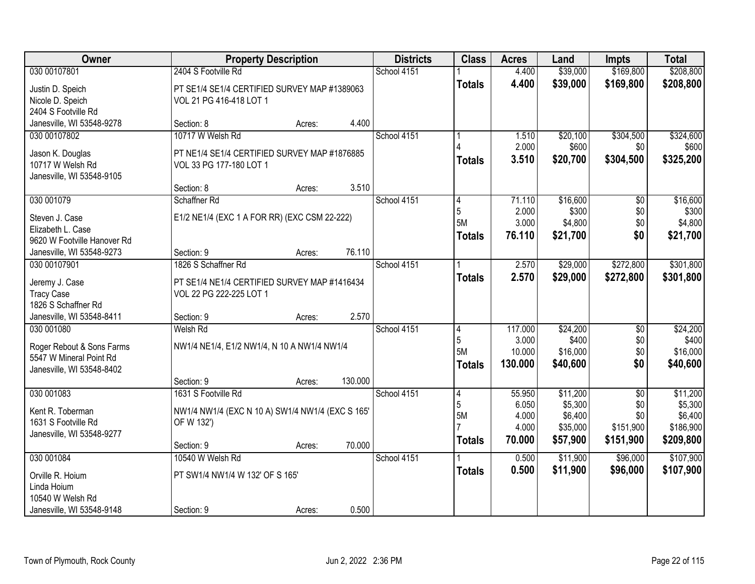| Owner | Property Description | | | Districts | Class | Acres | Land | Impts | Total |
|---|---|---|---|---|---|---|---|---|---|
| 030 00107801 | 2404 S Footville Rd | | | School 4151 | 1 | 4.400 | $39,000 | $169,800 | $208,800 |
| Justin D. Speich<br>Nicole D. Speich<br>2404 S Footville Rd<br>Janesville, WI 53548-9278 | PT SE1/4 SE1/4 CERTIFIED SURVEY MAP #1389063 VOL 21 PG 416-418 LOT 1 | | | | **Totals** | **4.400** | **$39,000** | **$169,800** | **$208,800** |
| | Section: 8 | Acres: | 4.400 | | | | | | |
| 030 00107802 | 10717 W Welsh Rd | | | School 4151 | 1 | 1.510 | $20,100 | $304,500 | $324,600 |
| Jason K. Douglas<br>10717 W Welsh Rd<br>Janesville, WI 53548-9105 | PT NE1/4 SE1/4 CERTIFIED SURVEY MAP #1876885 VOL 33 PG 177-180 LOT 1 | | | | 4 | 2.000 | $600 | $0 | $600 |
| | | | | | **Totals** | **3.510** | **$20,700** | **$304,500** | **$325,200** |
| | Section: 8 | Acres: | 3.510 | | | | | | |
| 030 001079 | Schaffner Rd | | | School 4151 | 4 | 71.110 | $16,600 | $0 | $16,600 |
| Steven J. Case<br>Elizabeth L. Case<br>9620 W Footville Hanover Rd<br>Janesville, WI 53548-9273 | E1/2 NE1/4 (EXC 1 A FOR RR) (EXC CSM 22-222) | | | | 5 | 2.000 | $300 | $0 | $300 |
| | | | | | 5M | 3.000 | $4,800 | $0 | $4,800 |
| | | | | | **Totals** | **76.110** | **$21,700** | **$0** | **$21,700** |
| | Section: 9 | Acres: | 76.110 | | | | | | |
| 030 00107901 | 1826 S Schaffner Rd | | | School 4151 | 1 | 2.570 | $29,000 | $272,800 | $301,800 |
| Jeremy J. Case<br>Tracy Case<br>1826 S Schaffner Rd<br>Janesville, WI 53548-8411 | PT SE1/4 NE1/4 CERTIFIED SURVEY MAP #1416434 VOL 22 PG 222-225 LOT 1 | | | | **Totals** | **2.570** | **$29,000** | **$272,800** | **$301,800** |
| | Section: 9 | Acres: | 2.570 | | | | | | |
| 030 001080 | Welsh Rd | | | School 4151 | 4 | 117.000 | $24,200 | $0 | $24,200 |
| Roger Rebout & Sons Farms<br>5547 W Mineral Point Rd<br>Janesville, WI 53548-8402 | NW1/4 NE1/4, E1/2 NW1/4, N 10 A NW1/4 NW1/4 | | | | 5 | 3.000 | $400 | $0 | $400 |
| | | | | | 5M | 10.000 | $16,000 | $0 | $16,000 |
| | | | | | **Totals** | **130.000** | **$40,600** | **$0** | **$40,600** |
| | Section: 9 | Acres: | 130.000 | | | | | | |
| 030 001083 | 1631 S Footville Rd | | | School 4151 | 4 | 55.950 | $11,200 | $0 | $11,200 |
| Kent R. Toberman<br>1631 S Footville Rd<br>Janesville, WI 53548-9277 | NW1/4 NW1/4 (EXC N 10 A) SW1/4 NW1/4 (EXC S 165' OF W 132') | | | | 5 | 6.050 | $5,300 | $0 | $5,300 |
| | | | | | 5M | 4.000 | $6,400 | $0 | $6,400 |
| | | | | | 7 | 4.000 | $35,000 | $151,900 | $186,900 |
| | Section: 9 | Acres: | 70.000 | | **Totals** | **70.000** | **$57,900** | **$151,900** | **$209,800** |
| 030 001084 | 10540 W Welsh Rd | | | School 4151 | 1 | 0.500 | $11,900 | $96,000 | $107,900 |
| Orville R. Hoium<br>Linda Hoium<br>10540 W Welsh Rd<br>Janesville, WI 53548-9148 | PT SW1/4 NW1/4 W 132' OF S 165' | | | | **Totals** | **0.500** | **$11,900** | **$96,000** | **$107,900** |
| | Section: 9 | Acres: | 0.500 | | | | | | |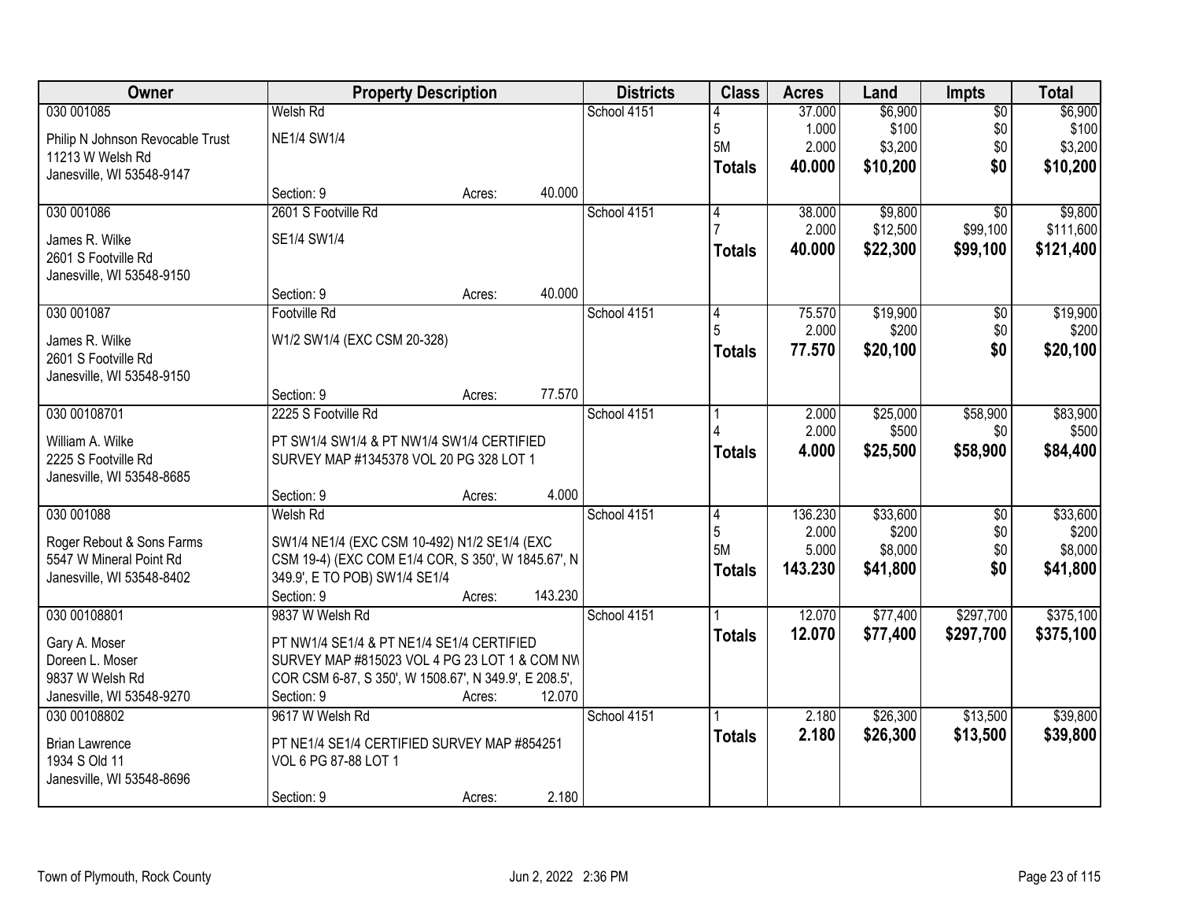| Owner | Property Description | Districts | Class | Acres | Land | Impts | Total |
|---|---|---|---|---|---|---|---|
| 030 001085<br>Philip N Johnson Revocable Trust<br>11213 W Welsh Rd<br>Janesville, WI 53548-9147 | Welsh Rd<br>NE1/4 SW1/4<br>Section: 9 Acres: 40.000 | School 4151 | 4<br>5<br>5M<br>**Totals** | 37.000<br>1.000<br>2.000<br>**40.000** | $6,900<br>$100<br>$3,200<br>**$10,200** | $0<br>$0<br>$0<br>**$0** | $6,900<br>$100<br>$3,200<br>**$10,200** |
| 030 001086<br>James R. Wilke<br>2601 S Footville Rd<br>Janesville, WI 53548-9150 | 2601 S Footville Rd<br>SE1/4 SW1/4<br>Section: 9 Acres: 40.000 | School 4151 | 4<br>7<br>**Totals** | 38.000<br>2.000<br>**40.000** | $9,800<br>$12,500<br>**$22,300** | $0<br>$99,100<br>**$99,100** | $9,800<br>$111,600<br>**$121,400** |
| 030 001087<br>James R. Wilke<br>2601 S Footville Rd<br>Janesville, WI 53548-9150 | Footville Rd<br>W1/2 SW1/4 (EXC CSM 20-328)<br>Section: 9 Acres: 77.570 | School 4151 | 4<br>5<br>**Totals** | 75.570<br>2.000<br>**77.570** | $19,900<br>$200<br>**$20,100** | $0<br>$0<br>**$0** | $19,900<br>$200<br>**$20,100** |
| 030 00108701<br>William A. Wilke<br>2225 S Footville Rd<br>Janesville, WI 53548-8685 | 2225 S Footville Rd<br>PT SW1/4 SW1/4 & PT NW1/4 SW1/4 CERTIFIED SURVEY MAP #1345378 VOL 20 PG 328 LOT 1<br>Section: 9 Acres: 4.000 | School 4151 | 1<br>4<br>**Totals** | 2.000<br>2.000<br>**4.000** | $25,000<br>$500<br>**$25,500** | $58,900<br>$0<br>**$58,900** | $83,900<br>$500<br>**$84,400** |
| 030 001088<br>Roger Rebout & Sons Farms<br>5547 W Mineral Point Rd<br>Janesville, WI 53548-8402 | Welsh Rd<br>SW1/4 NE1/4 (EXC CSM 10-492) N1/2 SE1/4 (EXC CSM 19-4) (EXC COM E1/4 COR, S 350', W 1845.67', N 349.9', E TO POB) SW1/4 SE1/4<br>Section: 9 Acres: 143.230 | School 4151 | 4<br>5<br>5M<br>**Totals** | 136.230<br>2.000<br>5.000<br>**143.230** | $33,600<br>$200<br>$8,000<br>**$41,800** | $0<br>$0<br>$0<br>**$0** | $33,600<br>$200<br>$8,000<br>**$41,800** |
| 030 00108801<br>Gary A. Moser<br>Doreen L. Moser<br>9837 W Welsh Rd<br>Janesville, WI 53548-9270 | 9837 W Welsh Rd<br>PT NW1/4 SE1/4 & PT NE1/4 SE1/4 CERTIFIED SURVEY MAP #815023 VOL 4 PG 23 LOT 1 & COM NW COR CSM 6-87, S 350', W 1508.67', N 349.9', E 208.5',<br>Section: 9 Acres: 12.070 | School 4151 | 1<br>**Totals** | 12.070<br>**12.070** | $77,400<br>**$77,400** | $297,700<br>**$297,700** | $375,100<br>**$375,100** |
| 030 00108802<br>Brian Lawrence<br>1934 S Old 11<br>Janesville, WI 53548-8696 | 9617 W Welsh Rd<br>PT NE1/4 SE1/4 CERTIFIED SURVEY MAP #854251 VOL 6 PG 87-88 LOT 1<br>Section: 9 Acres: 2.180 | School 4151 | 1<br>**Totals** | 2.180<br>**2.180** | $26,300<br>**$26,300** | $13,500<br>**$13,500** | $39,800<br>**$39,800** |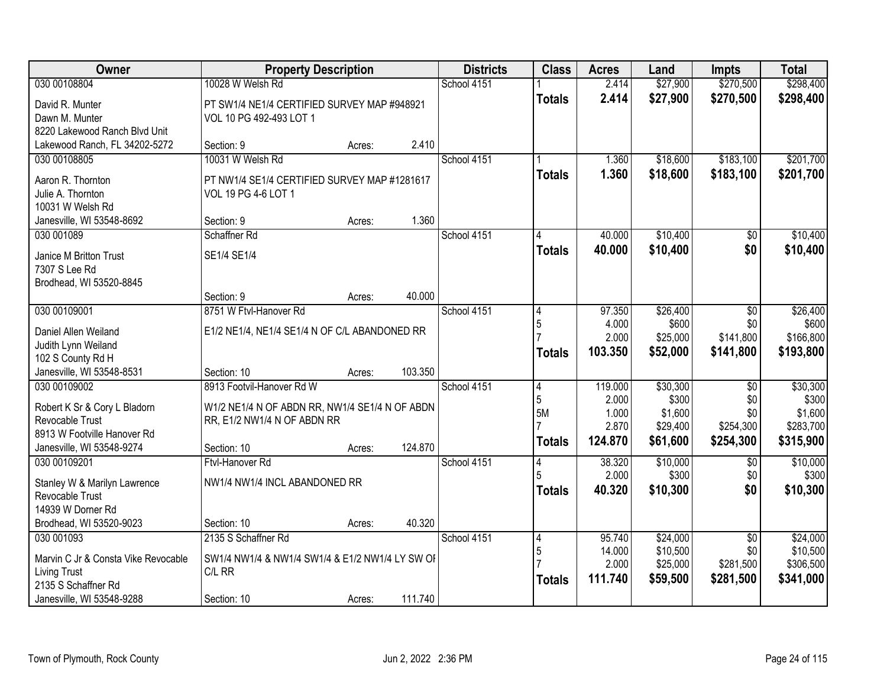| Owner | Property Description | | | Districts | Class | Acres | Land | Impts | Total |
|---|---|---|---|---|---|---|---|---|---|
| 030 00108804 | 10028 W Welsh Rd | | | School 4151 | 1 | 2.414 | $27,900 | $270,500 | $298,400 |
| David R. Munter | PT SW1/4 NE1/4 CERTIFIED SURVEY MAP #948921 | | | | **Totals** | **2.414** | **$27,900** | **$270,500** | **$298,400** |
| Dawn M. Munter | VOL 10 PG 492-493 LOT 1 | | | | | | | | |
| 8220 Lakewood Ranch Blvd Unit | | | | | | | | | |
| Lakewood Ranch, FL 34202-5272 | Section: 9 | Acres: | 2.410 | | | | | | |
| 030 00108805 | 10031 W Welsh Rd | | | School 4151 | 1 | 1.360 | $18,600 | $183,100 | $201,700 |
| Aaron R. Thornton | PT NW1/4 SE1/4 CERTIFIED SURVEY MAP #1281617 | | | | **Totals** | **1.360** | **$18,600** | **$183,100** | **$201,700** |
| Julie A. Thornton | VOL 19 PG 4-6 LOT 1 | | | | | | | | |
| 10031 W Welsh Rd | | | | | | | | | |
| Janesville, WI 53548-8692 | Section: 9 | Acres: | 1.360 | | | | | | |
| 030 001089 | Schaffner Rd | | | School 4151 | 4 | 40.000 | $10,400 | $0 | $10,400 |
| Janice M Britton Trust | SE1/4 SE1/4 | | | | **Totals** | **40.000** | **$10,400** | **$0** | **$10,400** |
| 7307 S Lee Rd | | | | | | | | | |
| Brodhead, WI 53520-8845 | | | | | | | | | |
| | Section: 9 | Acres: | 40.000 | | | | | | |
| 030 00109001 | 8751 W Ftvl-Hanover Rd | | | School 4151 | 4 | 97.350 | $26,400 | $0 | $26,400 |
| Daniel Allen Weiland | E1/2 NE1/4, NE1/4 SE1/4 N OF C/L ABANDONED RR | | | | 5 | 4.000 | $600 | $0 | $600 |
| Judith Lynn Weiland | | | | | 7 | 2.000 | $25,000 | $141,800 | $166,800 |
| 102 S County Rd H | | | | | **Totals** | **103.350** | **$52,000** | **$141,800** | **$193,800** |
| Janesville, WI 53548-8531 | Section: 10 | Acres: | 103.350 | | | | | | |
| 030 00109002 | 8913 Footvil-Hanover Rd W | | | School 4151 | 4 | 119.000 | $30,300 | $0 | $30,300 |
| Robert K Sr & Cory L Bladorn | W1/2 NE1/4 N OF ABDN RR, NW1/4 SE1/4 N OF ABDN | | | | 5 | 2.000 | $300 | $0 | $300 |
| Revocable Trust | RR, E1/2 NW1/4 N OF ABDN RR | | | | 5M | 1.000 | $1,600 | $0 | $1,600 |
| 8913 W Footville Hanover Rd | | | | | 7 | 2.870 | $29,400 | $254,300 | $283,700 |
| Janesville, WI 53548-9274 | Section: 10 | Acres: | 124.870 | | **Totals** | **124.870** | **$61,600** | **$254,300** | **$315,900** |
| 030 00109201 | Ftvl-Hanover Rd | | | School 4151 | 4 | 38.320 | $10,000 | $0 | $10,000 |
| Stanley W & Marilyn Lawrence | NW1/4 NW1/4 INCL ABANDONED RR | | | | 5 | 2.000 | $300 | $0 | $300 |
| Revocable Trust | | | | | **Totals** | **40.320** | **$10,300** | **$0** | **$10,300** |
| 14939 W Dorner Rd | | | | | | | | | |
| Brodhead, WI 53520-9023 | Section: 10 | Acres: | 40.320 | | | | | | |
| 030 001093 | 2135 S Schaffner Rd | | | School 4151 | 4 | 95.740 | $24,000 | $0 | $24,000 |
| Marvin C Jr & Consta Vike Revocable | SW1/4 NW1/4 & NW1/4 SW1/4 & E1/2 NW1/4 LY SW OF | | | | 5 | 14.000 | $10,500 | $0 | $10,500 |
| Living Trust | C/L RR | | | | 7 | 2.000 | $25,000 | $281,500 | $306,500 |
| 2135 S Schaffner Rd | | | | | **Totals** | **111.740** | **$59,500** | **$281,500** | **$341,000** |
| Janesville, WI 53548-9288 | Section: 10 | Acres: | 111.740 | | | | | | |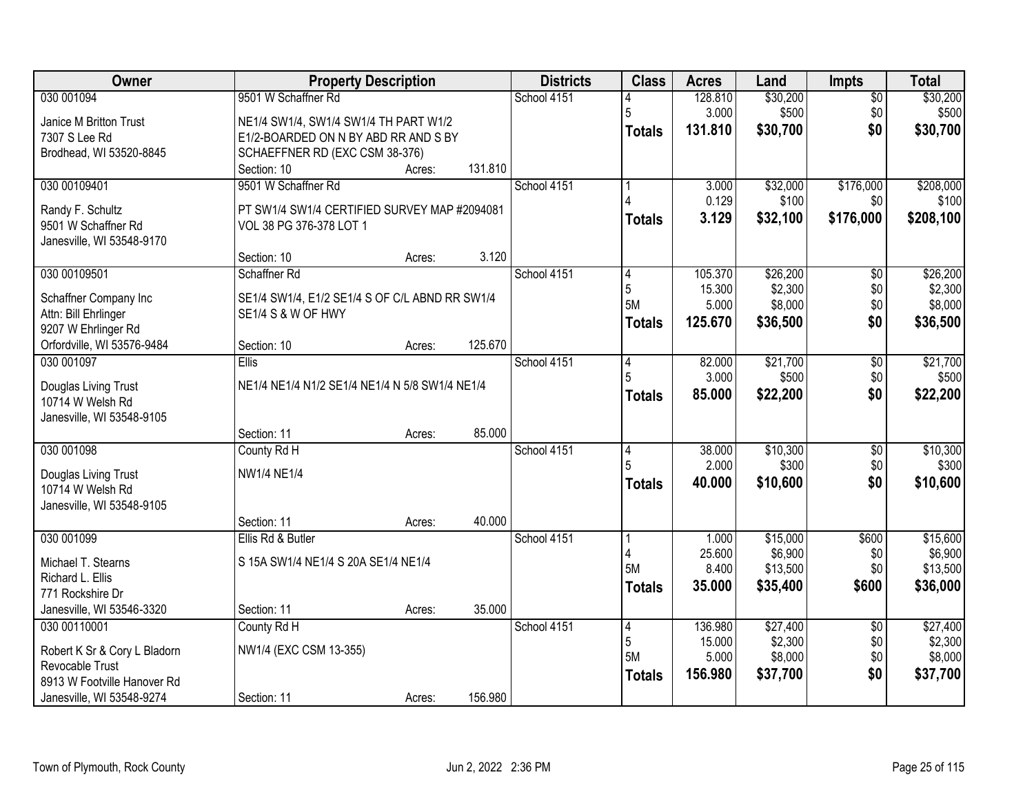| Owner | Property Description | Districts | Class | Acres | Land | Impts | Total |
|---|---|---|---|---|---|---|---|
| 030 001094<br><br>Janice M Britton Trust<br>7307 S Lee Rd<br>Brodhead, WI 53520-8845 | 9501 W Schaffner Rd<br><br>NE1/4 SW1/4, SW1/4 SW1/4 TH PART W1/2 E1/2-BOARDED ON N BY ABD RR AND S BY SCHAEFFNER RD (EXC CSM 38-376)<br>Section: 10 Acres: 131.810 | School 4151 | 4<br>5<br>**Totals** | 128.810<br>3.000<br>**131.810** | $30,200<br>$500<br>**$30,700** | $0<br>$0<br>**$0** | $30,200<br>$500<br>**$30,700** |
| 030 00109401<br><br>Randy F. Schultz<br>9501 W Schaffner Rd<br>Janesville, WI 53548-9170 | 9501 W Schaffner Rd<br><br>PT SW1/4 SW1/4 CERTIFIED SURVEY MAP #2094081 VOL 38 PG 376-378 LOT 1<br>Section: 10 Acres: 3.120 | School 4151 | 1<br>4<br>**Totals** | 3.000<br>0.129<br>**3.129** | $32,000<br>$100<br>**$32,100** | $176,000<br>$0<br>**$176,000** | $208,000<br>$100<br>**$208,100** |
| 030 00109501<br><br>Schaffner Company Inc<br>Attn: Bill Ehrlinger<br>9207 W Ehrlinger Rd<br>Orfordville, WI 53576-9484 | Schaffner Rd<br><br>SE1/4 SW1/4, E1/2 SE1/4 S OF C/L ABND RR SW1/4 SE1/4 S & W OF HWY<br>Section: 10 Acres: 125.670 | School 4151 | 4<br>5<br>5M<br>**Totals** | 105.370<br>15.300<br>5.000<br>**125.670** | $26,200<br>$2,300<br>$8,000<br>**$36,500** | $0<br>$0<br>$0<br>**$0** | $26,200<br>$2,300<br>$8,000<br>**$36,500** |
| 030 001097<br><br>Douglas Living Trust<br>10714 W Welsh Rd<br>Janesville, WI 53548-9105 | Ellis<br><br>NE1/4 NE1/4 N1/2 SE1/4 NE1/4 N 5/8 SW1/4 NE1/4<br>Section: 11 Acres: 85.000 | School 4151 | 4<br>5<br>**Totals** | 82.000<br>3.000<br>**85.000** | $21,700<br>$500<br>**$22,200** | $0<br>$0<br>**$0** | $21,700<br>$500<br>**$22,200** |
| 030 001098<br><br>Douglas Living Trust<br>10714 W Welsh Rd<br>Janesville, WI 53548-9105 | County Rd H<br><br>NW1/4 NE1/4<br>Section: 11 Acres: 40.000 | School 4151 | 4<br>5<br>**Totals** | 38.000<br>2.000<br>**40.000** | $10,300<br>$300<br>**$10,600** | $0<br>$0<br>**$0** | $10,300<br>$300<br>**$10,600** |
| 030 001099<br><br>Michael T. Stearns<br>Richard L. Ellis<br>771 Rockshire Dr<br>Janesville, WI 53546-3320 | Ellis Rd & Butler<br><br>S 15A SW1/4 NE1/4 S 20A SE1/4 NE1/4<br>Section: 11 Acres: 35.000 | School 4151 | 1<br>4<br>5M<br>**Totals** | 1.000<br>25.600<br>8.400<br>**35.000** | $15,000<br>$6,900<br>$13,500<br>**$35,400** | $600<br>$0<br>$0<br>**$600** | $15,600<br>$6,900<br>$13,500<br>**$36,000** |
| 030 00110001<br><br>Robert K Sr & Cory L Bladorn Revocable Trust<br>8913 W Footville Hanover Rd<br>Janesville, WI 53548-9274 | County Rd H<br><br>NW1/4 (EXC CSM 13-355)<br>Section: 11 Acres: 156.980 | School 4151 | 4<br>5<br>5M<br>**Totals** | 136.980<br>15.000<br>5.000<br>**156.980** | $27,400<br>$2,300<br>$8,000<br>**$37,700** | $0<br>$0<br>$0<br>**$0** | $27,400<br>$2,300<br>$8,000<br>**$37,700** |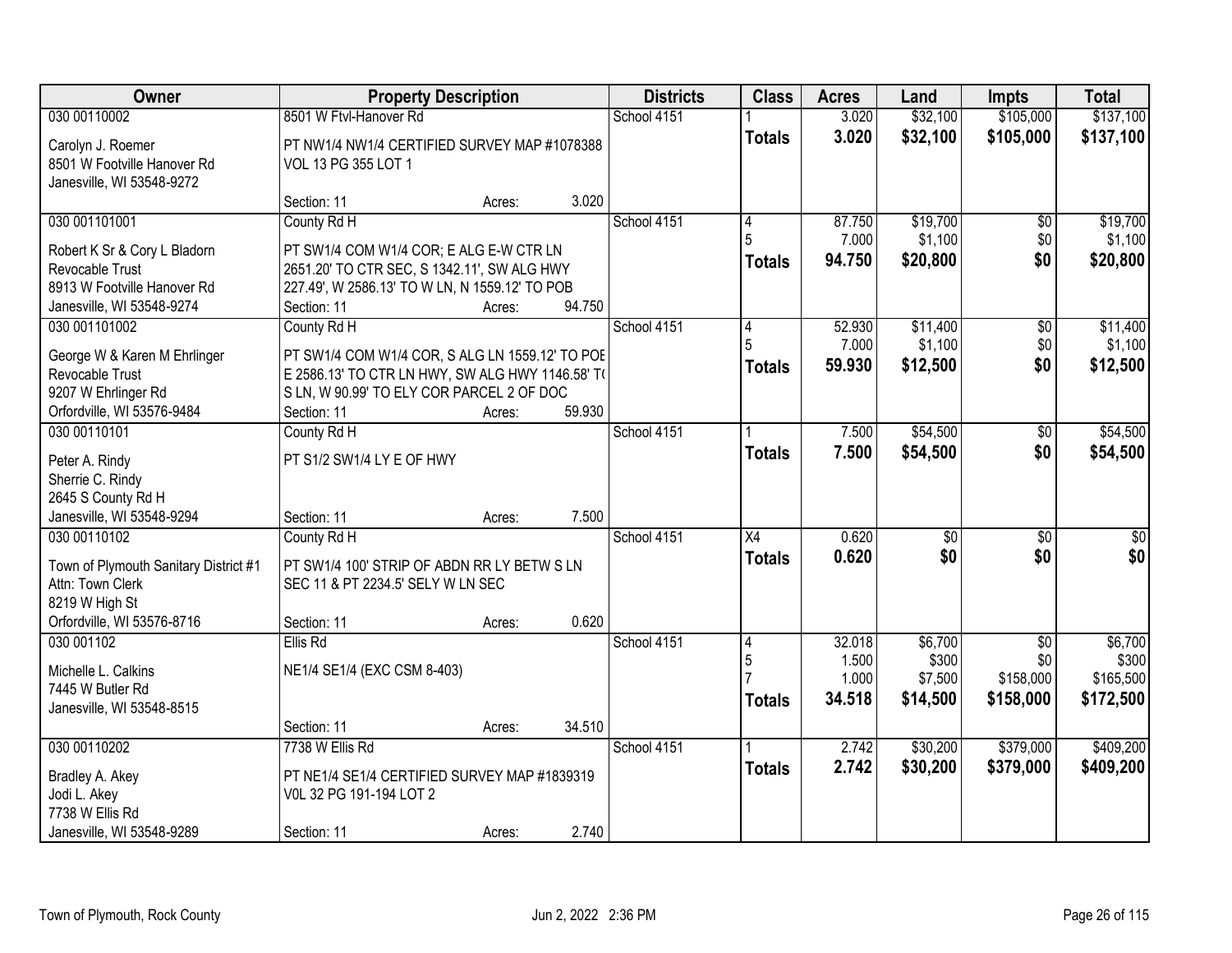| Owner | Property Description | Districts | Class | Acres | Land | Impts | Total |
|---|---|---|---|---|---|---|---|
| 030 00110002 | 8501 W Ftvl-Hanover Rd | School 4151 | 1 | 3.020 | $32,100 | $105,000 | $137,100 |
| Carolyn J. Roemer<br>8501 W Footville Hanover Rd<br>Janesville, WI 53548-9272 | PT NW1/4 NW1/4 CERTIFIED SURVEY MAP #1078388 VOL 13 PG 355 LOT 1<br>Section: 11 Acres: 3.020 | | **Totals** | **3.020** | **$32,100** | **$105,000** | **$137,100** |
| 030 001101001 | County Rd H | School 4151 | 4<br>5 | 87.750<br>7.000 | $19,700<br>$1,100 | $0<br>$0 | $19,700<br>$1,100 |
| Robert K Sr & Cory L Bladorn Revocable Trust<br>8913 W Footville Hanover Rd<br>Janesville, WI 53548-9274 | PT SW1/4 COM W1/4 COR; E ALG E-W CTR LN 2651.20' TO CTR SEC, S 1342.11', SW ALG HWY 227.49', W 2586.13' TO W LN, N 1559.12' TO POB<br>Section: 11 Acres: 94.750 | | **Totals** | **94.750** | **$20,800** | **$0** | **$20,800** |
| 030 001101002 | County Rd H | School 4151 | 4<br>5 | 52.930<br>7.000 | $11,400<br>$1,100 | $0<br>$0 | $11,400<br>$1,100 |
| George W & Karen M Ehrlinger Revocable Trust<br>9207 W Ehrlinger Rd<br>Orfordville, WI 53576-9484 | PT SW1/4 COM W1/4 COR, S ALG LN 1559.12' TO POE E 2586.13' TO CTR LN HWY, SW ALG HWY 1146.58' T( S LN, W 90.99' TO ELY COR PARCEL 2 OF DOC<br>Section: 11 Acres: 59.930 | | **Totals** | **59.930** | **$12,500** | **$0** | **$12,500** |
| 030 00110101 | County Rd H | School 4151 | 1 | 7.500 | $54,500 | $0 | $54,500 |
| Peter A. Rindy<br>Sherrie C. Rindy<br>2645 S County Rd H<br>Janesville, WI 53548-9294 | PT S1/2 SW1/4 LY E OF HWY<br>Section: 11 Acres: 7.500 | | **Totals** | **7.500** | **$54,500** | **$0** | **$54,500** |
| 030 00110102 | County Rd H | School 4151 | X4 | 0.620 | $0 | $0 | $0 |
| Town of Plymouth Sanitary District #1<br>Attn: Town Clerk<br>8219 W High St<br>Orfordville, WI 53576-8716 | PT SW1/4 100' STRIP OF ABDN RR LY BETW S LN SEC 11 & PT 2234.5' SELY W LN SEC<br>Section: 11 Acres: 0.620 | | **Totals** | **0.620** | **$0** | **$0** | **$0** |
| 030 001102 | Ellis Rd | School 4151 | 4<br>5<br>7 | 32.018<br>1.500<br>1.000 | $6,700<br>$300<br>$7,500 | $0<br>$0<br>$158,000 | $6,700<br>$300<br>$165,500 |
| Michelle L. Calkins<br>7445 W Butler Rd<br>Janesville, WI 53548-8515 | NE1/4 SE1/4 (EXC CSM 8-403)<br>Section: 11 Acres: 34.510 | | **Totals** | **34.518** | **$14,500** | **$158,000** | **$172,500** |
| 030 00110202 | 7738 W Ellis Rd | School 4151 | 1 | 2.742 | $30,200 | $379,000 | $409,200 |
| Bradley A. Akey<br>Jodi L. Akey<br>7738 W Ellis Rd<br>Janesville, WI 53548-9289 | PT NE1/4 SE1/4 CERTIFIED SURVEY MAP #1839319 V0L 32 PG 191-194 LOT 2<br>Section: 11 Acres: 2.740 | | **Totals** | **2.742** | **$30,200** | **$379,000** | **$409,200** |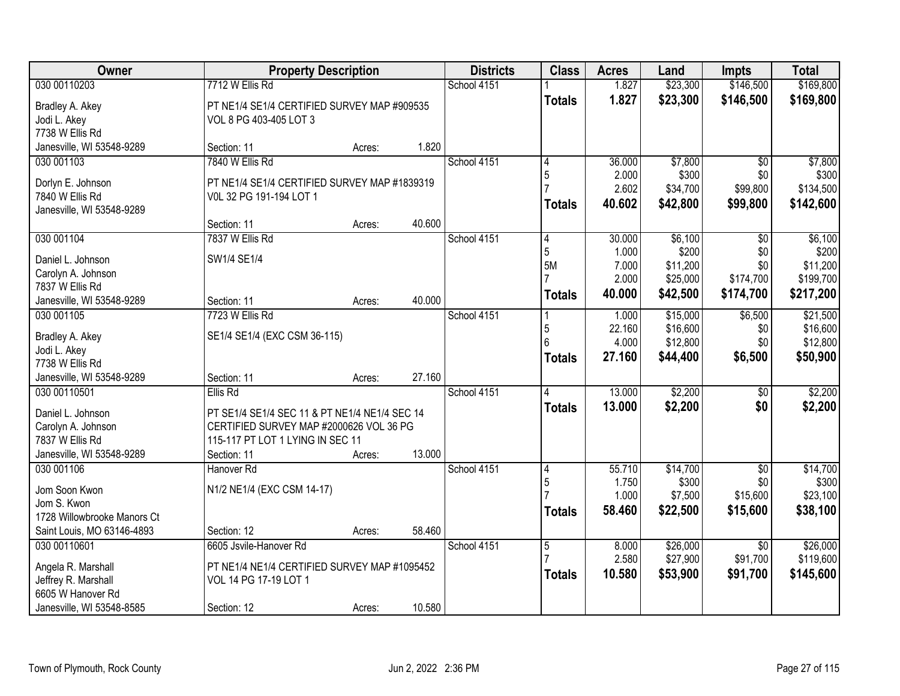| Owner | Property Description | | | Districts | Class | Acres | Land | Impts | Total |
|---|---|---|---|---|---|---|---|---|---|
| 030 00110203 | 7712 W Ellis Rd | | | School 4151 | 1 | 1.827 | $23,300 | $146,500 | $169,800 |
| Bradley A. Akey<br>Jodi L. Akey<br>7738 W Ellis Rd<br>Janesville, WI 53548-9289 | PT NE1/4 SE1/4 CERTIFIED SURVEY MAP #909535 VOL 8 PG 403-405 LOT 3 | | | | **Totals** | **1.827** | **$23,300** | **$146,500** | **$169,800** |
| | Section: 11 | Acres: | 1.820 | | | | | | |
| 030 001103 | 7840 W Ellis Rd | | | School 4151 | 4<br>5<br>7 | 36.000<br>2.000<br>2.602 | $7,800<br>$300<br>$34,700 | $0<br>$0<br>$99,800 | $7,800<br>$300<br>$134,500 |
| Dorlyn E. Johnson<br>7840 W Ellis Rd<br>Janesville, WI 53548-9289 | PT NE1/4 SE1/4 CERTIFIED SURVEY MAP #1839319 V0L 32 PG 191-194 LOT 1 | | | | **Totals** | **40.602** | **$42,800** | **$99,800** | **$142,600** |
| | Section: 11 | Acres: | 40.600 | | | | | | |
| 030 001104 | 7837 W Ellis Rd | | | School 4151 | 4<br>5<br>5M<br>7 | 30.000<br>1.000<br>7.000<br>2.000 | $6,100<br>$200<br>$11,200<br>$25,000 | $0<br>$0<br>$0<br>$174,700 | $6,100<br>$200<br>$11,200<br>$199,700 |
| Daniel L. Johnson<br>Carolyn A. Johnson<br>7837 W Ellis Rd<br>Janesville, WI 53548-9289 | SW1/4 SE1/4 | | | | **Totals** | **40.000** | **$42,500** | **$174,700** | **$217,200** |
| | Section: 11 | Acres: | 40.000 | | | | | | |
| 030 001105 | 7723 W Ellis Rd | | | School 4151 | 1<br>5<br>6 | 1.000<br>22.160<br>4.000 | $15,000<br>$16,600<br>$12,800 | $6,500<br>$0<br>$0 | $21,500<br>$16,600<br>$12,800 |
| Bradley A. Akey<br>Jodi L. Akey<br>7738 W Ellis Rd<br>Janesville, WI 53548-9289 | SE1/4 SE1/4 (EXC CSM 36-115) | | | | **Totals** | **27.160** | **$44,400** | **$6,500** | **$50,900** |
| | Section: 11 | Acres: | 27.160 | | | | | | |
| 030 00110501 | Ellis Rd | | | School 4151 | 4 | 13.000 | $2,200 | $0 | $2,200 |
| Daniel L. Johnson<br>Carolyn A. Johnson<br>7837 W Ellis Rd<br>Janesville, WI 53548-9289 | PT SE1/4 SE1/4 SEC 11 & PT NE1/4 NE1/4 SEC 14 CERTIFIED SURVEY MAP #2000626 VOL 36 PG 115-117 PT LOT 1 LYING IN SEC 11 | | | | **Totals** | **13.000** | **$2,200** | **$0** | **$2,200** |
| | Section: 11 | Acres: | 13.000 | | | | | | |
| 030 001106 | Hanover Rd | | | School 4151 | 4<br>5<br>7 | 55.710<br>1.750<br>1.000 | $14,700<br>$300<br>$7,500 | $0<br>$0<br>$15,600 | $14,700<br>$300<br>$23,100 |
| Jom Soon Kwon<br>Jom S. Kwon<br>1728 Willowbrooke Manors Ct<br>Saint Louis, MO 63146-4893 | N1/2 NE1/4 (EXC CSM 14-17) | | | | **Totals** | **58.460** | **$22,500** | **$15,600** | **$38,100** |
| | Section: 12 | Acres: | 58.460 | | | | | | |
| 030 00110601 | 6605 Jsvile-Hanover Rd | | | School 4151 | 5<br>7 | 8.000<br>2.580 | $26,000<br>$27,900 | $0<br>$91,700 | $26,000<br>$119,600 |
| Angela R. Marshall<br>Jeffrey R. Marshall<br>6605 W Hanover Rd<br>Janesville, WI 53548-8585 | PT NE1/4 NE1/4 CERTIFIED SURVEY MAP #1095452 VOL 14 PG 17-19 LOT 1 | | | | **Totals** | **10.580** | **$53,900** | **$91,700** | **$145,600** |
| | Section: 12 | Acres: | 10.580 | | | | | | |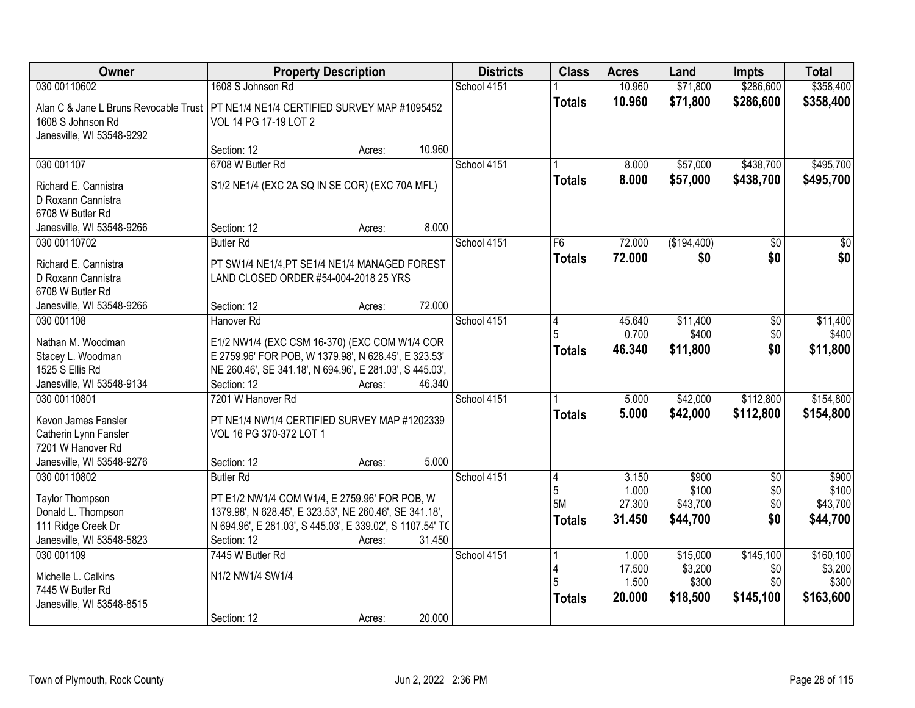| Owner | Property Description | Districts | Class | Acres | Land | Impts | Total |
|---|---|---|---|---|---|---|---|
| 030 00110602<br>Alan C & Jane L Bruns Revocable Trust<br>1608 S Johnson Rd<br>Janesville, WI 53548-9292 | 1608 S Johnson Rd<br>PT NE1/4 NE1/4 CERTIFIED SURVEY MAP #1095452 VOL 14 PG 17-19 LOT 2<br>Section: 12 Acres: 10.960 | School 4151 | 1<br>**Totals** | 10.960<br>**10.960** | $71,800<br>**$71,800** | $286,600<br>**$286,600** | $358,400<br>**$358,400** |
| 030 001107<br>Richard E. Cannistra<br>D Roxann Cannistra<br>6708 W Butler Rd<br>Janesville, WI 53548-9266 | 6708 W Butler Rd<br>S1/2 NE1/4 (EXC 2A SQ IN SE COR) (EXC 70A MFL)<br>Section: 12 Acres: 8.000 | School 4151 | 1<br>**Totals** | 8.000<br>**8.000** | $57,000<br>**$57,000** | $438,700<br>**$438,700** | $495,700<br>**$495,700** |
| 030 00110702<br>Richard E. Cannistra<br>D Roxann Cannistra<br>6708 W Butler Rd<br>Janesville, WI 53548-9266 | Butler Rd<br>PT SW1/4 NE1/4,PT SE1/4 NE1/4 MANAGED FOREST LAND CLOSED ORDER #54-004-2018 25 YRS<br>Section: 12 Acres: 72.000 | School 4151 | F6<br>**Totals** | 72.000<br>**72.000** | ($194,400)<br>**$0** | $0<br>**$0** | $0<br>**$0** |
| 030 001108<br>Nathan M. Woodman<br>Stacey L. Woodman<br>1525 S Ellis Rd<br>Janesville, WI 53548-9134 | Hanover Rd<br>E1/2 NW1/4 (EXC CSM 16-370) (EXC COM W1/4 COR E 2759.96' FOR POB, W 1379.98', N 628.45', E 323.53' NE 260.46', SE 341.18', N 694.96', E 281.03', S 445.03',<br>Section: 12 Acres: 46.340 | School 4151 | 4<br>5<br>**Totals** | 45.640<br>0.700<br>**46.340** | $11,400<br>$400<br>**$11,800** | $0<br>$0<br>**$0** | $11,400<br>$400<br>**$11,800** |
| 030 00110801<br>Kevon James Fansler<br>Catherin Lynn Fansler<br>7201 W Hanover Rd<br>Janesville, WI 53548-9276 | 7201 W Hanover Rd<br>PT NE1/4 NW1/4 CERTIFIED SURVEY MAP #1202339 VOL 16 PG 370-372 LOT 1<br>Section: 12 Acres: 5.000 | School 4151 | 1<br>**Totals** | 5.000<br>**5.000** | $42,000<br>**$42,000** | $112,800<br>**$112,800** | $154,800<br>**$154,800** |
| 030 00110802<br>Taylor Thompson<br>Donald L. Thompson<br>111 Ridge Creek Dr<br>Janesville, WI 53548-5823 | Butler Rd<br>PT E1/2 NW1/4 COM W1/4, E 2759.96' FOR POB, W 1379.98', N 628.45', E 323.53', NE 260.46', SE 341.18', N 694.96', E 281.03', S 445.03', E 339.02', S 1107.54' TO<br>Section: 12 Acres: 31.450 | School 4151 | 4<br>5<br>5M<br>**Totals** | 3.150<br>1.000<br>27.300<br>**31.450** | $900<br>$100<br>$43,700<br>**$44,700** | $0<br>$0<br>$0<br>**$0** | $900<br>$100<br>$43,700<br>**$44,700** |
| 030 001109<br>Michelle L. Calkins<br>7445 W Butler Rd<br>Janesville, WI 53548-8515 | 7445 W Butler Rd<br>N1/2 NW1/4 SW1/4<br>Section: 12 Acres: 20.000 | School 4151 | 1<br>4<br>5<br>**Totals** | 1.000<br>17.500<br>1.500<br>**20.000** | $15,000<br>$3,200<br>$300<br>**$18,500** | $145,100<br>$0<br>$0<br>**$145,100** | $160,100<br>$3,200<br>$300<br>**$163,600** |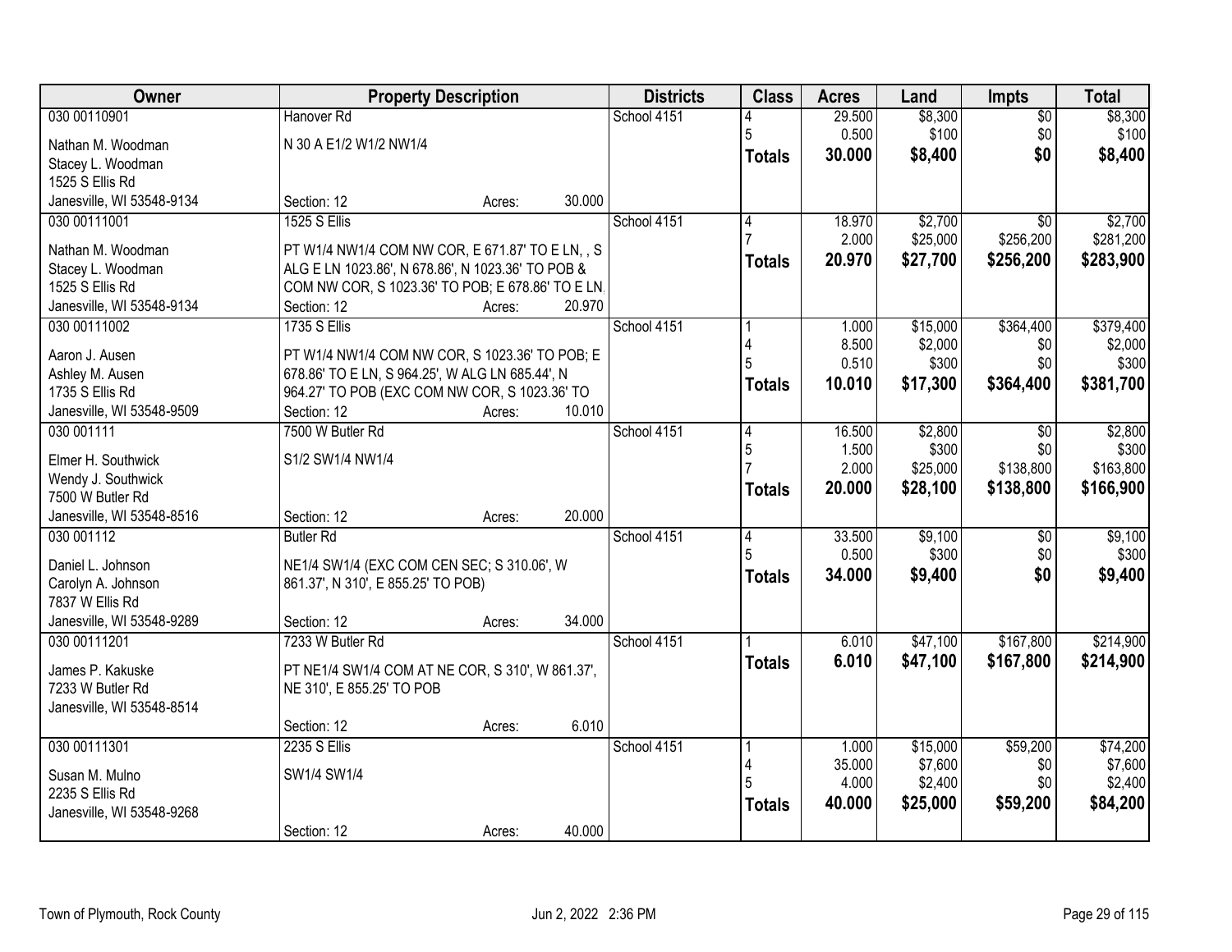| Owner | Property Description | Districts | Class | Acres | Land | Impts | Total |
|---|---|---|---|---|---|---|---|
| 030 00110901<br>Nathan M. Woodman<br>Stacey L. Woodman<br>1525 S Ellis Rd<br>Janesville, WI 53548-9134 | Hanover Rd<br>N 30 A E1/2 W1/2 NW1/4<br>Section: 12 Acres: 30.000 | School 4151 | 4<br>5<br>**Totals** | 29.500<br>0.500<br>**30.000** | $8,300<br>$100<br>**$8,400** | $0<br>$0<br>**$0** | $8,300<br>$100<br>**$8,400** |
| 030 00111001<br>Nathan M. Woodman<br>Stacey L. Woodman<br>1525 S Ellis Rd<br>Janesville, WI 53548-9134 | 1525 S Ellis<br>PT W1/4 NW1/4 COM NW COR, E 671.87' TO E LN, , S ALG E LN 1023.86', N 678.86', N 1023.36' TO POB & COM NW COR, S 1023.36' TO POB; E 678.86' TO E LN.<br>Section: 12 Acres: 20.970 | School 4151 | 4<br>7<br>**Totals** | 18.970<br>2.000<br>**20.970** | $2,700<br>$25,000<br>**$27,700** | $0<br>$256,200<br>**$256,200** | $2,700<br>$281,200<br>**$283,900** |
| 030 00111002<br>Aaron J. Ausen<br>Ashley M. Ausen<br>1735 S Ellis Rd<br>Janesville, WI 53548-9509 | 1735 S Ellis<br>PT W1/4 NW1/4 COM NW COR, S 1023.36' TO POB; E 678.86' TO E LN, S 964.25', W ALG LN 685.44', N 964.27' TO POB (EXC COM NW COR, S 1023.36' TO<br>Section: 12 Acres: 10.010 | School 4151 | 1<br>4<br>5<br>**Totals** | 1.000<br>8.500<br>0.510<br>**10.010** | $15,000<br>$2,000<br>$300<br>**$17,300** | $364,400<br>$0<br>$0<br>**$364,400** | $379,400<br>$2,000<br>$300<br>**$381,700** |
| 030 001111<br>Elmer H. Southwick<br>Wendy J. Southwick<br>7500 W Butler Rd<br>Janesville, WI 53548-8516 | 7500 W Butler Rd<br>S1/2 SW1/4 NW1/4<br>Section: 12 Acres: 20.000 | School 4151 | 4<br>5<br>7<br>**Totals** | 16.500<br>1.500<br>2.000<br>**20.000** | $2,800<br>$300<br>$25,000<br>**$28,100** | $0<br>$0<br>$138,800<br>**$138,800** | $2,800<br>$300<br>$163,800<br>**$166,900** |
| 030 001112<br>Daniel L. Johnson<br>Carolyn A. Johnson<br>7837 W Ellis Rd<br>Janesville, WI 53548-9289 | Butler Rd<br>NE1/4 SW1/4 (EXC COM CEN SEC; S 310.06', W 861.37', N 310', E 855.25' TO POB)<br>Section: 12 Acres: 34.000 | School 4151 | 4<br>5<br>**Totals** | 33.500<br>0.500<br>**34.000** | $9,100<br>$300<br>**$9,400** | $0<br>$0<br>**$0** | $9,100<br>$300<br>**$9,400** |
| 030 00111201<br>James P. Kakuske<br>7233 W Butler Rd<br>Janesville, WI 53548-8514 | 7233 W Butler Rd<br>PT NE1/4 SW1/4 COM AT NE COR, S 310', W 861.37', NE 310', E 855.25' TO POB<br>Section: 12 Acres: 6.010 | School 4151 | 1<br>**Totals** | 6.010<br>**6.010** | $47,100<br>**$47,100** | $167,800<br>**$167,800** | $214,900<br>**$214,900** |
| 030 00111301<br>Susan M. Mulno<br>2235 S Ellis Rd<br>Janesville, WI 53548-9268 | 2235 S Ellis<br>SW1/4 SW1/4<br>Section: 12 Acres: 40.000 | School 4151 | 1<br>4<br>5<br>**Totals** | 1.000<br>35.000<br>4.000<br>**40.000** | $15,000<br>$7,600<br>$2,400<br>**$25,000** | $59,200<br>$0<br>$0<br>**$59,200** | $74,200<br>$7,600<br>$2,400<br>**$84,200** |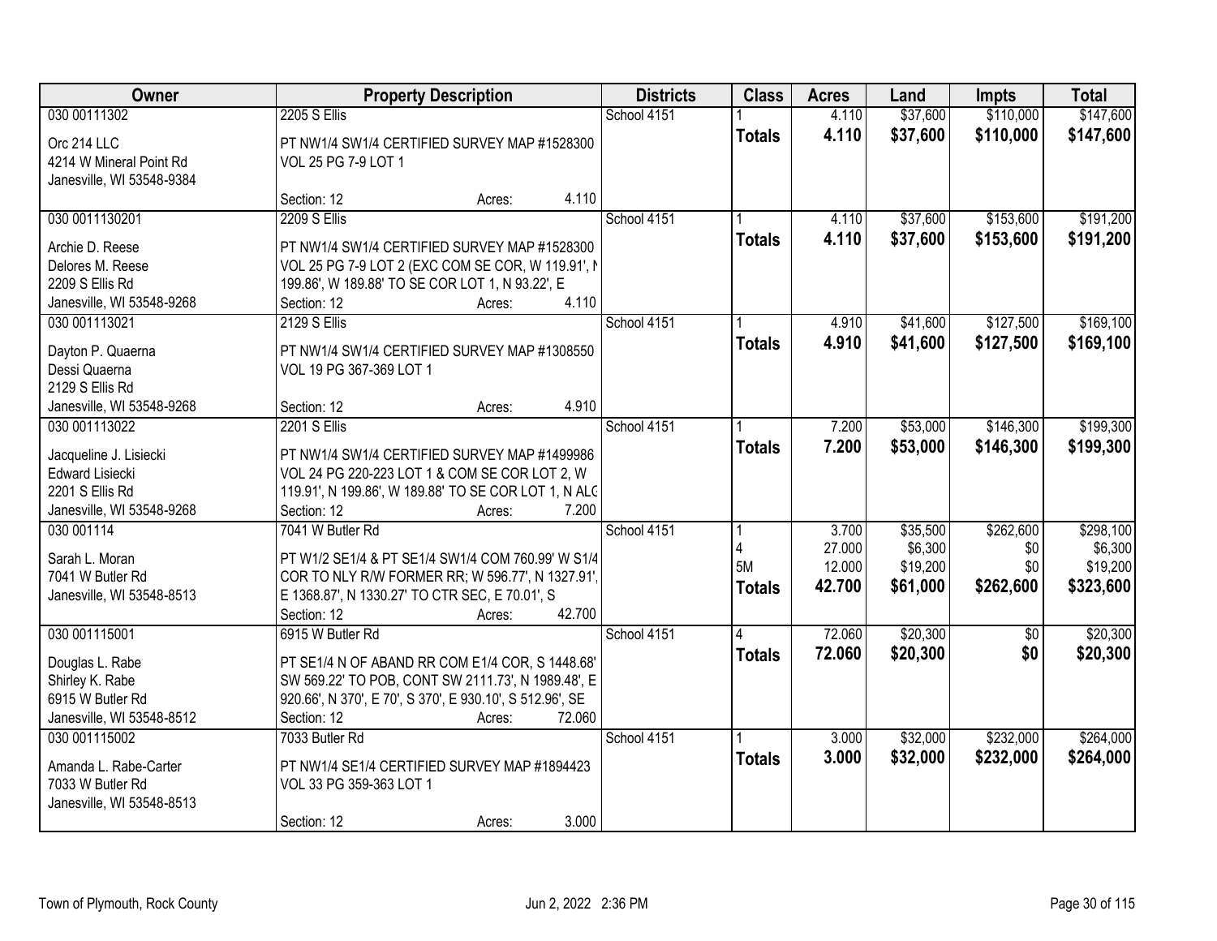| Owner | Property Description | Districts | Class | Acres | Land | Impts | Total |
|---|---|---|---|---|---|---|---|
| 030 00111302<br>Orc 214 LLC<br>4214 W Mineral Point Rd<br>Janesville, WI 53548-9384 | 2205 S Ellis<br>PT NW1/4 SW1/4 CERTIFIED SURVEY MAP #1528300 VOL 25 PG 7-9 LOT 1<br>Section: 12 Acres: 4.110 | School 4151 | 1<br>**Totals** | 4.110<br>**4.110** | $37,600<br>**$37,600** | $110,000<br>**$110,000** | $147,600<br>**$147,600** |
| 030 0011130201<br>Archie D. Reese<br>Delores M. Reese<br>2209 S Ellis Rd<br>Janesville, WI 53548-9268 | 2209 S Ellis<br>PT NW1/4 SW1/4 CERTIFIED SURVEY MAP #1528300 VOL 25 PG 7-9 LOT 2 (EXC COM SE COR, W 119.91', N 199.86', W 189.88' TO SE COR LOT 1, N 93.22', E<br>Section: 12 Acres: 4.110 | School 4151 | 1<br>**Totals** | 4.110<br>**4.110** | $37,600<br>**$37,600** | $153,600<br>**$153,600** | $191,200<br>**$191,200** |
| 030 001113021<br>Dayton P. Quaerna<br>Dessi Quaerna<br>2129 S Ellis Rd<br>Janesville, WI 53548-9268 | 2129 S Ellis<br>PT NW1/4 SW1/4 CERTIFIED SURVEY MAP #1308550 VOL 19 PG 367-369 LOT 1<br>Section: 12 Acres: 4.910 | School 4151 | 1<br>**Totals** | 4.910<br>**4.910** | $41,600<br>**$41,600** | $127,500<br>**$127,500** | $169,100<br>**$169,100** |
| 030 001113022<br>Jacqueline J. Lisiecki<br>Edward Lisiecki<br>2201 S Ellis Rd<br>Janesville, WI 53548-9268 | 2201 S Ellis<br>PT NW1/4 SW1/4 CERTIFIED SURVEY MAP #1499986 VOL 24 PG 220-223 LOT 1 & COM SE COR LOT 2, W 119.91', N 199.86', W 189.88' TO SE COR LOT 1, N ALG<br>Section: 12 Acres: 7.200 | School 4151 | 1<br>**Totals** | 7.200<br>**7.200** | $53,000<br>**$53,000** | $146,300<br>**$146,300** | $199,300<br>**$199,300** |
| 030 001114<br>Sarah L. Moran<br>7041 W Butler Rd<br>Janesville, WI 53548-8513 | 7041 W Butler Rd<br>PT W1/2 SE1/4 & PT SE1/4 SW1/4 COM 760.99' W S1/4 COR TO NLY R/W FORMER RR; W 596.77', N 1327.91', E 1368.87', N 1330.27' TO CTR SEC, E 70.01', S<br>Section: 12 Acres: 42.700 | School 4151 | 1<br>4<br>5M<br>**Totals** | 3.700<br>27.000<br>12.000<br>**42.700** | $35,500<br>$6,300<br>$19,200<br>**$61,000** | $262,600<br>$0<br>$0<br>**$262,600** | $298,100<br>$6,300<br>$19,200<br>**$323,600** |
| 030 001115001<br>Douglas L. Rabe<br>Shirley K. Rabe<br>6915 W Butler Rd<br>Janesville, WI 53548-8512 | 6915 W Butler Rd<br>PT SE1/4 N OF ABAND RR COM E1/4 COR, S 1448.68' SW 569.22' TO POB, CONT SW 2111.73', N 1989.48', E 920.66', N 370', E 70', S 370', E 930.10', S 512.96', SE<br>Section: 12 Acres: 72.060 | School 4151 | 4<br>**Totals** | 72.060<br>**72.060** | $20,300<br>**$20,300** | $0<br>**$0** | $20,300<br>**$20,300** |
| 030 001115002<br>Amanda L. Rabe-Carter<br>7033 W Butler Rd<br>Janesville, WI 53548-8513 | 7033 Butler Rd<br>PT NW1/4 SE1/4 CERTIFIED SURVEY MAP #1894423 VOL 33 PG 359-363 LOT 1<br>Section: 12 Acres: 3.000 | School 4151 | 1<br>**Totals** | 3.000<br>**3.000** | $32,000<br>**$32,000** | $232,000<br>**$232,000** | $264,000<br>**$264,000** |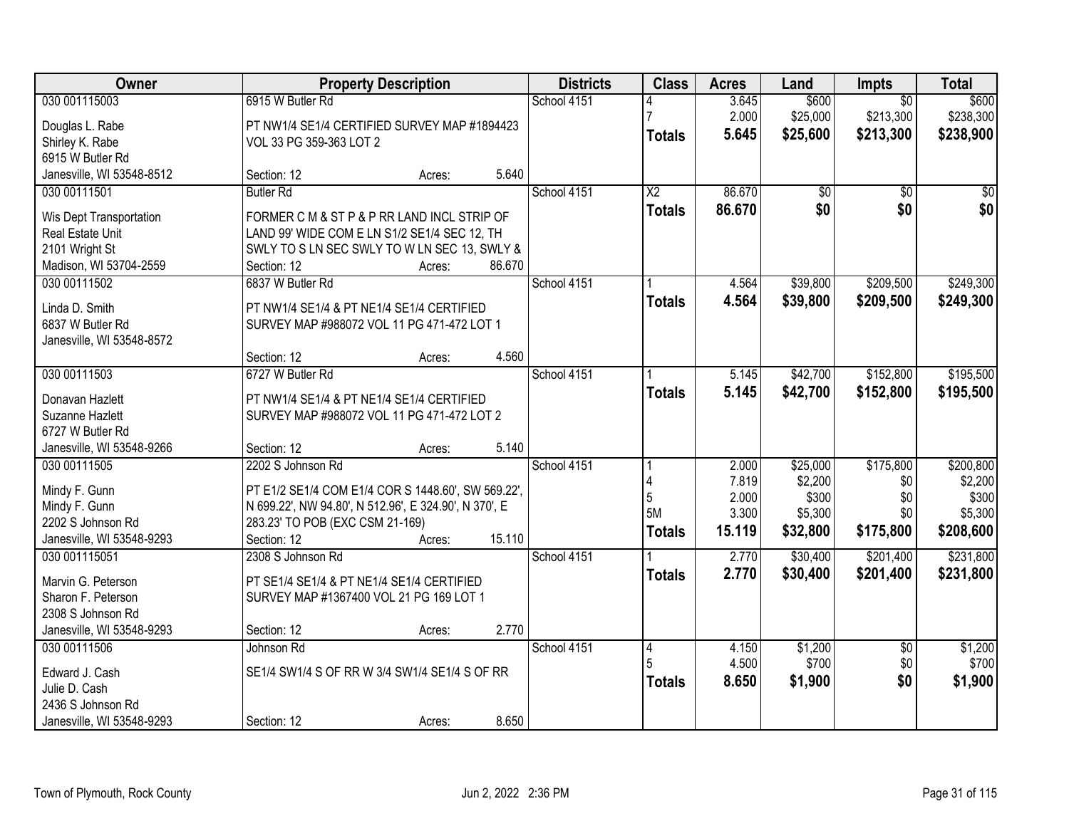| Owner | Property Description | Districts | Class | Acres | Land | Impts | Total |
|---|---|---|---|---|---|---|---|
| 030 001115003<br>Douglas L. Rabe<br>Shirley K. Rabe<br>6915 W Butler Rd<br>Janesville, WI 53548-8512 | 6915 W Butler Rd<br>PT NW1/4 SE1/4 CERTIFIED SURVEY MAP #1894423 VOL 33 PG 359-363 LOT 2<br>Section: 12 Acres: 5.640 | School 4151 | 4<br>7<br>**Totals** | 3.645<br>2.000<br>**5.645** | $600<br>$25,000<br>**$25,600** | $0<br>$213,300<br>**$213,300** | $600<br>$238,300<br>**$238,900** |
| 030 00111501<br>Wis Dept Transportation<br>Real Estate Unit<br>2101 Wright St<br>Madison, WI 53704-2559 | Butler Rd<br>FORMER C M & ST P & P RR LAND INCL STRIP OF LAND 99' WIDE COM E LN S1/2 SE1/4 SEC 12, TH SWLY TO S LN SEC SWLY TO W LN SEC 13, SWLY &<br>Section: 12 Acres: 86.670 | School 4151 | X2<br>**Totals** | 86.670<br>**86.670** | $0<br>**$0** | $0<br>**$0** | $0<br>**$0** |
| 030 00111502<br>Linda D. Smith<br>6837 W Butler Rd<br>Janesville, WI 53548-8572 | 6837 W Butler Rd<br>PT NW1/4 SE1/4 & PT NE1/4 SE1/4 CERTIFIED SURVEY MAP #988072 VOL 11 PG 471-472 LOT 1<br>Section: 12 Acres: 4.560 | School 4151 | 1<br>**Totals** | 4.564<br>**4.564** | $39,800<br>**$39,800** | $209,500<br>**$209,500** | $249,300<br>**$249,300** |
| 030 00111503<br>Donavan Hazlett<br>Suzanne Hazlett<br>6727 W Butler Rd<br>Janesville, WI 53548-9266 | 6727 W Butler Rd<br>PT NW1/4 SE1/4 & PT NE1/4 SE1/4 CERTIFIED SURVEY MAP #988072 VOL 11 PG 471-472 LOT 2<br>Section: 12 Acres: 5.140 | School 4151 | 1<br>**Totals** | 5.145<br>**5.145** | $42,700<br>**$42,700** | $152,800<br>**$152,800** | $195,500<br>**$195,500** |
| 030 00111505<br>Mindy F. Gunn<br>Mindy F. Gunn<br>2202 S Johnson Rd<br>Janesville, WI 53548-9293 | 2202 S Johnson Rd<br>PT E1/2 SE1/4 COM E1/4 COR S 1448.60', SW 569.22', N 699.22', NW 94.80', N 512.96', E 324.90', N 370', E 283.23' TO POB (EXC CSM 21-169)<br>Section: 12 Acres: 15.110 | School 4151 | 1<br>4<br>5<br>5M<br>**Totals** | 2.000<br>7.819<br>2.000<br>3.300<br>**15.119** | $25,000<br>$2,200<br>$300<br>$5,300<br>**$32,800** | $175,800<br>$0<br>$0<br>$0<br>**$175,800** | $200,800<br>$2,200<br>$300<br>$5,300<br>**$208,600** |
| 030 001115051<br>Marvin G. Peterson<br>Sharon F. Peterson<br>2308 S Johnson Rd<br>Janesville, WI 53548-9293 | 2308 S Johnson Rd<br>PT SE1/4 SE1/4 & PT NE1/4 SE1/4 CERTIFIED SURVEY MAP #1367400 VOL 21 PG 169 LOT 1<br>Section: 12 Acres: 2.770 | School 4151 | 1<br>**Totals** | 2.770<br>**2.770** | $30,400<br>**$30,400** | $201,400<br>**$201,400** | $231,800<br>**$231,800** |
| 030 00111506<br>Edward J. Cash<br>Julie D. Cash<br>2436 S Johnson Rd<br>Janesville, WI 53548-9293 | Johnson Rd<br>SE1/4 SW1/4 S OF RR W 3/4 SW1/4 SE1/4 S OF RR<br>Section: 12 Acres: 8.650 | School 4151 | 4<br>5<br>**Totals** | 4.150<br>4.500<br>**8.650** | $1,200<br>$700<br>**$1,900** | $0<br>$0<br>**$0** | $1,200<br>$700<br>**$1,900** |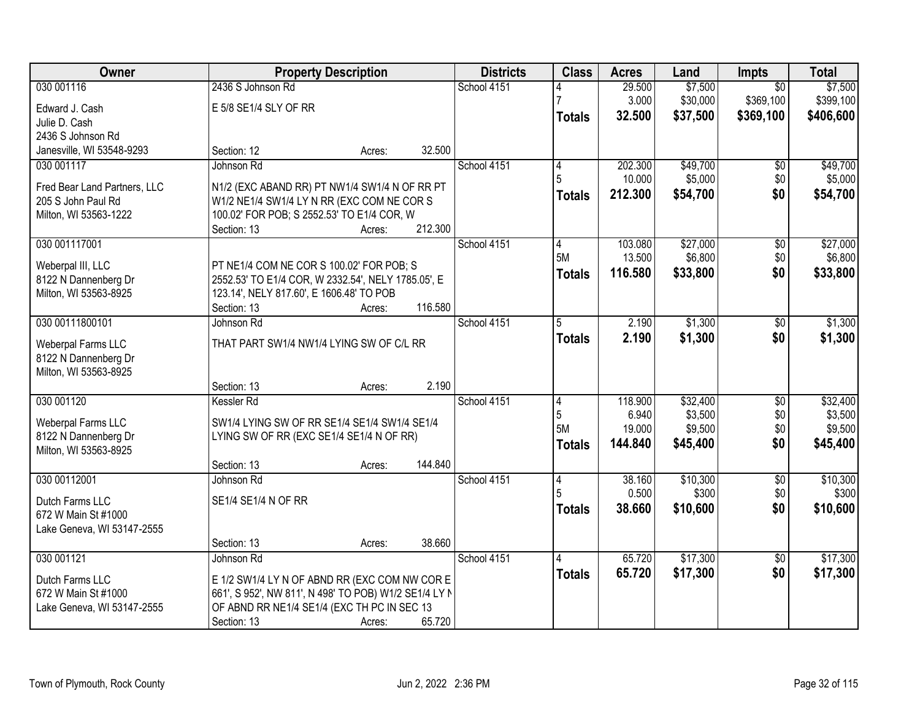| Owner | Property Description | | | Districts | Class | Acres | Land | Impts | Total |
|---|---|---|---|---|---|---|---|---|---|
| 030 001116 | 2436 S Johnson Rd | | | School 4151 | 4 | 29.500 | $7,500 | $0 | $7,500 |
| Edward J. Cash | E 5/8 SE1/4 SLY OF RR | | | | 7 | 3.000 | $30,000 | $369,100 | $399,100 |
| Julie D. Cash | | | | | **Totals** | **32.500** | **$37,500** | **$369,100** | **$406,600** |
| 2436 S Johnson Rd | | | | | | | | | |
| Janesville, WI 53548-9293 | Section: 12 | Acres: | 32.500 | | | | | | |
| 030 001117 | Johnson Rd | | | School 4151 | 4 | 202.300 | $49,700 | $0 | $49,700 |
| Fred Bear Land Partners, LLC | N1/2 (EXC ABAND RR) PT NW1/4 SW1/4 N OF RR PT | | | | 5 | 10.000 | $5,000 | $0 | $5,000 |
| 205 S John Paul Rd | W1/2 NE1/4 SW1/4 LY N RR (EXC COM NE COR S | | | | **Totals** | **212.300** | **$54,700** | **$0** | **$54,700** |
| Milton, WI 53563-1222 | 100.02' FOR POB; S 2552.53' TO E1/4 COR, W | | | | | | | | |
| | Section: 13 | Acres: | 212.300 | | | | | | |
| 030 001117001 | | | | School 4151 | 4 | 103.080 | $27,000 | $0 | $27,000 |
| Weberpal III, LLC | PT NE1/4 COM NE COR S 100.02' FOR POB; S | | | | 5M | 13.500 | $6,800 | $0 | $6,800 |
| 8122 N Dannenberg Dr | 2552.53' TO E1/4 COR, W 2332.54', NELY 1785.05', E | | | | **Totals** | **116.580** | **$33,800** | **$0** | **$33,800** |
| Milton, WI 53563-8925 | 123.14', NELY 817.60', E 1606.48' TO POB | | | | | | | | |
| | Section: 13 | Acres: | 116.580 | | | | | | |
| 030 00111800101 | Johnson Rd | | | School 4151 | 5 | 2.190 | $1,300 | $0 | $1,300 |
| Weberpal Farms LLC | THAT PART SW1/4 NW1/4 LYING SW OF C/L RR | | | | **Totals** | **2.190** | **$1,300** | **$0** | **$1,300** |
| 8122 N Dannenberg Dr | | | | | | | | | |
| Milton, WI 53563-8925 | | | | | | | | | |
| | Section: 13 | Acres: | 2.190 | | | | | | |
| 030 001120 | Kessler Rd | | | School 4151 | 4 | 118.900 | $32,400 | $0 | $32,400 |
| Weberpal Farms LLC | SW1/4 LYING SW OF RR SE1/4 SE1/4 SW1/4 SE1/4 | | | | 5 | 6.940 | $3,500 | $0 | $3,500 |
| 8122 N Dannenberg Dr | LYING SW OF RR (EXC SE1/4 SE1/4 N OF RR) | | | | 5M | 19.000 | $9,500 | $0 | $9,500 |
| Milton, WI 53563-8925 | | | | | **Totals** | **144.840** | **$45,400** | **$0** | **$45,400** |
| | Section: 13 | Acres: | 144.840 | | | | | | |
| 030 00112001 | Johnson Rd | | | School 4151 | 4 | 38.160 | $10,300 | $0 | $10,300 |
| Dutch Farms LLC | SE1/4 SE1/4 N OF RR | | | | 5 | 0.500 | $300 | $0 | $300 |
| 672 W Main St #1000 | | | | | **Totals** | **38.660** | **$10,600** | **$0** | **$10,600** |
| Lake Geneva, WI 53147-2555 | | | | | | | | | |
| | Section: 13 | Acres: | 38.660 | | | | | | |
| 030 001121 | Johnson Rd | | | School 4151 | 4 | 65.720 | $17,300 | $0 | $17,300 |
| Dutch Farms LLC | E 1/2 SW1/4 LY N OF ABND RR (EXC COM NW COR E | | | | **Totals** | **65.720** | **$17,300** | **$0** | **$17,300** |
| 672 W Main St #1000 | 661', S 952', NW 811', N 498' TO POB) W1/2 SE1/4 LY N | | | | | | | | |
| Lake Geneva, WI 53147-2555 | OF ABND RR NE1/4 SE1/4 (EXC TH PC IN SEC 13 | | | | | | | | |
| | Section: 13 | Acres: | 65.720 | | | | | | |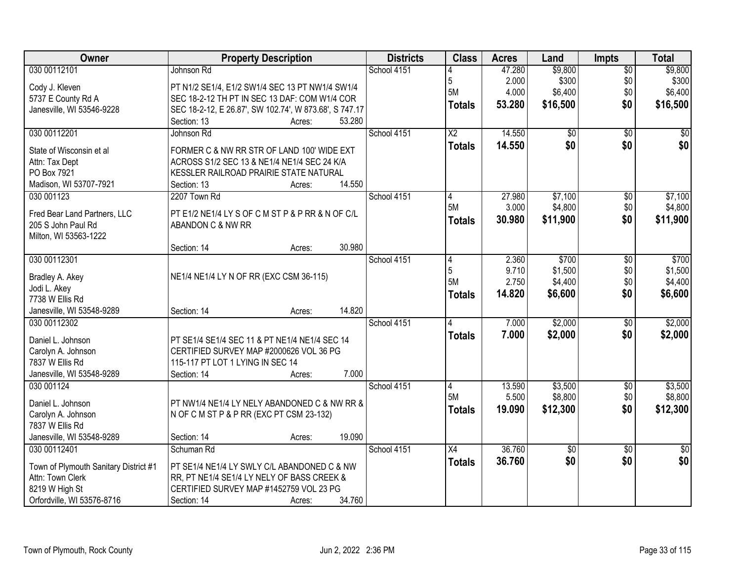| Owner | Property Description | Districts | Class | Acres | Land | Impts | Total |
|---|---|---|---|---|---|---|---|
| 030 00112101<br>Cody J. Kleven<br>5737 E County Rd A<br>Janesville, WI 53546-9228 | Johnson Rd<br>PT N1/2 SE1/4, E1/2 SW1/4 SEC 13 PT NW1/4 SW1/4 SEC 18-2-12 TH PT IN SEC 13 DAF: COM W1/4 COR SEC 18-2-12, E 26.87', SW 102.74', W 873.68', S 747.17<br>Section: 13 Acres: 53.280 | School 4151 | 4<br>5<br>5M<br>**Totals** | 47.280<br>2.000<br>4.000<br>**53.280** | $9,800<br>$300<br>$6,400<br>**$16,500** | $0<br>$0<br>$0<br>**$0** | $9,800<br>$300<br>$6,400<br>**$16,500** |
| 030 00112201<br>State of Wisconsin et al<br>Attn: Tax Dept<br>PO Box 7921<br>Madison, WI 53707-7921 | Johnson Rd<br>FORMER C & NW RR STR OF LAND 100' WIDE EXT ACROSS S1/2 SEC 13 & NE1/4 NE1/4 SEC 24 K/A KESSLER RAILROAD PRAIRIE STATE NATURAL<br>Section: 13 Acres: 14.550 | School 4151 | X2<br>**Totals** | 14.550<br>**14.550** | $0<br>**$0** | $0<br>**$0** | $0<br>**$0** |
| 030 001123<br>Fred Bear Land Partners, LLC<br>205 S John Paul Rd<br>Milton, WI 53563-1222 | 2207 Town Rd<br>PT E1/2 NE1/4 LY S OF C M ST P & P RR & N OF C/L ABANDON C & NW RR<br>Section: 14 Acres: 30.980 | School 4151 | 4<br>5M<br>**Totals** | 27.980<br>3.000<br>**30.980** | $7,100<br>$4,800<br>**$11,900** | $0<br>$0<br>**$0** | $7,100<br>$4,800<br>**$11,900** |
| 030 00112301<br>Bradley A. Akey<br>Jodi L. Akey<br>7738 W Ellis Rd<br>Janesville, WI 53548-9289 | NE1/4 NE1/4 LY N OF RR (EXC CSM 36-115)<br>Section: 14 Acres: 14.820 | School 4151 | 4<br>5<br>5M<br>**Totals** | 2.360<br>9.710<br>2.750<br>**14.820** | $700<br>$1,500<br>$4,400<br>**$6,600** | $0<br>$0<br>$0<br>**$0** | $700<br>$1,500<br>$4,400<br>**$6,600** |
| 030 00112302<br>Daniel L. Johnson<br>Carolyn A. Johnson<br>7837 W Ellis Rd<br>Janesville, WI 53548-9289 | PT SE1/4 SE1/4 SEC 11 & PT NE1/4 NE1/4 SEC 14 CERTIFIED SURVEY MAP #2000626 VOL 36 PG 115-117 PT LOT 1 LYING IN SEC 14<br>Section: 14 Acres: 7.000 | School 4151 | 4<br>**Totals** | 7.000<br>**7.000** | $2,000<br>**$2,000** | $0<br>**$0** | $2,000<br>**$2,000** |
| 030 001124<br>Daniel L. Johnson<br>Carolyn A. Johnson<br>7837 W Ellis Rd<br>Janesville, WI 53548-9289 | PT NW1/4 NE1/4 LY NELY ABANDONED C & NW RR & N OF C M ST P & P RR (EXC PT CSM 23-132)<br>Section: 14 Acres: 19.090 | School 4151 | 4<br>5M<br>**Totals** | 13.590<br>5.500<br>**19.090** | $3,500<br>$8,800<br>**$12,300** | $0<br>$0<br>**$0** | $3,500<br>$8,800<br>**$12,300** |
| 030 00112401<br>Town of Plymouth Sanitary District #1<br>Attn: Town Clerk<br>8219 W High St<br>Orfordville, WI 53576-8716 | Schuman Rd<br>PT SE1/4 NE1/4 LY SWLY C/L ABANDONED C & NW RR, PT NE1/4 SE1/4 LY NELY OF BASS CREEK & CERTIFIED SURVEY MAP #1452759 VOL 23 PG<br>Section: 14 Acres: 34.760 | School 4151 | X4<br>**Totals** | 36.760<br>**36.760** | $0<br>**$0** | $0<br>**$0** | $0<br>**$0** |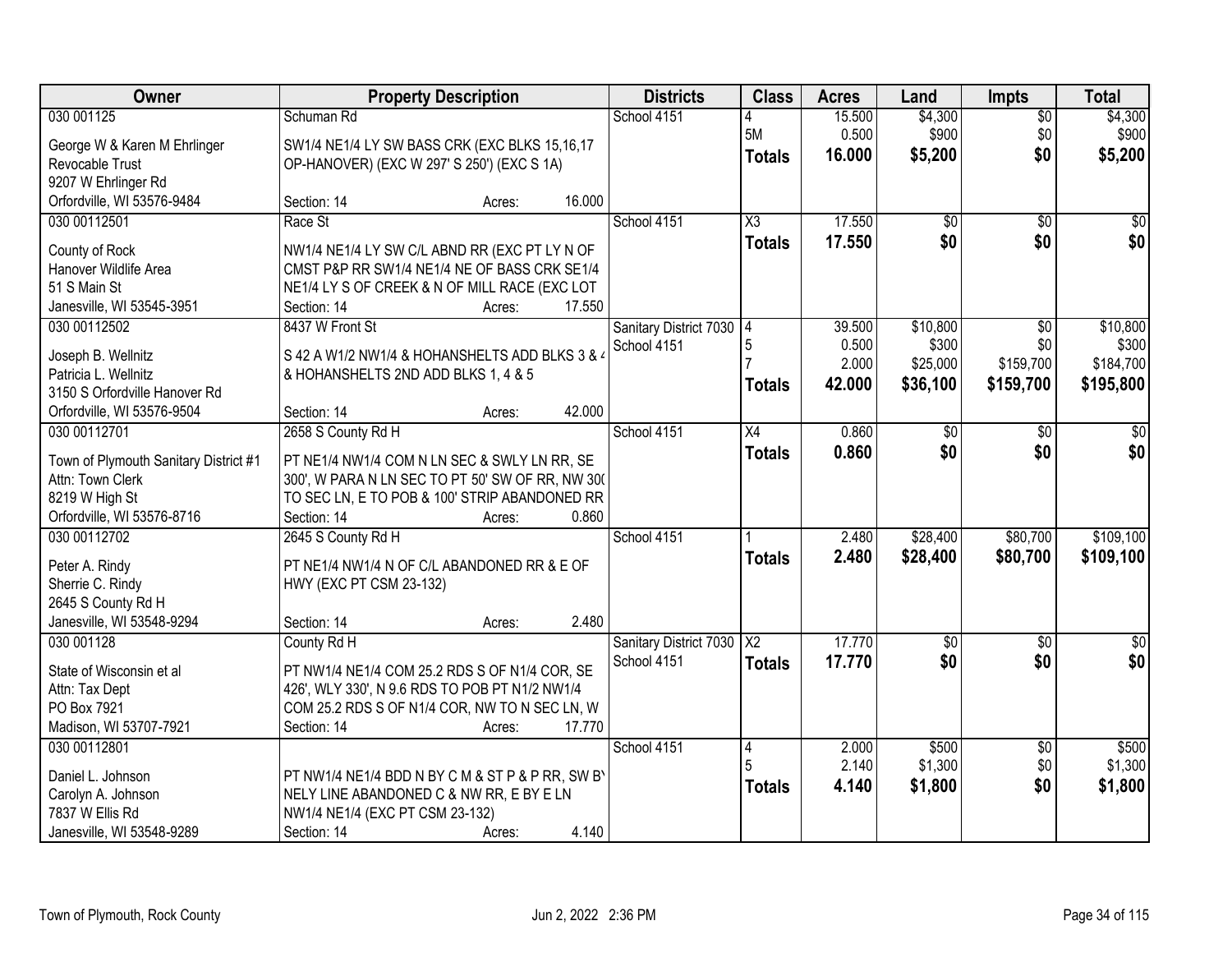| Owner | Property Description | Districts | Class | Acres | Land | Impts | Total |
|---|---|---|---|---|---|---|---|
| 030 001125<br>George W & Karen M Ehrlinger Revocable Trust<br>9207 W Ehrlinger Rd<br>Orfordville, WI 53576-9484 | Schuman Rd<br>SW1/4 NE1/4 LY SW BASS CRK (EXC BLKS 15,16,17 OP-HANOVER) (EXC W 297' S 250') (EXC S 1A)<br>Section: 14 Acres: 16.000 | School 4151 | 4<br>5M<br>**Totals** | 15.500<br>0.500<br>**16.000** | $4,300<br>$900<br>**$5,200** | $0<br>$0<br>**$0** | $4,300<br>$900<br>**$5,200** |
| 030 00112501<br>County of Rock<br>Hanover Wildlife Area<br>51 S Main St<br>Janesville, WI 53545-3951 | Race St<br>NW1/4 NE1/4 LY SW C/L ABND RR (EXC PT LY N OF CMST P&P RR SW1/4 NE1/4 NE OF BASS CRK SE1/4 NE1/4 LY S OF CREEK & N OF MILL RACE (EXC LOT<br>Section: 14 Acres: 17.550 | School 4151 | X3<br>**Totals** | 17.550<br>**17.550** | $0<br>**$0** | $0<br>**$0** | $0<br>**$0** |
| 030 00112502<br>Joseph B. Wellnitz<br>Patricia L. Wellnitz<br>3150 S Orfordville Hanover Rd<br>Orfordville, WI 53576-9504 | 8437 W Front St<br>S 42 A W1/2 NW1/4 & HOHANSHELTS ADD BLKS 3 & 4 & HOHANSHELTS 2ND ADD BLKS 1, 4 & 5<br>Section: 14 Acres: 42.000 | Sanitary District 7030<br>School 4151 | 4<br>5<br>7<br>**Totals** | 39.500<br>0.500<br>2.000<br>**42.000** | $10,800<br>$300<br>$25,000<br>**$36,100** | $0<br>$0<br>$159,700<br>**$159,700** | $10,800<br>$300<br>$184,700<br>**$195,800** |
| 030 00112701<br>Town of Plymouth Sanitary District #1<br>Attn: Town Clerk<br>8219 W High St<br>Orfordville, WI 53576-8716 | 2658 S County Rd H<br>PT NE1/4 NW1/4 COM N LN SEC & SWLY LN RR, SE 300', W PARA N LN SEC TO PT 50' SW OF RR, NW 300' TO SEC LN, E TO POB & 100' STRIP ABANDONED RR<br>Section: 14 Acres: 0.860 | School 4151 | X4<br>**Totals** | 0.860<br>**0.860** | $0<br>**$0** | $0<br>**$0** | $0<br>**$0** |
| 030 00112702<br>Peter A. Rindy<br>Sherrie C. Rindy<br>2645 S County Rd H<br>Janesville, WI 53548-9294 | 2645 S County Rd H<br>PT NE1/4 NW1/4 N OF C/L ABANDONED RR & E OF HWY (EXC PT CSM 23-132)<br>Section: 14 Acres: 2.480 | School 4151 | 1<br>**Totals** | 2.480<br>**2.480** | $28,400<br>**$28,400** | $80,700<br>**$80,700** | $109,100<br>**$109,100** |
| 030 001128<br>State of Wisconsin et al<br>Attn: Tax Dept<br>PO Box 7921<br>Madison, WI 53707-7921 | County Rd H<br>PT NW1/4 NE1/4 COM 25.2 RDS S OF N1/4 COR, SE 426', WLY 330', N 9.6 RDS TO POB PT N1/2 NW1/4 COM 25.2 RDS S OF N1/4 COR, NW TO N SEC LN, W<br>Section: 14 Acres: 17.770 | Sanitary District 7030<br>School 4151 | X2<br>**Totals** | 17.770<br>**17.770** | $0<br>**$0** | $0<br>**$0** | $0<br>**$0** |
| 030 00112801<br>Daniel L. Johnson<br>Carolyn A. Johnson<br>7837 W Ellis Rd<br>Janesville, WI 53548-9289 | PT NW1/4 NE1/4 BDD N BY C M & ST P & P RR, SW BY NELY LINE ABANDONED C & NW RR, E BY E LN NW1/4 NE1/4 (EXC PT CSM 23-132)<br>Section: 14 Acres: 4.140 | School 4151 | 4<br>5<br>**Totals** | 2.000<br>2.140<br>**4.140** | $500<br>$1,300<br>**$1,800** | $0<br>$0<br>**$0** | $500<br>$1,300<br>**$1,800** |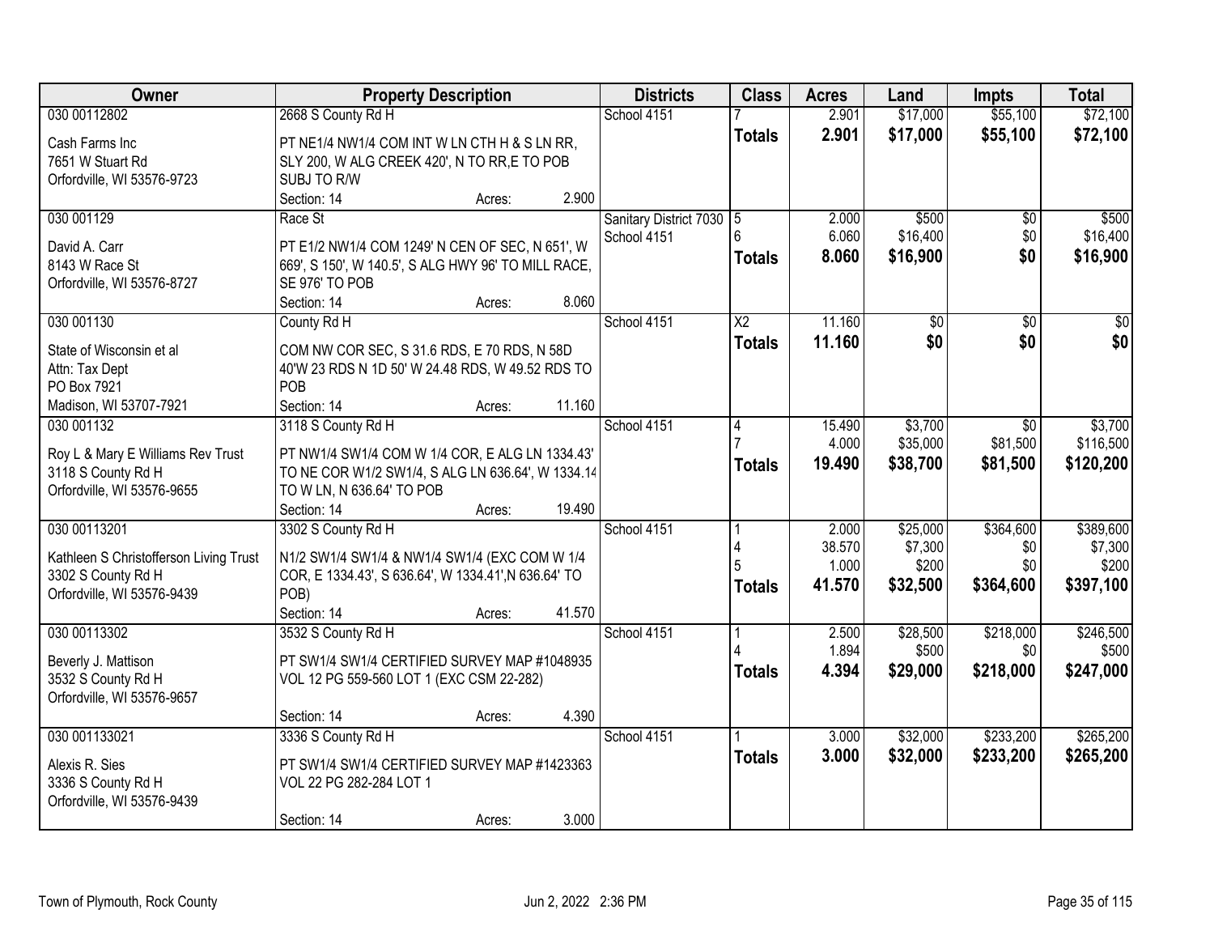| Owner | Property Description | Districts | Class | Acres | Land | Impts | Total |
|---|---|---|---|---|---|---|---|
| 030 00112802<br><br>Cash Farms Inc<br>7651 W Stuart Rd<br>Orfordville, WI 53576-9723 | 2668 S County Rd H<br><br>PT NE1/4 NW1/4 COM INT W LN CTH H & S LN RR, SLY 200, W ALG CREEK 420', N TO RR,E TO POB SUBJ TO R/W<br>Section: 14 Acres: 2.900 | School 4151 | 7<br>**Totals** | 2.901<br>**2.901** | $17,000<br>**$17,000** | $55,100<br>**$55,100** | $72,100<br>**$72,100** |
| 030 001129<br><br>David A. Carr<br>8143 W Race St<br>Orfordville, WI 53576-8727 | Race St<br><br>PT E1/2 NW1/4 COM 1249' N CEN OF SEC, N 651', W 669', S 150', W 140.5', S ALG HWY 96' TO MILL RACE, SE 976' TO POB<br>Section: 14 Acres: 8.060 | Sanitary District 7030<br>School 4151 | 5<br>6<br>**Totals** | 2.000<br>6.060<br>**8.060** | $500<br>$16,400<br>**$16,900** | $0<br>$0<br>**$0** | $500<br>$16,400<br>**$16,900** |
| 030 001130<br><br>State of Wisconsin et al<br>Attn: Tax Dept<br>PO Box 7921<br>Madison, WI 53707-7921 | County Rd H<br><br>COM NW COR SEC, S 31.6 RDS, E 70 RDS, N 58D 40'W 23 RDS N 1D 50' W 24.48 RDS, W 49.52 RDS TO POB<br>Section: 14 Acres: 11.160 | School 4151 | X2<br>**Totals** | 11.160<br>**11.160** | $0<br>**$0** | $0<br>**$0** | $0<br>**$0** |
| 030 001132<br><br>Roy L & Mary E Williams Rev Trust<br>3118 S County Rd H<br>Orfordville, WI 53576-9655 | 3118 S County Rd H<br><br>PT NW1/4 SW1/4 COM W 1/4 COR, E ALG LN 1334.43' TO NE COR W1/2 SW1/4, S ALG LN 636.64', W 1334.14 TO W LN, N 636.64' TO POB<br>Section: 14 Acres: 19.490 | School 4151 | 4<br>7<br>**Totals** | 15.490<br>4.000<br>**19.490** | $3,700<br>$35,000<br>**$38,700** | $0<br>$81,500<br>**$81,500** | $3,700<br>$116,500<br>**$120,200** |
| 030 00113201<br><br>Kathleen S Christofferson Living Trust<br>3302 S County Rd H<br>Orfordville, WI 53576-9439 | 3302 S County Rd H<br><br>N1/2 SW1/4 SW1/4 & NW1/4 SW1/4 (EXC COM W 1/4 COR, E 1334.43', S 636.64', W 1334.41',N 636.64' TO POB)<br>Section: 14 Acres: 41.570 | School 4151 | 1<br>4<br>5<br>**Totals** | 2.000<br>38.570<br>1.000<br>**41.570** | $25,000<br>$7,300<br>$200<br>**$32,500** | $364,600<br>$0<br>$0<br>**$364,600** | $389,600<br>$7,300<br>$200<br>**$397,100** |
| 030 00113302<br><br>Beverly J. Mattison<br>3532 S County Rd H<br>Orfordville, WI 53576-9657 | 3532 S County Rd H<br><br>PT SW1/4 SW1/4 CERTIFIED SURVEY MAP #1048935 VOL 12 PG 559-560 LOT 1 (EXC CSM 22-282)<br>Section: 14 Acres: 4.390 | School 4151 | 1<br>4<br>**Totals** | 2.500<br>1.894<br>**4.394** | $28,500<br>$500<br>**$29,000** | $218,000<br>$0<br>**$218,000** | $246,500<br>$500<br>**$247,000** |
| 030 001133021<br><br>Alexis R. Sies<br>3336 S County Rd H<br>Orfordville, WI 53576-9439 | 3336 S County Rd H<br><br>PT SW1/4 SW1/4 CERTIFIED SURVEY MAP #1423363 VOL 22 PG 282-284 LOT 1<br>Section: 14 Acres: 3.000 | School 4151 | 1<br>**Totals** | 3.000<br>**3.000** | $32,000<br>**$32,000** | $233,200<br>**$233,200** | $265,200<br>**$265,200** |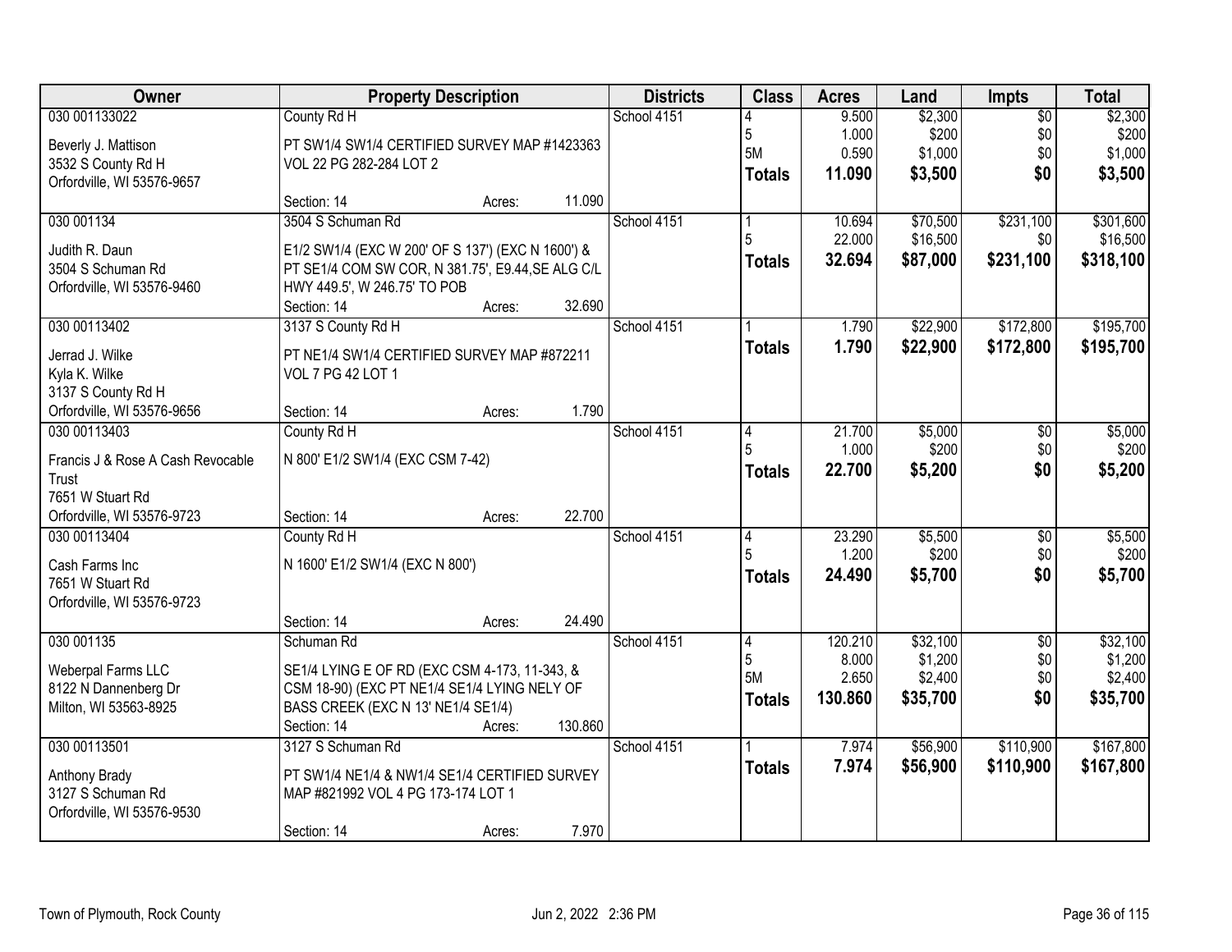| Owner | Property Description | Districts | Class | Acres | Land | Impts | Total |
|---|---|---|---|---|---|---|---|
| 030 001133022<br><br>Beverly J. Mattison<br>3532 S County Rd H<br>Orfordville, WI 53576-9657 | County Rd H<br><br>PT SW1/4 SW1/4 CERTIFIED SURVEY MAP #1423363 VOL 22 PG 282-284 LOT 2<br><br>Section: 14 Acres: 11.090 | School 4151 | 4<br>5<br>5M<br>**Totals** | 9.500<br>1.000<br>0.590<br>**11.090** | $2,300<br>$200<br>$1,000<br>**$3,500** | $0<br>$0<br>$0<br>**$0** | $2,300<br>$200<br>$1,000<br>**$3,500** |
| 030 001134<br><br>Judith R. Daun<br>3504 S Schuman Rd<br>Orfordville, WI 53576-9460 | 3504 S Schuman Rd<br><br>E1/2 SW1/4 (EXC W 200' OF S 137') (EXC N 1600') & PT SE1/4 COM SW COR, N 381.75', E9.44,SE ALG C/L HWY 449.5', W 246.75' TO POB<br>Section: 14 Acres: 32.690 | School 4151 | 1<br>5<br>**Totals** | 10.694<br>22.000<br>**32.694** | $70,500<br>$16,500<br>**$87,000** | $231,100<br>$0<br>**$231,100** | $301,600<br>$16,500<br>**$318,100** |
| 030 00113402<br><br>Jerrad J. Wilke<br>Kyla K. Wilke<br>3137 S County Rd H<br>Orfordville, WI 53576-9656 | 3137 S County Rd H<br><br>PT NE1/4 SW1/4 CERTIFIED SURVEY MAP #872211 VOL 7 PG 42 LOT 1<br><br>Section: 14 Acres: 1.790 | School 4151 | 1<br>**Totals** | 1.790<br>**1.790** | $22,900<br>**$22,900** | $172,800<br>**$172,800** | $195,700<br>**$195,700** |
| 030 00113403<br><br>Francis J & Rose A Cash Revocable Trust<br>7651 W Stuart Rd<br>Orfordville, WI 53576-9723 | County Rd H<br><br>N 800' E1/2 SW1/4 (EXC CSM 7-42)<br><br>Section: 14 Acres: 22.700 | School 4151 | 4<br>5<br>**Totals** | 21.700<br>1.000<br>**22.700** | $5,000<br>$200<br>**$5,200** | $0<br>$0<br>**$0** | $5,000<br>$200<br>**$5,200** |
| 030 00113404<br><br>Cash Farms Inc<br>7651 W Stuart Rd<br>Orfordville, WI 53576-9723 | County Rd H<br><br>N 1600' E1/2 SW1/4 (EXC N 800')<br><br>Section: 14 Acres: 24.490 | School 4151 | 4<br>5<br>**Totals** | 23.290<br>1.200<br>**24.490** | $5,500<br>$200<br>**$5,700** | $0<br>$0<br>**$0** | $5,500<br>$200<br>**$5,700** |
| 030 001135<br><br>Weberpal Farms LLC<br>8122 N Dannenberg Dr<br>Milton, WI 53563-8925 | Schuman Rd<br><br>SE1/4 LYING E OF RD (EXC CSM 4-173, 11-343, & CSM 18-90) (EXC PT NE1/4 SE1/4 LYING NELY OF BASS CREEK (EXC N 13' NE1/4 SE1/4)<br>Section: 14 Acres: 130.860 | School 4151 | 4<br>5<br>5M<br>**Totals** | 120.210<br>8.000<br>2.650<br>**130.860** | $32,100<br>$1,200<br>$2,400<br>**$35,700** | $0<br>$0<br>$0<br>**$0** | $32,100<br>$1,200<br>$2,400<br>**$35,700** |
| 030 00113501<br><br>Anthony Brady<br>3127 S Schuman Rd<br>Orfordville, WI 53576-9530 | 3127 S Schuman Rd<br><br>PT SW1/4 NE1/4 & NW1/4 SE1/4 CERTIFIED SURVEY MAP #821992 VOL 4 PG 173-174 LOT 1<br><br>Section: 14 Acres: 7.970 | School 4151 | 1<br>**Totals** | 7.974<br>**7.974** | $56,900<br>**$56,900** | $110,900<br>**$110,900** | $167,800<br>**$167,800** |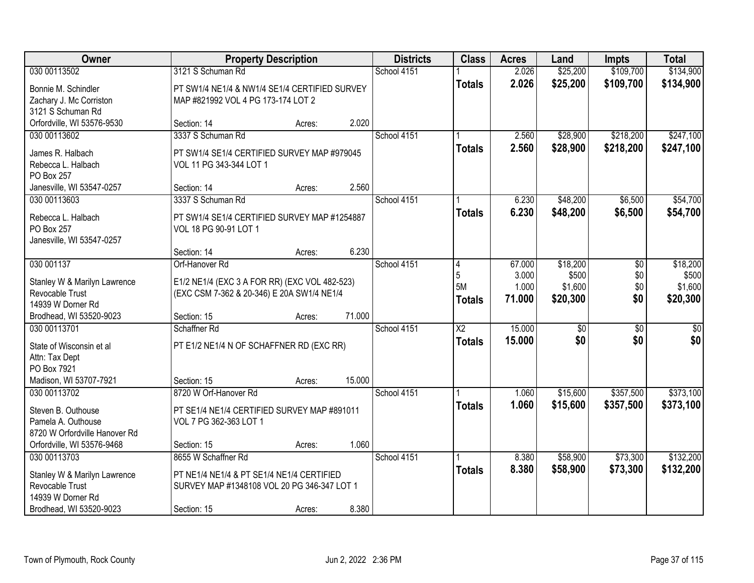| Owner | Property Description | Districts | Class | Acres | Land | Impts | Total |
|---|---|---|---|---|---|---|---|
| 030 00113502<br><br>Bonnie M. Schindler<br>Zachary J. Mc Corriston<br>3121 S Schuman Rd<br>Orfordville, WI 53576-9530 | 3121 S Schuman Rd<br><br>PT SW1/4 NE1/4 & NW1/4 SE1/4 CERTIFIED SURVEY MAP #821992 VOL 4 PG 173-174 LOT 2<br><br>Section: 14 Acres: 2.020 | School 4151 | 1<br>**Totals** | 2.026<br>**2.026** | \$25,200<br>**\$25,200** | \$109,700<br>**\$109,700** | \$134,900<br>**\$134,900** |
| 030 00113602<br><br>James R. Halbach<br>Rebecca L. Halbach<br>PO Box 257<br>Janesville, WI 53547-0257 | 3337 S Schuman Rd<br><br>PT SW1/4 SE1/4 CERTIFIED SURVEY MAP #979045 VOL 11 PG 343-344 LOT 1<br><br>Section: 14 Acres: 2.560 | School 4151 | 1<br>**Totals** | 2.560<br>**2.560** | \$28,900<br>**\$28,900** | \$218,200<br>**\$218,200** | \$247,100<br>**\$247,100** |
| 030 00113603<br><br>Rebecca L. Halbach<br>PO Box 257<br>Janesville, WI 53547-0257 | 3337 S Schuman Rd<br><br>PT SW1/4 SE1/4 CERTIFIED SURVEY MAP #1254887 VOL 18 PG 90-91 LOT 1<br><br>Section: 14 Acres: 6.230 | School 4151 | 1<br>**Totals** | 6.230<br>**6.230** | \$48,200<br>**\$48,200** | \$6,500<br>**\$6,500** | \$54,700<br>**\$54,700** |
| 030 001137<br><br>Stanley W & Marilyn Lawrence Revocable Trust<br>14939 W Dorner Rd<br>Brodhead, WI 53520-9023 | Orf-Hanover Rd<br><br>E1/2 NE1/4 (EXC 3 A FOR RR) (EXC VOL 482-523) (EXC CSM 7-362 & 20-346) E 20A SW1/4 NE1/4<br><br>Section: 15 Acres: 71.000 | School 4151 | 4<br>5<br>5M<br>**Totals** | 67.000<br>3.000<br>1.000<br>**71.000** | \$18,200<br>\$500<br>\$1,600<br>**\$20,300** | \$0<br>\$0<br>\$0<br>**\$0** | \$18,200<br>\$500<br>\$1,600<br>**\$20,300** |
| 030 00113701<br><br>State of Wisconsin et al<br>Attn: Tax Dept<br>PO Box 7921<br>Madison, WI 53707-7921 | Schaffner Rd<br><br>PT E1/2 NE1/4 N OF SCHAFFNER RD (EXC RR)<br><br>Section: 15 Acres: 15.000 | School 4151 | X2<br>**Totals** | 15.000<br>**15.000** | \$0<br>**\$0** | \$0<br>**\$0** | \$0<br>**\$0** |
| 030 00113702<br><br>Steven B. Outhouse<br>Pamela A. Outhouse<br>8720 W Orfordville Hanover Rd<br>Orfordville, WI 53576-9468 | 8720 W Orf-Hanover Rd<br><br>PT SE1/4 NE1/4 CERTIFIED SURVEY MAP #891011 VOL 7 PG 362-363 LOT 1<br><br>Section: 15 Acres: 1.060 | School 4151 | 1<br>**Totals** | 1.060<br>**1.060** | \$15,600<br>**\$15,600** | \$357,500<br>**\$357,500** | \$373,100<br>**\$373,100** |
| 030 00113703<br><br>Stanley W & Marilyn Lawrence Revocable Trust<br>14939 W Dorner Rd<br>Brodhead, WI 53520-9023 | 8655 W Schaffner Rd<br><br>PT NE1/4 NE1/4 & PT SE1/4 NE1/4 CERTIFIED SURVEY MAP #1348108 VOL 20 PG 346-347 LOT 1<br><br>Section: 15 Acres: 8.380 | School 4151 | 1<br>**Totals** | 8.380<br>**8.380** | \$58,900<br>**\$58,900** | \$73,300<br>**\$73,300** | \$132,200<br>**\$132,200** |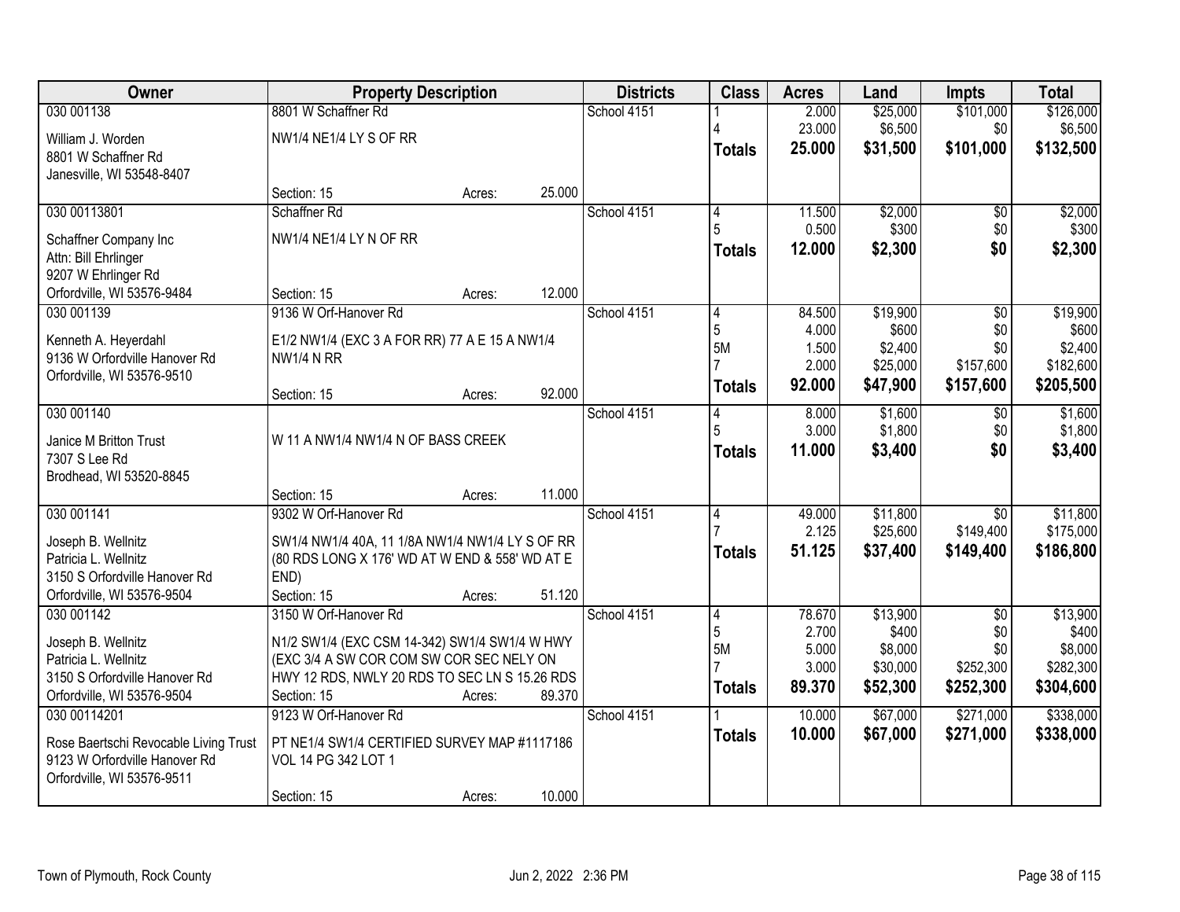| Owner | Property Description | | | Districts | Class | Acres | Land | Impts | Total |
|---|---|---|---|---|---|---|---|---|---|
| 030 001138 | 8801 W Schaffner Rd | | | School 4151 | 1 | 2.000 | $25,000 | $101,000 | $126,000 |
| William J. Worden | NW1/4 NE1/4 LY S OF RR | | | | 4 | 23.000 | $6,500 | $0 | $6,500 |
| 8801 W Schaffner Rd | | | | | **Totals** | **25.000** | **$31,500** | **$101,000** | **$132,500** |
| Janesville, WI 53548-8407 | | | | | | | | | |
| | Section: 15 | Acres: | 25.000 | | | | | | |
| 030 00113801 | Schaffner Rd | | | School 4151 | 4 | 11.500 | $2,000 | $0 | $2,000 |
| Schaffner Company Inc | NW1/4 NE1/4 LY N OF RR | | | | 5 | 0.500 | $300 | $0 | $300 |
| Attn: Bill Ehrlinger | | | | | **Totals** | **12.000** | **$2,300** | **$0** | **$2,300** |
| 9207 W Ehrlinger Rd | | | | | | | | | |
| Orfordville, WI 53576-9484 | Section: 15 | Acres: | 12.000 | | | | | | |
| 030 001139 | 9136 W Orf-Hanover Rd | | | School 4151 | 4 | 84.500 | $19,900 | $0 | $19,900 |
| Kenneth A. Heyerdahl | E1/2 NW1/4 (EXC 3 A FOR RR) 77 A E 15 A NW1/4 | | | | 5 | 4.000 | $600 | $0 | $600 |
| 9136 W Orfordville Hanover Rd | NW1/4 N RR | | | | 5M | 1.500 | $2,400 | $0 | $2,400 |
| Orfordville, WI 53576-9510 | | | | | 7 | 2.000 | $25,000 | $157,600 | $182,600 |
| | Section: 15 | Acres: | 92.000 | | **Totals** | **92.000** | **$47,900** | **$157,600** | **$205,500** |
| 030 001140 | | | | School 4151 | 4 | 8.000 | $1,600 | $0 | $1,600 |
| Janice M Britton Trust | W 11 A NW1/4 NW1/4 N OF BASS CREEK | | | | 5 | 3.000 | $1,800 | $0 | $1,800 |
| 7307 S Lee Rd | | | | | **Totals** | **11.000** | **$3,400** | **$0** | **$3,400** |
| Brodhead, WI 53520-8845 | | | | | | | | | |
| | Section: 15 | Acres: | 11.000 | | | | | | |
| 030 001141 | 9302 W Orf-Hanover Rd | | | School 4151 | 4 | 49.000 | $11,800 | $0 | $11,800 |
| Joseph B. Wellnitz | SW1/4 NW1/4 40A, 11 1/8A NW1/4 NW1/4 LY S OF RR | | | | 7 | 2.125 | $25,600 | $149,400 | $175,000 |
| Patricia L. Wellnitz | (80 RDS LONG X 176' WD AT W END & 558' WD AT E | | | | **Totals** | **51.125** | **$37,400** | **$149,400** | **$186,800** |
| 3150 S Orfordville Hanover Rd | END) | | | | | | | | |
| Orfordville, WI 53576-9504 | Section: 15 | Acres: | 51.120 | | | | | | |
| 030 001142 | 3150 W Orf-Hanover Rd | | | School 4151 | 4 | 78.670 | $13,900 | $0 | $13,900 |
| Joseph B. Wellnitz | N1/2 SW1/4 (EXC CSM 14-342) SW1/4 SW1/4 W HWY | | | | 5 | 2.700 | $400 | $0 | $400 |
| Patricia L. Wellnitz | (EXC 3/4 A SW COR COM SW COR SEC NELY ON | | | | 5M | 5.000 | $8,000 | $0 | $8,000 |
| 3150 S Orfordville Hanover Rd | HWY 12 RDS, NWLY 20 RDS TO SEC LN S 15.26 RDS | | | | 7 | 3.000 | $30,000 | $252,300 | $282,300 |
| Orfordville, WI 53576-9504 | Section: 15 | Acres: | 89.370 | | **Totals** | **89.370** | **$52,300** | **$252,300** | **$304,600** |
| 030 00114201 | 9123 W Orf-Hanover Rd | | | School 4151 | 1 | 10.000 | $67,000 | $271,000 | $338,000 |
| Rose Baertschi Revocable Living Trust | PT NE1/4 SW1/4 CERTIFIED SURVEY MAP #1117186 | | | | **Totals** | **10.000** | **$67,000** | **$271,000** | **$338,000** |
| 9123 W Orfordville Hanover Rd | VOL 14 PG 342 LOT 1 | | | | | | | | |
| Orfordville, WI 53576-9511 | | | | | | | | | |
| | Section: 15 | Acres: | 10.000 | | | | | | |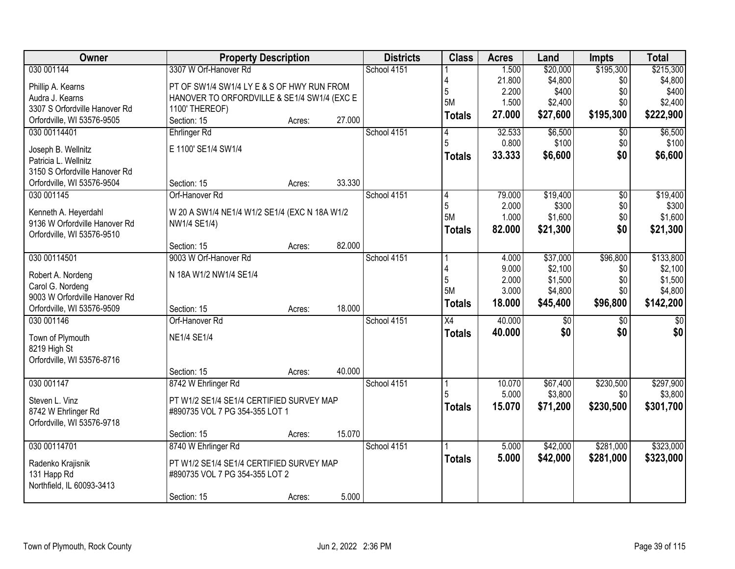| Owner | Property Description | Districts | Class | Acres | Land | Impts | Total |
|---|---|---|---|---|---|---|---|
| 030 001144<br><br>Phillip A. Kearns<br>Audra J. Kearns<br>3307 S Orfordville Hanover Rd<br>Orfordville, WI 53576-9505 | 3307 W Orf-Hanover Rd<br><br>PT OF SW1/4 SW1/4 LY E & S OF HWY RUN FROM HANOVER TO ORFORDVILLE & SE1/4 SW1/4 (EXC E 1100' THEREOF)<br>Section: 15 Acres: 27.000 | School 4151 | 1<br>4<br>5<br>5M<br>**Totals** | 1.500<br>21.800<br>2.200<br>1.500<br>**27.000** | $20,000<br>$4,800<br>$400<br>$2,400<br>**$27,600** | $195,300<br>$0<br>$0<br>$0<br>**$195,300** | $215,300<br>$4,800<br>$400<br>$2,400<br>**$222,900** |
| 030 00114401<br><br>Joseph B. Wellnitz<br>Patricia L. Wellnitz<br>3150 S Orfordville Hanover Rd<br>Orfordville, WI 53576-9504 | Ehrlinger Rd<br><br>E 1100' SE1/4 SW1/4<br><br>Section: 15 Acres: 33.330 | School 4151 | 4<br>5<br>**Totals** | 32.533<br>0.800<br>**33.333** | $6,500<br>$100<br>**$6,600** | $0<br>$0<br>**$0** | $6,500<br>$100<br>**$6,600** |
| 030 001145<br><br>Kenneth A. Heyerdahl<br>9136 W Orfordville Hanover Rd<br>Orfordville, WI 53576-9510 | Orf-Hanover Rd<br><br>W 20 A SW1/4 NE1/4 W1/2 SE1/4 (EXC N 18A W1/2 NW1/4 SE1/4)<br><br>Section: 15 Acres: 82.000 | School 4151 | 4<br>5<br>5M<br>**Totals** | 79.000<br>2.000<br>1.000<br>**82.000** | $19,400<br>$300<br>$1,600<br>**$21,300** | $0<br>$0<br>$0<br>**$0** | $19,400<br>$300<br>$1,600<br>**$21,300** |
| 030 00114501<br><br>Robert A. Nordeng<br>Carol G. Nordeng<br>9003 W Orfordville Hanover Rd<br>Orfordville, WI 53576-9509 | 9003 W Orf-Hanover Rd<br><br>N 18A W1/2 NW1/4 SE1/4<br><br>Section: 15 Acres: 18.000 | School 4151 | 1<br>4<br>5<br>5M<br>**Totals** | 4.000<br>9.000<br>2.000<br>3.000<br>**18.000** | $37,000<br>$2,100<br>$1,500<br>$4,800<br>**$45,400** | $96,800<br>$0<br>$0<br>$0<br>**$96,800** | $133,800<br>$2,100<br>$1,500<br>$4,800<br>**$142,200** |
| 030 001146<br><br>Town of Plymouth<br>8219 High St<br>Orfordville, WI 53576-8716 | Orf-Hanover Rd<br><br>NE1/4 SE1/4<br><br>Section: 15 Acres: 40.000 | School 4151 | X4<br>**Totals** | 40.000<br>**40.000** | $0<br>**$0** | $0<br>**$0** | $0<br>**$0** |
| 030 001147<br><br>Steven L. Vinz<br>8742 W Ehrlinger Rd<br>Orfordville, WI 53576-9718 | 8742 W Ehrlinger Rd<br><br>PT W1/2 SE1/4 SE1/4 CERTIFIED SURVEY MAP #890735 VOL 7 PG 354-355 LOT 1<br><br>Section: 15 Acres: 15.070 | School 4151 | 1<br>5<br>**Totals** | 10.070<br>5.000<br>**15.070** | $67,400<br>$3,800<br>**$71,200** | $230,500<br>$0<br>**$230,500** | $297,900<br>$3,800<br>**$301,700** |
| 030 00114701<br><br>Radenko Krajisnik<br>131 Happ Rd<br>Northfield, IL 60093-3413 | 8740 W Ehrlinger Rd<br><br>PT W1/2 SE1/4 SE1/4 CERTIFIED SURVEY MAP #890735 VOL 7 PG 354-355 LOT 2<br><br>Section: 15 Acres: 5.000 | School 4151 | 1<br>**Totals** | 5.000<br>**5.000** | $42,000<br>**$42,000** | $281,000<br>**$281,000** | $323,000<br>**$323,000** |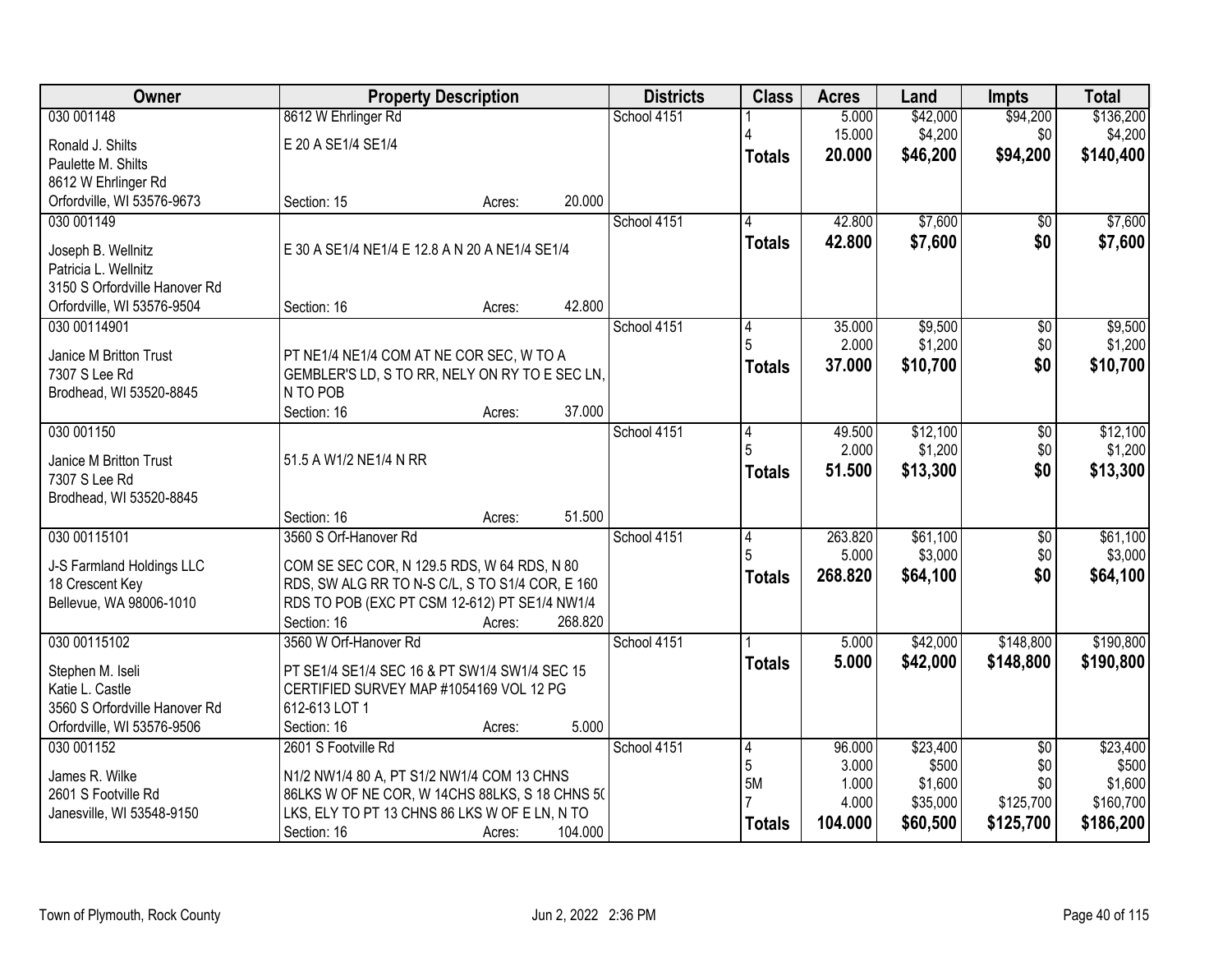| Owner | Property Description | Districts | Class | Acres | Land | Impts | Total |
|---|---|---|---|---|---|---|---|
| 030 001148<br>Ronald J. Shilts<br>Paulette M. Shilts<br>8612 W Ehrlinger Rd<br>Orfordville, WI 53576-9673 | 8612 W Ehrlinger Rd<br>E 20 A SE1/4 SE1/4<br>Section: 15 Acres: 20.000 | School 4151 | 1<br>4<br>**Totals** | 5.000<br>15.000<br>**20.000** | $42,000<br>$4,200<br>**$46,200** | $94,200<br>$0<br>**$94,200** | $136,200<br>$4,200<br>**$140,400** |
| 030 001149<br>Joseph B. Wellnitz<br>Patricia L. Wellnitz<br>3150 S Orfordville Hanover Rd<br>Orfordville, WI 53576-9504 | E 30 A SE1/4 NE1/4 E 12.8 A N 20 A NE1/4 SE1/4<br>Section: 16 Acres: 42.800 | School 4151 | 4<br>**Totals** | 42.800<br>**42.800** | $7,600<br>**$7,600** | $0<br>**$0** | $7,600<br>**$7,600** |
| 030 00114901<br>Janice M Britton Trust<br>7307 S Lee Rd<br>Brodhead, WI 53520-8845 | PT NE1/4 NE1/4 COM AT NE COR SEC, W TO A GEMBLER'S LD, S TO RR, NELY ON RY TO E SEC LN, N TO POB<br>Section: 16 Acres: 37.000 | School 4151 | 4<br>5<br>**Totals** | 35.000<br>2.000<br>**37.000** | $9,500<br>$1,200<br>**$10,700** | $0<br>$0<br>**$0** | $9,500<br>$1,200<br>**$10,700** |
| 030 001150<br>Janice M Britton Trust<br>7307 S Lee Rd<br>Brodhead, WI 53520-8845 | 51.5 A W1/2 NE1/4 N RR<br>Section: 16 Acres: 51.500 | School 4151 | 4<br>5<br>**Totals** | 49.500<br>2.000<br>**51.500** | $12,100<br>$1,200<br>**$13,300** | $0<br>$0<br>**$0** | $12,100<br>$1,200<br>**$13,300** |
| 030 00115101<br>J-S Farmland Holdings LLC<br>18 Crescent Key<br>Bellevue, WA 98006-1010 | 3560 S Orf-Hanover Rd<br>COM SE SEC COR, N 129.5 RDS, W 64 RDS, N 80 RDS, SW ALG RR TO N-S C/L, S TO S1/4 COR, E 160 RDS TO POB (EXC PT CSM 12-612) PT SE1/4 NW1/4<br>Section: 16 Acres: 268.820 | School 4151 | 4<br>5<br>**Totals** | 263.820<br>5.000<br>**268.820** | $61,100<br>$3,000<br>**$64,100** | $0<br>$0<br>**$0** | $61,100<br>$3,000<br>**$64,100** |
| 030 00115102<br>Stephen M. Iseli<br>Katie L. Castle<br>3560 S Orfordville Hanover Rd<br>Orfordville, WI 53576-9506 | 3560 W Orf-Hanover Rd<br>PT SE1/4 SE1/4 SEC 16 & PT SW1/4 SW1/4 SEC 15 CERTIFIED SURVEY MAP #1054169 VOL 12 PG 612-613 LOT 1<br>Section: 16 Acres: 5.000 | School 4151 | 1<br>**Totals** | 5.000<br>**5.000** | $42,000<br>**$42,000** | $148,800<br>**$148,800** | $190,800<br>**$190,800** |
| 030 001152<br>James R. Wilke<br>2601 S Footville Rd<br>Janesville, WI 53548-9150 | 2601 S Footville Rd<br>N1/2 NW1/4 80 A, PT S1/2 NW1/4 COM 13 CHNS 86LKS W OF NE COR, W 14CHS 88LKS, S 18 CHNS 50 LKS, ELY TO PT 13 CHNS 86 LKS W OF E LN, N TO<br>Section: 16 Acres: 104.000 | School 4151 | 4<br>5<br>5M<br>7<br>**Totals** | 96.000<br>3.000<br>1.000<br>4.000<br>**104.000** | $23,400<br>$500<br>$1,600<br>$35,000<br>**$60,500** | $0<br>$0<br>$0<br>$125,700<br>**$125,700** | $23,400<br>$500<br>$1,600<br>$160,700<br>**$186,200** |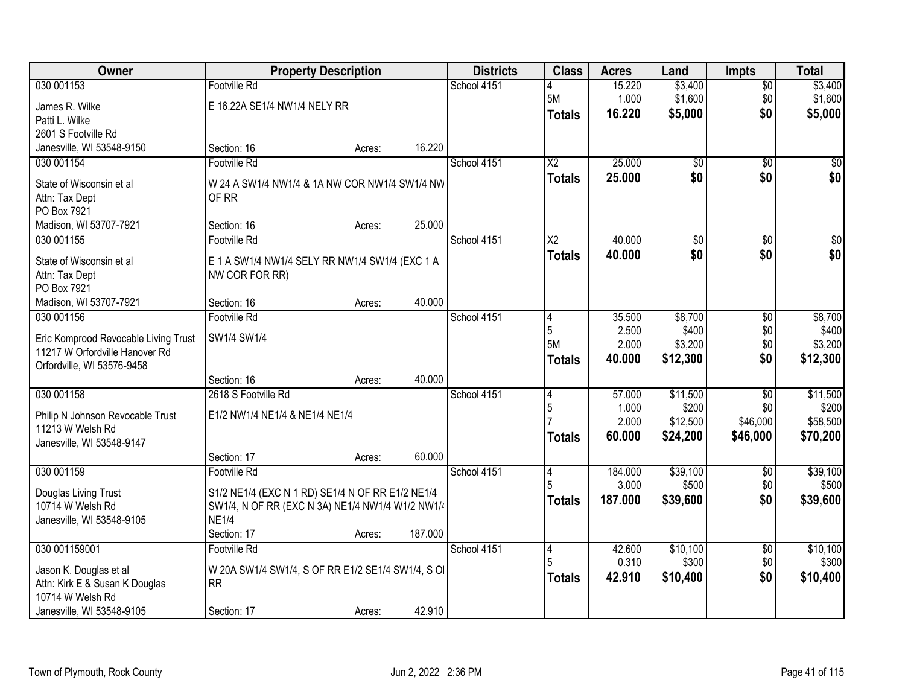| Owner | Property Description | | | Districts | Class | Acres | Land | Impts | Total |
|---|---|---|---|---|---|---|---|---|---|
| 030 001153 | Footville Rd | | | School 4151 | 4 | 15.220 | $3,400 | $0 | $3,400 |
| James R. Wilke | E 16.22A SE1/4 NW1/4 NELY RR | | | | 5M | 1.000 | $1,600 | $0 | $1,600 |
| Patti L. Wilke | | | | | **Totals** | **16.220** | **$5,000** | **$0** | **$5,000** |
| 2601 S Footville Rd | | | | | | | | | |
| Janesville, WI 53548-9150 | Section: 16 | Acres: | 16.220 | | | | | | |
| 030 001154 | Footville Rd | | | School 4151 | X2 | 25.000 | $0 | $0 | $0 |
| State of Wisconsin et al | W 24 A SW1/4 NW1/4 & 1A NW COR NW1/4 SW1/4 NW OF RR | | | | **Totals** | **25.000** | **$0** | **$0** | **$0** |
| Attn: Tax Dept | | | | | | | | | |
| PO Box 7921 | | | | | | | | | |
| Madison, WI 53707-7921 | Section: 16 | Acres: | 25.000 | | | | | | |
| 030 001155 | Footville Rd | | | School 4151 | X2 | 40.000 | $0 | $0 | $0 |
| State of Wisconsin et al | E 1 A SW1/4 NW1/4 SELY RR NW1/4 SW1/4 (EXC 1 A NW COR FOR RR) | | | | **Totals** | **40.000** | **$0** | **$0** | **$0** |
| Attn: Tax Dept | | | | | | | | | |
| PO Box 7921 | | | | | | | | | |
| Madison, WI 53707-7921 | Section: 16 | Acres: | 40.000 | | | | | | |
| 030 001156 | Footville Rd | | | School 4151 | 4 | 35.500 | $8,700 | $0 | $8,700 |
| Eric Komprood Revocable Living Trust | SW1/4 SW1/4 | | | | 5 | 2.500 | $400 | $0 | $400 |
| 11217 W Orfordville Hanover Rd | | | | | 5M | 2.000 | $3,200 | $0 | $3,200 |
| Orfordville, WI 53576-9458 | | | | | **Totals** | **40.000** | **$12,300** | **$0** | **$12,300** |
| | Section: 16 | Acres: | 40.000 | | | | | | |
| 030 001158 | 2618 S Footville Rd | | | School 4151 | 4 | 57.000 | $11,500 | $0 | $11,500 |
| Philip N Johnson Revocable Trust | E1/2 NW1/4 NE1/4 & NE1/4 NE1/4 | | | | 5 | 1.000 | $200 | $0 | $200 |
| 11213 W Welsh Rd | | | | | 7 | 2.000 | $12,500 | $46,000 | $58,500 |
| Janesville, WI 53548-9147 | | | | | **Totals** | **60.000** | **$24,200** | **$46,000** | **$70,200** |
| | Section: 17 | Acres: | 60.000 | | | | | | |
| 030 001159 | Footville Rd | | | School 4151 | 4 | 184.000 | $39,100 | $0 | $39,100 |
| Douglas Living Trust | S1/2 NE1/4 (EXC N 1 RD) SE1/4 N OF RR E1/2 NE1/4 SW1/4, N OF RR (EXC N 3A) NE1/4 NW1/4 W1/2 NW1/4 NE1/4 | | | | 5 | 3.000 | $500 | $0 | $500 |
| 10714 W Welsh Rd | | | | | **Totals** | **187.000** | **$39,600** | **$0** | **$39,600** |
| Janesville, WI 53548-9105 | | | | | | | | | |
| | Section: 17 | Acres: | 187.000 | | | | | | |
| 030 001159001 | Footville Rd | | | School 4151 | 4 | 42.600 | $10,100 | $0 | $10,100 |
| Jason K. Douglas et al | W 20A SW1/4 SW1/4, S OF RR E1/2 SE1/4 SW1/4, S OF RR | | | | 5 | 0.310 | $300 | $0 | $300 |
| Attn: Kirk E & Susan K Douglas | | | | | **Totals** | **42.910** | **$10,400** | **$0** | **$10,400** |
| 10714 W Welsh Rd | | | | | | | | | |
| Janesville, WI 53548-9105 | Section: 17 | Acres: | 42.910 | | | | | | |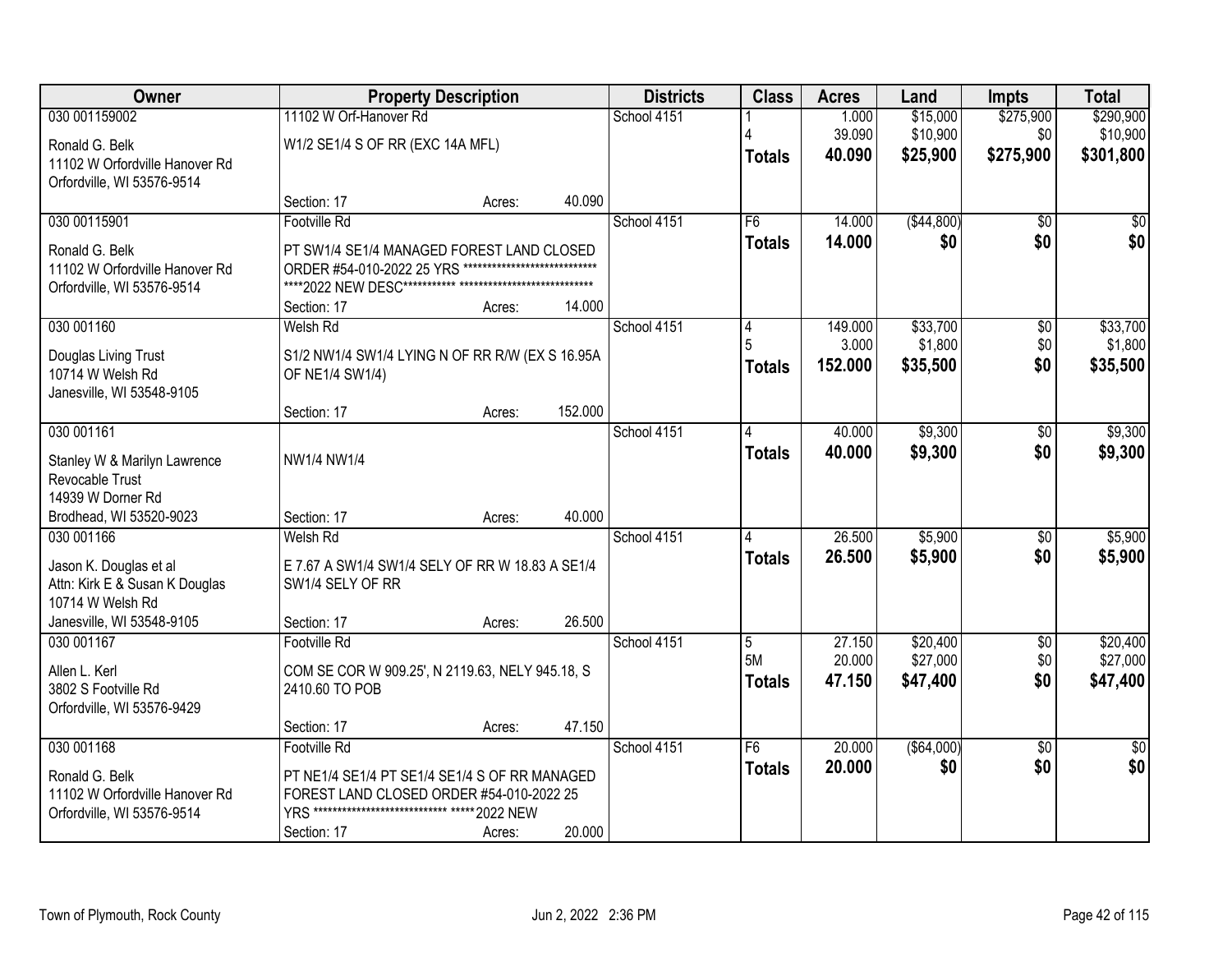| Owner | Property Description | Districts | Class | Acres | Land | Impts | Total |
|---|---|---|---|---|---|---|---|
| 030 001159002 | 11102 W Orf-Hanover Rd | School 4151 | 1 | 1.000 | $15,000 | $275,900 | $290,900 |
| Ronald G. Belk<br>11102 W Orfordville Hanover Rd<br>Orfordville, WI 53576-9514 | W1/2 SE1/4 S OF RR (EXC 14A MFL) | | 4 | 39.090 | $10,900 | $0 | $10,900 |
| | Section: 17 Acres: 40.090 | | **Totals** | **40.090** | **$25,900** | **$275,900** | **$301,800** |
| 030 00115901 | Footville Rd | School 4151 | F6 | 14.000 | ($44,800) | $0 | $0 |
| Ronald G. Belk<br>11102 W Orfordville Hanover Rd<br>Orfordville, WI 53576-9514 | PT SW1/4 SE1/4 MANAGED FOREST LAND CLOSED ORDER #54-010-2022 25 YRS *************************** ****2022 NEW DESC*********** ****************************<br>Section: 17 Acres: 14.000 | | **Totals** | **14.000** | **$0** | **$0** | **$0** |
| 030 001160 | Welsh Rd | School 4151 | 4 | 149.000 | $33,700 | $0 | $33,700 |
| Douglas Living Trust<br>10714 W Welsh Rd<br>Janesville, WI 53548-9105 | S1/2 NW1/4 SW1/4 LYING N OF RR R/W (EX S 16.95A OF NE1/4 SW1/4) | | 5 | 3.000 | $1,800 | $0 | $1,800 |
| | Section: 17 Acres: 152.000 | | **Totals** | **152.000** | **$35,500** | **$0** | **$35,500** |
| 030 001161 | | School 4151 | 4 | 40.000 | $9,300 | $0 | $9,300 |
| Stanley W & Marilyn Lawrence Revocable Trust<br>14939 W Dorner Rd<br>Brodhead, WI 53520-9023 | NW1/4 NW1/4<br>Section: 17 Acres: 40.000 | | **Totals** | **40.000** | **$9,300** | **$0** | **$9,300** |
| 030 001166 | Welsh Rd | School 4151 | 4 | 26.500 | $5,900 | $0 | $5,900 |
| Jason K. Douglas et al<br>Attn: Kirk E & Susan K Douglas<br>10714 W Welsh Rd<br>Janesville, WI 53548-9105 | E 7.67 A SW1/4 SW1/4 SELY OF RR W 18.83 A SE1/4 SW1/4 SELY OF RR<br>Section: 17 Acres: 26.500 | | **Totals** | **26.500** | **$5,900** | **$0** | **$5,900** |
| 030 001167 | Footville Rd | School 4151 | 5 | 27.150 | $20,400 | $0 | $20,400 |
| Allen L. Kerl<br>3802 S Footville Rd<br>Orfordville, WI 53576-9429 | COM SE COR W 909.25', N 2119.63, NELY 945.18, S 2410.60 TO POB | | 5M | 20.000 | $27,000 | $0 | $27,000 |
| | Section: 17 Acres: 47.150 | | **Totals** | **47.150** | **$47,400** | **$0** | **$47,400** |
| 030 001168 | Footville Rd | School 4151 | F6 | 20.000 | ($64,000) | $0 | $0 |
| Ronald G. Belk<br>11102 W Orfordville Hanover Rd<br>Orfordville, WI 53576-9514 | PT NE1/4 SE1/4 PT SE1/4 SE1/4 S OF RR MANAGED FOREST LAND CLOSED ORDER #54-010-2022 25 YRS ****************************** *****2022 NEW<br>Section: 17 Acres: 20.000 | | **Totals** | **20.000** | **$0** | **$0** | **$0** |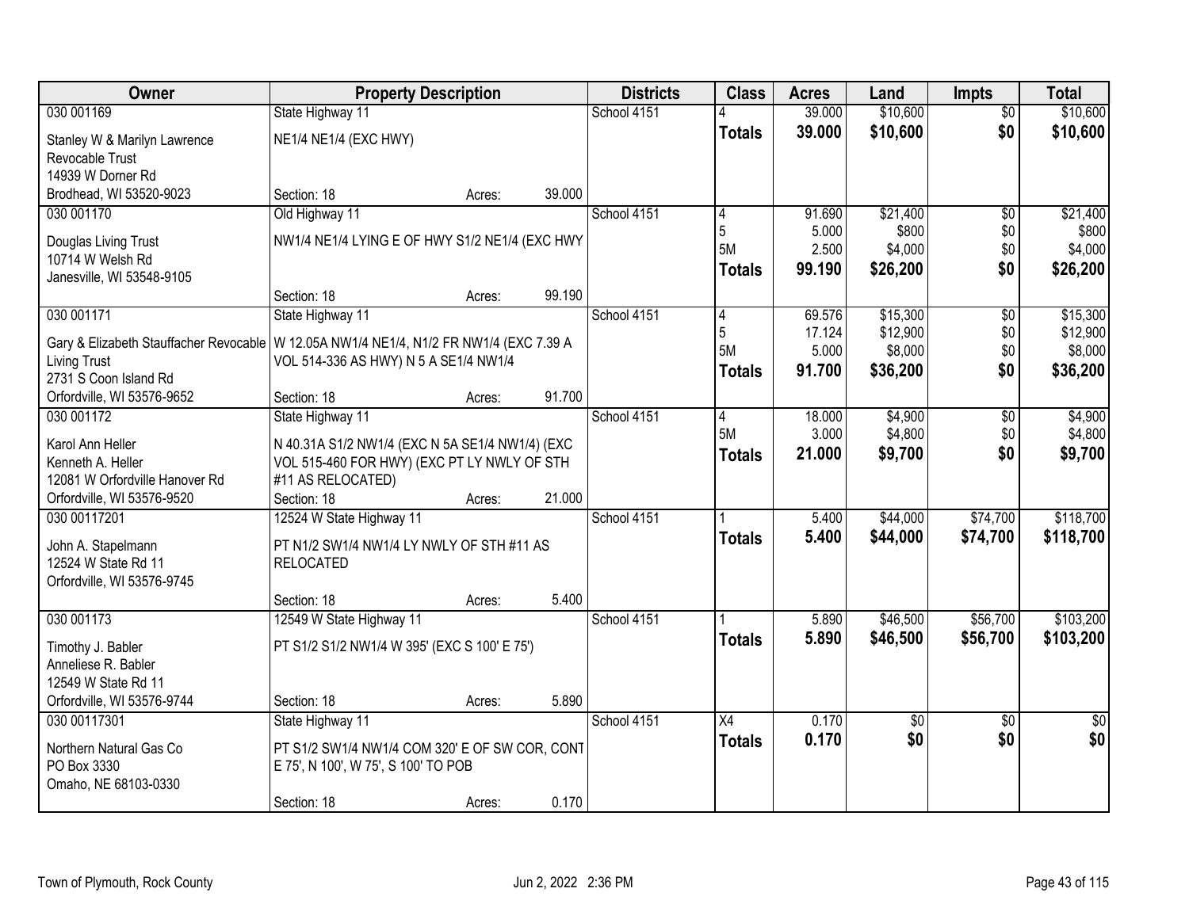| Owner | Property Description | Districts | Class | Acres | Land | Impts | Total |
|---|---|---|---|---|---|---|---|
| 030 001169<br>Stanley W & Marilyn Lawrence Revocable Trust<br>14939 W Dorner Rd<br>Brodhead, WI 53520-9023 | State Highway 11<br>NE1/4 NE1/4 (EXC HWY)<br>Section: 18 Acres: 39.000 | School 4151 | 4<br>**Totals** | 39.000<br>**39.000** | $10,600<br>**$10,600** | $0<br>**$0** | $10,600<br>**$10,600** |
| 030 001170<br>Douglas Living Trust<br>10714 W Welsh Rd<br>Janesville, WI 53548-9105 | Old Highway 11<br>NW1/4 NE1/4 LYING E OF HWY S1/2 NE1/4 (EXC HWY<br>Section: 18 Acres: 99.190 | School 4151 | 4<br>5<br>5M<br>**Totals** | 91.690<br>5.000<br>2.500<br>**99.190** | $21,400<br>$800<br>$4,000<br>**$26,200** | $0<br>$0<br>$0<br>**$0** | $21,400<br>$800<br>$4,000<br>**$26,200** |
| 030 001171<br>Gary & Elizabeth Stauffacher Revocable Living Trust<br>2731 S Coon Island Rd<br>Orfordville, WI 53576-9652 | State Highway 11<br>W 12.05A NW1/4 NE1/4, N1/2 FR NW1/4 (EXC 7.39 A VOL 514-336 AS HWY) N 5 A SE1/4 NW1/4<br>Section: 18 Acres: 91.700 | School 4151 | 4<br>5<br>5M<br>**Totals** | 69.576<br>17.124<br>5.000<br>**91.700** | $15,300<br>$12,900<br>$8,000<br>**$36,200** | $0<br>$0<br>$0<br>**$0** | $15,300<br>$12,900<br>$8,000<br>**$36,200** |
| 030 001172<br>Karol Ann Heller<br>Kenneth A. Heller<br>12081 W Orfordville Hanover Rd<br>Orfordville, WI 53576-9520 | State Highway 11<br>N 40.31A S1/2 NW1/4 (EXC N 5A SE1/4 NW1/4) (EXC VOL 515-460 FOR HWY) (EXC PT LY NWLY OF STH #11 AS RELOCATED)<br>Section: 18 Acres: 21.000 | School 4151 | 4<br>5M<br>**Totals** | 18.000<br>3.000<br>**21.000** | $4,900<br>$4,800<br>**$9,700** | $0<br>$0<br>**$0** | $4,900<br>$4,800<br>**$9,700** |
| 030 00117201<br>John A. Stapelmann<br>12524 W State Rd 11<br>Orfordville, WI 53576-9745 | 12524 W State Highway 11<br>PT N1/2 SW1/4 NW1/4 LY NWLY OF STH #11 AS RELOCATED<br>Section: 18 Acres: 5.400 | School 4151 | 1<br>**Totals** | 5.400<br>**5.400** | $44,000<br>**$44,000** | $74,700<br>**$74,700** | $118,700<br>**$118,700** |
| 030 001173<br>Timothy J. Babler<br>Anneliese R. Babler<br>12549 W State Rd 11<br>Orfordville, WI 53576-9744 | 12549 W State Highway 11<br>PT S1/2 S1/2 NW1/4 W 395' (EXC S 100' E 75')<br>Section: 18 Acres: 5.890 | School 4151 | 1<br>**Totals** | 5.890<br>**5.890** | $46,500<br>**$46,500** | $56,700<br>**$56,700** | $103,200<br>**$103,200** |
| 030 00117301<br>Northern Natural Gas Co<br>PO Box 3330<br>Omaho, NE 68103-0330 | State Highway 11<br>PT S1/2 SW1/4 NW1/4 COM 320' E OF SW COR, CONT E 75', N 100', W 75', S 100' TO POB<br>Section: 18 Acres: 0.170 | School 4151 | X4<br>**Totals** | 0.170<br>**0.170** | $0<br>**$0** | $0<br>**$0** | $0<br>**$0** |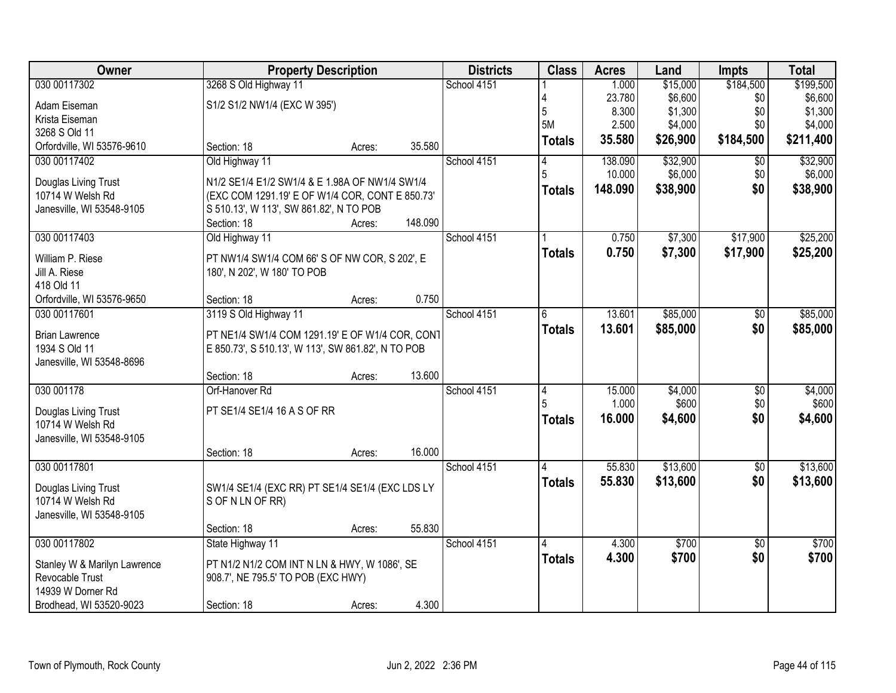| Owner | Property Description | Districts | Class | Acres | Land | Impts | Total |
|---|---|---|---|---|---|---|---|
| 030 00117302<br>Adam Eiseman<br>Krista Eiseman<br>3268 S Old 11<br>Orfordville, WI 53576-9610 | 3268 S Old Highway 11<br>S1/2 S1/2 NW1/4 (EXC W 395')<br>Section: 18 Acres: 35.580 | School 4151 | 1<br>4<br>5<br>5M<br>**Totals** | 1.000<br>23.780<br>8.300<br>2.500<br>**35.580** | $15,000<br>$6,600<br>$1,300<br>$4,000<br>**$26,900** | $184,500<br>$0<br>$0<br>$0<br>**$184,500** | $199,500<br>$6,600<br>$1,300<br>$4,000<br>**$211,400** |
| 030 00117402<br>Douglas Living Trust<br>10714 W Welsh Rd<br>Janesville, WI 53548-9105 | Old Highway 11<br>N1/2 SE1/4 E1/2 SW1/4 & E 1.98A OF NW1/4 SW1/4 (EXC COM 1291.19' E OF W1/4 COR, CONT E 850.73' S 510.13', W 113', SW 861.82', N TO POB<br>Section: 18 Acres: 148.090 | School 4151 | 4<br>5<br>**Totals** | 138.090<br>10.000<br>**148.090** | $32,900<br>$6,000<br>**$38,900** | $0<br>$0<br>**$0** | $32,900<br>$6,000<br>**$38,900** |
| 030 00117403<br>William P. Riese<br>Jill A. Riese<br>418 Old 11<br>Orfordville, WI 53576-9650 | Old Highway 11<br>PT NW1/4 SW1/4 COM 66' S OF NW COR, S 202', E 180', N 202', W 180' TO POB<br>Section: 18 Acres: 0.750 | School 4151 | 1<br>**Totals** | 0.750<br>**0.750** | $7,300<br>**$7,300** | $17,900<br>**$17,900** | $25,200<br>**$25,200** |
| 030 00117601<br>Brian Lawrence<br>1934 S Old 11<br>Janesville, WI 53548-8696 | 3119 S Old Highway 11<br>PT NE1/4 SW1/4 COM 1291.19' E OF W1/4 COR, CONT E 850.73', S 510.13', W 113', SW 861.82', N TO POB<br>Section: 18 Acres: 13.600 | School 4151 | 6<br>**Totals** | 13.601<br>**13.601** | $85,000<br>**$85,000** | $0<br>**$0** | $85,000<br>**$85,000** |
| 030 001178<br>Douglas Living Trust<br>10714 W Welsh Rd<br>Janesville, WI 53548-9105 | Orf-Hanover Rd<br>PT SE1/4 SE1/4 16 A S OF RR<br>Section: 18 Acres: 16.000 | School 4151 | 4<br>5<br>**Totals** | 15.000<br>1.000<br>**16.000** | $4,000<br>$600<br>**$4,600** | $0<br>$0<br>**$0** | $4,000<br>$600<br>**$4,600** |
| 030 00117801<br>Douglas Living Trust<br>10714 W Welsh Rd<br>Janesville, WI 53548-9105 | SW1/4 SE1/4 (EXC RR) PT SE1/4 SE1/4 (EXC LDS LY S OF N LN OF RR)<br>Section: 18 Acres: 55.830 | School 4151 | 4<br>**Totals** | 55.830<br>**55.830** | $13,600<br>**$13,600** | $0<br>**$0** | $13,600<br>**$13,600** |
| 030 00117802<br>Stanley W & Marilyn Lawrence Revocable Trust<br>14939 W Dorner Rd<br>Brodhead, WI 53520-9023 | State Highway 11<br>PT N1/2 N1/2 COM INT N LN & HWY, W 1086', SE 908.7', NE 795.5' TO POB (EXC HWY)<br>Section: 18 Acres: 4.300 | School 4151 | 4<br>**Totals** | 4.300<br>**4.300** | $700<br>**$700** | $0<br>**$0** | $700<br>**$700** |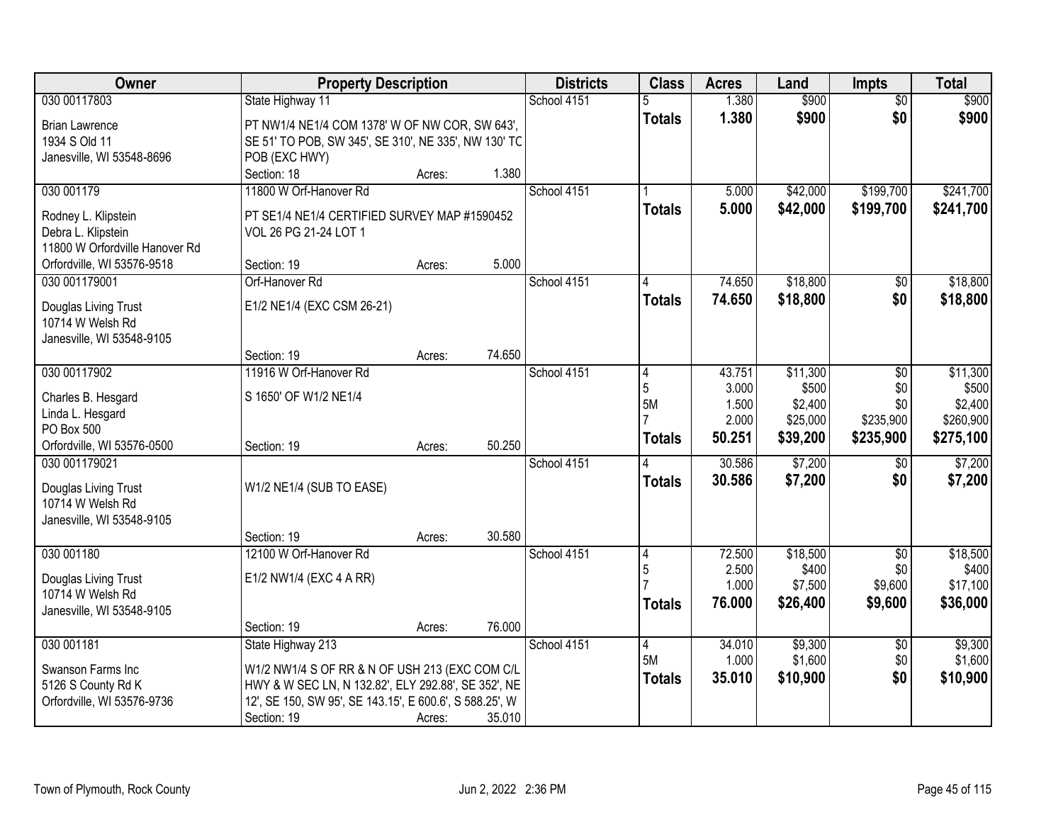| Owner | Property Description | | | Districts | Class | Acres | Land | Impts | Total |
|---|---|---|---|---|---|---|---|---|---|
| 030 00117803 | State Highway 11 | | | School 4151 | 5 | 1.380 | $900 | $0 | $900 |
| Brian Lawrence<br>1934 S Old 11<br>Janesville, WI 53548-8696 | PT NW1/4 NE1/4 COM 1378' W OF NW COR, SW 643', SE 51' TO POB, SW 345', SE 310', NE 335', NW 130' TO POB (EXC HWY) | | | | **Totals** | **1.380** | **$900** | **$0** | **$900** |
| | Section: 18 | Acres: | 1.380 | | | | | | |
| 030 001179 | 11800 W Orf-Hanover Rd | | | School 4151 | 1 | 5.000 | $42,000 | $199,700 | $241,700 |
| Rodney L. Klipstein<br>Debra L. Klipstein<br>11800 W Orfordville Hanover Rd<br>Orfordville, WI 53576-9518 | PT SE1/4 NE1/4 CERTIFIED SURVEY MAP #1590452 VOL 26 PG 21-24 LOT 1 | | | | **Totals** | **5.000** | **$42,000** | **$199,700** | **$241,700** |
| | Section: 19 | Acres: | 5.000 | | | | | | |
| 030 001179001 | Orf-Hanover Rd | | | School 4151 | 4 | 74.650 | $18,800 | $0 | $18,800 |
| Douglas Living Trust<br>10714 W Welsh Rd<br>Janesville, WI 53548-9105 | E1/2 NE1/4 (EXC CSM 26-21) | | | | **Totals** | **74.650** | **$18,800** | **$0** | **$18,800** |
| | Section: 19 | Acres: | 74.650 | | | | | | |
| 030 00117902 | 11916 W Orf-Hanover Rd | | | School 4151 | 4 | 43.751 | $11,300 | $0 | $11,300 |
| Charles B. Hesgard<br>Linda L. Hesgard<br>PO Box 500<br>Orfordville, WI 53576-0500 | S 1650' OF W1/2 NE1/4 | | | | 5 | 3.000 | $500 | $0 | $500 |
| | | | | | 5M | 1.500 | $2,400 | $0 | $2,400 |
| | | | | | 7 | 2.000 | $25,000 | $235,900 | $260,900 |
| | | | | | **Totals** | **50.251** | **$39,200** | **$235,900** | **$275,100** |
| | Section: 19 | Acres: | 50.250 | | | | | | |
| 030 001179021 | | | | School 4151 | 4 | 30.586 | $7,200 | $0 | $7,200 |
| Douglas Living Trust<br>10714 W Welsh Rd<br>Janesville, WI 53548-9105 | W1/2 NE1/4 (SUB TO EASE) | | | | **Totals** | **30.586** | **$7,200** | **$0** | **$7,200** |
| | Section: 19 | Acres: | 30.580 | | | | | | |
| 030 001180 | 12100 W Orf-Hanover Rd | | | School 4151 | 4 | 72.500 | $18,500 | $0 | $18,500 |
| Douglas Living Trust<br>10714 W Welsh Rd<br>Janesville, WI 53548-9105 | E1/2 NW1/4 (EXC 4 A RR) | | | | 5 | 2.500 | $400 | $0 | $400 |
| | | | | | 7 | 1.000 | $7,500 | $9,600 | $17,100 |
| | | | | | **Totals** | **76.000** | **$26,400** | **$9,600** | **$36,000** |
| | Section: 19 | Acres: | 76.000 | | | | | | |
| 030 001181 | State Highway 213 | | | School 4151 | 4 | 34.010 | $9,300 | $0 | $9,300 |
| Swanson Farms Inc<br>5126 S County Rd K<br>Orfordville, WI 53576-9736 | W1/2 NW1/4 S OF RR & N OF USH 213 (EXC COM C/L HWY & W SEC LN, N 132.82', ELY 292.88', SE 352', NE 12', SE 150, SW 95', SE 143.15', E 600.6', S 588.25', W | | | | 5M | 1.000 | $1,600 | $0 | $1,600 |
| | | | | | **Totals** | **35.010** | **$10,900** | **$0** | **$10,900** |
| | Section: 19 | Acres: | 35.010 | | | | | | |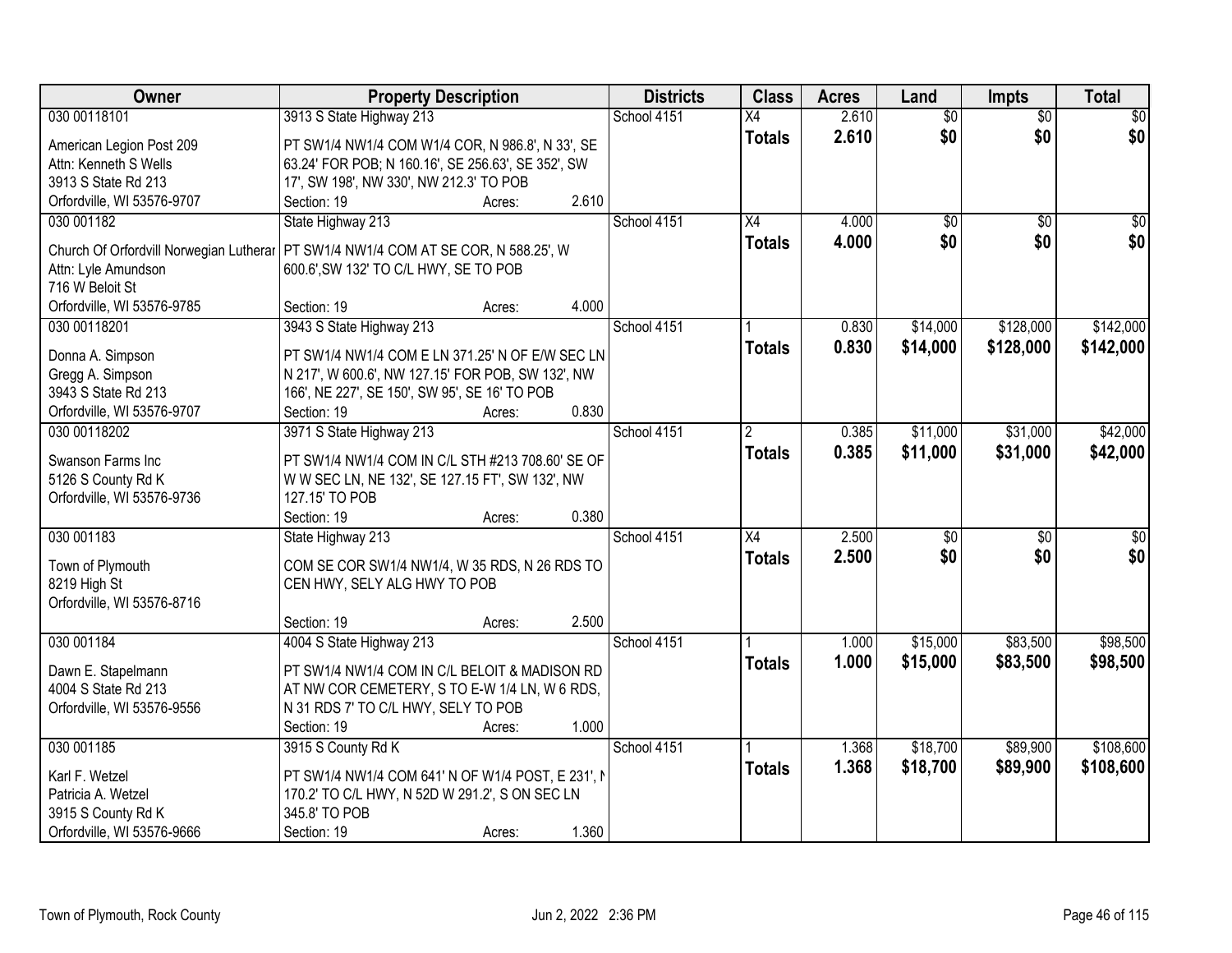| Owner | Property Description | Districts | Class | Acres | Land | Impts | Total |
|---|---|---|---|---|---|---|---|
| 030 00118101<br><br>American Legion Post 209<br>Attn: Kenneth S Wells<br>3913 S State Rd 213<br>Orfordville, WI 53576-9707 | 3913 S State Highway 213<br><br>PT SW1/4 NW1/4 COM W1/4 COR, N 986.8', N 33', SE 63.24' FOR POB; N 160.16', SE 256.63', SE 352', SW 17', SW 198', NW 330', NW 212.3' TO POB<br>Section: 19 Acres: 2.610 | School 4151 | X4<br>**Totals** | 2.610<br>**2.610** | $0<br>**$0** | $0<br>**$0** | $0<br>**$0** |
| 030 001182<br><br>Church Of Orfordvill Norwegian Lutherar<br>Attn: Lyle Amundson<br>716 W Beloit St<br>Orfordville, WI 53576-9785 | State Highway 213<br><br>PT SW1/4 NW1/4 COM AT SE COR, N 588.25', W 600.6',SW 132' TO C/L HWY, SE TO POB<br>Section: 19 Acres: 4.000 | School 4151 | X4<br>**Totals** | 4.000<br>**4.000** | $0<br>**$0** | $0<br>**$0** | $0<br>**$0** |
| 030 00118201<br><br>Donna A. Simpson<br>Gregg A. Simpson<br>3943 S State Rd 213<br>Orfordville, WI 53576-9707 | 3943 S State Highway 213<br><br>PT SW1/4 NW1/4 COM E LN 371.25' N OF E/W SEC LN N 217', W 600.6', NW 127.15' FOR POB, SW 132', NW 166', NE 227', SE 150', SW 95', SE 16' TO POB<br>Section: 19 Acres: 0.830 | School 4151 | 1<br>**Totals** | 0.830<br>**0.830** | $14,000<br>**$14,000** | $128,000<br>**$128,000** | $142,000<br>**$142,000** |
| 030 00118202<br><br>Swanson Farms Inc<br>5126 S County Rd K<br>Orfordville, WI 53576-9736 | 3971 S State Highway 213<br><br>PT SW1/4 NW1/4 COM IN C/L STH #213 708.60' SE OF W W SEC LN, NE 132', SE 127.15 FT', SW 132', NW 127.15' TO POB<br>Section: 19 Acres: 0.380 | School 4151 | 2<br>**Totals** | 0.385<br>**0.385** | $11,000<br>**$11,000** | $31,000<br>**$31,000** | $42,000<br>**$42,000** |
| 030 001183<br><br>Town of Plymouth<br>8219 High St<br>Orfordville, WI 53576-8716 | State Highway 213<br><br>COM SE COR SW1/4 NW1/4, W 35 RDS, N 26 RDS TO CEN HWY, SELY ALG HWY TO POB<br>Section: 19 Acres: 2.500 | School 4151 | X4<br>**Totals** | 2.500<br>**2.500** | $0<br>**$0** | $0<br>**$0** | $0<br>**$0** |
| 030 001184<br><br>Dawn E. Stapelmann<br>4004 S State Rd 213<br>Orfordville, WI 53576-9556 | 4004 S State Highway 213<br><br>PT SW1/4 NW1/4 COM IN C/L BELOIT & MADISON RD AT NW COR CEMETERY, S TO E-W 1/4 LN, W 6 RDS, N 31 RDS 7' TO C/L HWY, SELY TO POB<br>Section: 19 Acres: 1.000 | School 4151 | 1<br>**Totals** | 1.000<br>**1.000** | $15,000<br>**$15,000** | $83,500<br>**$83,500** | $98,500<br>**$98,500** |
| 030 001185<br><br>Karl F. Wetzel<br>Patricia A. Wetzel<br>3915 S County Rd K<br>Orfordville, WI 53576-9666 | 3915 S County Rd K<br><br>PT SW1/4 NW1/4 COM 641' N OF W1/4 POST, E 231', N 170.2' TO C/L HWY, N 52D W 291.2', S ON SEC LN 345.8' TO POB<br>Section: 19 Acres: 1.360 | School 4151 | 1<br>**Totals** | 1.368<br>**1.368** | $18,700<br>**$18,700** | $89,900<br>**$89,900** | $108,600<br>**$108,600** |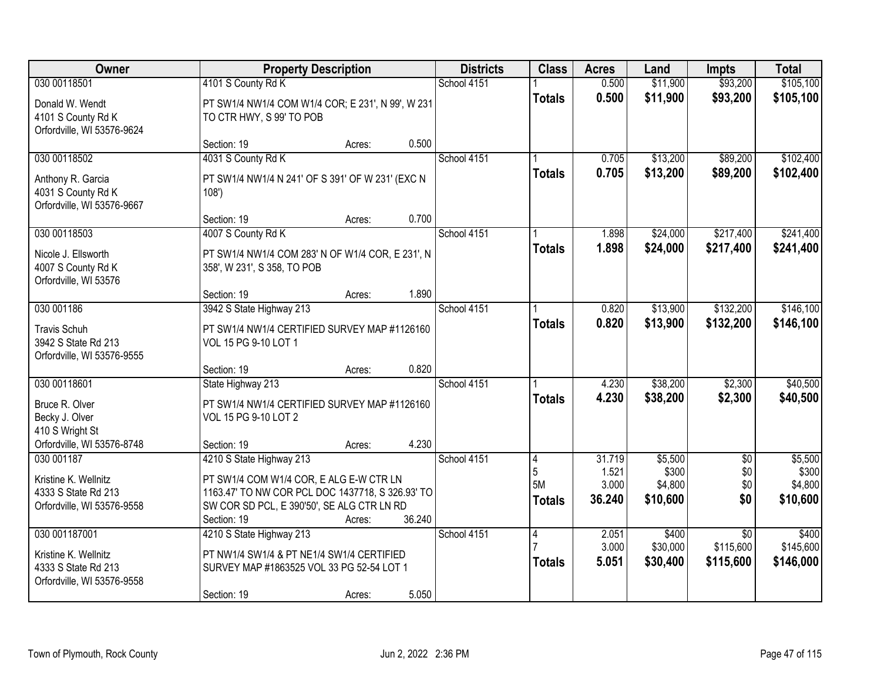| Owner | Property Description | Districts | Class | Acres | Land | Impts | Total |
|---|---|---|---|---|---|---|---|
| 030 00118501<br>Donald W. Wendt<br>4101 S County Rd K<br>Orfordville, WI 53576-9624 | 4101 S County Rd K<br>PT SW1/4 NW1/4 COM W1/4 COR; E 231', N 99', W 231 TO CTR HWY, S 99' TO POB<br>Section: 19 Acres: 0.500 | School 4151 | 1<br>**Totals** | 0.500<br>**0.500** | $11,900<br>**$11,900** | $93,200<br>**$93,200** | $105,100<br>**$105,100** |
| 030 00118502<br>Anthony R. Garcia<br>4031 S County Rd K<br>Orfordville, WI 53576-9667 | 4031 S County Rd K<br>PT SW1/4 NW1/4 N 241' OF S 391' OF W 231' (EXC N 108')<br>Section: 19 Acres: 0.700 | School 4151 | 1<br>**Totals** | 0.705<br>**0.705** | $13,200<br>**$13,200** | $89,200<br>**$89,200** | $102,400<br>**$102,400** |
| 030 00118503<br>Nicole J. Ellsworth<br>4007 S County Rd K<br>Orfordville, WI 53576 | 4007 S County Rd K<br>PT SW1/4 NW1/4 COM 283' N OF W1/4 COR, E 231', N 358', W 231', S 358, TO POB<br>Section: 19 Acres: 1.890 | School 4151 | 1<br>**Totals** | 1.898<br>**1.898** | $24,000<br>**$24,000** | $217,400<br>**$217,400** | $241,400<br>**$241,400** |
| 030 001186<br>Travis Schuh<br>3942 S State Rd 213<br>Orfordville, WI 53576-9555 | 3942 S State Highway 213<br>PT SW1/4 NW1/4 CERTIFIED SURVEY MAP #1126160 VOL 15 PG 9-10 LOT 1<br>Section: 19 Acres: 0.820 | School 4151 | 1<br>**Totals** | 0.820<br>**0.820** | $13,900<br>**$13,900** | $132,200<br>**$132,200** | $146,100<br>**$146,100** |
| 030 00118601<br>Bruce R. Olver<br>Becky J. Olver<br>410 S Wright St<br>Orfordville, WI 53576-8748 | State Highway 213<br>PT SW1/4 NW1/4 CERTIFIED SURVEY MAP #1126160 VOL 15 PG 9-10 LOT 2<br>Section: 19 Acres: 4.230 | School 4151 | 1<br>**Totals** | 4.230<br>**4.230** | $38,200<br>**$38,200** | $2,300<br>**$2,300** | $40,500<br>**$40,500** |
| 030 001187<br>Kristine K. Wellnitz<br>4333 S State Rd 213<br>Orfordville, WI 53576-9558 | 4210 S State Highway 213<br>PT SW1/4 COM W1/4 COR, E ALG E-W CTR LN 1163.47' TO NW COR PCL DOC 1437718, S 326.93' TO SW COR SD PCL, E 390'50', SE ALG CTR LN RD<br>Section: 19 Acres: 36.240 | School 4151 | 4<br>5<br>5M<br>**Totals** | 31.719<br>1.521<br>3.000<br>**36.240** | $5,500<br>$300<br>$4,800<br>**$10,600** | $0<br>$0<br>$0<br>**$0** | $5,500<br>$300<br>$4,800<br>**$10,600** |
| 030 001187001<br>Kristine K. Wellnitz<br>4333 S State Rd 213<br>Orfordville, WI 53576-9558 | 4210 S State Highway 213<br>PT NW1/4 SW1/4 & PT NE1/4 SW1/4 CERTIFIED SURVEY MAP #1863525 VOL 33 PG 52-54 LOT 1<br>Section: 19 Acres: 5.050 | School 4151 | 4<br>7<br>**Totals** | 2.051<br>3.000<br>**5.051** | $400<br>$30,000<br>**$30,400** | $0<br>$115,600<br>**$115,600** | $400<br>$145,600<br>**$146,000** |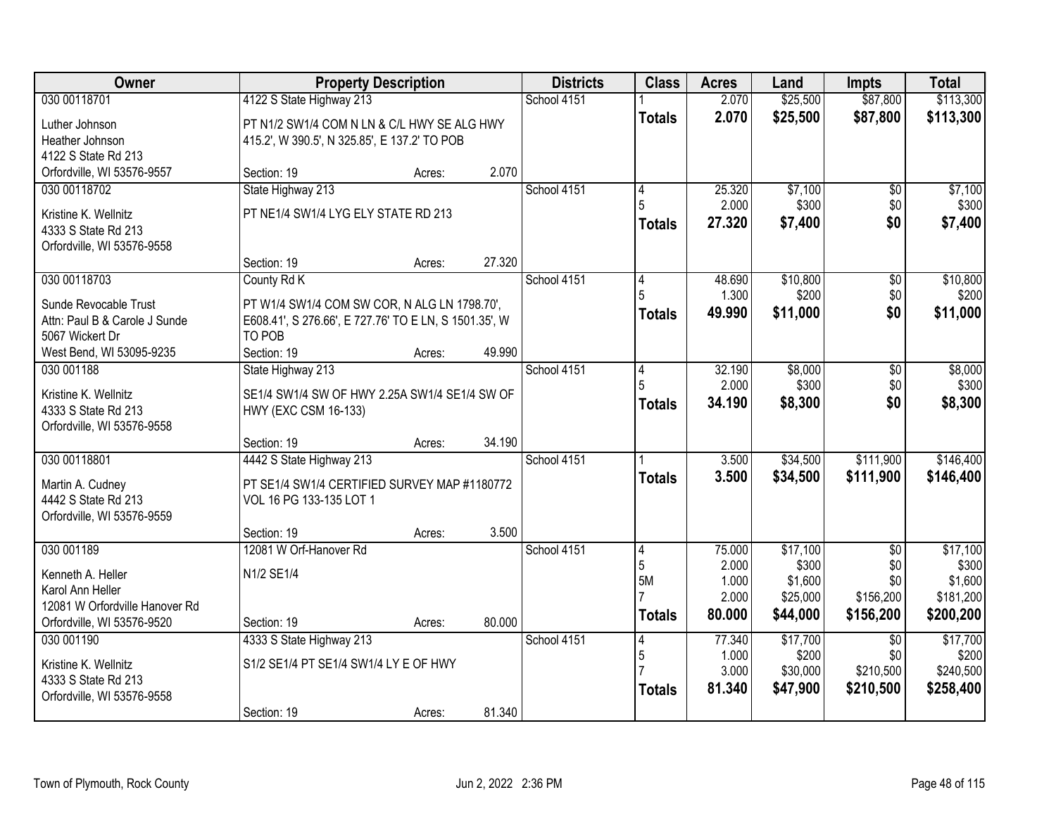| Owner | Property Description | | | Districts | Class | Acres | Land | Impts | Total |
|---|---|---|---|---|---|---|---|---|---|
| 030 00118701 | 4122 S State Highway 213 | | | School 4151 | 1 | 2.070 | $25,500 | $87,800 | $113,300 |
| Luther Johnson<br>Heather Johnson<br>4122 S State Rd 213<br>Orfordville, WI 53576-9557 | PT N1/2 SW1/4 COM N LN & C/L HWY SE ALG HWY 415.2', W 390.5', N 325.85', E 137.2' TO POB | | | | **Totals** | **2.070** | **$25,500** | **$87,800** | **$113,300** |
| | Section: 19 | Acres: | 2.070 | | | | | | |
| 030 00118702 | State Highway 213 | | | School 4151 | 4<br>5 | 25.320<br>2.000 | $7,100<br>$300 | $0<br>$0 | $7,100<br>$300 |
| Kristine K. Wellnitz<br>4333 S State Rd 213<br>Orfordville, WI 53576-9558 | PT NE1/4 SW1/4 LYG ELY STATE RD 213 | | | | **Totals** | **27.320** | **$7,400** | **$0** | **$7,400** |
| | Section: 19 | Acres: | 27.320 | | | | | | |
| 030 00118703 | County Rd K | | | School 4151 | 4<br>5 | 48.690<br>1.300 | $10,800<br>$200 | $0<br>$0 | $10,800<br>$200 |
| Sunde Revocable Trust<br>Attn: Paul B & Carole J Sunde<br>5067 Wickert Dr<br>West Bend, WI 53095-9235 | PT W1/4 SW1/4 COM SW COR, N ALG LN 1798.70', E608.41', S 276.66', E 727.76' TO E LN, S 1501.35', W TO POB | | | | **Totals** | **49.990** | **$11,000** | **$0** | **$11,000** |
| | Section: 19 | Acres: | 49.990 | | | | | | |
| 030 001188 | State Highway 213 | | | School 4151 | 4<br>5 | 32.190<br>2.000 | $8,000<br>$300 | $0<br>$0 | $8,000<br>$300 |
| Kristine K. Wellnitz<br>4333 S State Rd 213<br>Orfordville, WI 53576-9558 | SE1/4 SW1/4 SW OF HWY 2.25A SW1/4 SE1/4 SW OF HWY (EXC CSM 16-133) | | | | **Totals** | **34.190** | **$8,300** | **$0** | **$8,300** |
| | Section: 19 | Acres: | 34.190 | | | | | | |
| 030 00118801 | 4442 S State Highway 213 | | | School 4151 | 1 | 3.500 | $34,500 | $111,900 | $146,400 |
| Martin A. Cudney<br>4442 S State Rd 213<br>Orfordville, WI 53576-9559 | PT SE1/4 SW1/4 CERTIFIED SURVEY MAP #1180772 VOL 16 PG 133-135 LOT 1 | | | | **Totals** | **3.500** | **$34,500** | **$111,900** | **$146,400** |
| | Section: 19 | Acres: | 3.500 | | | | | | |
| 030 001189 | 12081 W Orf-Hanover Rd | | | School 4151 | 4<br>5<br>5M<br>7 | 75.000<br>2.000<br>1.000<br>2.000 | $17,100<br>$300<br>$1,600<br>$25,000 | $0<br>$0<br>$0<br>$156,200 | $17,100<br>$300<br>$1,600<br>$181,200 |
| Kenneth A. Heller<br>Karol Ann Heller<br>12081 W Orfordville Hanover Rd<br>Orfordville, WI 53576-9520 | N1/2 SE1/4 | | | | **Totals** | **80.000** | **$44,000** | **$156,200** | **$200,200** |
| | Section: 19 | Acres: | 80.000 | | | | | | |
| 030 001190 | 4333 S State Highway 213 | | | School 4151 | 4<br>5<br>7 | 77.340<br>1.000<br>3.000 | $17,700<br>$200<br>$30,000 | $0<br>$0<br>$210,500 | $17,700<br>$200<br>$240,500 |
| Kristine K. Wellnitz<br>4333 S State Rd 213<br>Orfordville, WI 53576-9558 | S1/2 SE1/4 PT SE1/4 SW1/4 LY E OF HWY | | | | **Totals** | **81.340** | **$47,900** | **$210,500** | **$258,400** |
| | Section: 19 | Acres: | 81.340 | | | | | | |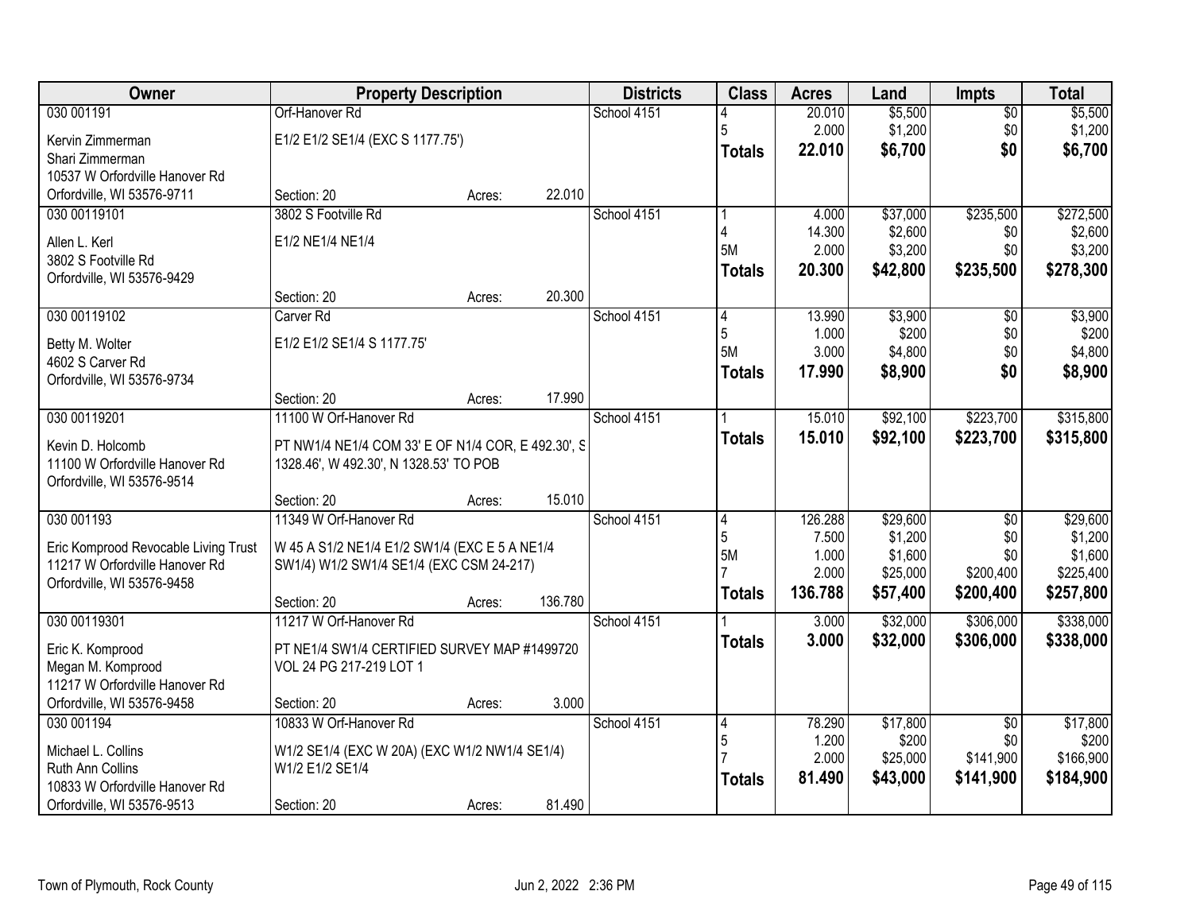| Owner | Property Description | | | Districts | Class | Acres | Land | Impts | Total |
|---|---|---|---|---|---|---|---|---|---|
| 030 001191 | Orf-Hanover Rd | | | School 4151 | 4 | 20.010 | $5,500 | $0 | $5,500 |
| Kervin Zimmerman | E1/2 E1/2 SE1/4 (EXC S 1177.75') | | | | 5 | 2.000 | $1,200 | $0 | $1,200 |
| Shari Zimmerman | | | | | **Totals** | **22.010** | **$6,700** | **$0** | **$6,700** |
| 10537 W Orfordville Hanover Rd | | | | | | | | | |
| Orfordville, WI 53576-9711 | Section: 20 | Acres: | 22.010 | | | | | | |
| 030 00119101 | 3802 S Footville Rd | | | School 4151 | 1 | 4.000 | $37,000 | $235,500 | $272,500 |
| Allen L. Kerl | E1/2 NE1/4 NE1/4 | | | | 4 | 14.300 | $2,600 | $0 | $2,600 |
| 3802 S Footville Rd | | | | | 5M | 2.000 | $3,200 | $0 | $3,200 |
| Orfordville, WI 53576-9429 | | | | | **Totals** | **20.300** | **$42,800** | **$235,500** | **$278,300** |
| | Section: 20 | Acres: | 20.300 | | | | | | |
| 030 00119102 | Carver Rd | | | School 4151 | 4 | 13.990 | $3,900 | $0 | $3,900 |
| Betty M. Wolter | E1/2 E1/2 SE1/4 S 1177.75' | | | | 5 | 1.000 | $200 | $0 | $200 |
| 4602 S Carver Rd | | | | | 5M | 3.000 | $4,800 | $0 | $4,800 |
| Orfordville, WI 53576-9734 | | | | | **Totals** | **17.990** | **$8,900** | **$0** | **$8,900** |
| | Section: 20 | Acres: | 17.990 | | | | | | |
| 030 00119201 | 11100 W Orf-Hanover Rd | | | School 4151 | 1 | 15.010 | $92,100 | $223,700 | $315,800 |
| Kevin D. Holcomb | PT NW1/4 NE1/4 COM 33' E OF N1/4 COR, E 492.30', S 1328.46', W 492.30', N 1328.53' TO POB | | | | **Totals** | **15.010** | **$92,100** | **$223,700** | **$315,800** |
| 11100 W Orfordville Hanover Rd | | | | | | | | | |
| Orfordville, WI 53576-9514 | | | | | | | | | |
| | Section: 20 | Acres: | 15.010 | | | | | | |
| 030 001193 | 11349 W Orf-Hanover Rd | | | School 4151 | 4 | 126.288 | $29,600 | $0 | $29,600 |
| Eric Komprood Revocable Living Trust | W 45 A S1/2 NE1/4 E1/2 SW1/4 (EXC E 5 A NE1/4 SW1/4) W1/2 SW1/4 SE1/4 (EXC CSM 24-217) | | | | 5 | 7.500 | $1,200 | $0 | $1,200 |
| 11217 W Orfordville Hanover Rd | | | | | 5M | 1.000 | $1,600 | $0 | $1,600 |
| Orfordville, WI 53576-9458 | | | | | 7 | 2.000 | $25,000 | $200,400 | $225,400 |
| | Section: 20 | Acres: | 136.780 | | **Totals** | **136.788** | **$57,400** | **$200,400** | **$257,800** |
| 030 00119301 | 11217 W Orf-Hanover Rd | | | School 4151 | 1 | 3.000 | $32,000 | $306,000 | $338,000 |
| Eric K. Komprood | PT NE1/4 SW1/4 CERTIFIED SURVEY MAP #1499720 VOL 24 PG 217-219 LOT 1 | | | | **Totals** | **3.000** | **$32,000** | **$306,000** | **$338,000** |
| Megan M. Komprood | | | | | | | | | |
| 11217 W Orfordville Hanover Rd | | | | | | | | | |
| Orfordville, WI 53576-9458 | Section: 20 | Acres: | 3.000 | | | | | | |
| 030 001194 | 10833 W Orf-Hanover Rd | | | School 4151 | 4 | 78.290 | $17,800 | $0 | $17,800 |
| Michael L. Collins | W1/2 SE1/4 (EXC W 20A) (EXC W1/2 NW1/4 SE1/4) W1/2 E1/2 SE1/4 | | | | 5 | 1.200 | $200 | $0 | $200 |
| Ruth Ann Collins | | | | | 7 | 2.000 | $25,000 | $141,900 | $166,900 |
| 10833 W Orfordville Hanover Rd | | | | | **Totals** | **81.490** | **$43,000** | **$141,900** | **$184,900** |
| Orfordville, WI 53576-9513 | Section: 20 | Acres: | 81.490 | | | | | | |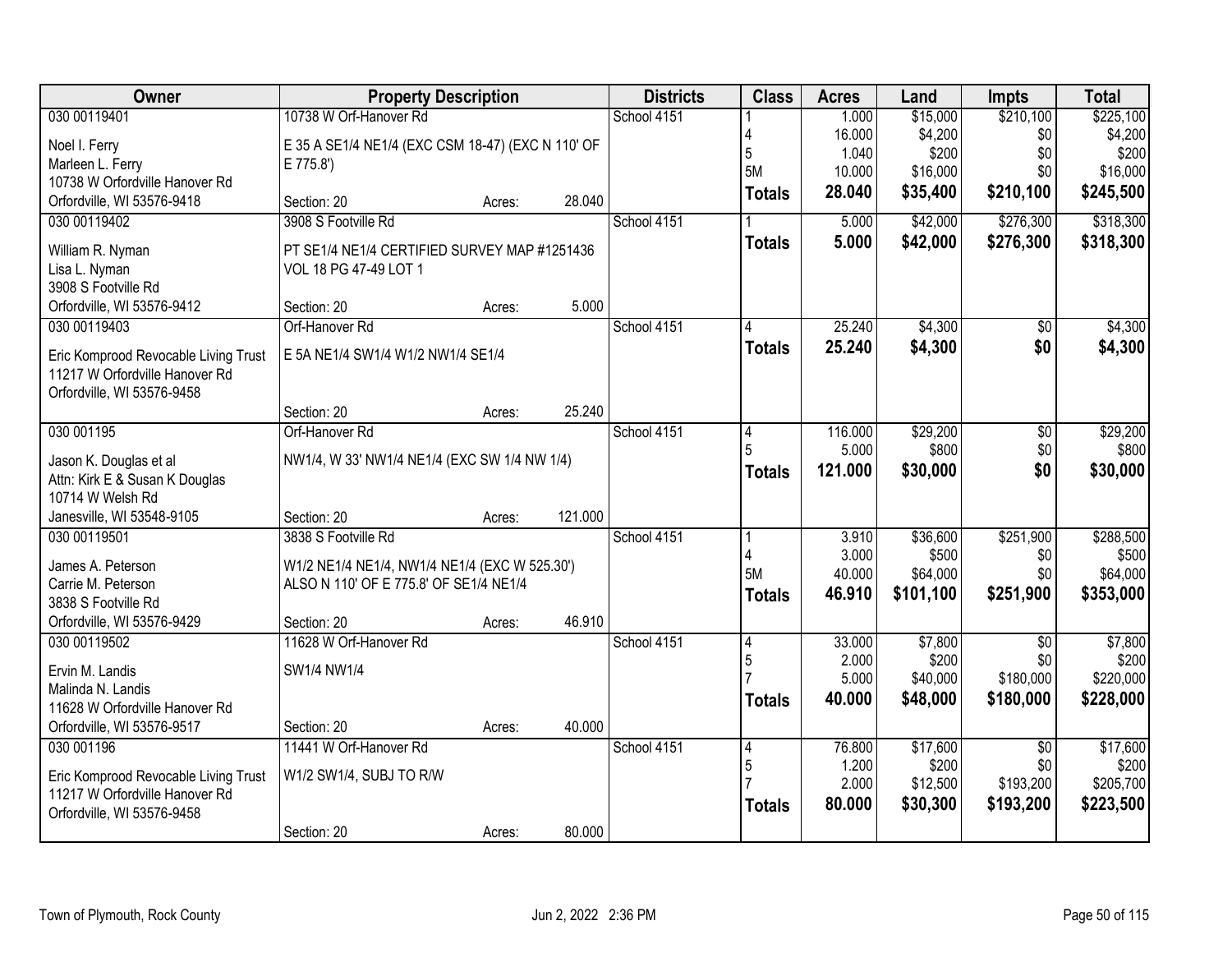| Owner | Property Description | | | Districts | Class | Acres | Land | Impts | Total |
|---|---|---|---|---|---|---|---|---|---|
| 030 00119401 | 10738 W Orf-Hanover Rd | | | School 4151 | 1 | 1.000 | $15,000 | $210,100 | $225,100 |
| Noel I. Ferry | E 35 A SE1/4 NE1/4 (EXC CSM 18-47) (EXC N 110' OF | | | | 4 | 16.000 | $4,200 | $0 | $4,200 |
| Marleen L. Ferry | E 775.8') | | | | 5 | 1.040 | $200 | $0 | $200 |
| 10738 W Orfordville Hanover Rd | | | | | 5M | 10.000 | $16,000 | $0 | $16,000 |
| Orfordville, WI 53576-9418 | Section: 20 | Acres: | 28.040 | | **Totals** | **28.040** | **$35,400** | **$210,100** | **$245,500** |
| 030 00119402 | 3908 S Footville Rd | | | School 4151 | 1 | 5.000 | $42,000 | $276,300 | $318,300 |
| William R. Nyman | PT SE1/4 NE1/4 CERTIFIED SURVEY MAP #1251436 | | | | **Totals** | **5.000** | **$42,000** | **$276,300** | **$318,300** |
| Lisa L. Nyman | VOL 18 PG 47-49 LOT 1 | | | | | | | | |
| 3908 S Footville Rd | | | | | | | | | |
| Orfordville, WI 53576-9412 | Section: 20 | Acres: | 5.000 | | | | | | |
| 030 00119403 | Orf-Hanover Rd | | | School 4151 | 4 | 25.240 | $4,300 | $0 | $4,300 |
| Eric Komprood Revocable Living Trust | E 5A NE1/4 SW1/4 W1/2 NW1/4 SE1/4 | | | | **Totals** | **25.240** | **$4,300** | **$0** | **$4,300** |
| 11217 W Orfordville Hanover Rd | | | | | | | | | |
| Orfordville, WI 53576-9458 | | | | | | | | | |
| | Section: 20 | Acres: | 25.240 | | | | | | |
| 030 001195 | Orf-Hanover Rd | | | School 4151 | 4 | 116.000 | $29,200 | $0 | $29,200 |
| Jason K. Douglas et al | NW1/4, W 33' NW1/4 NE1/4 (EXC SW 1/4 NW 1/4) | | | | 5 | 5.000 | $800 | $0 | $800 |
| Attn: Kirk E & Susan K Douglas | | | | | **Totals** | **121.000** | **$30,000** | **$0** | **$30,000** |
| 10714 W Welsh Rd | | | | | | | | | |
| Janesville, WI 53548-9105 | Section: 20 | Acres: | 121.000 | | | | | | |
| 030 00119501 | 3838 S Footville Rd | | | School 4151 | 1 | 3.910 | $36,600 | $251,900 | $288,500 |
| James A. Peterson | W1/2 NE1/4 NE1/4, NW1/4 NE1/4 (EXC W 525.30') | | | | 4 | 3.000 | $500 | $0 | $500 |
| Carrie M. Peterson | ALSO N 110' OF E 775.8' OF SE1/4 NE1/4 | | | | 5M | 40.000 | $64,000 | $0 | $64,000 |
| 3838 S Footville Rd | | | | | **Totals** | **46.910** | **$101,100** | **$251,900** | **$353,000** |
| Orfordville, WI 53576-9429 | Section: 20 | Acres: | 46.910 | | | | | | |
| 030 00119502 | 11628 W Orf-Hanover Rd | | | School 4151 | 4 | 33.000 | $7,800 | $0 | $7,800 |
| Ervin M. Landis | SW1/4 NW1/4 | | | | 5 | 2.000 | $200 | $0 | $200 |
| Malinda N. Landis | | | | | 7 | 5.000 | $40,000 | $180,000 | $220,000 |
| 11628 W Orfordville Hanover Rd | | | | | **Totals** | **40.000** | **$48,000** | **$180,000** | **$228,000** |
| Orfordville, WI 53576-9517 | Section: 20 | Acres: | 40.000 | | | | | | |
| 030 001196 | 11441 W Orf-Hanover Rd | | | School 4151 | 4 | 76.800 | $17,600 | $0 | $17,600 |
| Eric Komprood Revocable Living Trust | W1/2 SW1/4, SUBJ TO R/W | | | | 5 | 1.200 | $200 | $0 | $200 |
| 11217 W Orfordville Hanover Rd | | | | | 7 | 2.000 | $12,500 | $193,200 | $205,700 |
| Orfordville, WI 53576-9458 | | | | | **Totals** | **80.000** | **$30,300** | **$193,200** | **$223,500** |
| | Section: 20 | Acres: | 80.000 | | | | | | |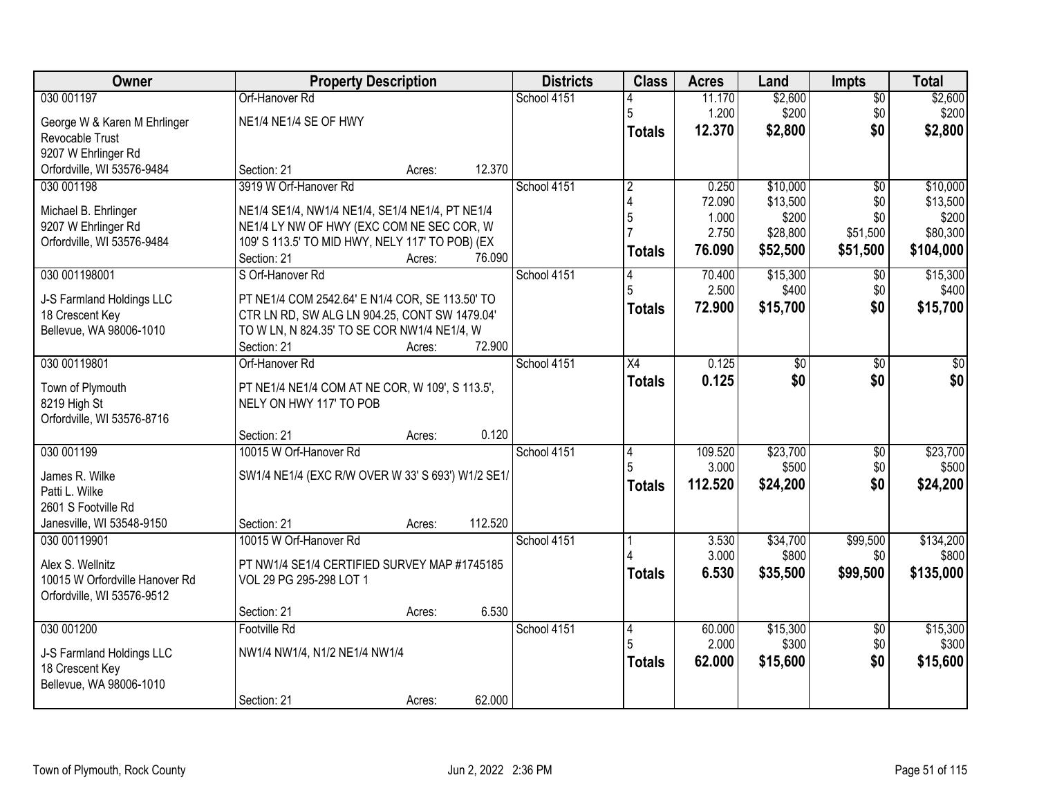| Owner | Property Description | Districts | Class | Acres | Land | Impts | Total |
|---|---|---|---|---|---|---|---|
| 030 001197<br>George W & Karen M Ehrlinger Revocable Trust<br>9207 W Ehrlinger Rd<br>Orfordville, WI 53576-9484 | Orf-Hanover Rd<br>NE1/4 NE1/4 SE OF HWY<br>Section: 21 Acres: 12.370 | School 4151 | 4<br>5<br>**Totals** | 11.170<br>1.200<br>**12.370** | $2,600<br>$200<br>**$2,800** | $0<br>$0<br>**$0** | $2,600<br>$200<br>**$2,800** |
| 030 001198<br>Michael B. Ehrlinger<br>9207 W Ehrlinger Rd<br>Orfordville, WI 53576-9484 | 3919 W Orf-Hanover Rd<br>NE1/4 SE1/4, NW1/4 NE1/4, SE1/4 NE1/4, PT NE1/4 NE1/4 LY NW OF HWY (EXC COM NE SEC COR, W 109' S 113.5' TO MID HWY, NELY 117' TO POB) (EX<br>Section: 21 Acres: 76.090 | School 4151 | 2<br>4<br>5<br>7<br>**Totals** | 0.250<br>72.090<br>1.000<br>2.750<br>**76.090** | $10,000<br>$13,500<br>$200<br>$28,800<br>**$52,500** | $0<br>$0<br>$0<br>$51,500<br>**$51,500** | $10,000<br>$13,500<br>$200<br>$80,300<br>**$104,000** |
| 030 001198001<br>J-S Farmland Holdings LLC<br>18 Crescent Key<br>Bellevue, WA 98006-1010 | S Orf-Hanover Rd<br>PT NE1/4 COM 2542.64' E N1/4 COR, SE 113.50' TO CTR LN RD, SW ALG LN 904.25, CONT SW 1479.04' TO W LN, N 824.35' TO SE COR NW1/4 NE1/4, W<br>Section: 21 Acres: 72.900 | School 4151 | 4<br>5<br>**Totals** | 70.400<br>2.500<br>**72.900** | $15,300<br>$400<br>**$15,700** | $0<br>$0<br>**$0** | $15,300<br>$400<br>**$15,700** |
| 030 00119801<br>Town of Plymouth<br>8219 High St<br>Orfordville, WI 53576-8716 | Orf-Hanover Rd<br>PT NE1/4 NE1/4 COM AT NE COR, W 109', S 113.5', NELY ON HWY 117' TO POB<br>Section: 21 Acres: 0.120 | School 4151 | X4<br>**Totals** | 0.125<br>**0.125** | $0<br>**$0** | $0<br>**$0** | $0<br>**$0** |
| 030 001199<br>James R. Wilke<br>Patti L. Wilke<br>2601 S Footville Rd<br>Janesville, WI 53548-9150 | 10015 W Orf-Hanover Rd<br>SW1/4 NE1/4 (EXC R/W OVER W 33' S 693') W1/2 SE1/<br>Section: 21 Acres: 112.520 | School 4151 | 4<br>5<br>**Totals** | 109.520<br>3.000<br>**112.520** | $23,700<br>$500<br>**$24,200** | $0<br>$0<br>**$0** | $23,700<br>$500<br>**$24,200** |
| 030 00119901<br>Alex S. Wellnitz<br>10015 W Orfordville Hanover Rd<br>Orfordville, WI 53576-9512 | 10015 W Orf-Hanover Rd<br>PT NW1/4 SE1/4 CERTIFIED SURVEY MAP #1745185 VOL 29 PG 295-298 LOT 1<br>Section: 21 Acres: 6.530 | School 4151 | 1<br>4<br>**Totals** | 3.530<br>3.000<br>**6.530** | $34,700<br>$800<br>**$35,500** | $99,500<br>$0<br>**$99,500** | $134,200<br>$800<br>**$135,000** |
| 030 001200<br>J-S Farmland Holdings LLC<br>18 Crescent Key<br>Bellevue, WA 98006-1010 | Footville Rd<br>NW1/4 NW1/4, N1/2 NE1/4 NW1/4<br>Section: 21 Acres: 62.000 | School 4151 | 4<br>5<br>**Totals** | 60.000<br>2.000<br>**62.000** | $15,300<br>$300<br>**$15,600** | $0<br>$0<br>**$0** | $15,300<br>$300<br>**$15,600** |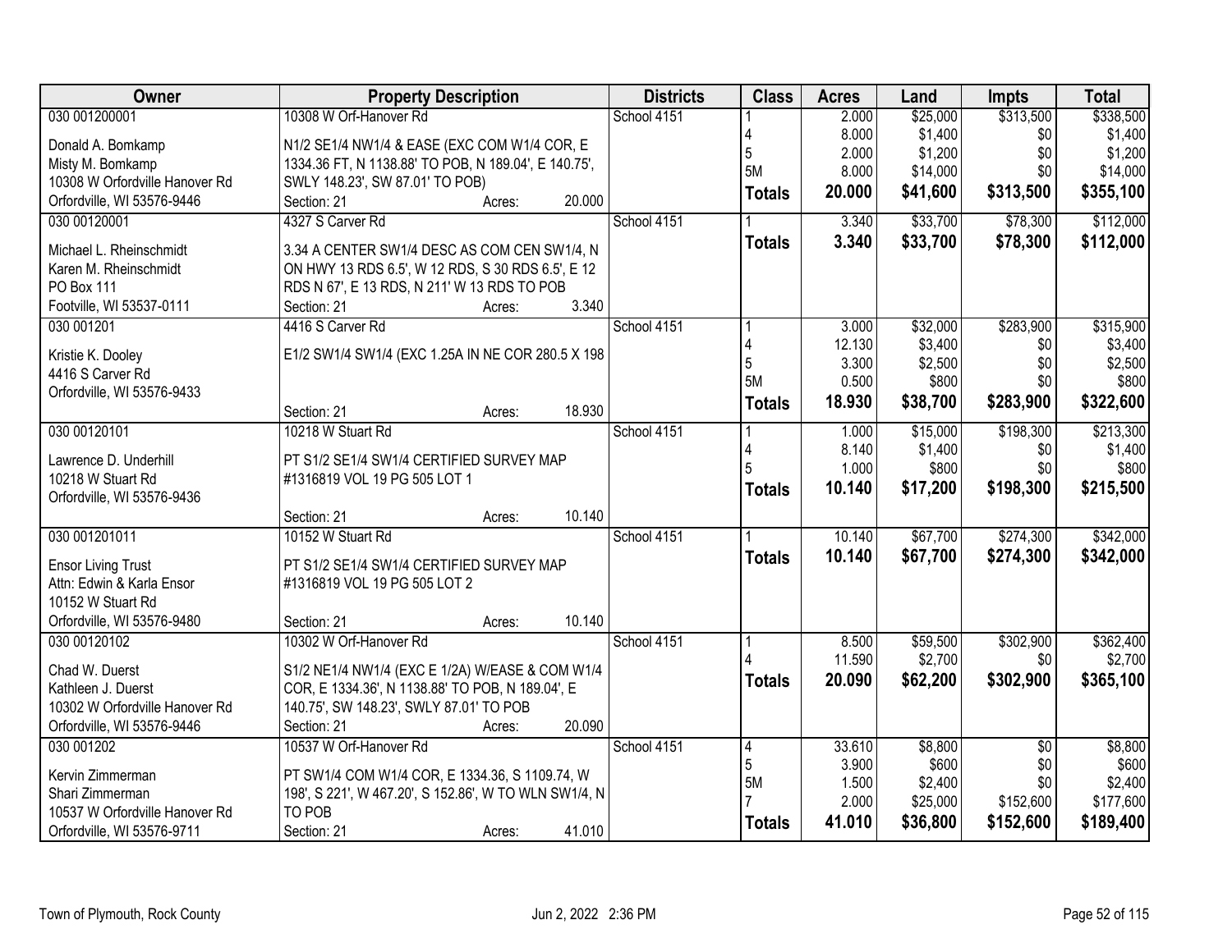| Owner | Property Description | Districts | Class | Acres | Land | Impts | Total |
|---|---|---|---|---|---|---|---|
| 030 001200001<br><br>Donald A. Bomkamp<br>Misty M. Bomkamp<br>10308 W Orfordville Hanover Rd<br>Orfordville, WI 53576-9446 | 10308 W Orf-Hanover Rd<br><br>N1/2 SE1/4 NW1/4 & EASE (EXC COM W1/4 COR, E 1334.36 FT, N 1138.88' TO POB, N 189.04', E 140.75', SWLY 148.23', SW 87.01' TO POB)<br>Section: 21 Acres: 20.000 | School 4151 | 1<br>4<br>5<br>5M<br>**Totals** | 2.000<br>8.000<br>2.000<br>8.000<br>**20.000** | $25,000<br>$1,400<br>$1,200<br>$14,000<br>**$41,600** | $313,500<br>$0<br>$0<br>$0<br>**$313,500** | $338,500<br>$1,400<br>$1,200<br>$14,000<br>**$355,100** |
| 030 00120001<br><br>Michael L. Rheinschmidt<br>Karen M. Rheinschmidt<br>PO Box 111<br>Footville, WI 53537-0111 | 4327 S Carver Rd<br><br>3.34 A CENTER SW1/4 DESC AS COM CEN SW1/4, N ON HWY 13 RDS 6.5', W 12 RDS, S 30 RDS 6.5', E 12 RDS N 67', E 13 RDS, N 211' W 13 RDS TO POB<br>Section: 21 Acres: 3.340 | School 4151 | 1<br>**Totals** | 3.340<br>**3.340** | $33,700<br>**$33,700** | $78,300<br>**$78,300** | $112,000<br>**$112,000** |
| 030 001201<br><br>Kristie K. Dooley<br>4416 S Carver Rd<br>Orfordville, WI 53576-9433 | 4416 S Carver Rd<br><br>E1/2 SW1/4 SW1/4 (EXC 1.25A IN NE COR 280.5 X 198<br><br>Section: 21 Acres: 18.930 | School 4151 | 1<br>4<br>5<br>5M<br>**Totals** | 3.000<br>12.130<br>3.300<br>0.500<br>**18.930** | $32,000<br>$3,400<br>$2,500<br>$800<br>**$38,700** | $283,900<br>$0<br>$0<br>$0<br>**$283,900** | $315,900<br>$3,400<br>$2,500<br>$800<br>**$322,600** |
| 030 00120101<br><br>Lawrence D. Underhill<br>10218 W Stuart Rd<br>Orfordville, WI 53576-9436 | 10218 W Stuart Rd<br><br>PT S1/2 SE1/4 SW1/4 CERTIFIED SURVEY MAP #1316819 VOL 19 PG 505 LOT 1<br><br>Section: 21 Acres: 10.140 | School 4151 | 1<br>4<br>5<br>**Totals** | 1.000<br>8.140<br>1.000<br>**10.140** | $15,000<br>$1,400<br>$800<br>**$17,200** | $198,300<br>$0<br>$0<br>**$198,300** | $213,300<br>$1,400<br>$800<br>**$215,500** |
| 030 001201011<br><br>Ensor Living Trust<br>Attn: Edwin & Karla Ensor<br>10152 W Stuart Rd<br>Orfordville, WI 53576-9480 | 10152 W Stuart Rd<br><br>PT S1/2 SE1/4 SW1/4 CERTIFIED SURVEY MAP #1316819 VOL 19 PG 505 LOT 2<br><br>Section: 21 Acres: 10.140 | School 4151 | 1<br>**Totals** | 10.140<br>**10.140** | $67,700<br>**$67,700** | $274,300<br>**$274,300** | $342,000<br>**$342,000** |
| 030 00120102<br><br>Chad W. Duerst<br>Kathleen J. Duerst<br>10302 W Orfordville Hanover Rd<br>Orfordville, WI 53576-9446 | 10302 W Orf-Hanover Rd<br><br>S1/2 NE1/4 NW1/4 (EXC E 1/2A) W/EASE & COM W1/4 COR, E 1334.36', N 1138.88' TO POB, N 189.04', E 140.75', SW 148.23', SWLY 87.01' TO POB<br>Section: 21 Acres: 20.090 | School 4151 | 1<br>4<br>**Totals** | 8.500<br>11.590<br>**20.090** | $59,500<br>$2,700<br>**$62,200** | $302,900<br>$0<br>**$302,900** | $362,400<br>$2,700<br>**$365,100** |
| 030 001202<br><br>Kervin Zimmerman<br>Shari Zimmerman<br>10537 W Orfordville Hanover Rd<br>Orfordville, WI 53576-9711 | 10537 W Orf-Hanover Rd<br><br>PT SW1/4 COM W1/4 COR, E 1334.36, S 1109.74, W 198', S 221', W 467.20', S 152.86', W TO WLN SW1/4, N TO POB<br>Section: 21 Acres: 41.010 | School 4151 | 4<br>5<br>5M<br>7<br>**Totals** | 33.610<br>3.900<br>1.500<br>2.000<br>**41.010** | $8,800<br>$600<br>$2,400<br>$25,000<br>**$36,800** | $0<br>$0<br>$0<br>$152,600<br>**$152,600** | $8,800<br>$600<br>$2,400<br>$177,600<br>**$189,400** |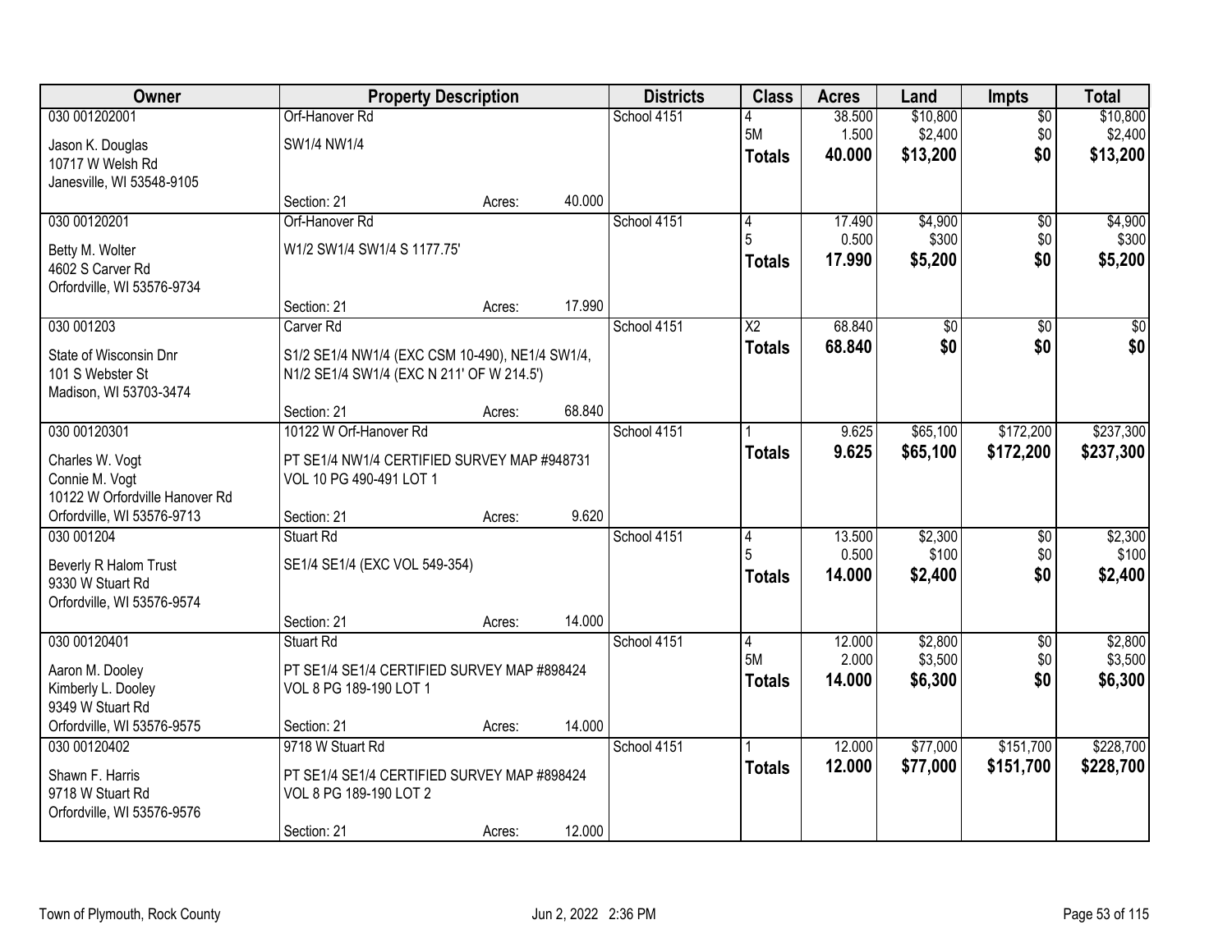| Owner | Property Description | | | Districts | Class | Acres | Land | Impts | Total |
|---|---|---|---|---|---|---|---|---|---|
| 030 001202001 | Orf-Hanover Rd | | | School 4151 | 4 | 38.500 | $10,800 | $0 | $10,800 |
| Jason K. Douglas | SW1/4 NW1/4 | | | | 5M | 1.500 | $2,400 | $0 | $2,400 |
| 10717 W Welsh Rd | | | | | **Totals** | **40.000** | **$13,200** | **$0** | **$13,200** |
| Janesville, WI 53548-9105 | | | | | | | | | |
| | Section: 21 | Acres: | 40.000 | | | | | | |
| 030 00120201 | Orf-Hanover Rd | | | School 4151 | 4 | 17.490 | $4,900 | $0 | $4,900 |
| Betty M. Wolter | W1/2 SW1/4 SW1/4 S 1177.75' | | | | 5 | 0.500 | $300 | $0 | $300 |
| 4602 S Carver Rd | | | | | **Totals** | **17.990** | **$5,200** | **$0** | **$5,200** |
| Orfordville, WI 53576-9734 | | | | | | | | | |
| | Section: 21 | Acres: | 17.990 | | | | | | |
| 030 001203 | Carver Rd | | | School 4151 | X2 | 68.840 | $0 | $0 | $0 |
| State of Wisconsin Dnr | S1/2 SE1/4 NW1/4 (EXC CSM 10-490), NE1/4 SW1/4, | | | | **Totals** | **68.840** | **$0** | **$0** | **$0** |
| 101 S Webster St | N1/2 SE1/4 SW1/4 (EXC N 211' OF W 214.5') | | | | | | | | |
| Madison, WI 53703-3474 | | | | | | | | | |
| | Section: 21 | Acres: | 68.840 | | | | | | |
| 030 00120301 | 10122 W Orf-Hanover Rd | | | School 4151 | 1 | 9.625 | $65,100 | $172,200 | $237,300 |
| Charles W. Vogt | PT SE1/4 NW1/4 CERTIFIED SURVEY MAP #948731 | | | | **Totals** | **9.625** | **$65,100** | **$172,200** | **$237,300** |
| Connie M. Vogt | VOL 10 PG 490-491 LOT 1 | | | | | | | | |
| 10122 W Orfordville Hanover Rd | | | | | | | | | |
| Orfordville, WI 53576-9713 | Section: 21 | Acres: | 9.620 | | | | | | |
| 030 001204 | Stuart Rd | | | School 4151 | 4 | 13.500 | $2,300 | $0 | $2,300 |
| Beverly R Halom Trust | SE1/4 SE1/4 (EXC VOL 549-354) | | | | 5 | 0.500 | $100 | $0 | $100 |
| 9330 W Stuart Rd | | | | | **Totals** | **14.000** | **$2,400** | **$0** | **$2,400** |
| Orfordville, WI 53576-9574 | | | | | | | | | |
| | Section: 21 | Acres: | 14.000 | | | | | | |
| 030 00120401 | Stuart Rd | | | School 4151 | 4 | 12.000 | $2,800 | $0 | $2,800 |
| Aaron M. Dooley | PT SE1/4 SE1/4 CERTIFIED SURVEY MAP #898424 | | | | 5M | 2.000 | $3,500 | $0 | $3,500 |
| Kimberly L. Dooley | VOL 8 PG 189-190 LOT 1 | | | | **Totals** | **14.000** | **$6,300** | **$0** | **$6,300** |
| 9349 W Stuart Rd | | | | | | | | | |
| Orfordville, WI 53576-9575 | Section: 21 | Acres: | 14.000 | | | | | | |
| 030 00120402 | 9718 W Stuart Rd | | | School 4151 | 1 | 12.000 | $77,000 | $151,700 | $228,700 |
| Shawn F. Harris | PT SE1/4 SE1/4 CERTIFIED SURVEY MAP #898424 | | | | **Totals** | **12.000** | **$77,000** | **$151,700** | **$228,700** |
| 9718 W Stuart Rd | VOL 8 PG 189-190 LOT 2 | | | | | | | | |
| Orfordville, WI 53576-9576 | | | | | | | | | |
| | Section: 21 | Acres: | 12.000 | | | | | | |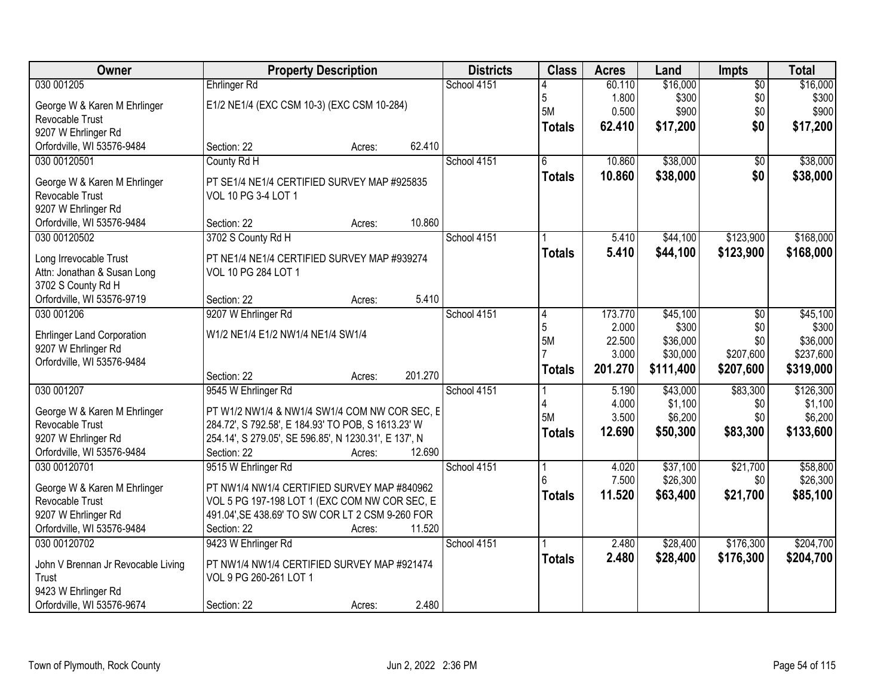| Owner | Property Description | Districts | Class | Acres | Land | Impts | Total |
|---|---|---|---|---|---|---|---|
| 030 001205<br>George W & Karen M Ehrlinger Revocable Trust<br>9207 W Ehrlinger Rd<br>Orfordville, WI 53576-9484 | Ehrlinger Rd<br>E1/2 NE1/4 (EXC CSM 10-3) (EXC CSM 10-284)<br>Section: 22 Acres: 62.410 | School 4151 | 4<br>5<br>5M<br>**Totals** | 60.110<br>1.800<br>0.500<br>**62.410** | $16,000<br>$300<br>$900<br>**$17,200** | $0<br>$0<br>$0<br>**$0** | $16,000<br>$300<br>$900<br>**$17,200** |
| 030 00120501<br>George W & Karen M Ehrlinger Revocable Trust<br>9207 W Ehrlinger Rd<br>Orfordville, WI 53576-9484 | County Rd H<br>PT SE1/4 NE1/4 CERTIFIED SURVEY MAP #925835 VOL 10 PG 3-4 LOT 1<br>Section: 22 Acres: 10.860 | School 4151 | 6<br>**Totals** | 10.860<br>**10.860** | $38,000<br>**$38,000** | $0<br>**$0** | $38,000<br>**$38,000** |
| 030 00120502<br>Long Irrevocable Trust<br>Attn: Jonathan & Susan Long<br>3702 S County Rd H<br>Orfordville, WI 53576-9719 | 3702 S County Rd H<br>PT NE1/4 NE1/4 CERTIFIED SURVEY MAP #939274 VOL 10 PG 284 LOT 1<br>Section: 22 Acres: 5.410 | School 4151 | 1<br>**Totals** | 5.410<br>**5.410** | $44,100<br>**$44,100** | $123,900<br>**$123,900** | $168,000<br>**$168,000** |
| 030 001206<br>Ehrlinger Land Corporation<br>9207 W Ehrlinger Rd<br>Orfordville, WI 53576-9484 | 9207 W Ehrlinger Rd<br>W1/2 NE1/4 E1/2 NW1/4 NE1/4 SW1/4<br>Section: 22 Acres: 201.270 | School 4151 | 4<br>5<br>5M<br>7<br>**Totals** | 173.770<br>2.000<br>22.500<br>3.000<br>**201.270** | $45,100<br>$300<br>$36,000<br>$30,000<br>**$111,400** | $0<br>$0<br>$0<br>$207,600<br>**$207,600** | $45,100<br>$300<br>$36,000<br>$237,600<br>**$319,000** |
| 030 001207<br>George W & Karen M Ehrlinger Revocable Trust<br>9207 W Ehrlinger Rd<br>Orfordville, WI 53576-9484 | 9545 W Ehrlinger Rd<br>PT W1/2 NW1/4 & NW1/4 SW1/4 COM NW COR SEC, E 284.72', S 792.58', E 184.93' TO POB, S 1613.23' W 254.14', S 279.05', SE 596.85', N 1230.31', E 137', N<br>Section: 22 Acres: 12.690 | School 4151 | 1<br>4<br>5M<br>**Totals** | 5.190<br>4.000<br>3.500<br>**12.690** | $43,000<br>$1,100<br>$6,200<br>**$50,300** | $83,300<br>$0<br>$0<br>**$83,300** | $126,300<br>$1,100<br>$6,200<br>**$133,600** |
| 030 00120701<br>George W & Karen M Ehrlinger Revocable Trust<br>9207 W Ehrlinger Rd<br>Orfordville, WI 53576-9484 | 9515 W Ehrlinger Rd<br>PT NW1/4 NW1/4 CERTIFIED SURVEY MAP #840962 VOL 5 PG 197-198 LOT 1 (EXC COM NW COR SEC, E 491.04',SE 438.69' TO SW COR LT 2 CSM 9-260 FOR<br>Section: 22 Acres: 11.520 | School 4151 | 1<br>6<br>**Totals** | 4.020<br>7.500<br>**11.520** | $37,100<br>$26,300<br>**$63,400** | $21,700<br>$0<br>**$21,700** | $58,800<br>$26,300<br>**$85,100** |
| 030 00120702<br>John V Brennan Jr Revocable Living Trust<br>9423 W Ehrlinger Rd<br>Orfordville, WI 53576-9674 | 9423 W Ehrlinger Rd<br>PT NW1/4 NW1/4 CERTIFIED SURVEY MAP #921474 VOL 9 PG 260-261 LOT 1<br>Section: 22 Acres: 2.480 | School 4151 | 1<br>**Totals** | 2.480<br>**2.480** | $28,400<br>**$28,400** | $176,300<br>**$176,300** | $204,700<br>**$204,700** |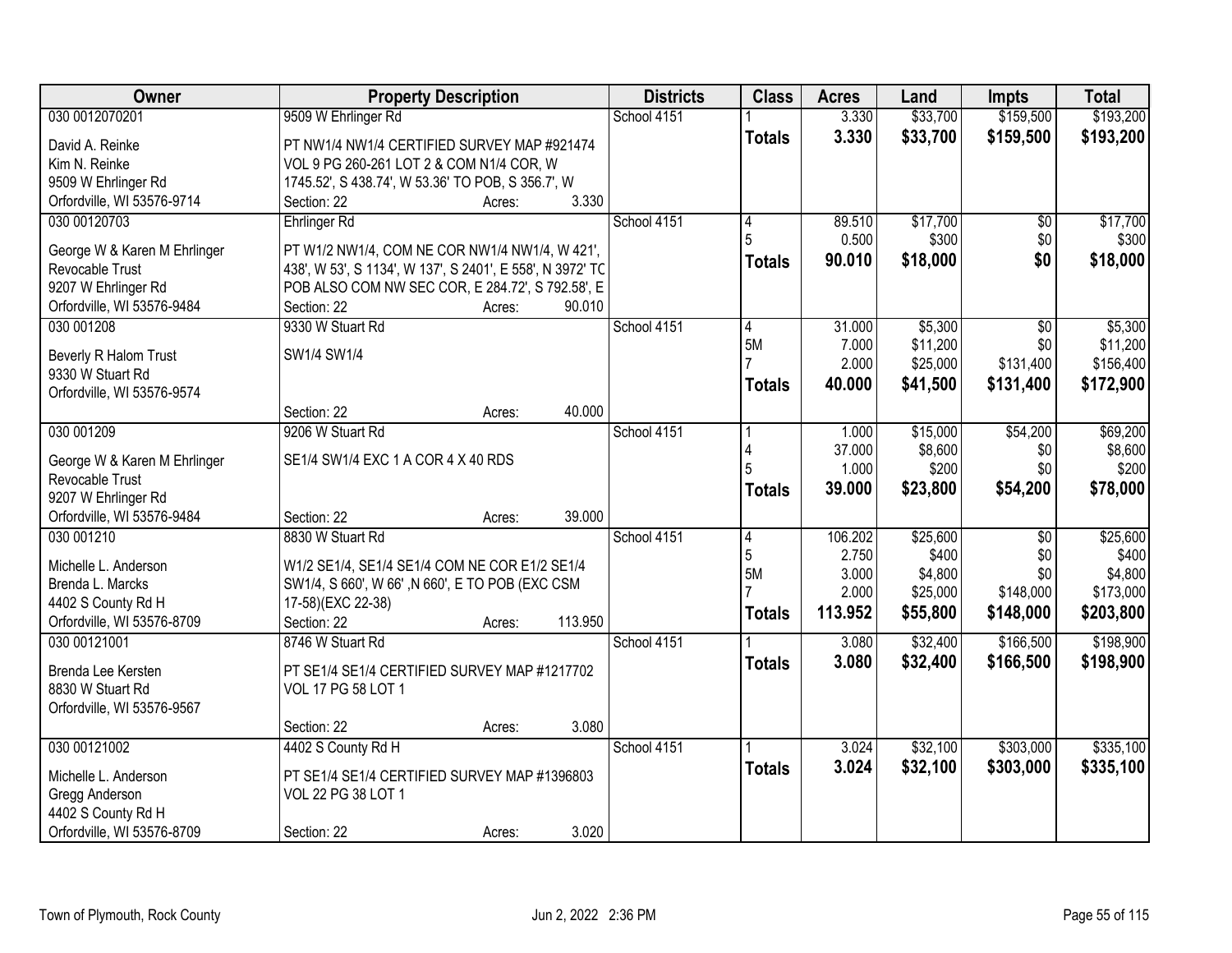| Owner | Property Description | Districts | Class | Acres | Land | Impts | Total |
|---|---|---|---|---|---|---|---|
| 030 0012070201 | 9509 W Ehrlinger Rd | School 4151 | 1 | 3.330 | $33,700 | $159,500 | $193,200 |
| David A. Reinke<br>Kim N. Reinke<br>9509 W Ehrlinger Rd<br>Orfordville, WI 53576-9714 | PT NW1/4 NW1/4 CERTIFIED SURVEY MAP #921474 VOL 9 PG 260-261 LOT 2 & COM N1/4 COR, W 1745.52', S 438.74', W 53.36' TO POB, S 356.7', W<br>Section: 22 Acres: 3.330 | | **Totals** | **3.330** | **$33,700** | **$159,500** | **$193,200** |
| 030 00120703 | Ehrlinger Rd | School 4151 | 4<br>5 | 89.510<br>0.500 | $17,700<br>$300 | $0<br>$0 | $17,700<br>$300 |
| George W & Karen M Ehrlinger Revocable Trust<br>9207 W Ehrlinger Rd<br>Orfordville, WI 53576-9484 | PT W1/2 NW1/4, COM NE COR NW1/4 NW1/4, W 421', 438', W 53', S 1134', W 137', S 2401', E 558', N 3972' TC POB ALSO COM NW SEC COR, E 284.72', S 792.58', E<br>Section: 22 Acres: 90.010 | | **Totals** | **90.010** | **$18,000** | **$0** | **$18,000** |
| 030 001208 | 9330 W Stuart Rd | School 4151 | 4<br>5M<br>7 | 31.000<br>7.000<br>2.000 | $5,300<br>$11,200<br>$25,000 | $0<br>$0<br>$131,400 | $5,300<br>$11,200<br>$156,400 |
| Beverly R Halom Trust<br>9330 W Stuart Rd<br>Orfordville, WI 53576-9574 | SW1/4 SW1/4<br>Section: 22 Acres: 40.000 | | **Totals** | **40.000** | **$41,500** | **$131,400** | **$172,900** |
| 030 001209 | 9206 W Stuart Rd | School 4151 | 1<br>4<br>5 | 1.000<br>37.000<br>1.000 | $15,000<br>$8,600<br>$200 | $54,200<br>$0<br>$0 | $69,200<br>$8,600<br>$200 |
| George W & Karen M Ehrlinger Revocable Trust<br>9207 W Ehrlinger Rd<br>Orfordville, WI 53576-9484 | SE1/4 SW1/4 EXC 1 A COR 4 X 40 RDS<br>Section: 22 Acres: 39.000 | | **Totals** | **39.000** | **$23,800** | **$54,200** | **$78,000** |
| 030 001210 | 8830 W Stuart Rd | School 4151 | 4<br>5<br>5M<br>7 | 106.202<br>2.750<br>3.000<br>2.000 | $25,600<br>$400<br>$4,800<br>$25,000 | $0<br>$0<br>$0<br>$148,000 | $25,600<br>$400<br>$4,800<br>$173,000 |
| Michelle L. Anderson<br>Brenda L. Marcks<br>4402 S County Rd H<br>Orfordville, WI 53576-8709 | W1/2 SE1/4, SE1/4 SE1/4 COM NE COR E1/2 SE1/4 SW1/4, S 660', W 66' ,N 660', E TO POB (EXC CSM 17-58)(EXC 22-38)<br>Section: 22 Acres: 113.950 | | **Totals** | **113.952** | **$55,800** | **$148,000** | **$203,800** |
| 030 00121001 | 8746 W Stuart Rd | School 4151 | 1 | 3.080 | $32,400 | $166,500 | $198,900 |
| Brenda Lee Kersten<br>8830 W Stuart Rd<br>Orfordville, WI 53576-9567 | PT SE1/4 SE1/4 CERTIFIED SURVEY MAP #1217702 VOL 17 PG 58 LOT 1<br>Section: 22 Acres: 3.080 | | **Totals** | **3.080** | **$32,400** | **$166,500** | **$198,900** |
| 030 00121002 | 4402 S County Rd H | School 4151 | 1 | 3.024 | $32,100 | $303,000 | $335,100 |
| Michelle L. Anderson<br>Gregg Anderson<br>4402 S County Rd H<br>Orfordville, WI 53576-8709 | PT SE1/4 SE1/4 CERTIFIED SURVEY MAP #1396803 VOL 22 PG 38 LOT 1<br>Section: 22 Acres: 3.020 | | **Totals** | **3.024** | **$32,100** | **$303,000** | **$335,100** |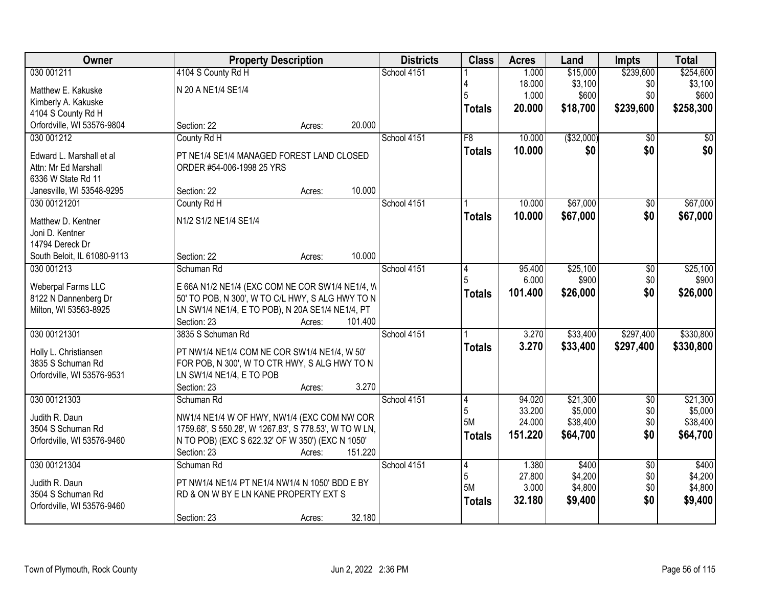| Owner | Property Description | Districts | Class | Acres | Land | Impts | Total |
|---|---|---|---|---|---|---|---|
| 030 001211<br>Matthew E. Kakuske<br>Kimberly A. Kakuske<br>4104 S County Rd H<br>Orfordville, WI 53576-9804 | 4104 S County Rd H<br>N 20 A NE1/4 SE1/4<br>Section: 22 Acres: 20.000 | School 4151 | 1<br>4<br>5<br>**Totals** | 1.000<br>18.000<br>1.000<br>**20.000** | $15,000<br>$3,100<br>$600<br>**$18,700** | $239,600<br>$0<br>$0<br>**$239,600** | $254,600<br>$3,100<br>$600<br>**$258,300** |
| 030 001212<br>Edward L. Marshall et al<br>Attn: Mr Ed Marshall<br>6336 W State Rd 11<br>Janesville, WI 53548-9295 | County Rd H<br>PT NE1/4 SE1/4 MANAGED FOREST LAND CLOSED ORDER #54-006-1998 25 YRS<br>Section: 22 Acres: 10.000 | School 4151 | F8<br>**Totals** | 10.000<br>**10.000** | ($32,000)<br>**$0** | $0<br>**$0** | $0<br>**$0** |
| 030 00121201<br>Matthew D. Kentner<br>Joni D. Kentner<br>14794 Dereck Dr<br>South Beloit, IL 61080-9113 | County Rd H<br>N1/2 S1/2 NE1/4 SE1/4<br>Section: 22 Acres: 10.000 | School 4151 | 1<br>**Totals** | 10.000<br>**10.000** | $67,000<br>**$67,000** | $0<br>**$0** | $67,000<br>**$67,000** |
| 030 001213<br>Weberpal Farms LLC<br>8122 N Dannenberg Dr<br>Milton, WI 53563-8925 | Schuman Rd<br>E 66A N1/2 NE1/4 (EXC COM NE COR SW1/4 NE1/4, W 50' TO POB, N 300', W TO C/L HWY, S ALG HWY TO N LN SW1/4 NE1/4, E TO POB), N 20A SE1/4 NE1/4, PT<br>Section: 23 Acres: 101.400 | School 4151 | 4<br>5<br>**Totals** | 95.400<br>6.000<br>**101.400** | $25,100<br>$900<br>**$26,000** | $0<br>$0<br>**$0** | $25,100<br>$900<br>**$26,000** |
| 030 00121301<br>Holly L. Christiansen<br>3835 S Schuman Rd<br>Orfordville, WI 53576-9531 | 3835 S Schuman Rd<br>PT NW1/4 NE1/4 COM NE COR SW1/4 NE1/4, W 50' FOR POB, N 300', W TO CTR HWY, S ALG HWY TO N LN SW1/4 NE1/4, E TO POB<br>Section: 23 Acres: 3.270 | School 4151 | 1<br>**Totals** | 3.270<br>**3.270** | $33,400<br>**$33,400** | $297,400<br>**$297,400** | $330,800<br>**$330,800** |
| 030 00121303<br>Judith R. Daun<br>3504 S Schuman Rd<br>Orfordville, WI 53576-9460 | Schuman Rd<br>NW1/4 NE1/4 W OF HWY, NW1/4 (EXC COM NW COR 1759.68', S 550.28', W 1267.83', S 778.53', W TO W LN, N TO POB) (EXC S 622.32' OF W 350') (EXC N 1050'<br>Section: 23 Acres: 151.220 | School 4151 | 4<br>5<br>5M<br>**Totals** | 94.020<br>33.200<br>24.000<br>**151.220** | $21,300<br>$5,000<br>$38,400<br>**$64,700** | $0<br>$0<br>$0<br>**$0** | $21,300<br>$5,000<br>$38,400<br>**$64,700** |
| 030 00121304<br>Judith R. Daun<br>3504 S Schuman Rd<br>Orfordville, WI 53576-9460 | Schuman Rd<br>PT NW1/4 NE1/4 PT NE1/4 NW1/4 N 1050' BDD E BY RD & ON W BY E LN KANE PROPERTY EXT S<br>Section: 23 Acres: 32.180 | School 4151 | 4<br>5<br>5M<br>**Totals** | 1.380<br>27.800<br>3.000<br>**32.180** | $400<br>$4,200<br>$4,800<br>**$9,400** | $0<br>$0<br>$0<br>**$0** | $400<br>$4,200<br>$4,800<br>**$9,400** |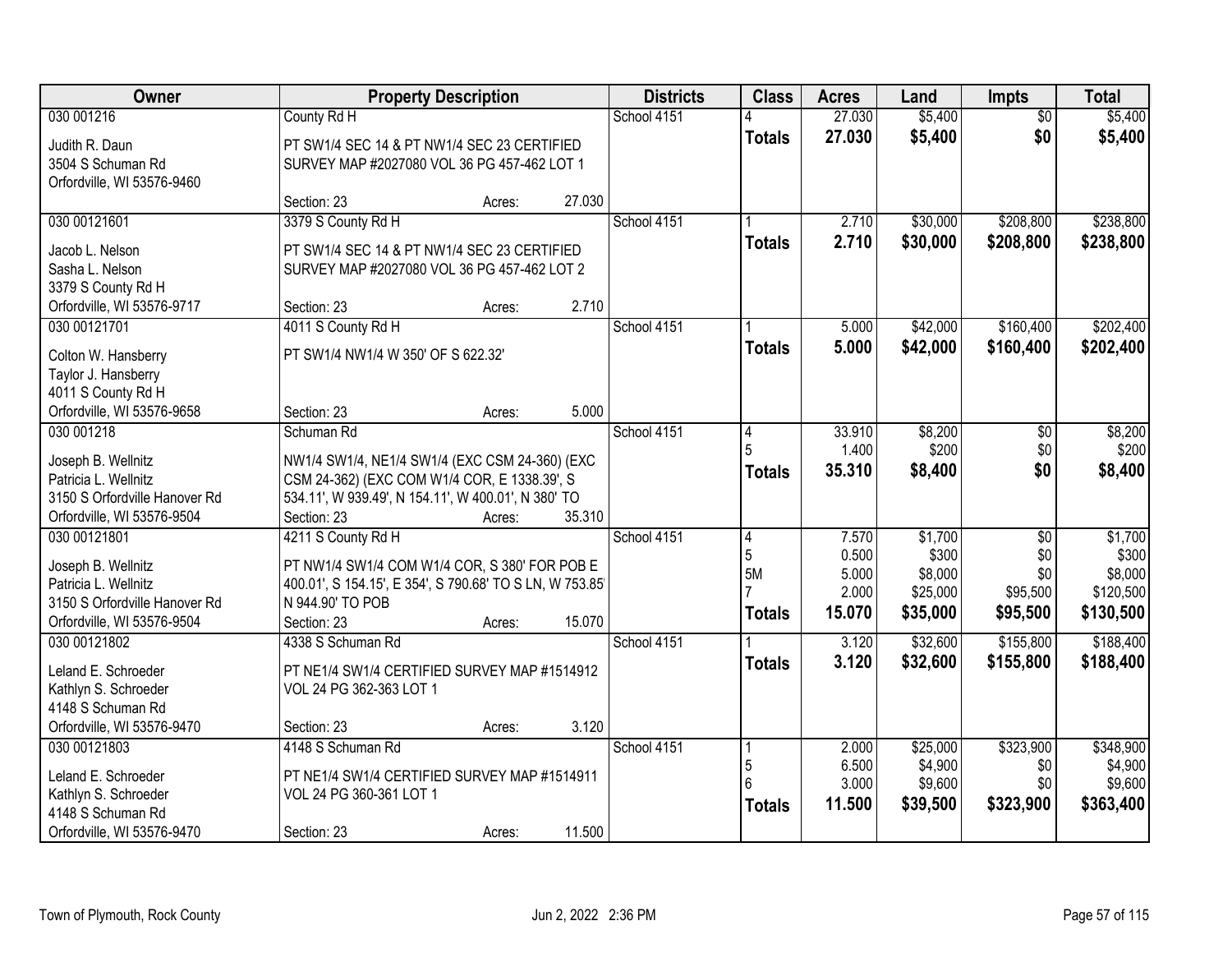| Owner | Property Description | Districts | Class | Acres | Land | Impts | Total |
|---|---|---|---|---|---|---|---|
| 030 001216<br>Judith R. Daun<br>3504 S Schuman Rd<br>Orfordville, WI 53576-9460 | County Rd H<br>PT SW1/4 SEC 14 & PT NW1/4 SEC 23 CERTIFIED SURVEY MAP #2027080 VOL 36 PG 457-462 LOT 1<br>Section: 23 Acres: 27.030 | School 4151 | 4<br>**Totals** | 27.030<br>**27.030** | $5,400<br>**$5,400** | $0<br>**$0** | $5,400<br>**$5,400** |
| 030 00121601<br>Jacob L. Nelson<br>Sasha L. Nelson<br>3379 S County Rd H<br>Orfordville, WI 53576-9717 | 3379 S County Rd H<br>PT SW1/4 SEC 14 & PT NW1/4 SEC 23 CERTIFIED SURVEY MAP #2027080 VOL 36 PG 457-462 LOT 2<br>Section: 23 Acres: 2.710 | School 4151 | 1<br>**Totals** | 2.710<br>**2.710** | $30,000<br>**$30,000** | $208,800<br>**$208,800** | $238,800<br>**$238,800** |
| 030 00121701<br>Colton W. Hansberry<br>Taylor J. Hansberry<br>4011 S County Rd H<br>Orfordville, WI 53576-9658 | 4011 S County Rd H<br>PT SW1/4 NW1/4 W 350' OF S 622.32'<br>Section: 23 Acres: 5.000 | School 4151 | 1<br>**Totals** | 5.000<br>**5.000** | $42,000<br>**$42,000** | $160,400<br>**$160,400** | $202,400<br>**$202,400** |
| 030 001218<br>Joseph B. Wellnitz<br>Patricia L. Wellnitz<br>3150 S Orfordville Hanover Rd<br>Orfordville, WI 53576-9504 | Schuman Rd<br>NW1/4 SW1/4, NE1/4 SW1/4 (EXC CSM 24-360) (EXC CSM 24-362) (EXC COM W1/4 COR, E 1338.39', S 534.11', W 939.49', N 154.11', W 400.01', N 380' TO<br>Section: 23 Acres: 35.310 | School 4151 | 4<br>5<br>**Totals** | 33.910<br>1.400<br>**35.310** | $8,200<br>$200<br>**$8,400** | $0<br>$0<br>**$0** | $8,200<br>$200<br>**$8,400** |
| 030 00121801<br>Joseph B. Wellnitz<br>Patricia L. Wellnitz<br>3150 S Orfordville Hanover Rd<br>Orfordville, WI 53576-9504 | 4211 S County Rd H<br>PT NW1/4 SW1/4 COM W1/4 COR, S 380' FOR POB E 400.01', S 154.15', E 354', S 790.68' TO S LN, W 753.85' N 944.90' TO POB<br>Section: 23 Acres: 15.070 | School 4151 | 4<br>5<br>5M<br>7<br>**Totals** | 7.570<br>0.500<br>5.000<br>2.000<br>**15.070** | $1,700<br>$300<br>$8,000<br>$25,000<br>**$35,000** | $0<br>$0<br>$0<br>$95,500<br>**$95,500** | $1,700<br>$300<br>$8,000<br>$120,500<br>**$130,500** |
| 030 00121802<br>Leland E. Schroeder<br>Kathlyn S. Schroeder<br>4148 S Schuman Rd<br>Orfordville, WI 53576-9470 | 4338 S Schuman Rd<br>PT NE1/4 SW1/4 CERTIFIED SURVEY MAP #1514912 VOL 24 PG 362-363 LOT 1<br>Section: 23 Acres: 3.120 | School 4151 | 1<br>**Totals** | 3.120<br>**3.120** | $32,600<br>**$32,600** | $155,800<br>**$155,800** | $188,400<br>**$188,400** |
| 030 00121803<br>Leland E. Schroeder<br>Kathlyn S. Schroeder<br>4148 S Schuman Rd<br>Orfordville, WI 53576-9470 | 4148 S Schuman Rd<br>PT NE1/4 SW1/4 CERTIFIED SURVEY MAP #1514911 VOL 24 PG 360-361 LOT 1<br>Section: 23 Acres: 11.500 | School 4151 | 1<br>5<br>6<br>**Totals** | 2.000<br>6.500<br>3.000<br>**11.500** | $25,000<br>$4,900<br>$9,600<br>**$39,500** | $323,900<br>$0<br>$0<br>**$323,900** | $348,900<br>$4,900<br>$9,600<br>**$363,400** |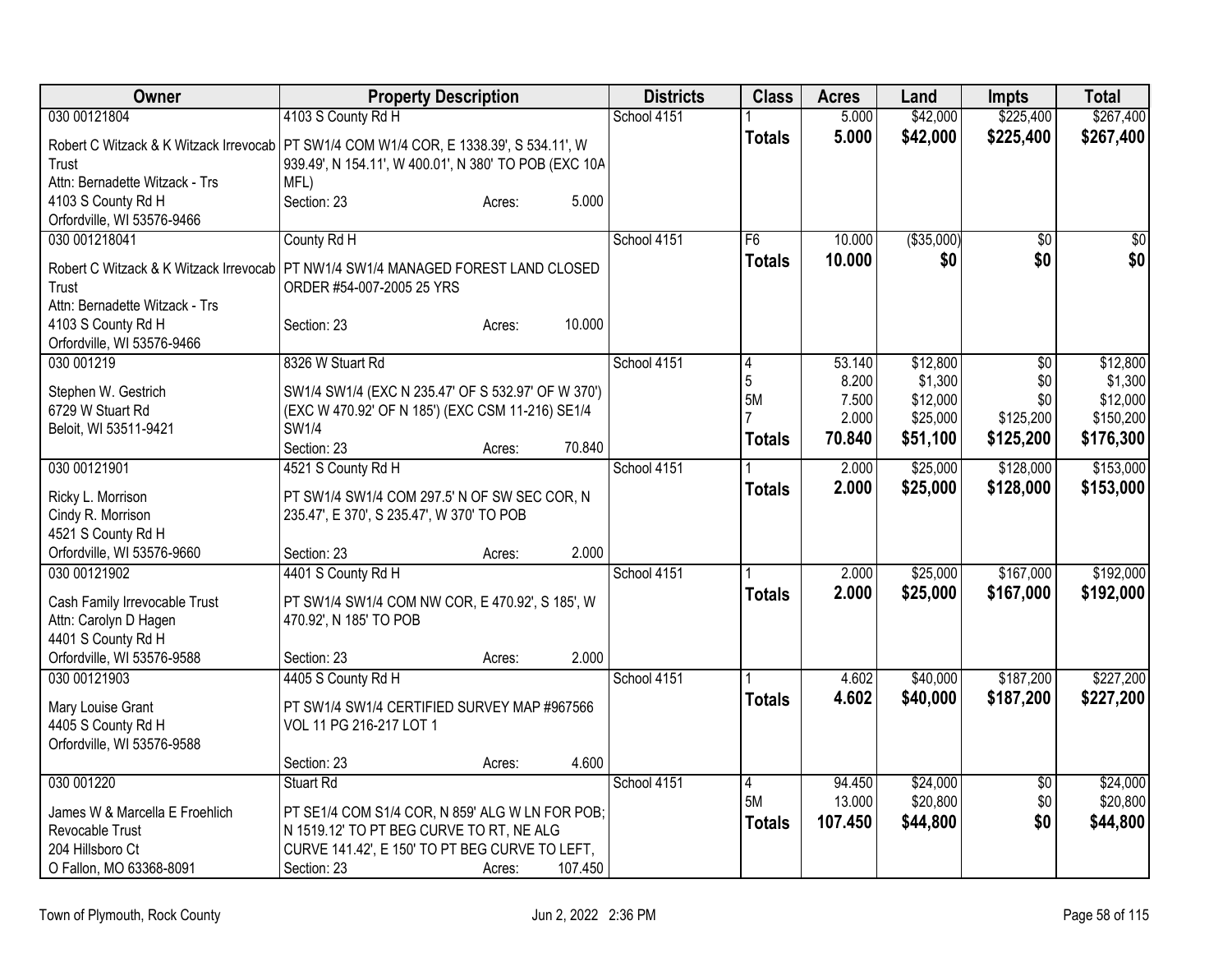| Owner | Property Description | Districts | Class | Acres | Land | Impts | Total |
|---|---|---|---|---|---|---|---|
| 030 00121804 | 4103 S County Rd H | School 4151 | 1 | 5.000 | $42,000 | $225,400 | $267,400 |
| Robert C Witzack & K Witzack Irrevocab Trust<br>Attn: Bernadette Witzack - Trs<br>4103 S County Rd H<br>Orfordville, WI 53576-9466 | PT SW1/4 COM W1/4 COR, E 1338.39', S 534.11', W 939.49', N 154.11', W 400.01', N 380' TO POB (EXC 10A MFL)<br>Section: 23 Acres: 5.000 | | **Totals** | **5.000** | **$42,000** | **$225,400** | **$267,400** |
| 030 001218041 | County Rd H | School 4151 | F6 | 10.000 | ($35,000) | $0 | $0 |
| Robert C Witzack & K Witzack Irrevocab Trust<br>Attn: Bernadette Witzack - Trs<br>4103 S County Rd H<br>Orfordville, WI 53576-9466 | PT NW1/4 SW1/4 MANAGED FOREST LAND CLOSED ORDER #54-007-2005 25 YRS<br>Section: 23 Acres: 10.000 | | **Totals** | **10.000** | **$0** | **$0** | **$0** |
| 030 001219 | 8326 W Stuart Rd | School 4151 | 4 | 53.140 | $12,800 | $0 | $12,800 |
| Stephen W. Gestrich<br>6729 W Stuart Rd<br>Beloit, WI 53511-9421 | SW1/4 SW1/4 (EXC N 235.47' OF S 532.97' OF W 370') (EXC W 470.92' OF N 185') (EXC CSM 11-216) SE1/4 SW1/4<br>Section: 23 Acres: 70.840 | | 5 | 8.200 | $1,300 | $0 | $1,300 |
| | | | 5M | 7.500 | $12,000 | $0 | $12,000 |
| | | | 7 | 2.000 | $25,000 | $125,200 | $150,200 |
| | | | **Totals** | **70.840** | **$51,100** | **$125,200** | **$176,300** |
| 030 00121901 | 4521 S County Rd H | School 4151 | 1 | 2.000 | $25,000 | $128,000 | $153,000 |
| Ricky L. Morrison<br>Cindy R. Morrison<br>4521 S County Rd H<br>Orfordville, WI 53576-9660 | PT SW1/4 SW1/4 COM 297.5' N OF SW SEC COR, N 235.47', E 370', S 235.47', W 370' TO POB<br>Section: 23 Acres: 2.000 | | **Totals** | **2.000** | **$25,000** | **$128,000** | **$153,000** |
| 030 00121902 | 4401 S County Rd H | School 4151 | 1 | 2.000 | $25,000 | $167,000 | $192,000 |
| Cash Family Irrevocable Trust<br>Attn: Carolyn D Hagen<br>4401 S County Rd H<br>Orfordville, WI 53576-9588 | PT SW1/4 SW1/4 COM NW COR, E 470.92', S 185', W 470.92', N 185' TO POB<br>Section: 23 Acres: 2.000 | | **Totals** | **2.000** | **$25,000** | **$167,000** | **$192,000** |
| 030 00121903 | 4405 S County Rd H | School 4151 | 1 | 4.602 | $40,000 | $187,200 | $227,200 |
| Mary Louise Grant<br>4405 S County Rd H<br>Orfordville, WI 53576-9588 | PT SW1/4 SW1/4 CERTIFIED SURVEY MAP #967566 VOL 11 PG 216-217 LOT 1<br>Section: 23 Acres: 4.600 | | **Totals** | **4.602** | **$40,000** | **$187,200** | **$227,200** |
| 030 001220 | Stuart Rd | School 4151 | 4 | 94.450 | $24,000 | $0 | $24,000 |
| James W & Marcella E Froehlich Revocable Trust<br>204 Hillsboro Ct<br>O Fallon, MO 63368-8091 | PT SE1/4 COM S1/4 COR, N 859' ALG W LN FOR POB; N 1519.12' TO PT BEG CURVE TO RT, NE ALG CURVE 141.42', E 150' TO PT BEG CURVE TO LEFT,<br>Section: 23 Acres: 107.450 | | 5M | 13.000 | $20,800 | $0 | $20,800 |
| | | | **Totals** | **107.450** | **$44,800** | **$0** | **$44,800** |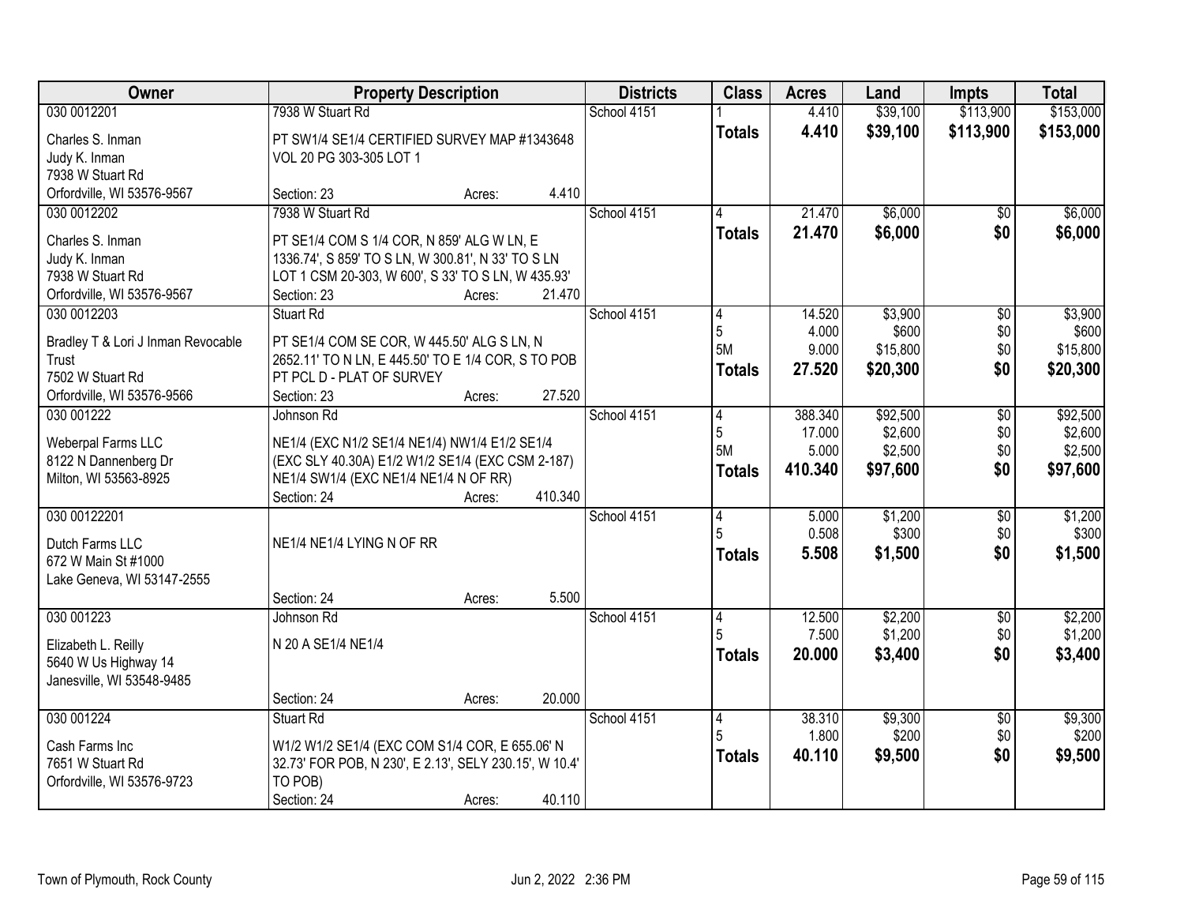| Owner | Property Description | | | Districts | Class | Acres | Land | Impts | Total |
|---|---|---|---|---|---|---|---|---|---|
| 030 0012201 | 7938 W Stuart Rd | | | School 4151 | 1 | 4.410 | $39,100 | $113,900 | $153,000 |
| Charles S. Inman<br>Judy K. Inman<br>7938 W Stuart Rd<br>Orfordville, WI 53576-9567 | PT SW1/4 SE1/4 CERTIFIED SURVEY MAP #1343648 VOL 20 PG 303-305 LOT 1 | | | | **Totals** | **4.410** | **$39,100** | **$113,900** | **$153,000** |
| | Section: 23 | Acres: | 4.410 | | | | | | |
| 030 0012202 | 7938 W Stuart Rd | | | School 4151 | 4 | 21.470 | $6,000 | $0 | $6,000 |
| Charles S. Inman<br>Judy K. Inman<br>7938 W Stuart Rd<br>Orfordville, WI 53576-9567 | PT SE1/4 COM S 1/4 COR, N 859' ALG W LN, E 1336.74', S 859' TO S LN, W 300.81', N 33' TO S LN LOT 1 CSM 20-303, W 600', S 33' TO S LN, W 435.93' | | | | **Totals** | **21.470** | **$6,000** | **$0** | **$6,000** |
| | Section: 23 | Acres: | 21.470 | | | | | | |
| 030 0012203 | Stuart Rd | | | School 4151 | 4<br>5<br>5M | 14.520<br>4.000<br>9.000 | $3,900<br>$600<br>$15,800 | $0<br>$0<br>$0 | $3,900<br>$600<br>$15,800 |
| Bradley T & Lori J Inman Revocable Trust<br>7502 W Stuart Rd<br>Orfordville, WI 53576-9566 | PT SE1/4 COM SE COR, W 445.50' ALG S LN, N 2652.11' TO N LN, E 445.50' TO E 1/4 COR, S TO POB PT PCL D - PLAT OF SURVEY | | | | **Totals** | **27.520** | **$20,300** | **$0** | **$20,300** |
| | Section: 23 | Acres: | 27.520 | | | | | | |
| 030 001222 | Johnson Rd | | | School 4151 | 4<br>5<br>5M | 388.340<br>17.000<br>5.000 | $92,500<br>$2,600<br>$2,500 | $0<br>$0<br>$0 | $92,500<br>$2,600<br>$2,500 |
| Weberpal Farms LLC<br>8122 N Dannenberg Dr<br>Milton, WI 53563-8925 | NE1/4 (EXC N1/2 SE1/4 NE1/4) NW1/4 E1/2 SE1/4 (EXC SLY 40.30A) E1/2 W1/2 SE1/4 (EXC CSM 2-187) NE1/4 SW1/4 (EXC NE1/4 NE1/4 N OF RR) | | | | **Totals** | **410.340** | **$97,600** | **$0** | **$97,600** |
| | Section: 24 | Acres: | 410.340 | | | | | | |
| 030 00122201 | | | | School 4151 | 4<br>5 | 5.000<br>0.508 | $1,200<br>$300 | $0<br>$0 | $1,200<br>$300 |
| Dutch Farms LLC<br>672 W Main St #1000<br>Lake Geneva, WI 53147-2555 | NE1/4 NE1/4 LYING N OF RR | | | | **Totals** | **5.508** | **$1,500** | **$0** | **$1,500** |
| | Section: 24 | Acres: | 5.500 | | | | | | |
| 030 001223 | Johnson Rd | | | School 4151 | 4<br>5 | 12.500<br>7.500 | $2,200<br>$1,200 | $0<br>$0 | $2,200<br>$1,200 |
| Elizabeth L. Reilly<br>5640 W Us Highway 14<br>Janesville, WI 53548-9485 | N 20 A SE1/4 NE1/4 | | | | **Totals** | **20.000** | **$3,400** | **$0** | **$3,400** |
| | Section: 24 | Acres: | 20.000 | | | | | | |
| 030 001224 | Stuart Rd | | | School 4151 | 4<br>5 | 38.310<br>1.800 | $9,300<br>$200 | $0<br>$0 | $9,300<br>$200 |
| Cash Farms Inc<br>7651 W Stuart Rd<br>Orfordville, WI 53576-9723 | W1/2 W1/2 SE1/4 (EXC COM S1/4 COR, E 655.06' N 32.73' FOR POB, N 230', E 2.13', SELY 230.15', W 10.4' TO POB) | | | | **Totals** | **40.110** | **$9,500** | **$0** | **$9,500** |
| | Section: 24 | Acres: | 40.110 | | | | | | |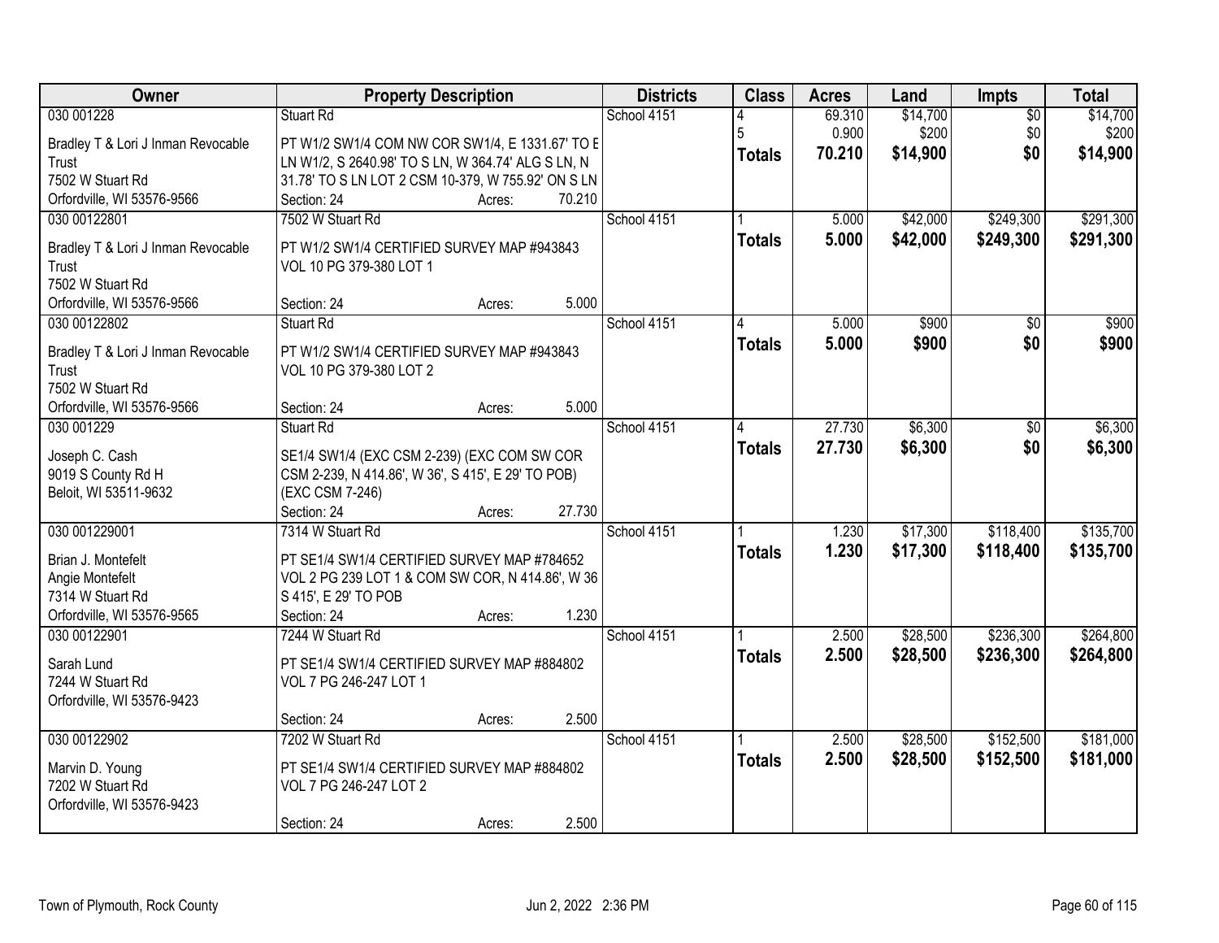| Owner | Property Description | Districts | Class | Acres | Land | Impts | Total |
|---|---|---|---|---|---|---|---|
| 030 001228<br>Bradley T & Lori J Inman Revocable Trust<br>7502 W Stuart Rd<br>Orfordville, WI 53576-9566 | Stuart Rd<br>PT W1/2 SW1/4 COM NW COR SW1/4, E 1331.67' TO E LN W1/2, S 2640.98' TO S LN, W 364.74' ALG S LN, N 31.78' TO S LN LOT 2 CSM 10-379, W 755.92' ON S LN<br>Section: 24 Acres: 70.210 | School 4151 | 4<br>5<br>**Totals** | 69.310<br>0.900<br>**70.210** | $14,700<br>$200<br>**$14,900** | $0<br>$0<br>**$0** | $14,700<br>$200<br>**$14,900** |
| 030 00122801<br>Bradley T & Lori J Inman Revocable Trust<br>7502 W Stuart Rd<br>Orfordville, WI 53576-9566 | 7502 W Stuart Rd<br>PT W1/2 SW1/4 CERTIFIED SURVEY MAP #943843 VOL 10 PG 379-380 LOT 1<br>Section: 24 Acres: 5.000 | School 4151 | 1<br>**Totals** | 5.000<br>**5.000** | $42,000<br>**$42,000** | $249,300<br>**$249,300** | $291,300<br>**$291,300** |
| 030 00122802<br>Bradley T & Lori J Inman Revocable Trust<br>7502 W Stuart Rd<br>Orfordville, WI 53576-9566 | Stuart Rd<br>PT W1/2 SW1/4 CERTIFIED SURVEY MAP #943843 VOL 10 PG 379-380 LOT 2<br>Section: 24 Acres: 5.000 | School 4151 | 4<br>**Totals** | 5.000<br>**5.000** | $900<br>**$900** | $0<br>**$0** | $900<br>**$900** |
| 030 001229<br>Joseph C. Cash<br>9019 S County Rd H<br>Beloit, WI 53511-9632 | Stuart Rd<br>SE1/4 SW1/4 (EXC CSM 2-239) (EXC COM SW COR CSM 2-239, N 414.86', W 36', S 415', E 29' TO POB) (EXC CSM 7-246)<br>Section: 24 Acres: 27.730 | School 4151 | 4<br>**Totals** | 27.730<br>**27.730** | $6,300<br>**$6,300** | $0<br>**$0** | $6,300<br>**$6,300** |
| 030 001229001<br>Brian J. Montefelt<br>Angie Montefelt<br>7314 W Stuart Rd<br>Orfordville, WI 53576-9565 | 7314 W Stuart Rd<br>PT SE1/4 SW1/4 CERTIFIED SURVEY MAP #784652 VOL 2 PG 239 LOT 1 & COM SW COR, N 414.86', W 36 S 415', E 29' TO POB<br>Section: 24 Acres: 1.230 | School 4151 | 1<br>**Totals** | 1.230<br>**1.230** | $17,300<br>**$17,300** | $118,400<br>**$118,400** | $135,700<br>**$135,700** |
| 030 00122901<br>Sarah Lund<br>7244 W Stuart Rd<br>Orfordville, WI 53576-9423 | 7244 W Stuart Rd<br>PT SE1/4 SW1/4 CERTIFIED SURVEY MAP #884802 VOL 7 PG 246-247 LOT 1<br>Section: 24 Acres: 2.500 | School 4151 | 1<br>**Totals** | 2.500<br>**2.500** | $28,500<br>**$28,500** | $236,300<br>**$236,300** | $264,800<br>**$264,800** |
| 030 00122902<br>Marvin D. Young<br>7202 W Stuart Rd<br>Orfordville, WI 53576-9423 | 7202 W Stuart Rd<br>PT SE1/4 SW1/4 CERTIFIED SURVEY MAP #884802 VOL 7 PG 246-247 LOT 2<br>Section: 24 Acres: 2.500 | School 4151 | 1<br>**Totals** | 2.500<br>**2.500** | $28,500<br>**$28,500** | $152,500<br>**$152,500** | $181,000<br>**$181,000** |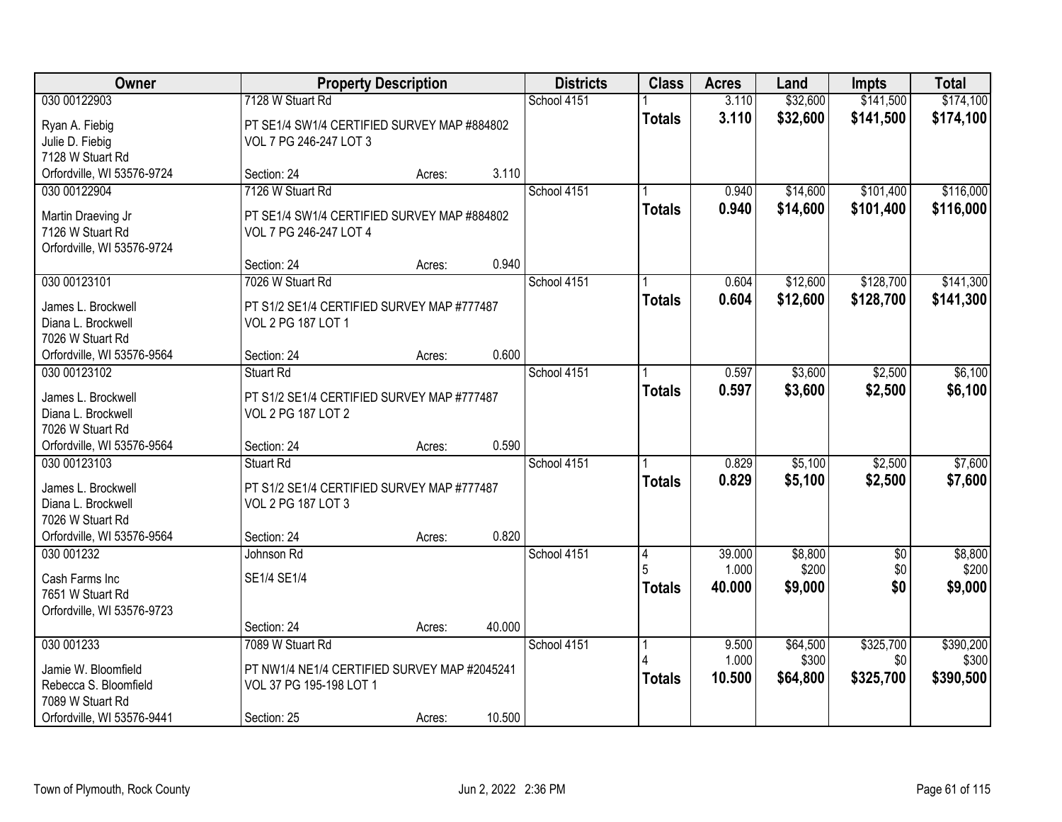| Owner | Property Description | | | Districts | Class | Acres | Land | Impts | Total |
|---|---|---|---|---|---|---|---|---|---|
| 030 00122903 | 7128 W Stuart Rd | | | School 4151 | 1 | 3.110 | $32,600 | $141,500 | $174,100 |
| Ryan A. Fiebig<br>Julie D. Fiebig<br>7128 W Stuart Rd<br>Orfordville, WI 53576-9724 | PT SE1/4 SW1/4 CERTIFIED SURVEY MAP #884802<br>VOL 7 PG 246-247 LOT 3 | | | | **Totals** | **3.110** | **$32,600** | **$141,500** | **$174,100** |
| | Section: 24 | Acres: | 3.110 | | | | | | |
| 030 00122904 | 7126 W Stuart Rd | | | School 4151 | 1 | 0.940 | $14,600 | $101,400 | $116,000 |
| Martin Draeving Jr<br>7126 W Stuart Rd<br>Orfordville, WI 53576-9724 | PT SE1/4 SW1/4 CERTIFIED SURVEY MAP #884802<br>VOL 7 PG 246-247 LOT 4 | | | | **Totals** | **0.940** | **$14,600** | **$101,400** | **$116,000** |
| | Section: 24 | Acres: | 0.940 | | | | | | |
| 030 00123101 | 7026 W Stuart Rd | | | School 4151 | 1 | 0.604 | $12,600 | $128,700 | $141,300 |
| James L. Brockwell<br>Diana L. Brockwell<br>7026 W Stuart Rd<br>Orfordville, WI 53576-9564 | PT S1/2 SE1/4 CERTIFIED SURVEY MAP #777487<br>VOL 2 PG 187 LOT 1 | | | | **Totals** | **0.604** | **$12,600** | **$128,700** | **$141,300** |
| | Section: 24 | Acres: | 0.600 | | | | | | |
| 030 00123102 | Stuart Rd | | | School 4151 | 1 | 0.597 | $3,600 | $2,500 | $6,100 |
| James L. Brockwell<br>Diana L. Brockwell<br>7026 W Stuart Rd<br>Orfordville, WI 53576-9564 | PT S1/2 SE1/4 CERTIFIED SURVEY MAP #777487<br>VOL 2 PG 187 LOT 2 | | | | **Totals** | **0.597** | **$3,600** | **$2,500** | **$6,100** |
| | Section: 24 | Acres: | 0.590 | | | | | | |
| 030 00123103 | Stuart Rd | | | School 4151 | 1 | 0.829 | $5,100 | $2,500 | $7,600 |
| James L. Brockwell<br>Diana L. Brockwell<br>7026 W Stuart Rd<br>Orfordville, WI 53576-9564 | PT S1/2 SE1/4 CERTIFIED SURVEY MAP #777487<br>VOL 2 PG 187 LOT 3 | | | | **Totals** | **0.829** | **$5,100** | **$2,500** | **$7,600** |
| | Section: 24 | Acres: | 0.820 | | | | | | |
| 030 001232 | Johnson Rd | | | School 4151 | 4<br>5 | 39.000<br>1.000 | $8,800<br>$200 | $0<br>$0 | $8,800<br>$200 |
| Cash Farms Inc<br>7651 W Stuart Rd<br>Orfordville, WI 53576-9723 | SE1/4 SE1/4 | | | | **Totals** | **40.000** | **$9,000** | **$0** | **$9,000** |
| | Section: 24 | Acres: | 40.000 | | | | | | |
| 030 001233 | 7089 W Stuart Rd | | | School 4151 | 1<br>4 | 9.500<br>1.000 | $64,500<br>$300 | $325,700<br>$0 | $390,200<br>$300 |
| Jamie W. Bloomfield<br>Rebecca S. Bloomfield<br>7089 W Stuart Rd<br>Orfordville, WI 53576-9441 | PT NW1/4 NE1/4 CERTIFIED SURVEY MAP #2045241<br>VOL 37 PG 195-198 LOT 1 | | | | **Totals** | **10.500** | **$64,800** | **$325,700** | **$390,500** |
| | Section: 25 | Acres: | 10.500 | | | | | | |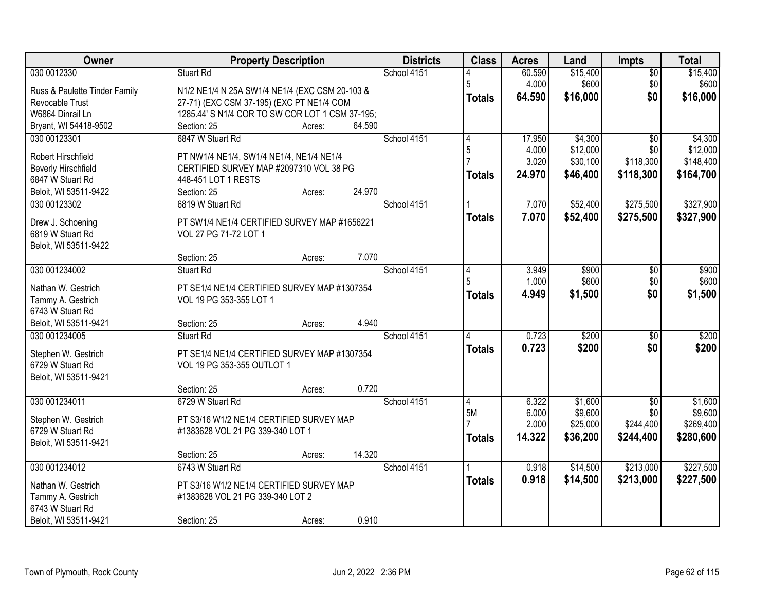| Owner | Property Description | Districts | Class | Acres | Land | Impts | Total |
|---|---|---|---|---|---|---|---|
| 030 0012330<br>Russ & Paulette Tinder Family Revocable Trust<br>W6864 Dinrail Ln<br>Bryant, WI 54418-9502 | Stuart Rd<br>N1/2 NE1/4 N 25A SW1/4 NE1/4 (EXC CSM 20-103 & 27-71) (EXC CSM 37-195) (EXC PT NE1/4 COM 1285.44' S N1/4 COR TO SW COR LOT 1 CSM 37-195;<br>Section: 25 Acres: 64.590 | School 4151 | 4<br>5<br>**Totals** | 60.590<br>4.000<br>**64.590** | $15,400<br>$600<br>**$16,000** | $0<br>$0<br>**$0** | $15,400<br>$600<br>**$16,000** |
| 030 00123301<br>Robert Hirschfield<br>Beverly Hirschfield<br>6847 W Stuart Rd<br>Beloit, WI 53511-9422 | 6847 W Stuart Rd<br>PT NW1/4 NE1/4, SW1/4 NE1/4, NE1/4 NE1/4 CERTIFIED SURVEY MAP #2097310 VOL 38 PG 448-451 LOT 1 RESTS<br>Section: 25 Acres: 24.970 | School 4151 | 4<br>5<br>7<br>**Totals** | 17.950<br>4.000<br>3.020<br>**24.970** | $4,300<br>$12,000<br>$30,100<br>**$46,400** | $0<br>$0<br>$118,300<br>**$118,300** | $4,300<br>$12,000<br>$148,400<br>**$164,700** |
| 030 00123302<br>Drew J. Schoening<br>6819 W Stuart Rd<br>Beloit, WI 53511-9422 | 6819 W Stuart Rd<br>PT SW1/4 NE1/4 CERTIFIED SURVEY MAP #1656221 VOL 27 PG 71-72 LOT 1<br>Section: 25 Acres: 7.070 | School 4151 | 1<br>**Totals** | 7.070<br>**7.070** | $52,400<br>**$52,400** | $275,500<br>**$275,500** | $327,900<br>**$327,900** |
| 030 001234002<br>Nathan W. Gestrich<br>Tammy A. Gestrich<br>6743 W Stuart Rd<br>Beloit, WI 53511-9421 | Stuart Rd<br>PT SE1/4 NE1/4 CERTIFIED SURVEY MAP #1307354 VOL 19 PG 353-355 LOT 1<br>Section: 25 Acres: 4.940 | School 4151 | 4<br>5<br>**Totals** | 3.949<br>1.000<br>**4.949** | $900<br>$600<br>**$1,500** | $0<br>$0<br>**$0** | $900<br>$600<br>**$1,500** |
| 030 001234005<br>Stephen W. Gestrich<br>6729 W Stuart Rd<br>Beloit, WI 53511-9421 | Stuart Rd<br>PT SE1/4 NE1/4 CERTIFIED SURVEY MAP #1307354 VOL 19 PG 353-355 OUTLOT 1<br>Section: 25 Acres: 0.720 | School 4151 | 4<br>**Totals** | 0.723<br>**0.723** | $200<br>**$200** | $0<br>**$0** | $200<br>**$200** |
| 030 001234011<br>Stephen W. Gestrich<br>6729 W Stuart Rd<br>Beloit, WI 53511-9421 | 6729 W Stuart Rd<br>PT S3/16 W1/2 NE1/4 CERTIFIED SURVEY MAP #1383628 VOL 21 PG 339-340 LOT 1<br>Section: 25 Acres: 14.320 | School 4151 | 4<br>5M<br>7<br>**Totals** | 6.322<br>6.000<br>2.000<br>**14.322** | $1,600<br>$9,600<br>$25,000<br>**$36,200** | $0<br>$0<br>$244,400<br>**$244,400** | $1,600<br>$9,600<br>$269,400<br>**$280,600** |
| 030 001234012<br>Nathan W. Gestrich<br>Tammy A. Gestrich<br>6743 W Stuart Rd<br>Beloit, WI 53511-9421 | 6743 W Stuart Rd<br>PT S3/16 W1/2 NE1/4 CERTIFIED SURVEY MAP #1383628 VOL 21 PG 339-340 LOT 2<br>Section: 25 Acres: 0.910 | School 4151 | 1<br>**Totals** | 0.918<br>**0.918** | $14,500<br>**$14,500** | $213,000<br>**$213,000** | $227,500<br>**$227,500** |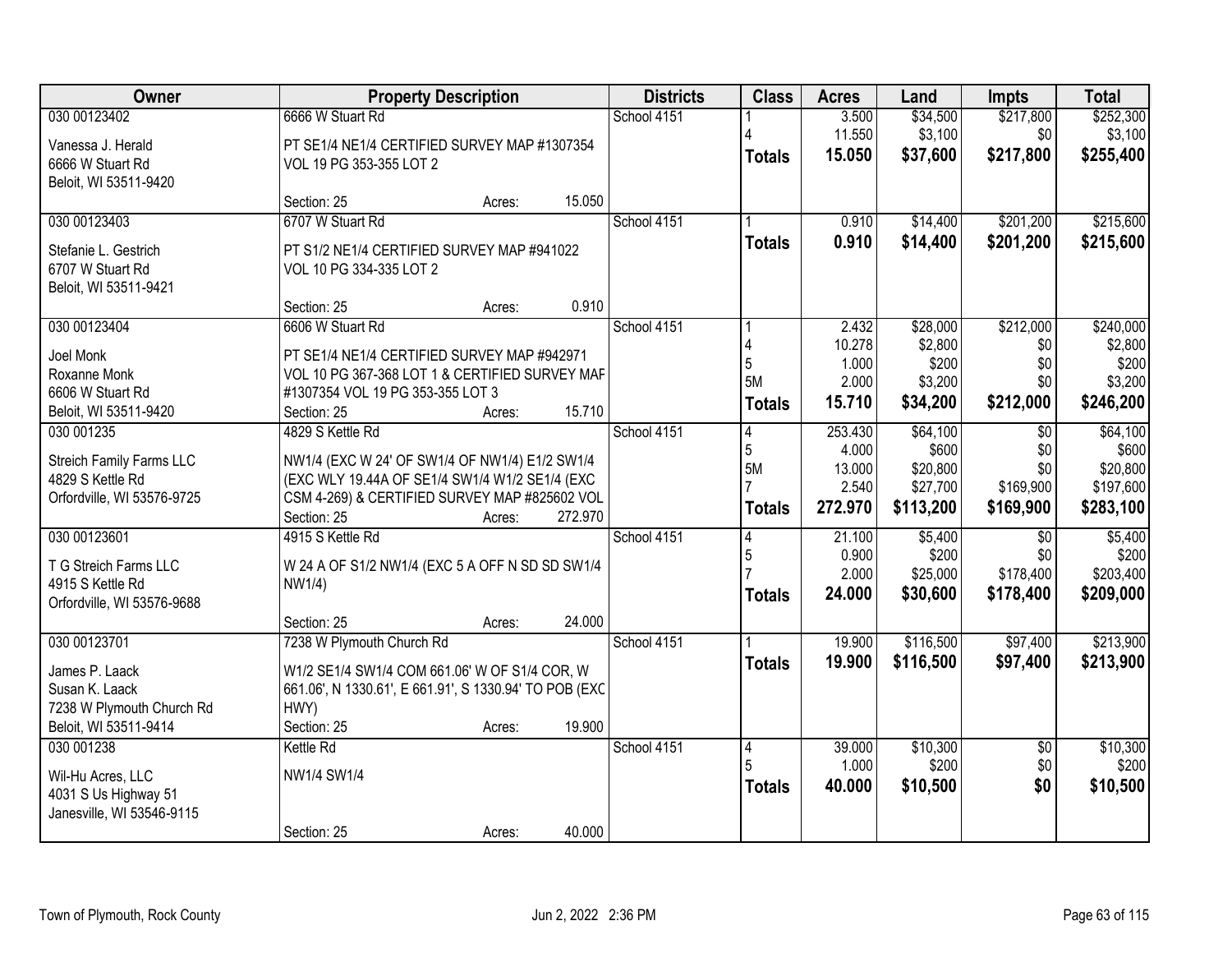| Owner | Property Description | Districts | Class | Acres | Land | Impts | Total |
|---|---|---|---|---|---|---|---|
| 030 00123402 | 6666 W Stuart Rd | School 4151 | 1 | 3.500 | $34,500 | $217,800 | $252,300 |
| Vanessa J. Herald | PT SE1/4 NE1/4 CERTIFIED SURVEY MAP #1307354 | | 4 | 11.550 | $3,100 | $0 | $3,100 |
| 6666 W Stuart Rd | VOL 19 PG 353-355 LOT 2 | | **Totals** | **15.050** | **$37,600** | **$217,800** | **$255,400** |
| Beloit, WI 53511-9420 | | | | | | | |
| | Section: 25 Acres: 15.050 | | | | | | |
| 030 00123403 | 6707 W Stuart Rd | School 4151 | 1 | 0.910 | $14,400 | $201,200 | $215,600 |
| Stefanie L. Gestrich | PT S1/2 NE1/4 CERTIFIED SURVEY MAP #941022 | | **Totals** | **0.910** | **$14,400** | **$201,200** | **$215,600** |
| 6707 W Stuart Rd | VOL 10 PG 334-335 LOT 2 | | | | | | |
| Beloit, WI 53511-9421 | | | | | | | |
| | Section: 25 Acres: 0.910 | | | | | | |
| 030 00123404 | 6606 W Stuart Rd | School 4151 | 1 | 2.432 | $28,000 | $212,000 | $240,000 |
| Joel Monk | PT SE1/4 NE1/4 CERTIFIED SURVEY MAP #942971 | | 4 | 10.278 | $2,800 | $0 | $2,800 |
| Roxanne Monk | VOL 10 PG 367-368 LOT 1 & CERTIFIED SURVEY MAF | | 5 | 1.000 | $200 | $0 | $200 |
| 6606 W Stuart Rd | #1307354 VOL 19 PG 353-355 LOT 3 | | 5M | 2.000 | $3,200 | $0 | $3,200 |
| Beloit, WI 53511-9420 | Section: 25 Acres: 15.710 | | **Totals** | **15.710** | **$34,200** | **$212,000** | **$246,200** |
| 030 001235 | 4829 S Kettle Rd | School 4151 | 4 | 253.430 | $64,100 | $0 | $64,100 |
| Streich Family Farms LLC | NW1/4 (EXC W 24' OF SW1/4 OF NW1/4) E1/2 SW1/4 | | 5 | 4.000 | $600 | $0 | $600 |
| 4829 S Kettle Rd | (EXC WLY 19.44A OF SE1/4 SW1/4 W1/2 SE1/4 (EXC | | 5M | 13.000 | $20,800 | $0 | $20,800 |
| Orfordville, WI 53576-9725 | CSM 4-269) & CERTIFIED SURVEY MAP #825602 VOL | | 7 | 2.540 | $27,700 | $169,900 | $197,600 |
| | Section: 25 Acres: 272.970 | | **Totals** | **272.970** | **$113,200** | **$169,900** | **$283,100** |
| 030 00123601 | 4915 S Kettle Rd | School 4151 | 4 | 21.100 | $5,400 | $0 | $5,400 |
| T G Streich Farms LLC | W 24 A OF S1/2 NW1/4 (EXC 5 A OFF N SD SD SW1/4 | | 5 | 0.900 | $200 | $0 | $200 |
| 4915 S Kettle Rd | NW1/4) | | 7 | 2.000 | $25,000 | $178,400 | $203,400 |
| Orfordville, WI 53576-9688 | | | **Totals** | **24.000** | **$30,600** | **$178,400** | **$209,000** |
| | Section: 25 Acres: 24.000 | | | | | | |
| 030 00123701 | 7238 W Plymouth Church Rd | School 4151 | 1 | 19.900 | $116,500 | $97,400 | $213,900 |
| James P. Laack | W1/2 SE1/4 SW1/4 COM 661.06' W OF S1/4 COR, W | | **Totals** | **19.900** | **$116,500** | **$97,400** | **$213,900** |
| Susan K. Laack | 661.06', N 1330.61', E 661.91', S 1330.94' TO POB (EXC | | | | | | |
| 7238 W Plymouth Church Rd | HWY) | | | | | | |
| Beloit, WI 53511-9414 | Section: 25 Acres: 19.900 | | | | | | |
| 030 001238 | Kettle Rd | School 4151 | 4 | 39.000 | $10,300 | $0 | $10,300 |
| Wil-Hu Acres, LLC | NW1/4 SW1/4 | | 5 | 1.000 | $200 | $0 | $200 |
| 4031 S Us Highway 51 | | | **Totals** | **40.000** | **$10,500** | **$0** | **$10,500** |
| Janesville, WI 53546-9115 | | | | | | | |
| | Section: 25 Acres: 40.000 | | | | | | |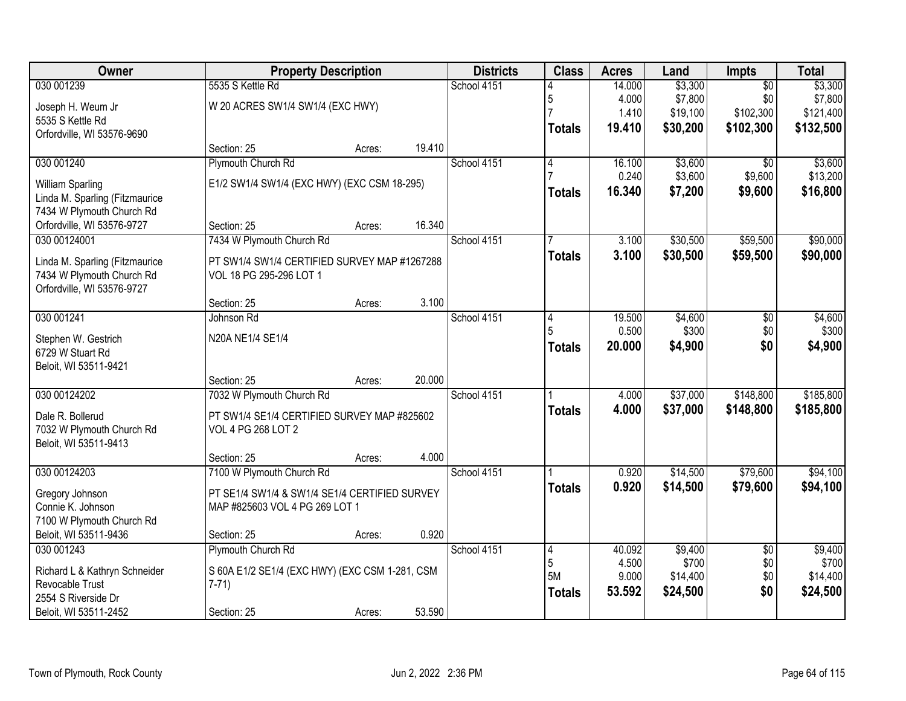| Owner | Property Description | Districts | Class | Acres | Land | Impts | Total |
|---|---|---|---|---|---|---|---|
| 030 001239<br>Joseph H. Weum Jr<br>5535 S Kettle Rd<br>Orfordville, WI 53576-9690 | 5535 S Kettle Rd<br>W 20 ACRES SW1/4 SW1/4 (EXC HWY)<br>Section: 25 Acres: 19.410 | School 4151 | 4<br>5<br>7<br>**Totals** | 14.000<br>4.000<br>1.410<br>**19.410** | $3,300<br>$7,800<br>$19,100<br>**$30,200** | $0<br>$0<br>$102,300<br>**$102,300** | $3,300<br>$7,800<br>$121,400<br>**$132,500** |
| 030 001240<br>William Sparling<br>Linda M. Sparling (Fitzmaurice<br>7434 W Plymouth Church Rd<br>Orfordville, WI 53576-9727 | Plymouth Church Rd<br>E1/2 SW1/4 SW1/4 (EXC HWY) (EXC CSM 18-295)<br>Section: 25 Acres: 16.340 | School 4151 | 4<br>7<br>**Totals** | 16.100<br>0.240<br>**16.340** | $3,600<br>$3,600<br>**$7,200** | $0<br>$9,600<br>**$9,600** | $3,600<br>$13,200<br>**$16,800** |
| 030 00124001<br>Linda M. Sparling (Fitzmaurice<br>7434 W Plymouth Church Rd<br>Orfordville, WI 53576-9727 | 7434 W Plymouth Church Rd<br>PT SW1/4 SW1/4 CERTIFIED SURVEY MAP #1267288 VOL 18 PG 295-296 LOT 1<br>Section: 25 Acres: 3.100 | School 4151 | 7<br>**Totals** | 3.100<br>**3.100** | $30,500<br>**$30,500** | $59,500<br>**$59,500** | $90,000<br>**$90,000** |
| 030 001241<br>Stephen W. Gestrich<br>6729 W Stuart Rd<br>Beloit, WI 53511-9421 | Johnson Rd<br>N20A NE1/4 SE1/4<br>Section: 25 Acres: 20.000 | School 4151 | 4<br>5<br>**Totals** | 19.500<br>0.500<br>**20.000** | $4,600<br>$300<br>**$4,900** | $0<br>$0<br>**$0** | $4,600<br>$300<br>**$4,900** |
| 030 00124202<br>Dale R. Bollerud<br>7032 W Plymouth Church Rd<br>Beloit, WI 53511-9413 | 7032 W Plymouth Church Rd<br>PT SW1/4 SE1/4 CERTIFIED SURVEY MAP #825602 VOL 4 PG 268 LOT 2<br>Section: 25 Acres: 4.000 | School 4151 | 1<br>**Totals** | 4.000<br>**4.000** | $37,000<br>**$37,000** | $148,800<br>**$148,800** | $185,800<br>**$185,800** |
| 030 00124203<br>Gregory Johnson<br>Connie K. Johnson<br>7100 W Plymouth Church Rd<br>Beloit, WI 53511-9436 | 7100 W Plymouth Church Rd<br>PT SE1/4 SW1/4 & SW1/4 SE1/4 CERTIFIED SURVEY MAP #825603 VOL 4 PG 269 LOT 1<br>Section: 25 Acres: 0.920 | School 4151 | 1<br>**Totals** | 0.920<br>**0.920** | $14,500<br>**$14,500** | $79,600<br>**$79,600** | $94,100<br>**$94,100** |
| 030 001243<br>Richard L & Kathryn Schneider Revocable Trust<br>2554 S Riverside Dr<br>Beloit, WI 53511-2452 | Plymouth Church Rd<br>S 60A E1/2 SE1/4 (EXC HWY) (EXC CSM 1-281, CSM 7-71)<br>Section: 25 Acres: 53.590 | School 4151 | 4<br>5<br>5M<br>**Totals** | 40.092<br>4.500<br>9.000<br>**53.592** | $9,400<br>$700<br>$14,400<br>**$24,500** | $0<br>$0<br>$0<br>**$0** | $9,400<br>$700<br>$14,400<br>**$24,500** |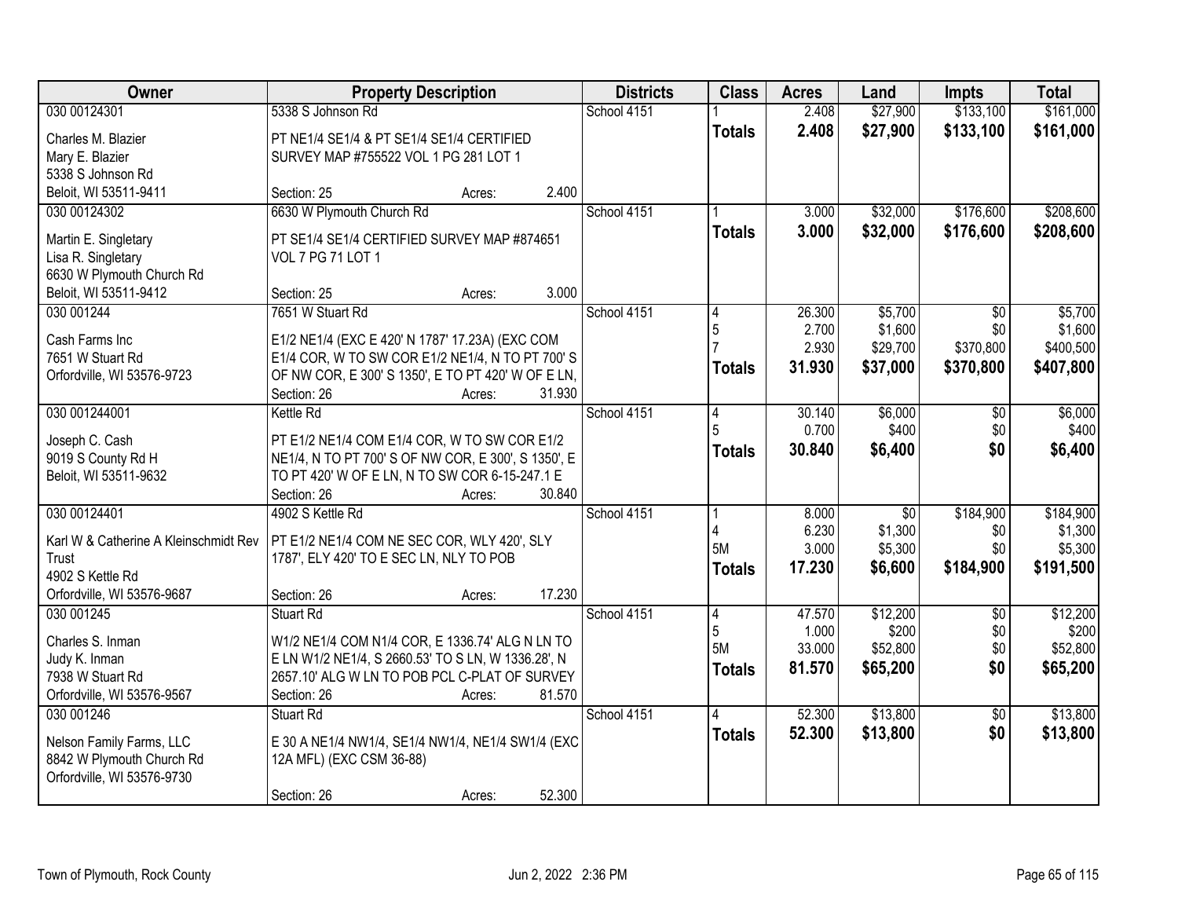| Owner | Property Description | Districts | Class | Acres | Land | Impts | Total |
|---|---|---|---|---|---|---|---|
| 030 00124301<br><br>Charles M. Blazier<br>Mary E. Blazier<br>5338 S Johnson Rd<br>Beloit, WI 53511-9411 | 5338 S Johnson Rd<br><br>PT NE1/4 SE1/4 & PT SE1/4 SE1/4 CERTIFIED SURVEY MAP #755522 VOL 1 PG 281 LOT 1<br><br>Section: 25 Acres: 2.400 | School 4151 | 1<br>**Totals** | 2.408<br>**2.408** | $27,900<br>**$27,900** | $133,100<br>**$133,100** | $161,000<br>**$161,000** |
| 030 00124302<br><br>Martin E. Singletary<br>Lisa R. Singletary<br>6630 W Plymouth Church Rd<br>Beloit, WI 53511-9412 | 6630 W Plymouth Church Rd<br><br>PT SE1/4 SE1/4 CERTIFIED SURVEY MAP #874651 VOL 7 PG 71 LOT 1<br><br>Section: 25 Acres: 3.000 | School 4151 | 1<br>**Totals** | 3.000<br>**3.000** | $32,000<br>**$32,000** | $176,600<br>**$176,600** | $208,600<br>**$208,600** |
| 030 001244<br><br>Cash Farms Inc<br>7651 W Stuart Rd<br>Orfordville, WI 53576-9723 | 7651 W Stuart Rd<br><br>E1/2 NE1/4 (EXC E 420' N 1787' 17.23A) (EXC COM E1/4 COR, W TO SW COR E1/2 NE1/4, N TO PT 700' S OF NW COR, E 300' S 1350', E TO PT 420' W OF E LN,<br>Section: 26 Acres: 31.930 | School 4151 | 4<br>5<br>7<br>**Totals** | 26.300<br>2.700<br>2.930<br>**31.930** | $5,700<br>$1,600<br>$29,700<br>**$37,000** | $0<br>$0<br>$370,800<br>**$370,800** | $5,700<br>$1,600<br>$400,500<br>**$407,800** |
| 030 001244001<br><br>Joseph C. Cash<br>9019 S County Rd H<br>Beloit, WI 53511-9632 | Kettle Rd<br><br>PT E1/2 NE1/4 COM E1/4 COR, W TO SW COR E1/2 NE1/4, N TO PT 700' S OF NW COR, E 300', S 1350', E TO PT 420' W OF E LN, N TO SW COR 6-15-247.1 E<br>Section: 26 Acres: 30.840 | School 4151 | 4<br>5<br>**Totals** | 30.140<br>0.700<br>**30.840** | $6,000<br>$400<br>**$6,400** | $0<br>$0<br>**$0** | $6,000<br>$400<br>**$6,400** |
| 030 00124401<br><br>Karl W & Catherine A Kleinschmidt Rev Trust<br>4902 S Kettle Rd<br>Orfordville, WI 53576-9687 | 4902 S Kettle Rd<br><br>PT E1/2 NE1/4 COM NE SEC COR, WLY 420', SLY 1787', ELY 420' TO E SEC LN, NLY TO POB<br><br>Section: 26 Acres: 17.230 | School 4151 | 1<br>4<br>5M<br>**Totals** | 8.000<br>6.230<br>3.000<br>**17.230** | $0<br>$1,300<br>$5,300<br>**$6,600** | $184,900<br>$0<br>$0<br>**$184,900** | $184,900<br>$1,300<br>$5,300<br>**$191,500** |
| 030 001245<br><br>Charles S. Inman<br>Judy K. Inman<br>7938 W Stuart Rd<br>Orfordville, WI 53576-9567 | Stuart Rd<br><br>W1/2 NE1/4 COM N1/4 COR, E 1336.74' ALG N LN TO E LN W1/2 NE1/4, S 2660.53' TO S LN, W 1336.28', N 2657.10' ALG W LN TO POB PCL C-PLAT OF SURVEY<br>Section: 26 Acres: 81.570 | School 4151 | 4<br>5<br>5M<br>**Totals** | 47.570<br>1.000<br>33.000<br>**81.570** | $12,200<br>$200<br>$52,800<br>**$65,200** | $0<br>$0<br>$0<br>**$0** | $12,200<br>$200<br>$52,800<br>**$65,200** |
| 030 001246<br><br>Nelson Family Farms, LLC<br>8842 W Plymouth Church Rd<br>Orfordville, WI 53576-9730 | Stuart Rd<br><br>E 30 A NE1/4 NW1/4, SE1/4 NW1/4, NE1/4 SW1/4 (EXC 12A MFL) (EXC CSM 36-88)<br><br>Section: 26 Acres: 52.300 | School 4151 | 4<br>**Totals** | 52.300<br>**52.300** | $13,800<br>**$13,800** | $0<br>**$0** | $13,800<br>**$13,800** |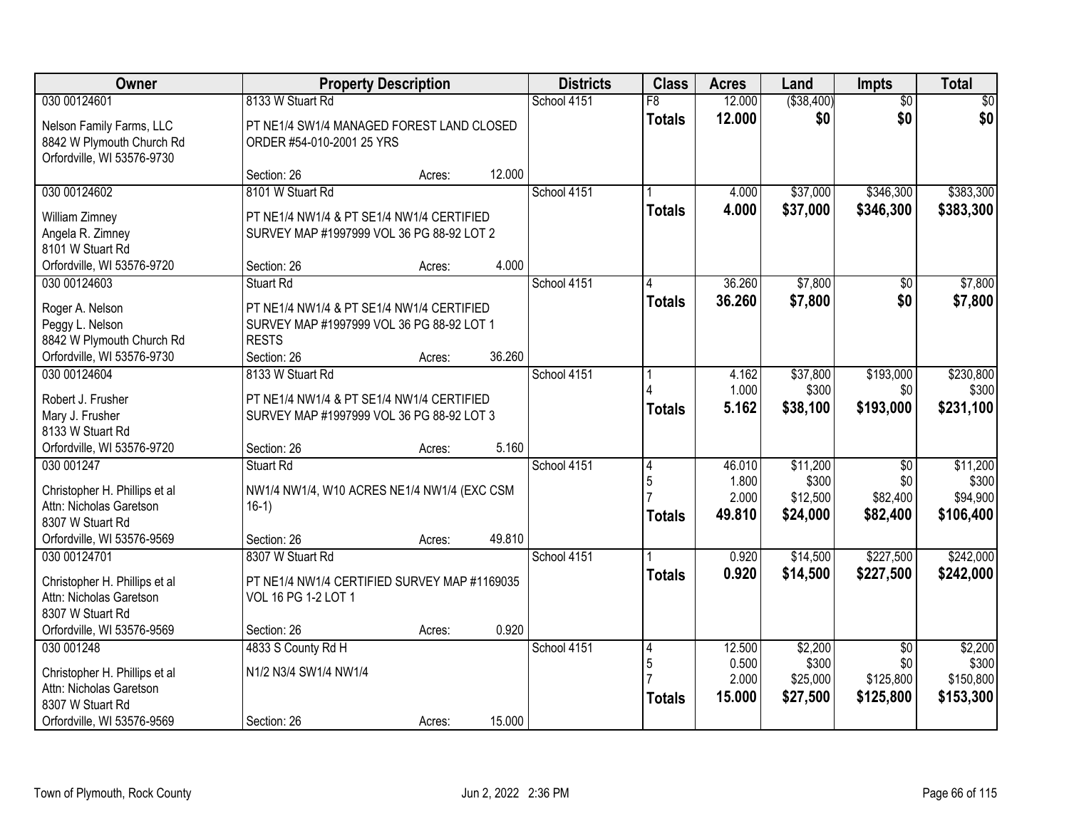| Owner | Property Description | Districts | Class | Acres | Land | Impts | Total |
|---|---|---|---|---|---|---|---|
| 030 00124601<br>Nelson Family Farms, LLC<br>8842 W Plymouth Church Rd<br>Orfordville, WI 53576-9730 | 8133 W Stuart Rd<br>PT NE1/4 SW1/4 MANAGED FOREST LAND CLOSED ORDER #54-010-2001 25 YRS<br>Section: 26 Acres: 12.000 | School 4151 | F8<br>**Totals** | 12.000<br>**12.000** | ($38,400)<br>**$0** | $0<br>**$0** | $0<br>**$0** |
| 030 00124602<br>William Zimney<br>Angela R. Zimney<br>8101 W Stuart Rd<br>Orfordville, WI 53576-9720 | 8101 W Stuart Rd<br>PT NE1/4 NW1/4 & PT SE1/4 NW1/4 CERTIFIED SURVEY MAP #1997999 VOL 36 PG 88-92 LOT 2<br>Section: 26 Acres: 4.000 | School 4151 | 1<br>**Totals** | 4.000<br>**4.000** | $37,000<br>**$37,000** | $346,300<br>**$346,300** | $383,300<br>**$383,300** |
| 030 00124603<br>Roger A. Nelson<br>Peggy L. Nelson<br>8842 W Plymouth Church Rd<br>Orfordville, WI 53576-9730 | Stuart Rd<br>PT NE1/4 NW1/4 & PT SE1/4 NW1/4 CERTIFIED SURVEY MAP #1997999 VOL 36 PG 88-92 LOT 1 RESTS<br>Section: 26 Acres: 36.260 | School 4151 | 4<br>**Totals** | 36.260<br>**36.260** | $7,800<br>**$7,800** | $0<br>**$0** | $7,800<br>**$7,800** |
| 030 00124604<br>Robert J. Frusher<br>Mary J. Frusher<br>8133 W Stuart Rd<br>Orfordville, WI 53576-9720 | 8133 W Stuart Rd<br>PT NE1/4 NW1/4 & PT SE1/4 NW1/4 CERTIFIED SURVEY MAP #1997999 VOL 36 PG 88-92 LOT 3<br>Section: 26 Acres: 5.160 | School 4151 | 1<br>4<br>**Totals** | 4.162<br>1.000<br>**5.162** | $37,800<br>$300<br>**$38,100** | $193,000<br>$0<br>**$193,000** | $230,800<br>$300<br>**$231,100** |
| 030 001247<br>Christopher H. Phillips et al<br>Attn: Nicholas Garetson<br>8307 W Stuart Rd<br>Orfordville, WI 53576-9569 | Stuart Rd<br>NW1/4 NW1/4, W10 ACRES NE1/4 NW1/4 (EXC CSM 16-1)<br>Section: 26 Acres: 49.810 | School 4151 | 4<br>5<br>7<br>**Totals** | 46.010<br>1.800<br>2.000<br>**49.810** | $11,200<br>$300<br>$12,500<br>**$24,000** | $0<br>$0<br>$82,400<br>**$82,400** | $11,200<br>$300<br>$94,900<br>**$106,400** |
| 030 00124701<br>Christopher H. Phillips et al<br>Attn: Nicholas Garetson<br>8307 W Stuart Rd<br>Orfordville, WI 53576-9569 | 8307 W Stuart Rd<br>PT NE1/4 NW1/4 CERTIFIED SURVEY MAP #1169035 VOL 16 PG 1-2 LOT 1<br>Section: 26 Acres: 0.920 | School 4151 | 1<br>**Totals** | 0.920<br>**0.920** | $14,500<br>**$14,500** | $227,500<br>**$227,500** | $242,000<br>**$242,000** |
| 030 001248<br>Christopher H. Phillips et al<br>Attn: Nicholas Garetson<br>8307 W Stuart Rd<br>Orfordville, WI 53576-9569 | 4833 S County Rd H<br>N1/2 N3/4 SW1/4 NW1/4<br>Section: 26 Acres: 15.000 | School 4151 | 4<br>5<br>7<br>**Totals** | 12.500<br>0.500<br>2.000<br>**15.000** | $2,200<br>$300<br>$25,000<br>**$27,500** | $0<br>$0<br>$125,800<br>**$125,800** | $2,200<br>$300<br>$150,800<br>**$153,300** |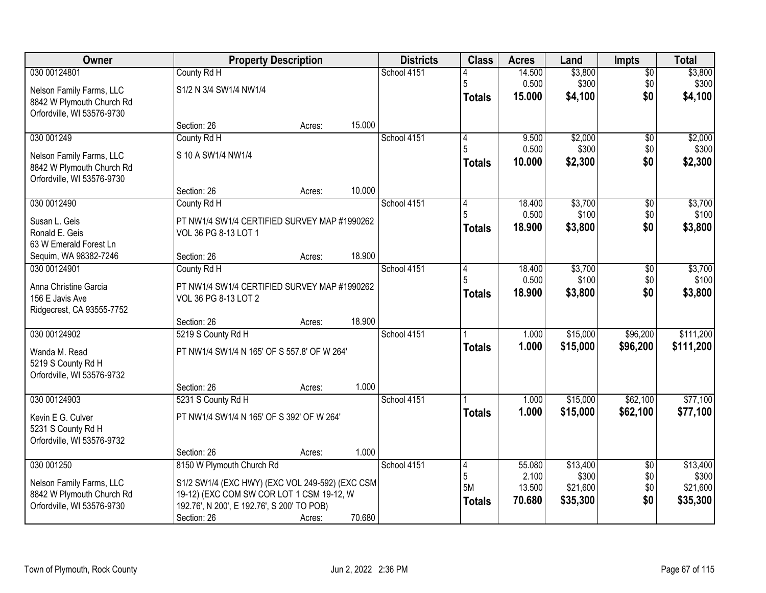| Owner | Property Description | Districts | Class | Acres | Land | Impts | Total |
|---|---|---|---|---|---|---|---|
| 030 00124801<br>Nelson Family Farms, LLC<br>8842 W Plymouth Church Rd<br>Orfordville, WI 53576-9730 | County Rd H<br>S1/2 N 3/4 SW1/4 NW1/4<br>Section: 26 Acres: 15.000 | School 4151 | 4<br>5<br>**Totals** | 14.500<br>0.500<br>**15.000** | $3,800<br>$300<br>**$4,100** | $0<br>$0<br>**$0** | $3,800<br>$300<br>**$4,100** |
| 030 001249<br>Nelson Family Farms, LLC<br>8842 W Plymouth Church Rd<br>Orfordville, WI 53576-9730 | County Rd H<br>S 10 A SW1/4 NW1/4<br>Section: 26 Acres: 10.000 | School 4151 | 4<br>5<br>**Totals** | 9.500<br>0.500<br>**10.000** | $2,000<br>$300<br>**$2,300** | $0<br>$0<br>**$0** | $2,000<br>$300<br>**$2,300** |
| 030 0012490<br>Susan L. Geis<br>Ronald E. Geis<br>63 W Emerald Forest Ln<br>Sequim, WA 98382-7246 | County Rd H<br>PT NW1/4 SW1/4 CERTIFIED SURVEY MAP #1990262 VOL 36 PG 8-13 LOT 1<br>Section: 26 Acres: 18.900 | School 4151 | 4<br>5<br>**Totals** | 18.400<br>0.500<br>**18.900** | $3,700<br>$100<br>**$3,800** | $0<br>$0<br>**$0** | $3,700<br>$100<br>**$3,800** |
| 030 00124901<br>Anna Christine Garcia<br>156 E Javis Ave<br>Ridgecrest, CA 93555-7752 | County Rd H<br>PT NW1/4 SW1/4 CERTIFIED SURVEY MAP #1990262 VOL 36 PG 8-13 LOT 2<br>Section: 26 Acres: 18.900 | School 4151 | 4<br>5<br>**Totals** | 18.400<br>0.500<br>**18.900** | $3,700<br>$100<br>**$3,800** | $0<br>$0<br>**$0** | $3,700<br>$100<br>**$3,800** |
| 030 00124902<br>Wanda M. Read<br>5219 S County Rd H<br>Orfordville, WI 53576-9732 | 5219 S County Rd H<br>PT NW1/4 SW1/4 N 165' OF S 557.8' OF W 264'<br>Section: 26 Acres: 1.000 | School 4151 | 1<br>**Totals** | 1.000<br>**1.000** | $15,000<br>**$15,000** | $96,200<br>**$96,200** | $111,200<br>**$111,200** |
| 030 00124903<br>Kevin E G. Culver<br>5231 S County Rd H<br>Orfordville, WI 53576-9732 | 5231 S County Rd H<br>PT NW1/4 SW1/4 N 165' OF S 392' OF W 264'<br>Section: 26 Acres: 1.000 | School 4151 | 1<br>**Totals** | 1.000<br>**1.000** | $15,000<br>**$15,000** | $62,100<br>**$62,100** | $77,100<br>**$77,100** |
| 030 001250<br>Nelson Family Farms, LLC<br>8842 W Plymouth Church Rd<br>Orfordville, WI 53576-9730 | 8150 W Plymouth Church Rd<br>S1/2 SW1/4 (EXC HWY) (EXC VOL 249-592) (EXC CSM 19-12) (EXC COM SW COR LOT 1 CSM 19-12, W 192.76', N 200', E 192.76', S 200' TO POB)<br>Section: 26 Acres: 70.680 | School 4151 | 4<br>5<br>5M<br>**Totals** | 55.080<br>2.100<br>13.500<br>**70.680** | $13,400<br>$300<br>$21,600<br>**$35,300** | $0<br>$0<br>$0<br>**$0** | $13,400<br>$300<br>$21,600<br>**$35,300** |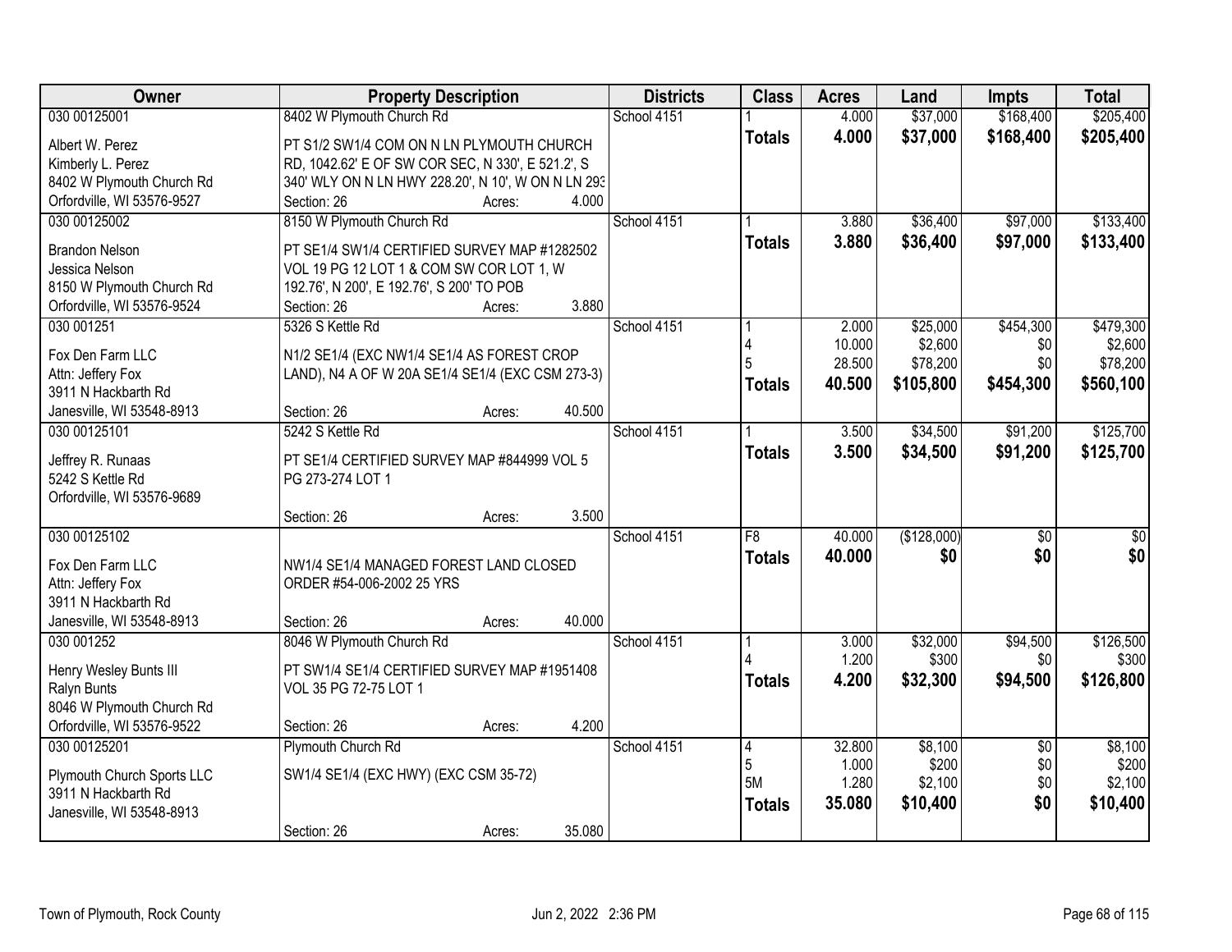| Owner | Property Description | Districts | Class | Acres | Land | Impts | Total |
|---|---|---|---|---|---|---|---|
| 030 00125001 | 8402 W Plymouth Church Rd | School 4151 | 1 | 4.000 | $37,000 | $168,400 | $205,400 |
| Albert W. Perez<br>Kimberly L. Perez<br>8402 W Plymouth Church Rd<br>Orfordville, WI 53576-9527 | PT S1/2 SW1/4 COM ON N LN PLYMOUTH CHURCH RD, 1042.62' E OF SW COR SEC, N 330', E 521.2', S 340' WLY ON N LN HWY 228.20', N 10', W ON N LN 293<br>Section: 26 Acres: 4.000 | | **Totals** | **4.000** | **$37,000** | **$168,400** | **$205,400** |
| 030 00125002 | 8150 W Plymouth Church Rd | School 4151 | 1 | 3.880 | $36,400 | $97,000 | $133,400 |
| Brandon Nelson<br>Jessica Nelson<br>8150 W Plymouth Church Rd<br>Orfordville, WI 53576-9524 | PT SE1/4 SW1/4 CERTIFIED SURVEY MAP #1282502 VOL 19 PG 12 LOT 1 & COM SW COR LOT 1, W 192.76', N 200', E 192.76', S 200' TO POB<br>Section: 26 Acres: 3.880 | | **Totals** | **3.880** | **$36,400** | **$97,000** | **$133,400** |
| 030 001251 | 5326 S Kettle Rd | School 4151 | 1 | 2.000 | $25,000 | $454,300 | $479,300 |
| | | | 4 | 10.000 | $2,600 | $0 | $2,600 |
| Fox Den Farm LLC<br>Attn: Jeffery Fox<br>3911 N Hackbarth Rd<br>Janesville, WI 53548-8913 | N1/2 SE1/4 (EXC NW1/4 SE1/4 AS FOREST CROP LAND), N4 A OF W 20A SE1/4 SE1/4 (EXC CSM 273-3)<br>Section: 26 Acres: 40.500 | | 5 | 28.500 | $78,200 | $0 | $78,200 |
| | | | **Totals** | **40.500** | **$105,800** | **$454,300** | **$560,100** |
| 030 00125101 | 5242 S Kettle Rd | School 4151 | 1 | 3.500 | $34,500 | $91,200 | $125,700 |
| Jeffrey R. Runaas<br>5242 S Kettle Rd<br>Orfordville, WI 53576-9689 | PT SE1/4 CERTIFIED SURVEY MAP #844999 VOL 5 PG 273-274 LOT 1<br>Section: 26 Acres: 3.500 | | **Totals** | **3.500** | **$34,500** | **$91,200** | **$125,700** |
| 030 00125102 | | School 4151 | F8 | 40.000 | ($128,000) | $0 | $0 |
| Fox Den Farm LLC<br>Attn: Jeffery Fox<br>3911 N Hackbarth Rd<br>Janesville, WI 53548-8913 | NW1/4 SE1/4 MANAGED FOREST LAND CLOSED ORDER #54-006-2002 25 YRS<br>Section: 26 Acres: 40.000 | | **Totals** | **40.000** | **$0** | **$0** | **$0** |
| 030 001252 | 8046 W Plymouth Church Rd | School 4151 | 1 | 3.000 | $32,000 | $94,500 | $126,500 |
| | | | 4 | 1.200 | $300 | $0 | $300 |
| Henry Wesley Bunts III<br>Ralyn Bunts<br>8046 W Plymouth Church Rd<br>Orfordville, WI 53576-9522 | PT SW1/4 SE1/4 CERTIFIED SURVEY MAP #1951408 VOL 35 PG 72-75 LOT 1<br>Section: 26 Acres: 4.200 | | **Totals** | **4.200** | **$32,300** | **$94,500** | **$126,800** |
| 030 00125201 | Plymouth Church Rd | School 4151 | 4 | 32.800 | $8,100 | $0 | $8,100 |
| | | | 5 | 1.000 | $200 | $0 | $200 |
| Plymouth Church Sports LLC<br>3911 N Hackbarth Rd<br>Janesville, WI 53548-8913 | SW1/4 SE1/4 (EXC HWY) (EXC CSM 35-72)<br>Section: 26 Acres: 35.080 | | 5M | 1.280 | $2,100 | $0 | $2,100 |
| | | | **Totals** | **35.080** | **$10,400** | **$0** | **$10,400** |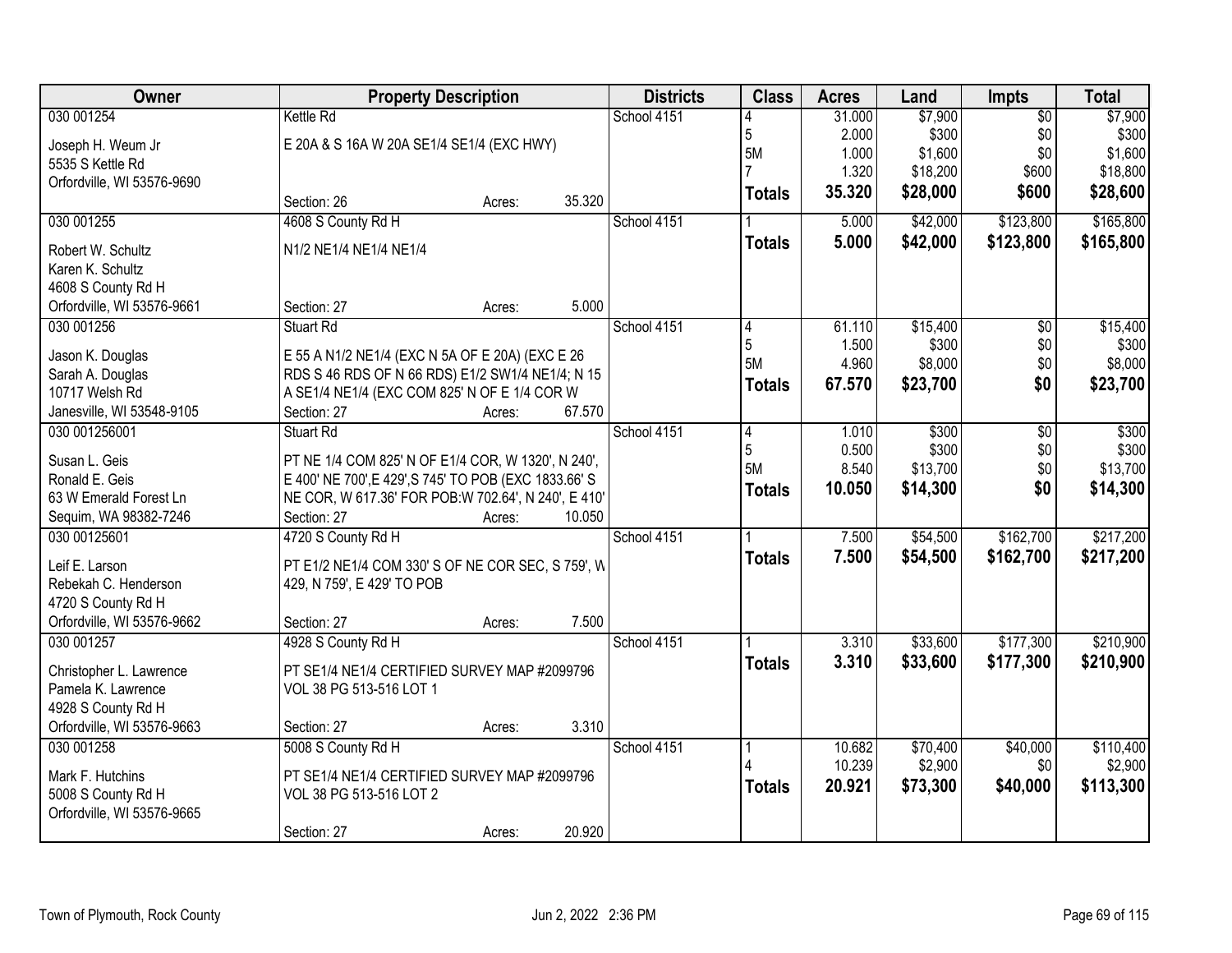| Owner | Property Description | Districts | Class | Acres | Land | Impts | Total |
|---|---|---|---|---|---|---|---|
| 030 001254<br><br>Joseph H. Weum Jr<br>5535 S Kettle Rd<br>Orfordville, WI 53576-9690 | Kettle Rd<br><br>E 20A & S 16A W 20A SE1/4 SE1/4 (EXC HWY)<br><br>Section: 26 Acres: 35.320 | School 4151 | 4<br>5<br>5M<br>7<br>**Totals** | 31.000<br>2.000<br>1.000<br>1.320<br>**35.320** | $7,900<br>$300<br>$1,600<br>$18,200<br>**$28,000** | $0<br>$0<br>$0<br>$600<br>**$600** | $7,900<br>$300<br>$1,600<br>$18,800<br>**$28,600** |
| 030 001255<br><br>Robert W. Schultz<br>Karen K. Schultz<br>4608 S County Rd H<br>Orfordville, WI 53576-9661 | 4608 S County Rd H<br><br>N1/2 NE1/4 NE1/4 NE1/4<br><br>Section: 27 Acres: 5.000 | School 4151 | 1<br>**Totals** | 5.000<br>**5.000** | $42,000<br>**$42,000** | $123,800<br>**$123,800** | $165,800<br>**$165,800** |
| 030 001256<br><br>Jason K. Douglas<br>Sarah A. Douglas<br>10717 Welsh Rd<br>Janesville, WI 53548-9105 | Stuart Rd<br><br>E 55 A N1/2 NE1/4 (EXC N 5A OF E 20A) (EXC E 26 RDS S 46 RDS OF N 66 RDS) E1/2 SW1/4 NE1/4; N 15 A SE1/4 NE1/4 (EXC COM 825' N OF E 1/4 COR W<br>Section: 27 Acres: 67.570 | School 4151 | 4<br>5<br>5M<br>**Totals** | 61.110<br>1.500<br>4.960<br>**67.570** | $15,400<br>$300<br>$8,000<br>**$23,700** | $0<br>$0<br>$0<br>**$0** | $15,400<br>$300<br>$8,000<br>**$23,700** |
| 030 001256001<br><br>Susan L. Geis<br>Ronald E. Geis<br>63 W Emerald Forest Ln<br>Sequim, WA 98382-7246 | Stuart Rd<br><br>PT NE 1/4 COM 825' N OF E1/4 COR, W 1320', N 240', E 400' NE 700',E 429',S 745' TO POB (EXC 1833.66' S NE COR, W 617.36' FOR POB:W 702.64', N 240', E 410'<br>Section: 27 Acres: 10.050 | School 4151 | 4<br>5<br>5M<br>**Totals** | 1.010<br>0.500<br>8.540<br>**10.050** | $300<br>$300<br>$13,700<br>**$14,300** | $0<br>$0<br>$0<br>**$0** | $300<br>$300<br>$13,700<br>**$14,300** |
| 030 00125601<br><br>Leif E. Larson<br>Rebekah C. Henderson<br>4720 S County Rd H<br>Orfordville, WI 53576-9662 | 4720 S County Rd H<br><br>PT E1/2 NE1/4 COM 330' S OF NE COR SEC, S 759', W 429, N 759', E 429' TO POB<br><br>Section: 27 Acres: 7.500 | School 4151 | 1<br>**Totals** | 7.500<br>**7.500** | $54,500<br>**$54,500** | $162,700<br>**$162,700** | $217,200<br>**$217,200** |
| 030 001257<br><br>Christopher L. Lawrence<br>Pamela K. Lawrence<br>4928 S County Rd H<br>Orfordville, WI 53576-9663 | 4928 S County Rd H<br><br>PT SE1/4 NE1/4 CERTIFIED SURVEY MAP #2099796 VOL 38 PG 513-516 LOT 1<br><br>Section: 27 Acres: 3.310 | School 4151 | 1<br>**Totals** | 3.310<br>**3.310** | $33,600<br>**$33,600** | $177,300<br>**$177,300** | $210,900<br>**$210,900** |
| 030 001258<br><br>Mark F. Hutchins<br>5008 S County Rd H<br>Orfordville, WI 53576-9665 | 5008 S County Rd H<br><br>PT SE1/4 NE1/4 CERTIFIED SURVEY MAP #2099796 VOL 38 PG 513-516 LOT 2<br><br>Section: 27 Acres: 20.920 | School 4151 | 1<br>4<br>**Totals** | 10.682<br>10.239<br>**20.921** | $70,400<br>$2,900<br>**$73,300** | $40,000<br>$0<br>**$40,000** | $110,400<br>$2,900<br>**$113,300** |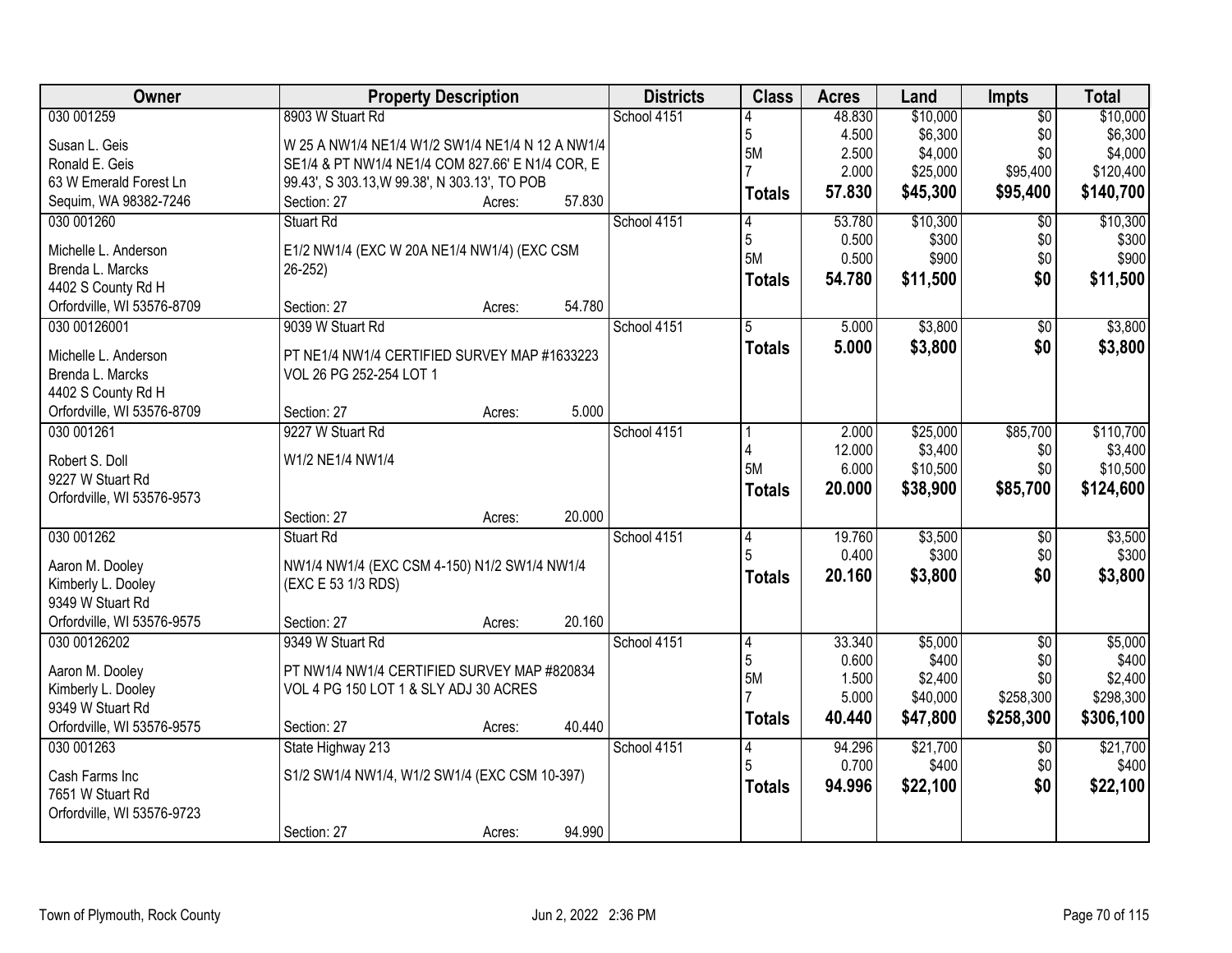| Owner | Property Description | Districts | Class | Acres | Land | Impts | Total |
|---|---|---|---|---|---|---|---|
| 030 001259<br>Susan L. Geis<br>Ronald E. Geis<br>63 W Emerald Forest Ln<br>Sequim, WA 98382-7246 | 8903 W Stuart Rd<br>W 25 A NW1/4 NE1/4 W1/2 SW1/4 NE1/4 N 12 A NW1/4 SE1/4 & PT NW1/4 NE1/4 COM 827.66' E N1/4 COR, E 99.43', S 303.13,W 99.38', N 303.13', TO POB<br>Section: 27 Acres: 57.830 | School 4151 | 4<br>5<br>5M<br>7<br>**Totals** | 48.830<br>4.500<br>2.500<br>2.000<br>**57.830** | $10,000<br>$6,300<br>$4,000<br>$25,000<br>**$45,300** | $0<br>$0<br>$0<br>$95,400<br>**$95,400** | $10,000<br>$6,300<br>$4,000<br>$120,400<br>**$140,700** |
| 030 001260<br>Michelle L. Anderson<br>Brenda L. Marcks<br>4402 S County Rd H<br>Orfordville, WI 53576-8709 | Stuart Rd<br>E1/2 NW1/4 (EXC W 20A NE1/4 NW1/4) (EXC CSM 26-252)<br>Section: 27 Acres: 54.780 | School 4151 | 4<br>5<br>5M<br>**Totals** | 53.780<br>0.500<br>0.500<br>**54.780** | $10,300<br>$300<br>$900<br>**$11,500** | $0<br>$0<br>$0<br>**$0** | $10,300<br>$300<br>$900<br>**$11,500** |
| 030 00126001<br>Michelle L. Anderson<br>Brenda L. Marcks<br>4402 S County Rd H<br>Orfordville, WI 53576-8709 | 9039 W Stuart Rd<br>PT NE1/4 NW1/4 CERTIFIED SURVEY MAP #1633223 VOL 26 PG 252-254 LOT 1<br>Section: 27 Acres: 5.000 | School 4151 | 5<br>**Totals** | 5.000<br>**5.000** | $3,800<br>**$3,800** | $0<br>**$0** | $3,800<br>**$3,800** |
| 030 001261<br>Robert S. Doll<br>9227 W Stuart Rd<br>Orfordville, WI 53576-9573 | 9227 W Stuart Rd<br>W1/2 NE1/4 NW1/4<br>Section: 27 Acres: 20.000 | School 4151 | 1<br>4<br>5M<br>**Totals** | 2.000<br>12.000<br>6.000<br>**20.000** | $25,000<br>$3,400<br>$10,500<br>**$38,900** | $85,700<br>$0<br>$0<br>**$85,700** | $110,700<br>$3,400<br>$10,500<br>**$124,600** |
| 030 001262<br>Aaron M. Dooley<br>Kimberly L. Dooley<br>9349 W Stuart Rd<br>Orfordville, WI 53576-9575 | Stuart Rd<br>NW1/4 NW1/4 (EXC CSM 4-150) N1/2 SW1/4 NW1/4 (EXC E 53 1/3 RDS)<br>Section: 27 Acres: 20.160 | School 4151 | 4<br>5<br>**Totals** | 19.760<br>0.400<br>**20.160** | $3,500<br>$300<br>**$3,800** | $0<br>$0<br>**$0** | $3,500<br>$300<br>**$3,800** |
| 030 00126202<br>Aaron M. Dooley<br>Kimberly L. Dooley<br>9349 W Stuart Rd<br>Orfordville, WI 53576-9575 | 9349 W Stuart Rd<br>PT NW1/4 NW1/4 CERTIFIED SURVEY MAP #820834 VOL 4 PG 150 LOT 1 & SLY ADJ 30 ACRES<br>Section: 27 Acres: 40.440 | School 4151 | 4<br>5<br>5M<br>7<br>**Totals** | 33.340<br>0.600<br>1.500<br>5.000<br>**40.440** | $5,000<br>$400<br>$2,400<br>$40,000<br>**$47,800** | $0<br>$0<br>$0<br>$258,300<br>**$258,300** | $5,000<br>$400<br>$2,400<br>$298,300<br>**$306,100** |
| 030 001263<br>Cash Farms Inc<br>7651 W Stuart Rd<br>Orfordville, WI 53576-9723 | State Highway 213<br>S1/2 SW1/4 NW1/4, W1/2 SW1/4 (EXC CSM 10-397)<br>Section: 27 Acres: 94.990 | School 4151 | 4<br>5<br>**Totals** | 94.296<br>0.700<br>**94.996** | $21,700<br>$400<br>**$22,100** | $0<br>$0<br>**$0** | $21,700<br>$400<br>**$22,100** |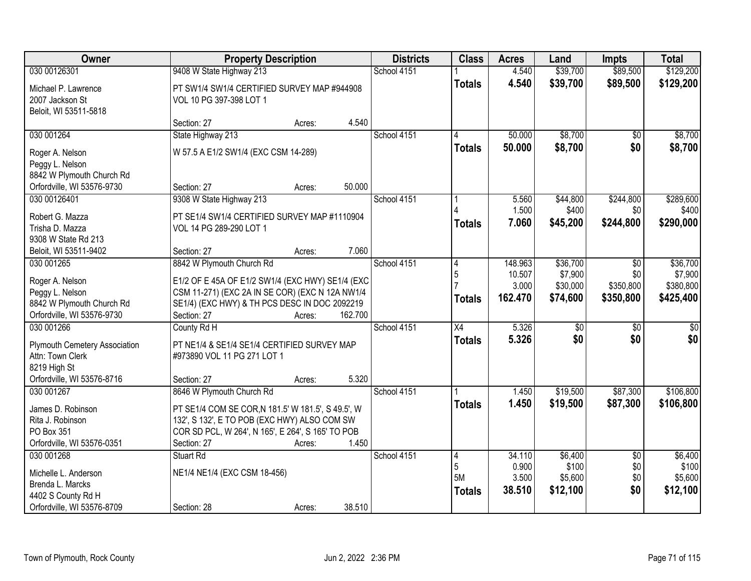| Owner | Property Description | | Districts | Class | Acres | Land | Impts | Total |
|---|---|---|---|---|---|---|---|---|
| 030 00126301 | 9408 W State Highway 213 | | School 4151 | 1 | 4.540 | $39,700 | $89,500 | $129,200 |
| Michael P. Lawrence<br>2007 Jackson St<br>Beloit, WI 53511-5818 | PT SW1/4 SW1/4 CERTIFIED SURVEY MAP #944908 VOL 10 PG 397-398 LOT 1 | | | **Totals** | **4.540** | **$39,700** | **$89,500** | **$129,200** |
| | Section: 27 | Acres: 4.540 | | | | | | |
| 030 001264 | State Highway 213 | | School 4151 | 4 | 50.000 | $8,700 | $0 | $8,700 |
| Roger A. Nelson<br>Peggy L. Nelson<br>8842 W Plymouth Church Rd<br>Orfordville, WI 53576-9730 | W 57.5 A E1/2 SW1/4 (EXC CSM 14-289) | | | **Totals** | **50.000** | **$8,700** | **$0** | **$8,700** |
| | Section: 27 | Acres: 50.000 | | | | | | |
| 030 00126401 | 9308 W State Highway 213 | | School 4151 | 1 | 5.560 | $44,800 | $244,800 | $289,600 |
| Robert G. Mazza<br>Trisha D. Mazza<br>9308 W State Rd 213<br>Beloit, WI 53511-9402 | PT SE1/4 SW1/4 CERTIFIED SURVEY MAP #1110904 VOL 14 PG 289-290 LOT 1 | | | 4 | 1.500 | $400 | $0 | $400 |
| | | | | **Totals** | **7.060** | **$45,200** | **$244,800** | **$290,000** |
| | Section: 27 | Acres: 7.060 | | | | | | |
| 030 001265 | 8842 W Plymouth Church Rd | | School 4151 | 4 | 148.963 | $36,700 | $0 | $36,700 |
| Roger A. Nelson<br>Peggy L. Nelson<br>8842 W Plymouth Church Rd<br>Orfordville, WI 53576-9730 | E1/2 OF E 45A OF E1/2 SW1/4 (EXC HWY) SE1/4 (EXC CSM 11-271) (EXC 2A IN SE COR) (EXC N 12A NW1/4 SE1/4) (EXC HWY) & TH PCS DESC IN DOC 2092219 | | | 5 | 10.507 | $7,900 | $0 | $7,900 |
| | | | | 7 | 3.000 | $30,000 | $350,800 | $380,800 |
| | | | | **Totals** | **162.470** | **$74,600** | **$350,800** | **$425,400** |
| | Section: 27 | Acres: 162.700 | | | | | | |
| 030 001266 | County Rd H | | School 4151 | X4 | 5.326 | $0 | $0 | $0 |
| Plymouth Cemetery Association<br>Attn: Town Clerk<br>8219 High St<br>Orfordville, WI 53576-8716 | PT NE1/4 & SE1/4 SE1/4 CERTIFIED SURVEY MAP #973890 VOL 11 PG 271 LOT 1 | | | **Totals** | **5.326** | **$0** | **$0** | **$0** |
| | Section: 27 | Acres: 5.320 | | | | | | |
| 030 001267 | 8646 W Plymouth Church Rd | | School 4151 | 1 | 1.450 | $19,500 | $87,300 | $106,800 |
| James D. Robinson<br>Rita J. Robinson<br>PO Box 351<br>Orfordville, WI 53576-0351 | PT SE1/4 COM SE COR,N 181.5' W 181.5', S 49.5', W 132', S 132', E TO POB (EXC HWY) ALSO COM SW COR SD PCL, W 264', N 165', E 264', S 165' TO POB | | | **Totals** | **1.450** | **$19,500** | **$87,300** | **$106,800** |
| | Section: 27 | Acres: 1.450 | | | | | | |
| 030 001268 | Stuart Rd | | School 4151 | 4 | 34.110 | $6,400 | $0 | $6,400 |
| Michelle L. Anderson<br>Brenda L. Marcks<br>4402 S County Rd H<br>Orfordville, WI 53576-8709 | NE1/4 NE1/4 (EXC CSM 18-456) | | | 5 | 0.900 | $100 | $0 | $100 |
| | | | | 5M | 3.500 | $5,600 | $0 | $5,600 |
| | | | | **Totals** | **38.510** | **$12,100** | **$0** | **$12,100** |
| | Section: 28 | Acres: 38.510 | | | | | | |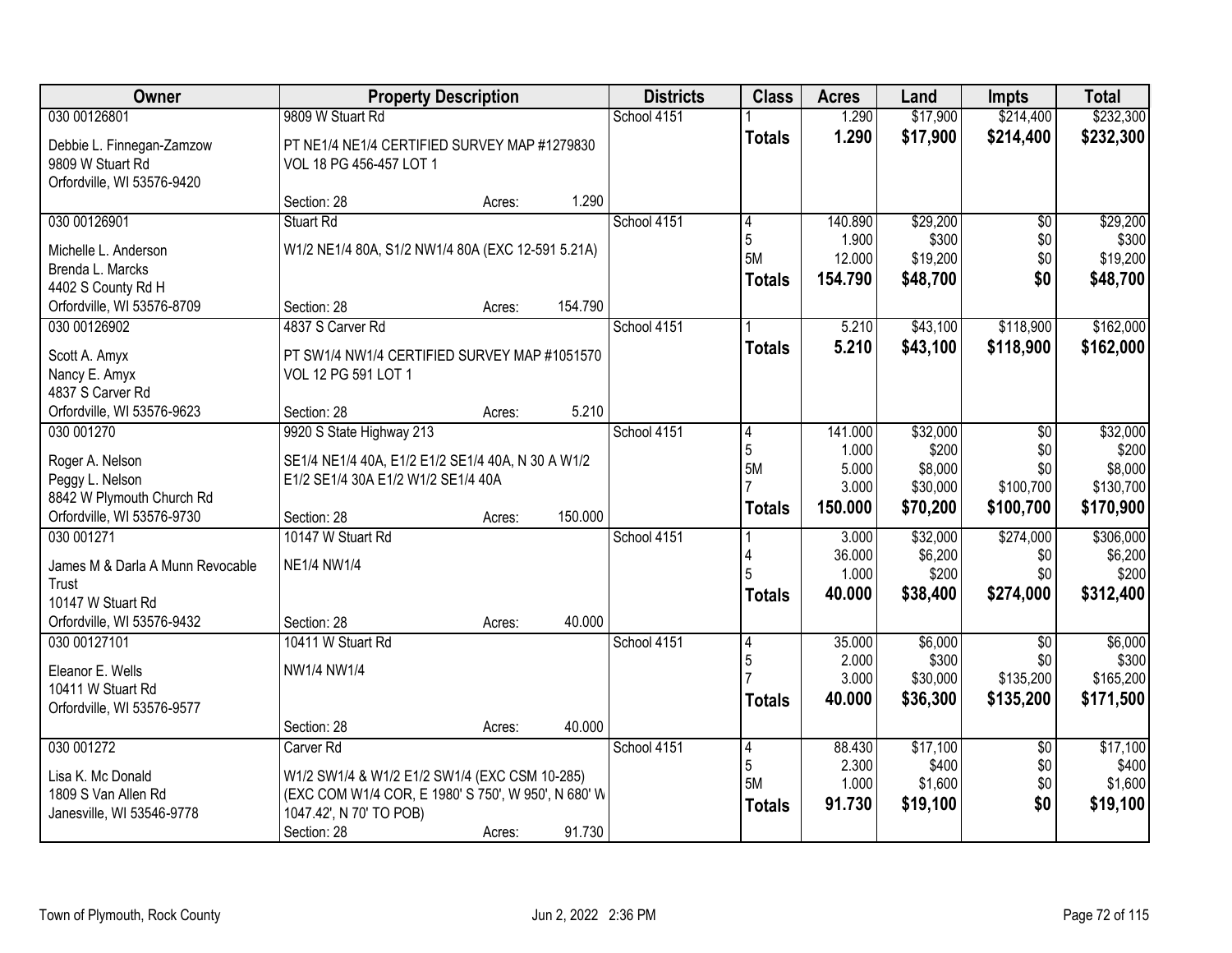| Owner | Property Description | Districts | Class | Acres | Land | Impts | Total |
|---|---|---|---|---|---|---|---|
| 030 00126801<br><br>Debbie L. Finnegan-Zamzow<br>9809 W Stuart Rd<br>Orfordville, WI 53576-9420 | 9809 W Stuart Rd<br><br>PT NE1/4 NE1/4 CERTIFIED SURVEY MAP #1279830 VOL 18 PG 456-457 LOT 1<br><br>Section: 28 Acres: 1.290 | School 4151 | 1<br>**Totals** | 1.290<br>**1.290** | $17,900<br>**$17,900** | $214,400<br>**$214,400** | $232,300<br>**$232,300** |
| 030 00126901<br><br>Michelle L. Anderson<br>Brenda L. Marcks<br>4402 S County Rd H<br>Orfordville, WI 53576-8709 | Stuart Rd<br><br>W1/2 NE1/4 80A, S1/2 NW1/4 80A (EXC 12-591 5.21A)<br><br>Section: 28 Acres: 154.790 | School 4151 | 4<br>5<br>5M<br>**Totals** | 140.890<br>1.900<br>12.000<br>**154.790** | $29,200<br>$300<br>$19,200<br>**$48,700** | $0<br>$0<br>$0<br>**$0** | $29,200<br>$300<br>$19,200<br>**$48,700** |
| 030 00126902<br><br>Scott A. Amyx<br>Nancy E. Amyx<br>4837 S Carver Rd<br>Orfordville, WI 53576-9623 | 4837 S Carver Rd<br><br>PT SW1/4 NW1/4 CERTIFIED SURVEY MAP #1051570 VOL 12 PG 591 LOT 1<br><br>Section: 28 Acres: 5.210 | School 4151 | 1<br>**Totals** | 5.210<br>**5.210** | $43,100<br>**$43,100** | $118,900<br>**$118,900** | $162,000<br>**$162,000** |
| 030 001270<br><br>Roger A. Nelson<br>Peggy L. Nelson<br>8842 W Plymouth Church Rd<br>Orfordville, WI 53576-9730 | 9920 S State Highway 213<br><br>SE1/4 NE1/4 40A, E1/2 E1/2 SE1/4 40A, N 30 A W1/2 E1/2 SE1/4 30A E1/2 W1/2 SE1/4 40A<br><br>Section: 28 Acres: 150.000 | School 4151 | 4<br>5<br>5M<br>7<br>**Totals** | 141.000<br>1.000<br>5.000<br>3.000<br>**150.000** | $32,000<br>$200<br>$8,000<br>$30,000<br>**$70,200** | $0<br>$0<br>$0<br>$100,700<br>**$100,700** | $32,000<br>$200<br>$8,000<br>$130,700<br>**$170,900** |
| 030 001271<br><br>James M & Darla A Munn Revocable Trust<br>10147 W Stuart Rd<br>Orfordville, WI 53576-9432 | 10147 W Stuart Rd<br><br>NE1/4 NW1/4<br><br>Section: 28 Acres: 40.000 | School 4151 | 1<br>4<br>5<br>**Totals** | 3.000<br>36.000<br>1.000<br>**40.000** | $32,000<br>$6,200<br>$200<br>**$38,400** | $274,000<br>$0<br>$0<br>**$274,000** | $306,000<br>$6,200<br>$200<br>**$312,400** |
| 030 00127101<br><br>Eleanor E. Wells<br>10411 W Stuart Rd<br>Orfordville, WI 53576-9577 | 10411 W Stuart Rd<br><br>NW1/4 NW1/4<br><br>Section: 28 Acres: 40.000 | School 4151 | 4<br>5<br>7<br>**Totals** | 35.000<br>2.000<br>3.000<br>**40.000** | $6,000<br>$300<br>$30,000<br>**$36,300** | $0<br>$0<br>$135,200<br>**$135,200** | $6,000<br>$300<br>$165,200<br>**$171,500** |
| 030 001272<br><br>Lisa K. Mc Donald<br>1809 S Van Allen Rd<br>Janesville, WI 53546-9778 | Carver Rd<br><br>W1/2 SW1/4 & W1/2 E1/2 SW1/4 (EXC CSM 10-285) (EXC COM W1/4 COR, E 1980' S 750', W 950', N 680' W 1047.42', N 70' TO POB)<br><br>Section: 28 Acres: 91.730 | School 4151 | 4<br>5<br>5M<br>**Totals** | 88.430<br>2.300<br>1.000<br>**91.730** | $17,100<br>$400<br>$1,600<br>**$19,100** | $0<br>$0<br>$0<br>**$0** | $17,100<br>$400<br>$1,600<br>**$19,100** |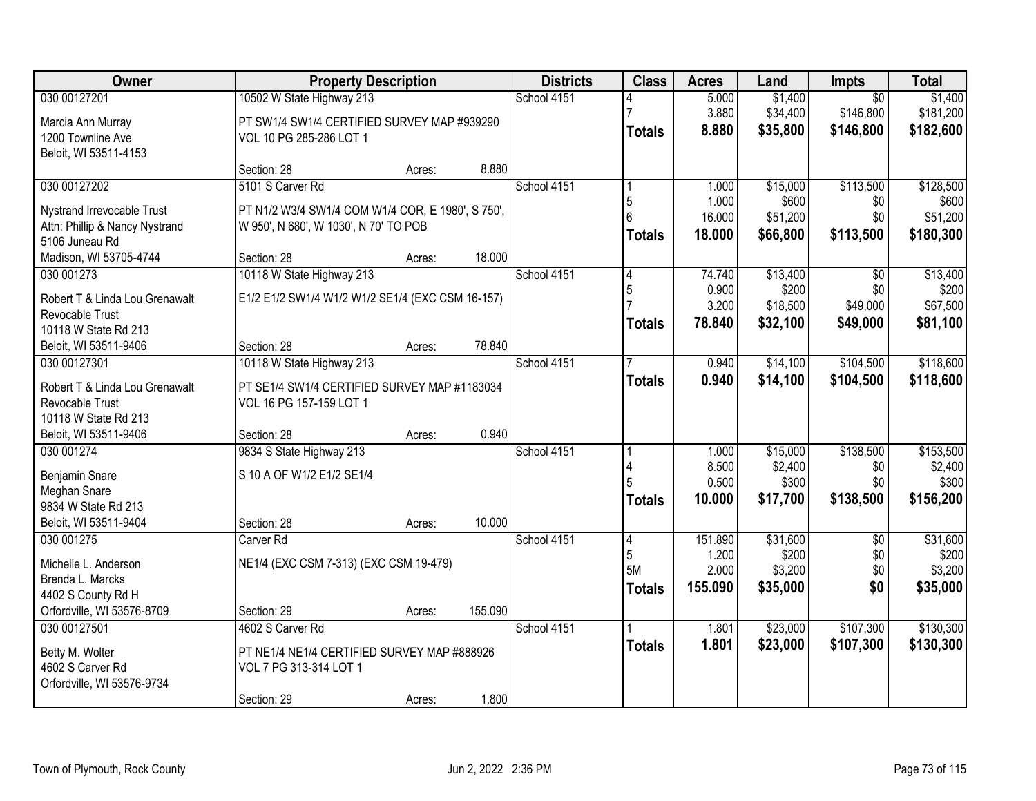| Owner | Property Description | Districts | Class | Acres | Land | Impts | Total |
|---|---|---|---|---|---|---|---|
| 030 00127201<br><br>Marcia Ann Murray<br>1200 Townline Ave<br>Beloit, WI 53511-4153 | 10502 W State Highway 213<br><br>PT SW1/4 SW1/4 CERTIFIED SURVEY MAP #939290 VOL 10 PG 285-286 LOT 1<br><br>Section: 28 Acres: 8.880 | School 4151 | 4<br>7<br>**Totals** | 5.000<br>3.880<br>**8.880** | $1,400<br>$34,400<br>**$35,800** | $0<br>$146,800<br>**$146,800** | $1,400<br>$181,200<br>**$182,600** |
| 030 00127202<br><br>Nystrand Irrevocable Trust<br>Attn: Phillip & Nancy Nystrand<br>5106 Juneau Rd<br>Madison, WI 53705-4744 | 5101 S Carver Rd<br><br>PT N1/2 W3/4 SW1/4 COM W1/4 COR, E 1980', S 750', W 950', N 680', W 1030', N 70' TO POB<br><br>Section: 28 Acres: 18.000 | School 4151 | 1<br>5<br>6<br>**Totals** | 1.000<br>1.000<br>16.000<br>**18.000** | $15,000<br>$600<br>$51,200<br>**$66,800** | $113,500<br>$0<br>$0<br>**$113,500** | $128,500<br>$600<br>$51,200<br>**$180,300** |
| 030 001273<br><br>Robert T & Linda Lou Grenawalt Revocable Trust<br>10118 W State Rd 213<br>Beloit, WI 53511-9406 | 10118 W State Highway 213<br><br>E1/2 E1/2 SW1/4 W1/2 W1/2 SE1/4 (EXC CSM 16-157)<br><br>Section: 28 Acres: 78.840 | School 4151 | 4<br>5<br>7<br>**Totals** | 74.740<br>0.900<br>3.200<br>**78.840** | $13,400<br>$200<br>$18,500<br>**$32,100** | $0<br>$0<br>$49,000<br>**$49,000** | $13,400<br>$200<br>$67,500<br>**$81,100** |
| 030 00127301<br><br>Robert T & Linda Lou Grenawalt Revocable Trust<br>10118 W State Rd 213<br>Beloit, WI 53511-9406 | 10118 W State Highway 213<br><br>PT SE1/4 SW1/4 CERTIFIED SURVEY MAP #1183034 VOL 16 PG 157-159 LOT 1<br><br>Section: 28 Acres: 0.940 | School 4151 | 7<br>**Totals** | 0.940<br>**0.940** | $14,100<br>**$14,100** | $104,500<br>**$104,500** | $118,600<br>**$118,600** |
| 030 001274<br><br>Benjamin Snare<br>Meghan Snare<br>9834 W State Rd 213<br>Beloit, WI 53511-9404 | 9834 S State Highway 213<br><br>S 10 A OF W1/2 E1/2 SE1/4<br><br>Section: 28 Acres: 10.000 | School 4151 | 1<br>4<br>5<br>**Totals** | 1.000<br>8.500<br>0.500<br>**10.000** | $15,000<br>$2,400<br>$300<br>**$17,700** | $138,500<br>$0<br>$0<br>**$138,500** | $153,500<br>$2,400<br>$300<br>**$156,200** |
| 030 001275<br><br>Michelle L. Anderson<br>Brenda L. Marcks<br>4402 S County Rd H<br>Orfordville, WI 53576-8709 | Carver Rd<br><br>NE1/4 (EXC CSM 7-313) (EXC CSM 19-479)<br><br>Section: 29 Acres: 155.090 | School 4151 | 4<br>5<br>5M<br>**Totals** | 151.890<br>1.200<br>2.000<br>**155.090** | $31,600<br>$200<br>$3,200<br>**$35,000** | $0<br>$0<br>$0<br>**$0** | $31,600<br>$200<br>$3,200<br>**$35,000** |
| 030 00127501<br><br>Betty M. Wolter<br>4602 S Carver Rd<br>Orfordville, WI 53576-9734 | 4602 S Carver Rd<br><br>PT NE1/4 NE1/4 CERTIFIED SURVEY MAP #888926 VOL 7 PG 313-314 LOT 1<br><br>Section: 29 Acres: 1.800 | School 4151 | 1<br>**Totals** | 1.801<br>**1.801** | $23,000<br>**$23,000** | $107,300<br>**$107,300** | $130,300<br>**$130,300** |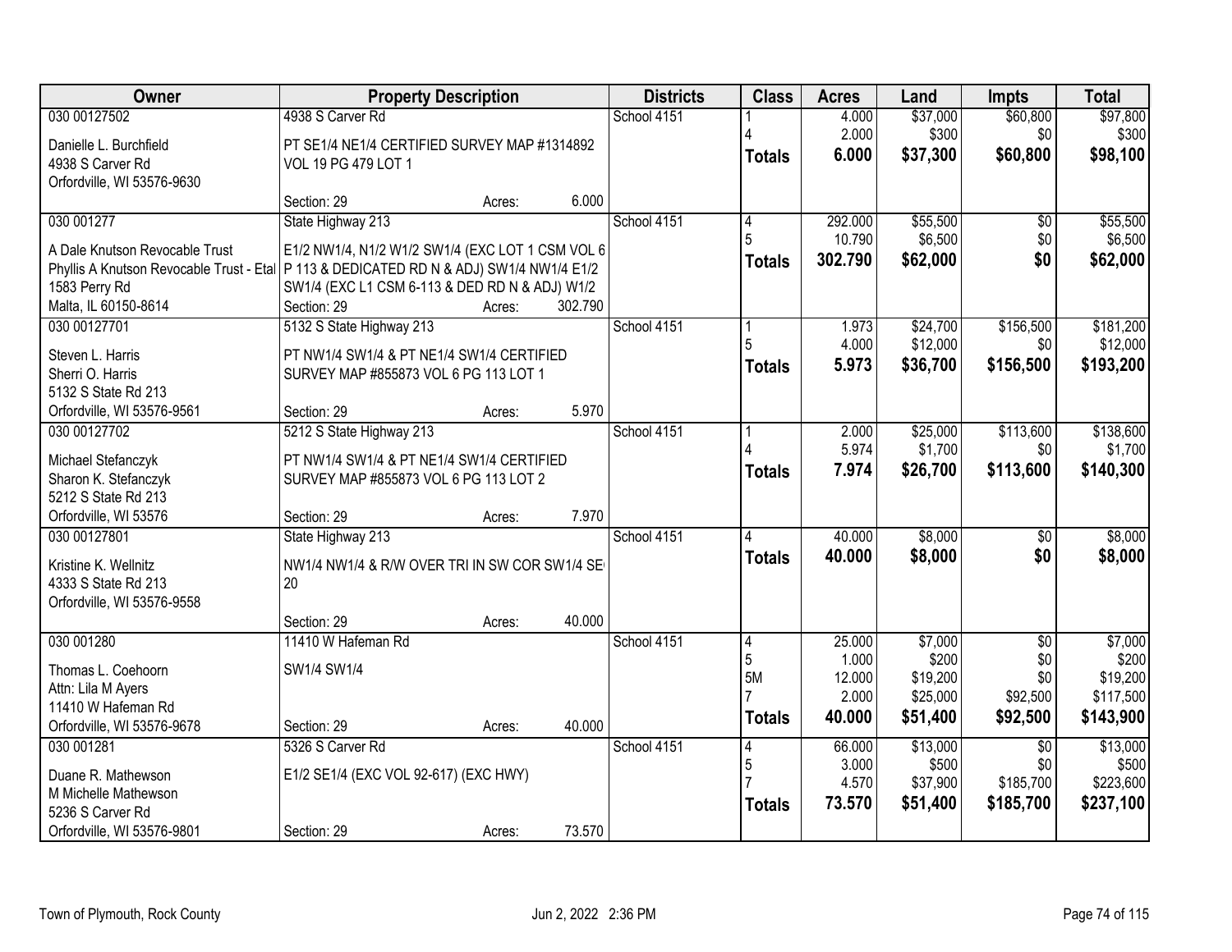| Owner | Property Description | Districts | Class | Acres | Land | Impts | Total |
|---|---|---|---|---|---|---|---|
| 030 00127502<br><br>Danielle L. Burchfield<br>4938 S Carver Rd<br>Orfordville, WI 53576-9630 | 4938 S Carver Rd<br><br>PT SE1/4 NE1/4 CERTIFIED SURVEY MAP #1314892 VOL 19 PG 479 LOT 1<br><br>Section: 29 Acres: 6.000 | School 4151 | 1<br>4<br>**Totals** | 4.000<br>2.000<br>**6.000** | $37,000<br>$300<br>**$37,300** | $60,800<br>$0<br>**$60,800** | $97,800<br>$300<br>**$98,100** |
| 030 001277<br><br>A Dale Knutson Revocable Trust<br>Phyllis A Knutson Revocable Trust - Etal<br>1583 Perry Rd<br>Malta, IL 60150-8614 | State Highway 213<br><br>E1/2 NW1/4, N1/2 W1/2 SW1/4 (EXC LOT 1 CSM VOL 6 P 113 & DEDICATED RD N & ADJ) SW1/4 NW1/4 E1/2 SW1/4 (EXC L1 CSM 6-113 & DED RD N & ADJ) W1/2<br>Section: 29 Acres: 302.790 | School 4151 | 4<br>5<br>**Totals** | 292.000<br>10.790<br>**302.790** | $55,500<br>$6,500<br>**$62,000** | $0<br>$0<br>**$0** | $55,500<br>$6,500<br>**$62,000** |
| 030 00127701<br><br>Steven L. Harris<br>Sherri O. Harris<br>5132 S State Rd 213<br>Orfordville, WI 53576-9561 | 5132 S State Highway 213<br><br>PT NW1/4 SW1/4 & PT NE1/4 SW1/4 CERTIFIED SURVEY MAP #855873 VOL 6 PG 113 LOT 1<br><br>Section: 29 Acres: 5.970 | School 4151 | 1<br>5<br>**Totals** | 1.973<br>4.000<br>**5.973** | $24,700<br>$12,000<br>**$36,700** | $156,500<br>$0<br>**$156,500** | $181,200<br>$12,000<br>**$193,200** |
| 030 00127702<br><br>Michael Stefanczyk<br>Sharon K. Stefanczyk<br>5212 S State Rd 213<br>Orfordville, WI 53576 | 5212 S State Highway 213<br><br>PT NW1/4 SW1/4 & PT NE1/4 SW1/4 CERTIFIED SURVEY MAP #855873 VOL 6 PG 113 LOT 2<br><br>Section: 29 Acres: 7.970 | School 4151 | 1<br>4<br>**Totals** | 2.000<br>5.974<br>**7.974** | $25,000<br>$1,700<br>**$26,700** | $113,600<br>$0<br>**$113,600** | $138,600<br>$1,700<br>**$140,300** |
| 030 00127801<br><br>Kristine K. Wellnitz<br>4333 S State Rd 213<br>Orfordville, WI 53576-9558 | State Highway 213<br><br>NW1/4 NW1/4 & R/W OVER TRI IN SW COR SW1/4 SE 20<br><br>Section: 29 Acres: 40.000 | School 4151 | 4<br>**Totals** | 40.000<br>**40.000** | $8,000<br>**$8,000** | $0<br>**$0** | $8,000<br>**$8,000** |
| 030 001280<br><br>Thomas L. Coehoorn<br>Attn: Lila M Ayers<br>11410 W Hafeman Rd<br>Orfordville, WI 53576-9678 | 11410 W Hafeman Rd<br><br>SW1/4 SW1/4<br><br>Section: 29 Acres: 40.000 | School 4151 | 4<br>5<br>5M<br>7<br>**Totals** | 25.000<br>1.000<br>12.000<br>2.000<br>**40.000** | $7,000<br>$200<br>$19,200<br>$25,000<br>**$51,400** | $0<br>$0<br>$0<br>$92,500<br>**$92,500** | $7,000<br>$200<br>$19,200<br>$117,500<br>**$143,900** |
| 030 001281<br><br>Duane R. Mathewson<br>M Michelle Mathewson<br>5236 S Carver Rd<br>Orfordville, WI 53576-9801 | 5326 S Carver Rd<br><br>E1/2 SE1/4 (EXC VOL 92-617) (EXC HWY)<br><br>Section: 29 Acres: 73.570 | School 4151 | 4<br>5<br>7<br>**Totals** | 66.000<br>3.000<br>4.570<br>**73.570** | $13,000<br>$500<br>$37,900<br>**$51,400** | $0<br>$0<br>$185,700<br>**$185,700** | $13,000<br>$500<br>$223,600<br>**$237,100** |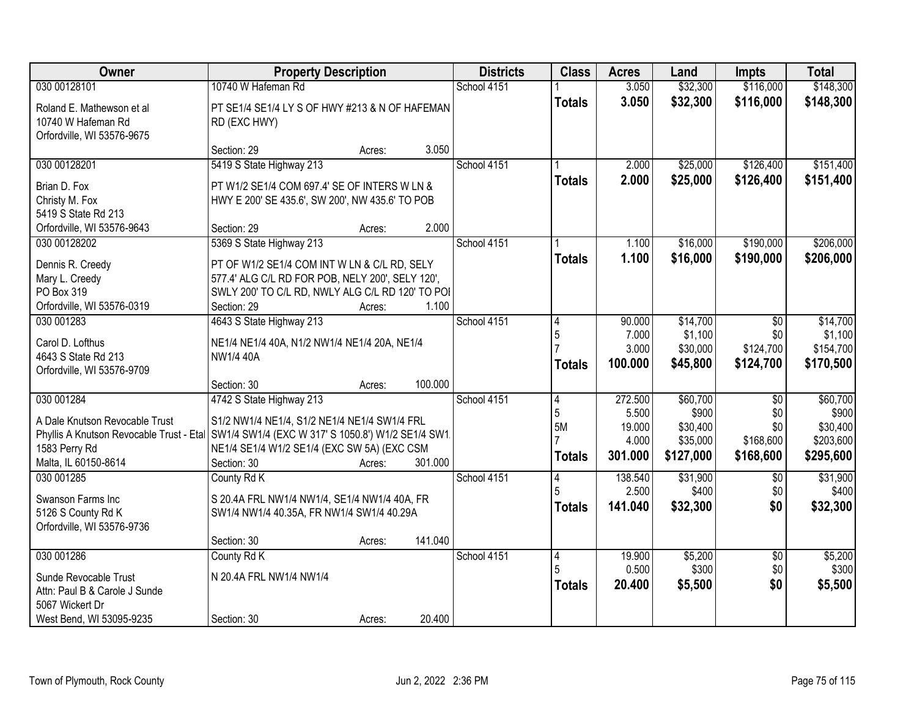| Owner | Property Description | Districts | Class | Acres | Land | Impts | Total |
|---|---|---|---|---|---|---|---|
| 030 00128101<br>Roland E. Mathewson et al<br>10740 W Hafeman Rd<br>Orfordville, WI 53576-9675 | 10740 W Hafeman Rd<br>PT SE1/4 SE1/4 LY S OF HWY #213 & N OF HAFEMAN RD (EXC HWY)<br>Section: 29 Acres: 3.050 | School 4151 | 1<br>**Totals** | 3.050<br>**3.050** | \$32,300<br>**\$32,300** | \$116,000<br>**\$116,000** | \$148,300<br>**\$148,300** |
| 030 00128201<br>Brian D. Fox<br>Christy M. Fox<br>5419 S State Rd 213<br>Orfordville, WI 53576-9643 | 5419 S State Highway 213<br>PT W1/2 SE1/4 COM 697.4' SE OF INTERS W LN & HWY E 200' SE 435.6', SW 200', NW 435.6' TO POB<br>Section: 29 Acres: 2.000 | School 4151 | 1<br>**Totals** | 2.000<br>**2.000** | \$25,000<br>**\$25,000** | \$126,400<br>**\$126,400** | \$151,400<br>**\$151,400** |
| 030 00128202<br>Dennis R. Creedy<br>Mary L. Creedy<br>PO Box 319<br>Orfordville, WI 53576-0319 | 5369 S State Highway 213<br>PT OF W1/2 SE1/4 COM INT W LN & C/L RD, SELY 577.4' ALG C/L RD FOR POB, NELY 200', SELY 120', SWLY 200' TO C/L RD, NWLY ALG C/L RD 120' TO POI<br>Section: 29 Acres: 1.100 | School 4151 | 1<br>**Totals** | 1.100<br>**1.100** | \$16,000<br>**\$16,000** | \$190,000<br>**\$190,000** | \$206,000<br>**\$206,000** |
| 030 001283<br>Carol D. Lofthus<br>4643 S State Rd 213<br>Orfordville, WI 53576-9709 | 4643 S State Highway 213<br>NE1/4 NE1/4 40A, N1/2 NW1/4 NE1/4 20A, NE1/4 NW1/4 40A<br>Section: 30 Acres: 100.000 | School 4151 | 4<br>5<br>7<br>**Totals** | 90.000<br>7.000<br>3.000<br>**100.000** | \$14,700<br>\$1,100<br>\$30,000<br>**\$45,800** | \$0<br>\$0<br>\$124,700<br>**\$124,700** | \$14,700<br>\$1,100<br>\$154,700<br>**\$170,500** |
| 030 001284<br>A Dale Knutson Revocable Trust<br>Phyllis A Knutson Revocable Trust - Etal<br>1583 Perry Rd<br>Malta, IL 60150-8614 | 4742 S State Highway 213<br>S1/2 NW1/4 NE1/4, S1/2 NE1/4 NE1/4 SW1/4 FRL SW1/4 SW1/4 (EXC W 317' S 1050.8') W1/2 SE1/4 SW1 NE1/4 SE1/4 W1/2 SE1/4 (EXC SW 5A) (EXC CSM<br>Section: 30 Acres: 301.000 | School 4151 | 4<br>5<br>5M<br>7<br>**Totals** | 272.500<br>5.500<br>19.000<br>4.000<br>**301.000** | \$60,700<br>\$900<br>\$30,400<br>\$35,000<br>**\$127,000** | \$0<br>\$0<br>\$0<br>\$168,600<br>**\$168,600** | \$60,700<br>\$900<br>\$30,400<br>\$203,600<br>**\$295,600** |
| 030 001285<br>Swanson Farms Inc<br>5126 S County Rd K<br>Orfordville, WI 53576-9736 | County Rd K<br>S 20.4A FRL NW1/4 NW1/4, SE1/4 NW1/4 40A, FR SW1/4 NW1/4 40.35A, FR NW1/4 SW1/4 40.29A<br>Section: 30 Acres: 141.040 | School 4151 | 4<br>5<br>**Totals** | 138.540<br>2.500<br>**141.040** | \$31,900<br>\$400<br>**\$32,300** | \$0<br>\$0<br>**\$0** | \$31,900<br>\$400<br>**\$32,300** |
| 030 001286<br>Sunde Revocable Trust<br>Attn: Paul B & Carole J Sunde<br>5067 Wickert Dr<br>West Bend, WI 53095-9235 | County Rd K<br>N 20.4A FRL NW1/4 NW1/4<br>Section: 30 Acres: 20.400 | School 4151 | 4<br>5<br>**Totals** | 19.900<br>0.500<br>**20.400** | \$5,200<br>\$300<br>**\$5,500** | \$0<br>\$0<br>**\$0** | \$5,200<br>\$300<br>**\$5,500** |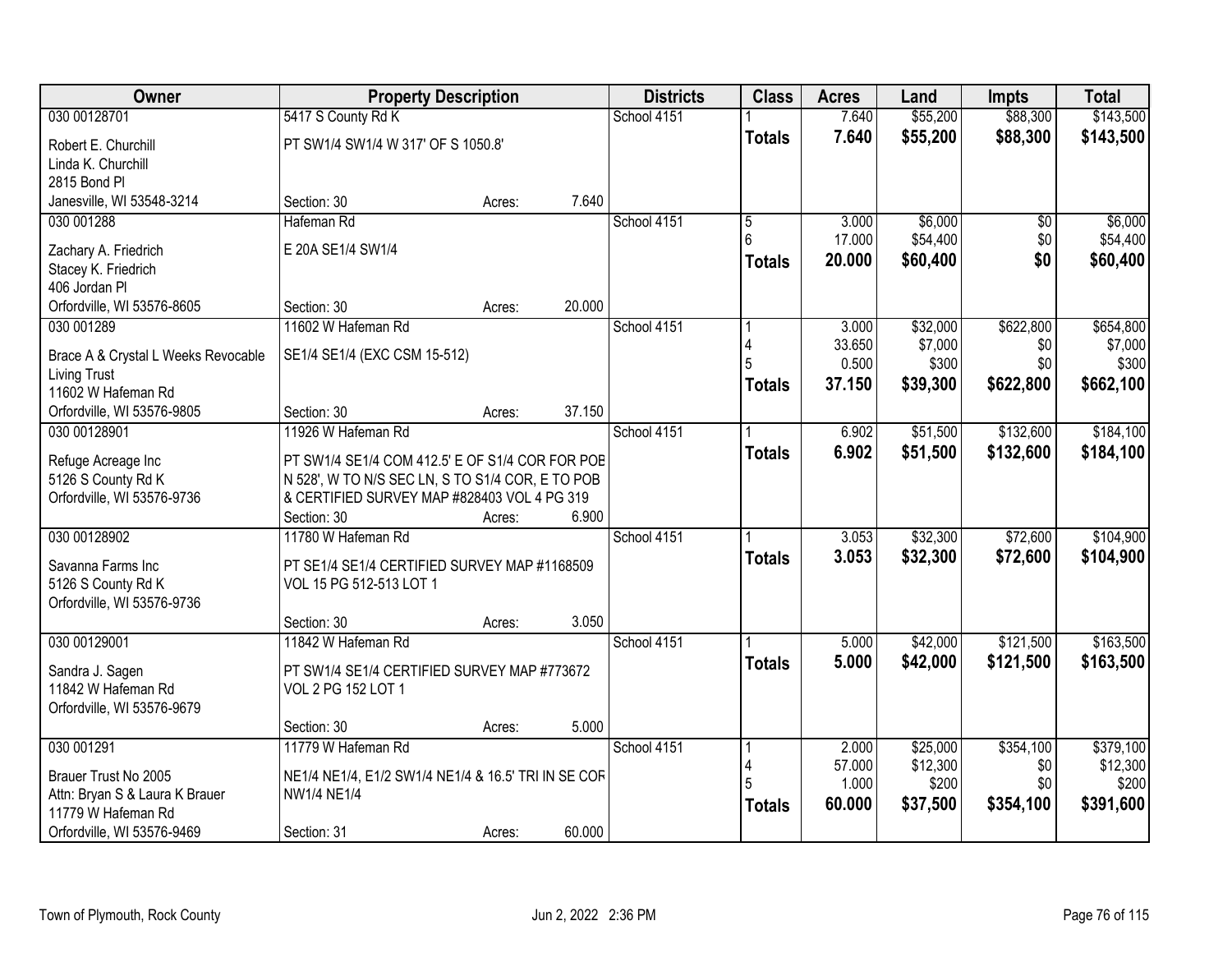| Owner | Property Description | | | Districts | Class | Acres | Land | Impts | Total |
|---|---|---|---|---|---|---|---|---|---|
| 030 00128701 | 5417 S County Rd K | | | School 4151 | 1 | 7.640 | $55,200 | $88,300 | $143,500 |
| Robert E. Churchill<br>Linda K. Churchill<br>2815 Bond Pl | PT SW1/4 SW1/4 W 317' OF S 1050.8' | | | | **Totals** | **7.640** | **$55,200** | **$88,300** | **$143,500** |
| Janesville, WI 53548-3214 | Section: 30 | Acres: | 7.640 | | | | | | |
| 030 001288 | Hafeman Rd | | | School 4151 | 5<br>6 | 3.000<br>17.000 | $6,000<br>$54,400 | $0<br>$0 | $6,000<br>$54,400 |
| Zachary A. Friedrich<br>Stacey K. Friedrich<br>406 Jordan Pl | E 20A SE1/4 SW1/4 | | | | **Totals** | **20.000** | **$60,400** | **$0** | **$60,400** |
| Orfordville, WI 53576-8605 | Section: 30 | Acres: | 20.000 | | | | | | |
| 030 001289 | 11602 W Hafeman Rd | | | School 4151 | 1<br>4<br>5 | 3.000<br>33.650<br>0.500 | $32,000<br>$7,000<br>$300 | $622,800<br>$0<br>$0 | $654,800<br>$7,000<br>$300 |
| Brace A & Crystal L Weeks Revocable Living Trust<br>11602 W Hafeman Rd | SE1/4 SE1/4 (EXC CSM 15-512) | | | | **Totals** | **37.150** | **$39,300** | **$622,800** | **$662,100** |
| Orfordville, WI 53576-9805 | Section: 30 | Acres: | 37.150 | | | | | | |
| 030 00128901 | 11926 W Hafeman Rd | | | School 4151 | 1 | 6.902 | $51,500 | $132,600 | $184,100 |
| Refuge Acreage Inc<br>5126 S County Rd K<br>Orfordville, WI 53576-9736 | PT SW1/4 SE1/4 COM 412.5' E OF S1/4 COR FOR POB N 528', W TO N/S SEC LN, S TO S1/4 COR, E TO POB & CERTIFIED SURVEY MAP #828403 VOL 4 PG 319 | | | | **Totals** | **6.902** | **$51,500** | **$132,600** | **$184,100** |
| | Section: 30 | Acres: | 6.900 | | | | | | |
| 030 00128902 | 11780 W Hafeman Rd | | | School 4151 | 1 | 3.053 | $32,300 | $72,600 | $104,900 |
| Savanna Farms Inc<br>5126 S County Rd K<br>Orfordville, WI 53576-9736 | PT SE1/4 SE1/4 CERTIFIED SURVEY MAP #1168509 VOL 15 PG 512-513 LOT 1 | | | | **Totals** | **3.053** | **$32,300** | **$72,600** | **$104,900** |
| | Section: 30 | Acres: | 3.050 | | | | | | |
| 030 00129001 | 11842 W Hafeman Rd | | | School 4151 | 1 | 5.000 | $42,000 | $121,500 | $163,500 |
| Sandra J. Sagen<br>11842 W Hafeman Rd<br>Orfordville, WI 53576-9679 | PT SW1/4 SE1/4 CERTIFIED SURVEY MAP #773672 VOL 2 PG 152 LOT 1 | | | | **Totals** | **5.000** | **$42,000** | **$121,500** | **$163,500** |
| | Section: 30 | Acres: | 5.000 | | | | | | |
| 030 001291 | 11779 W Hafeman Rd | | | School 4151 | 1<br>4<br>5 | 2.000<br>57.000<br>1.000 | $25,000<br>$12,300<br>$200 | $354,100<br>$0<br>$0 | $379,100<br>$12,300<br>$200 |
| Brauer Trust No 2005<br>Attn: Bryan S & Laura K Brauer<br>11779 W Hafeman Rd | NE1/4 NE1/4, E1/2 SW1/4 NE1/4 & 16.5' TRI IN SE COR NW1/4 NE1/4 | | | | **Totals** | **60.000** | **$37,500** | **$354,100** | **$391,600** |
| Orfordville, WI 53576-9469 | Section: 31 | Acres: | 60.000 | | | | | | |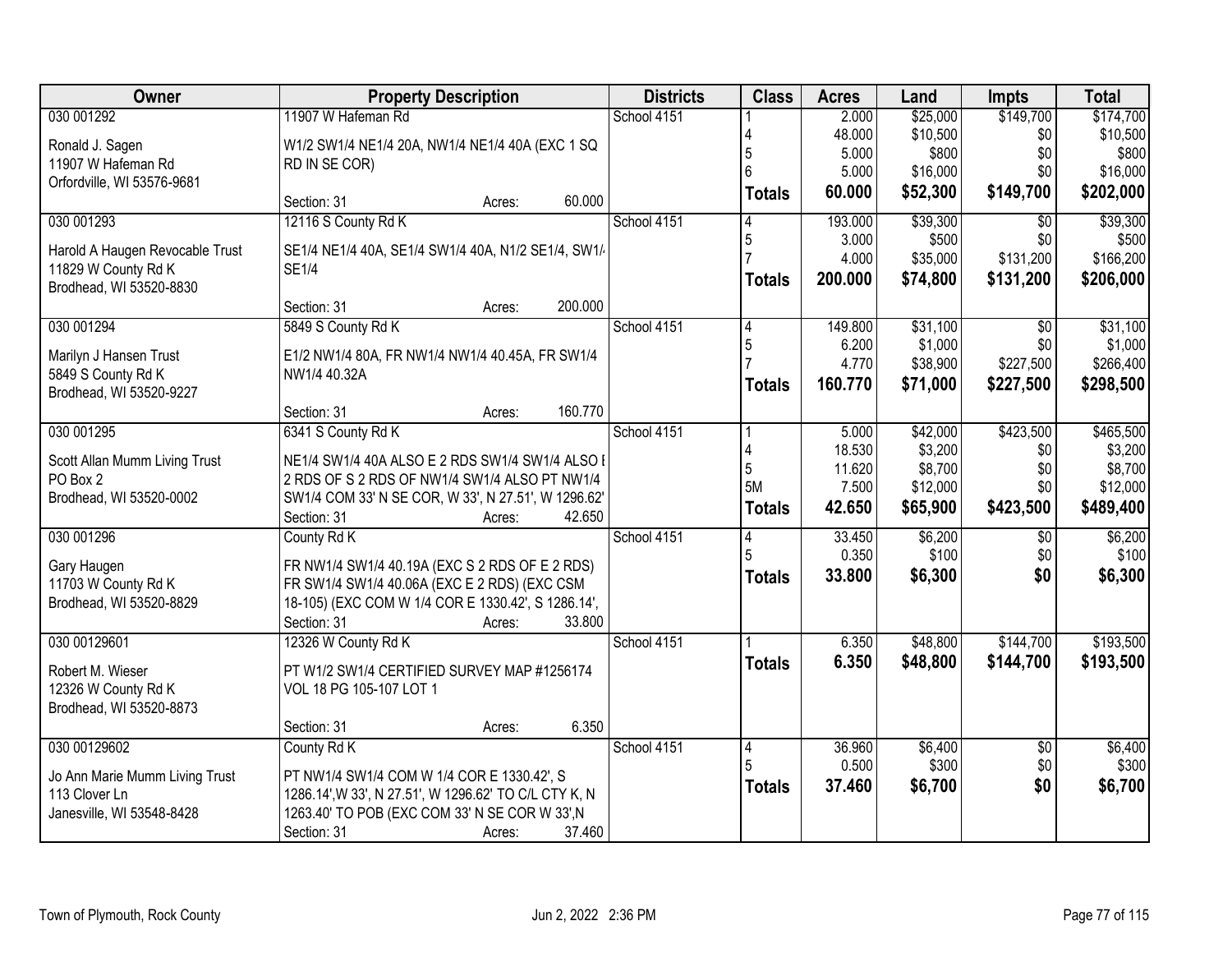| Owner | Property Description | Districts | Class | Acres | Land | Impts | Total |
|---|---|---|---|---|---|---|---|
| 030 001292<br><br>Ronald J. Sagen<br>11907 W Hafeman Rd<br>Orfordville, WI 53576-9681 | 11907 W Hafeman Rd<br><br>W1/2 SW1/4 NE1/4 20A, NW1/4 NE1/4 40A (EXC 1 SQ RD IN SE COR)<br><br>Section: 31 Acres: 60.000 | School 4151 | 1<br>4<br>5<br>6<br>**Totals** | 2.000<br>48.000<br>5.000<br>5.000<br>**60.000** | $25,000<br>$10,500<br>$800<br>$16,000<br>**$52,300** | $149,700<br>$0<br>$0<br>$0<br>**$149,700** | $174,700<br>$10,500<br>$800<br>$16,000<br>**$202,000** |
| 030 001293<br><br>Harold A Haugen Revocable Trust<br>11829 W County Rd K<br>Brodhead, WI 53520-8830 | 12116 S County Rd K<br><br>SE1/4 NE1/4 40A, SE1/4 SW1/4 40A, N1/2 SE1/4, SW1/4 SE1/4<br><br>Section: 31 Acres: 200.000 | School 4151 | 4<br>5<br>7<br>**Totals** | 193.000<br>3.000<br>4.000<br>**200.000** | $39,300<br>$500<br>$35,000<br>**$74,800** | $0<br>$0<br>$131,200<br>**$131,200** | $39,300<br>$500<br>$166,200<br>**$206,000** |
| 030 001294<br><br>Marilyn J Hansen Trust<br>5849 S County Rd K<br>Brodhead, WI 53520-9227 | 5849 S County Rd K<br><br>E1/2 NW1/4 80A, FR NW1/4 NW1/4 40.45A, FR SW1/4 NW1/4 40.32A<br><br>Section: 31 Acres: 160.770 | School 4151 | 4<br>5<br>7<br>**Totals** | 149.800<br>6.200<br>4.770<br>**160.770** | $31,100<br>$1,000<br>$38,900<br>**$71,000** | $0<br>$0<br>$227,500<br>**$227,500** | $31,100<br>$1,000<br>$266,400<br>**$298,500** |
| 030 001295<br><br>Scott Allan Mumm Living Trust<br>PO Box 2<br>Brodhead, WI 53520-0002 | 6341 S County Rd K<br><br>NE1/4 SW1/4 40A ALSO E 2 RDS SW1/4 SW1/4 ALSO E 2 RDS OF S 2 RDS OF NW1/4 SW1/4 ALSO PT NW1/4 SW1/4 COM 33' N SE COR, W 33', N 27.51', W 1296.62'<br>Section: 31 Acres: 42.650 | School 4151 | 1<br>4<br>5<br>5M<br>**Totals** | 5.000<br>18.530<br>11.620<br>7.500<br>**42.650** | $42,000<br>$3,200<br>$8,700<br>$12,000<br>**$65,900** | $423,500<br>$0<br>$0<br>$0<br>**$423,500** | $465,500<br>$3,200<br>$8,700<br>$12,000<br>**$489,400** |
| 030 001296<br><br>Gary Haugen<br>11703 W County Rd K<br>Brodhead, WI 53520-8829 | County Rd K<br><br>FR NW1/4 SW1/4 40.19A (EXC S 2 RDS OF E 2 RDS) FR SW1/4 SW1/4 40.06A (EXC E 2 RDS) (EXC CSM 18-105) (EXC COM W 1/4 COR E 1330.42', S 1286.14',<br>Section: 31 Acres: 33.800 | School 4151 | 4<br>5<br>**Totals** | 33.450<br>0.350<br>**33.800** | $6,200<br>$100<br>**$6,300** | $0<br>$0<br>**$0** | $6,200<br>$100<br>**$6,300** |
| 030 00129601<br><br>Robert M. Wieser<br>12326 W County Rd K<br>Brodhead, WI 53520-8873 | 12326 W County Rd K<br><br>PT W1/2 SW1/4 CERTIFIED SURVEY MAP #1256174 VOL 18 PG 105-107 LOT 1<br><br>Section: 31 Acres: 6.350 | School 4151 | 1<br>**Totals** | 6.350<br>**6.350** | $48,800<br>**$48,800** | $144,700<br>**$144,700** | $193,500<br>**$193,500** |
| 030 00129602<br><br>Jo Ann Marie Mumm Living Trust<br>113 Clover Ln<br>Janesville, WI 53548-8428 | County Rd K<br><br>PT NW1/4 SW1/4 COM W 1/4 COR E 1330.42', S 1286.14',W 33', N 27.51', W 1296.62' TO C/L CTY K, N 1263.40' TO POB (EXC COM 33' N SE COR W 33',N<br>Section: 31 Acres: 37.460 | School 4151 | 4<br>5<br>**Totals** | 36.960<br>0.500<br>**37.460** | $6,400<br>$300<br>**$6,700** | $0<br>$0<br>**$0** | $6,400<br>$300<br>**$6,700** |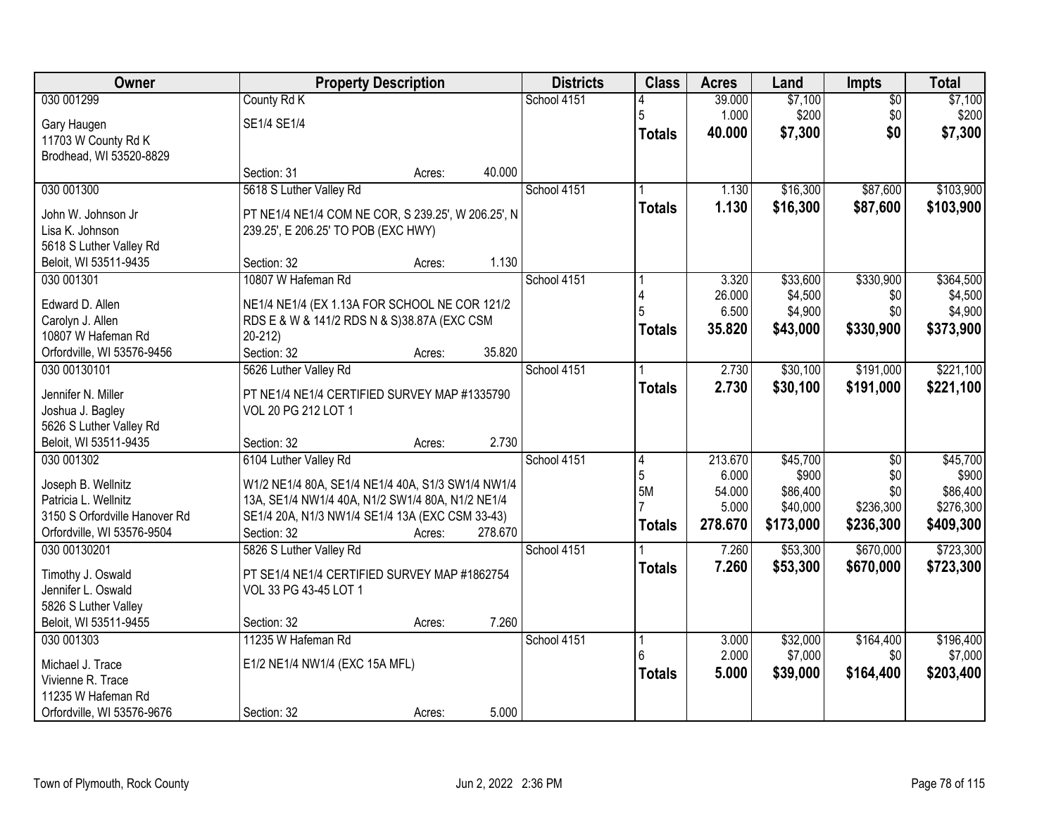| Owner | Property Description | Districts | Class | Acres | Land | Impts | Total |
|---|---|---|---|---|---|---|---|
| 030 001299<br><br>Gary Haugen<br>11703 W County Rd K<br>Brodhead, WI 53520-8829 | County Rd K<br><br>SE1/4 SE1/4<br><br>Section: 31 Acres: 40.000 | School 4151 | 4<br>5<br>**Totals** | 39.000<br>1.000<br>**40.000** | $7,100<br>$200<br>**$7,300** | $0<br>$0<br>**$0** | $7,100<br>$200<br>**$7,300** |
| 030 001300<br><br>John W. Johnson Jr<br>Lisa K. Johnson<br>5618 S Luther Valley Rd<br>Beloit, WI 53511-9435 | 5618 S Luther Valley Rd<br><br>PT NE1/4 NE1/4 COM NE COR, S 239.25', W 206.25', N 239.25', E 206.25' TO POB (EXC HWY)<br><br>Section: 32 Acres: 1.130 | School 4151 | 1<br>**Totals** | 1.130<br>**1.130** | $16,300<br>**$16,300** | $87,600<br>**$87,600** | $103,900<br>**$103,900** |
| 030 001301<br><br>Edward D. Allen<br>Carolyn J. Allen<br>10807 W Hafeman Rd<br>Orfordville, WI 53576-9456 | 10807 W Hafeman Rd<br><br>NE1/4 NE1/4 (EX 1.13A FOR SCHOOL NE COR 121/2 RDS E & W & 141/2 RDS N & S)38.87A (EXC CSM 20-212)<br>Section: 32 Acres: 35.820 | School 4151 | 1<br>4<br>5<br>**Totals** | 3.320<br>26.000<br>6.500<br>**35.820** | $33,600<br>$4,500<br>$4,900<br>**$43,000** | $330,900<br>$0<br>$0<br>**$330,900** | $364,500<br>$4,500<br>$4,900<br>**$373,900** |
| 030 00130101<br><br>Jennifer N. Miller<br>Joshua J. Bagley<br>5626 S Luther Valley Rd<br>Beloit, WI 53511-9435 | 5626 Luther Valley Rd<br><br>PT NE1/4 NE1/4 CERTIFIED SURVEY MAP #1335790 VOL 20 PG 212 LOT 1<br><br>Section: 32 Acres: 2.730 | School 4151 | 1<br>**Totals** | 2.730<br>**2.730** | $30,100<br>**$30,100** | $191,000<br>**$191,000** | $221,100<br>**$221,100** |
| 030 001302<br><br>Joseph B. Wellnitz<br>Patricia L. Wellnitz<br>3150 S Orfordville Hanover Rd<br>Orfordville, WI 53576-9504 | 6104 Luther Valley Rd<br><br>W1/2 NE1/4 80A, SE1/4 NE1/4 40A, S1/3 SW1/4 NW1/4 13A, SE1/4 NW1/4 40A, N1/2 SW1/4 80A, N1/2 NE1/4 SE1/4 20A, N1/3 NW1/4 SE1/4 13A (EXC CSM 33-43)<br>Section: 32 Acres: 278.670 | School 4151 | 4<br>5<br>5M<br>7<br>**Totals** | 213.670<br>6.000<br>54.000<br>5.000<br>**278.670** | $45,700<br>$900<br>$86,400<br>$40,000<br>**$173,000** | $0<br>$0<br>$0<br>$236,300<br>**$236,300** | $45,700<br>$900<br>$86,400<br>$276,300<br>**$409,300** |
| 030 00130201<br><br>Timothy J. Oswald<br>Jennifer L. Oswald<br>5826 S Luther Valley<br>Beloit, WI 53511-9455 | 5826 S Luther Valley Rd<br><br>PT SE1/4 NE1/4 CERTIFIED SURVEY MAP #1862754 VOL 33 PG 43-45 LOT 1<br><br>Section: 32 Acres: 7.260 | School 4151 | 1<br>**Totals** | 7.260<br>**7.260** | $53,300<br>**$53,300** | $670,000<br>**$670,000** | $723,300<br>**$723,300** |
| 030 001303<br><br>Michael J. Trace<br>Vivienne R. Trace<br>11235 W Hafeman Rd<br>Orfordville, WI 53576-9676 | 11235 W Hafeman Rd<br><br>E1/2 NE1/4 NW1/4 (EXC 15A MFL)<br><br>Section: 32 Acres: 5.000 | School 4151 | 1<br>6<br>**Totals** | 3.000<br>2.000<br>**5.000** | $32,000<br>$7,000<br>**$39,000** | $164,400<br>$0<br>**$164,400** | $196,400<br>$7,000<br>**$203,400** |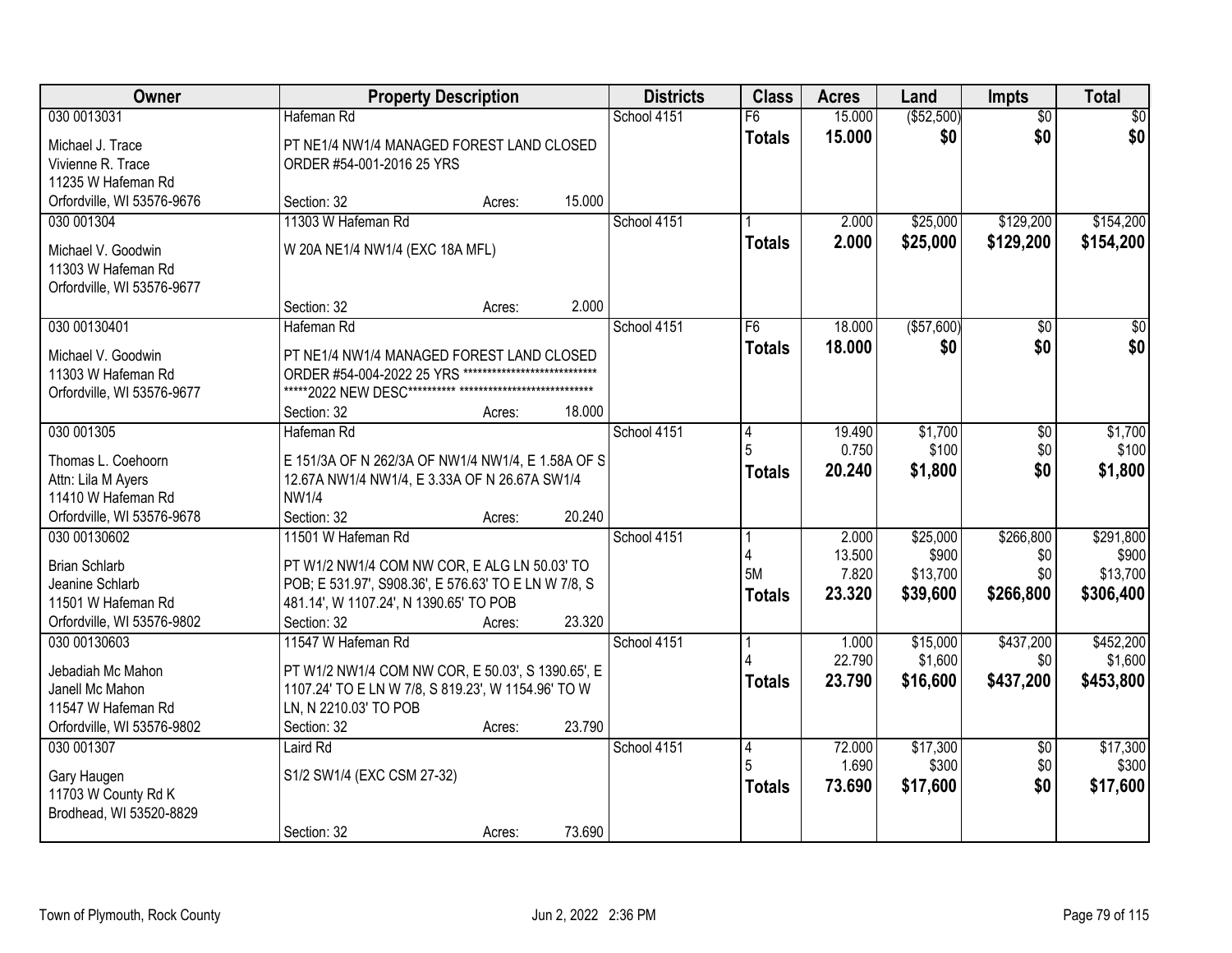| Owner | Property Description | | | Districts | Class | Acres | Land | Impts | Total |
|---|---|---|---|---|---|---|---|---|---|
| 030 0013031 | Hafeman Rd | | | School 4151 | F6 | 15.000 | ($52,500) | $0 | $0 |
| Michael J. Trace<br>Vivienne R. Trace<br>11235 W Hafeman Rd<br>Orfordville, WI 53576-9676 | PT NE1/4 NW1/4 MANAGED FOREST LAND CLOSED ORDER #54-001-2016 25 YRS | | | | **Totals** | **15.000** | **$0** | **$0** | **$0** |
| | Section: 32 | Acres: | 15.000 | | | | | | |
| 030 001304 | 11303 W Hafeman Rd | | | School 4151 | 1 | 2.000 | $25,000 | $129,200 | $154,200 |
| Michael V. Goodwin<br>11303 W Hafeman Rd<br>Orfordville, WI 53576-9677 | W 20A NE1/4 NW1/4 (EXC 18A MFL) | | | | **Totals** | **2.000** | **$25,000** | **$129,200** | **$154,200** |
| | Section: 32 | Acres: | 2.000 | | | | | | |
| 030 00130401 | Hafeman Rd | | | School 4151 | F6 | 18.000 | ($57,600) | $0 | $0 |
| Michael V. Goodwin<br>11303 W Hafeman Rd<br>Orfordville, WI 53576-9677 | PT NE1/4 NW1/4 MANAGED FOREST LAND CLOSED ORDER #54-004-2022 25 YRS **************************** *****2022 NEW DESC********** **************************** | | | | **Totals** | **18.000** | **$0** | **$0** | **$0** |
| | Section: 32 | Acres: | 18.000 | | | | | | |
| 030 001305 | Hafeman Rd | | | School 4151 | 4<br>5 | 19.490<br>0.750 | $1,700<br>$100 | $0<br>$0 | $1,700<br>$100 |
| Thomas L. Coehoorn<br>Attn: Lila M Ayers<br>11410 W Hafeman Rd<br>Orfordville, WI 53576-9678 | E 151/3A OF N 262/3A OF NW1/4 NW1/4, E 1.58A OF S 12.67A NW1/4 NW1/4, E 3.33A OF N 26.67A SW1/4 NW1/4 | | | | **Totals** | **20.240** | **$1,800** | **$0** | **$1,800** |
| | Section: 32 | Acres: | 20.240 | | | | | | |
| 030 00130602 | 11501 W Hafeman Rd | | | School 4151 | 1<br>4<br>5M | 2.000<br>13.500<br>7.820 | $25,000<br>$900<br>$13,700 | $266,800<br>$0<br>$0 | $291,800<br>$900<br>$13,700 |
| Brian Schlarb<br>Jeanine Schlarb<br>11501 W Hafeman Rd<br>Orfordville, WI 53576-9802 | PT W1/2 NW1/4 COM NW COR, E ALG LN 50.03' TO POB; E 531.97', S908.36', E 576.63' TO E LN W 7/8, S 481.14', W 1107.24', N 1390.65' TO POB | | | | **Totals** | **23.320** | **$39,600** | **$266,800** | **$306,400** |
| | Section: 32 | Acres: | 23.320 | | | | | | |
| 030 00130603 | 11547 W Hafeman Rd | | | School 4151 | 1<br>4 | 1.000<br>22.790 | $15,000<br>$1,600 | $437,200<br>$0 | $452,200<br>$1,600 |
| Jebadiah Mc Mahon<br>Janell Mc Mahon<br>11547 W Hafeman Rd<br>Orfordville, WI 53576-9802 | PT W1/2 NW1/4 COM NW COR, E 50.03', S 1390.65', E 1107.24' TO E LN W 7/8, S 819.23', W 1154.96' TO W LN, N 2210.03' TO POB | | | | **Totals** | **23.790** | **$16,600** | **$437,200** | **$453,800** |
| | Section: 32 | Acres: | 23.790 | | | | | | |
| 030 001307 | Laird Rd | | | School 4151 | 4<br>5 | 72.000<br>1.690 | $17,300<br>$300 | $0<br>$0 | $17,300<br>$300 |
| Gary Haugen<br>11703 W County Rd K<br>Brodhead, WI 53520-8829 | S1/2 SW1/4 (EXC CSM 27-32) | | | | **Totals** | **73.690** | **$17,600** | **$0** | **$17,600** |
| | Section: 32 | Acres: | 73.690 | | | | | | |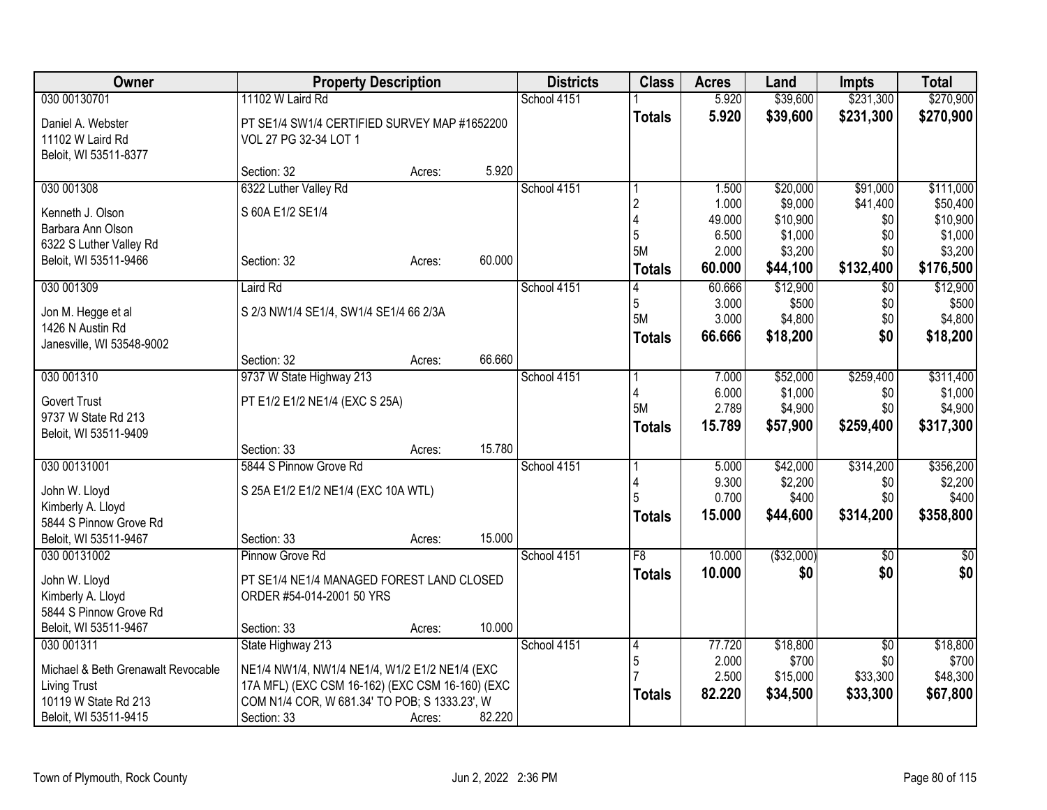| Owner | Property Description | | Districts | Class | Acres | Land | Impts | Total |
|---|---|---|---|---|---|---|---|---|
| 030 00130701 | 11102 W Laird Rd | | School 4151 | 1 | 5.920 | $39,600 | $231,300 | $270,900 |
| Daniel A. Webster<br>11102 W Laird Rd<br>Beloit, WI 53511-8377 | PT SE1/4 SW1/4 CERTIFIED SURVEY MAP #1652200 VOL 27 PG 32-34 LOT 1 | | | **Totals** | **5.920** | **$39,600** | **$231,300** | **$270,900** |
| | Section: 32 | Acres: 5.920 | | | | | | |
| 030 001308 | 6322 Luther Valley Rd | | School 4151 | 1 | 1.500 | $20,000 | $91,000 | $111,000 |
| Kenneth J. Olson<br>Barbara Ann Olson<br>6322 S Luther Valley Rd<br>Beloit, WI 53511-9466 | S 60A E1/2 SE1/4 | | | 2 | 1.000 | $9,000 | $41,400 | $50,400 |
| | | | | 4 | 49.000 | $10,900 | $0 | $10,900 |
| | | | | 5 | 6.500 | $1,000 | $0 | $1,000 |
| | | | | 5M | 2.000 | $3,200 | $0 | $3,200 |
| | Section: 32 | Acres: 60.000 | | **Totals** | **60.000** | **$44,100** | **$132,400** | **$176,500** |
| 030 001309 | Laird Rd | | School 4151 | 4 | 60.666 | $12,900 | $0 | $12,900 |
| Jon M. Hegge et al<br>1426 N Austin Rd<br>Janesville, WI 53548-9002 | S 2/3 NW1/4 SE1/4, SW1/4 SE1/4 66 2/3A | | | 5 | 3.000 | $500 | $0 | $500 |
| | | | | 5M | 3.000 | $4,800 | $0 | $4,800 |
| | | | | **Totals** | **66.666** | **$18,200** | **$0** | **$18,200** |
| | Section: 32 | Acres: 66.660 | | | | | | |
| 030 001310 | 9737 W State Highway 213 | | School 4151 | 1 | 7.000 | $52,000 | $259,400 | $311,400 |
| Govert Trust<br>9737 W State Rd 213<br>Beloit, WI 53511-9409 | PT E1/2 E1/2 NE1/4 (EXC S 25A) | | | 4 | 6.000 | $1,000 | $0 | $1,000 |
| | | | | 5M | 2.789 | $4,900 | $0 | $4,900 |
| | | | | **Totals** | **15.789** | **$57,900** | **$259,400** | **$317,300** |
| | Section: 33 | Acres: 15.780 | | | | | | |
| 030 00131001 | 5844 S Pinnow Grove Rd | | School 4151 | 1 | 5.000 | $42,000 | $314,200 | $356,200 |
| John W. Lloyd<br>Kimberly A. Lloyd<br>5844 S Pinnow Grove Rd<br>Beloit, WI 53511-9467 | S 25A E1/2 E1/2 NE1/4 (EXC 10A WTL) | | | 4 | 9.300 | $2,200 | $0 | $2,200 |
| | | | | 5 | 0.700 | $400 | $0 | $400 |
| | | | | **Totals** | **15.000** | **$44,600** | **$314,200** | **$358,800** |
| | Section: 33 | Acres: 15.000 | | | | | | |
| 030 00131002 | Pinnow Grove Rd | | School 4151 | F8 | 10.000 | ($32,000) | $0 | $0 |
| John W. Lloyd<br>Kimberly A. Lloyd<br>5844 S Pinnow Grove Rd<br>Beloit, WI 53511-9467 | PT SE1/4 NE1/4 MANAGED FOREST LAND CLOSED ORDER #54-014-2001 50 YRS | | | **Totals** | **10.000** | **$0** | **$0** | **$0** |
| | Section: 33 | Acres: 10.000 | | | | | | |
| 030 001311 | State Highway 213 | | School 4151 | 4 | 77.720 | $18,800 | $0 | $18,800 |
| Michael & Beth Grenawalt Revocable Living Trust<br>10119 W State Rd 213<br>Beloit, WI 53511-9415 | NE1/4 NW1/4, NW1/4 NE1/4, W1/2 E1/2 NE1/4 (EXC 17A MFL) (EXC CSM 16-162) (EXC CSM 16-160) (EXC COM N1/4 COR, W 681.34' TO POB; S 1333.23', W | | | 5 | 2.000 | $700 | $0 | $700 |
| | | | | 7 | 2.500 | $15,000 | $33,300 | $48,300 |
| | | | | **Totals** | **82.220** | **$34,500** | **$33,300** | **$67,800** |
| | Section: 33 | Acres: 82.220 | | | | | | |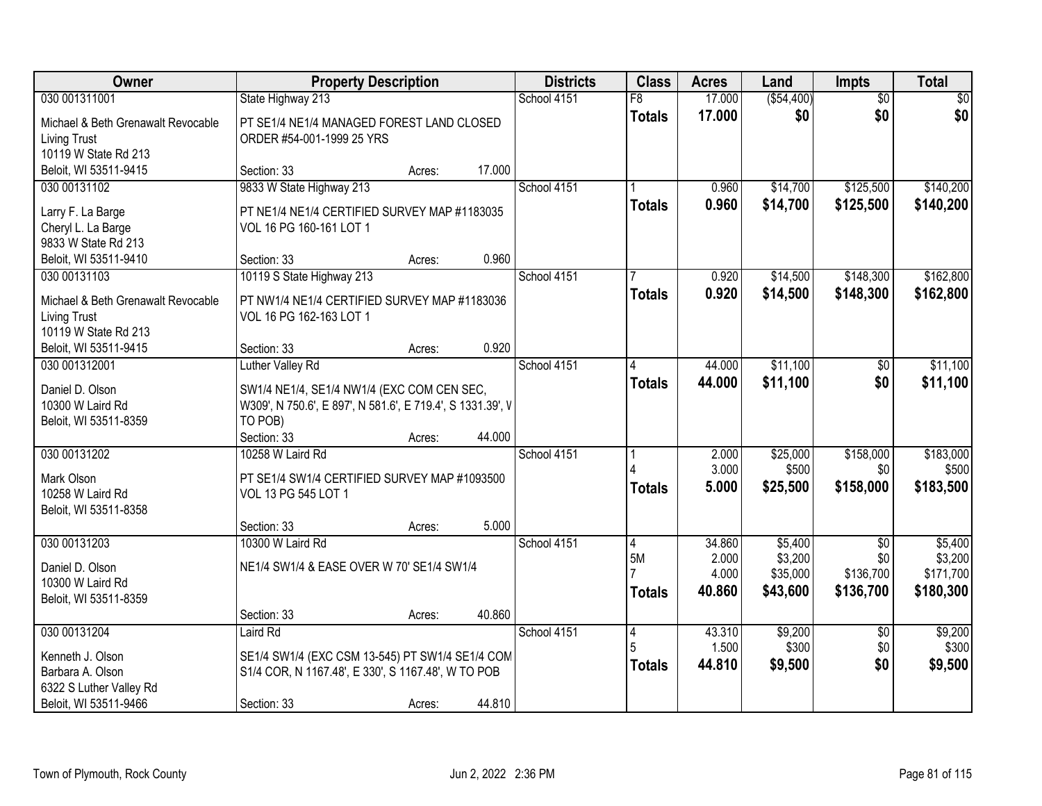| Owner | Property Description | Districts | Class | Acres | Land | Impts | Total |
|---|---|---|---|---|---|---|---|
| 030 001311001<br>Michael & Beth Grenawalt Revocable Living Trust<br>10119 W State Rd 213<br>Beloit, WI 53511-9415 | State Highway 213<br>PT SE1/4 NE1/4 MANAGED FOREST LAND CLOSED ORDER #54-001-1999 25 YRS<br>Section: 33 Acres: 17.000 | School 4151 | F8<br>**Totals** | 17.000<br>**17.000** | ($54,400)<br>**$0** | $0<br>**$0** | $0<br>**$0** |
| 030 00131102<br>Larry F. La Barge<br>Cheryl L. La Barge<br>9833 W State Rd 213<br>Beloit, WI 53511-9410 | 9833 W State Highway 213<br>PT NE1/4 NE1/4 CERTIFIED SURVEY MAP #1183035 VOL 16 PG 160-161 LOT 1<br>Section: 33 Acres: 0.960 | School 4151 | 1<br>**Totals** | 0.960<br>**0.960** | $14,700<br>**$14,700** | $125,500<br>**$125,500** | $140,200<br>**$140,200** |
| 030 00131103<br>Michael & Beth Grenawalt Revocable Living Trust<br>10119 W State Rd 213<br>Beloit, WI 53511-9415 | 10119 S State Highway 213<br>PT NW1/4 NE1/4 CERTIFIED SURVEY MAP #1183036 VOL 16 PG 162-163 LOT 1<br>Section: 33 Acres: 0.920 | School 4151 | 7<br>**Totals** | 0.920<br>**0.920** | $14,500<br>**$14,500** | $148,300<br>**$148,300** | $162,800<br>**$162,800** |
| 030 001312001<br>Daniel D. Olson<br>10300 W Laird Rd<br>Beloit, WI 53511-8359 | Luther Valley Rd<br>SW1/4 NE1/4, SE1/4 NW1/4 (EXC COM CEN SEC, W309', N 750.6', E 897', N 581.6', E 719.4', S 1331.39', W TO POB)<br>Section: 33 Acres: 44.000 | School 4151 | 4<br>**Totals** | 44.000<br>**44.000** | $11,100<br>**$11,100** | $0<br>**$0** | $11,100<br>**$11,100** |
| 030 00131202<br>Mark Olson<br>10258 W Laird Rd<br>Beloit, WI 53511-8358 | 10258 W Laird Rd<br>PT SE1/4 SW1/4 CERTIFIED SURVEY MAP #1093500 VOL 13 PG 545 LOT 1<br>Section: 33 Acres: 5.000 | School 4151 | 1<br>4<br>**Totals** | 2.000<br>3.000<br>**5.000** | $25,000<br>$500<br>**$25,500** | $158,000<br>$0<br>**$158,000** | $183,000<br>$500<br>**$183,500** |
| 030 00131203<br>Daniel D. Olson<br>10300 W Laird Rd<br>Beloit, WI 53511-8359 | 10300 W Laird Rd<br>NE1/4 SW1/4 & EASE OVER W 70' SE1/4 SW1/4<br>Section: 33 Acres: 40.860 | School 4151 | 4<br>5M<br>7<br>**Totals** | 34.860<br>2.000<br>4.000<br>**40.860** | $5,400<br>$3,200<br>$35,000<br>**$43,600** | $0<br>$0<br>$136,700<br>**$136,700** | $5,400<br>$3,200<br>$171,700<br>**$180,300** |
| 030 00131204<br>Kenneth J. Olson<br>Barbara A. Olson<br>6322 S Luther Valley Rd<br>Beloit, WI 53511-9466 | Laird Rd<br>SE1/4 SW1/4 (EXC CSM 13-545) PT SW1/4 SE1/4 COM S1/4 COR, N 1167.48', E 330', S 1167.48', W TO POB<br>Section: 33 Acres: 44.810 | School 4151 | 4<br>5<br>**Totals** | 43.310<br>1.500<br>**44.810** | $9,200<br>$300<br>**$9,500** | $0<br>$0<br>**$0** | $9,200<br>$300<br>**$9,500** |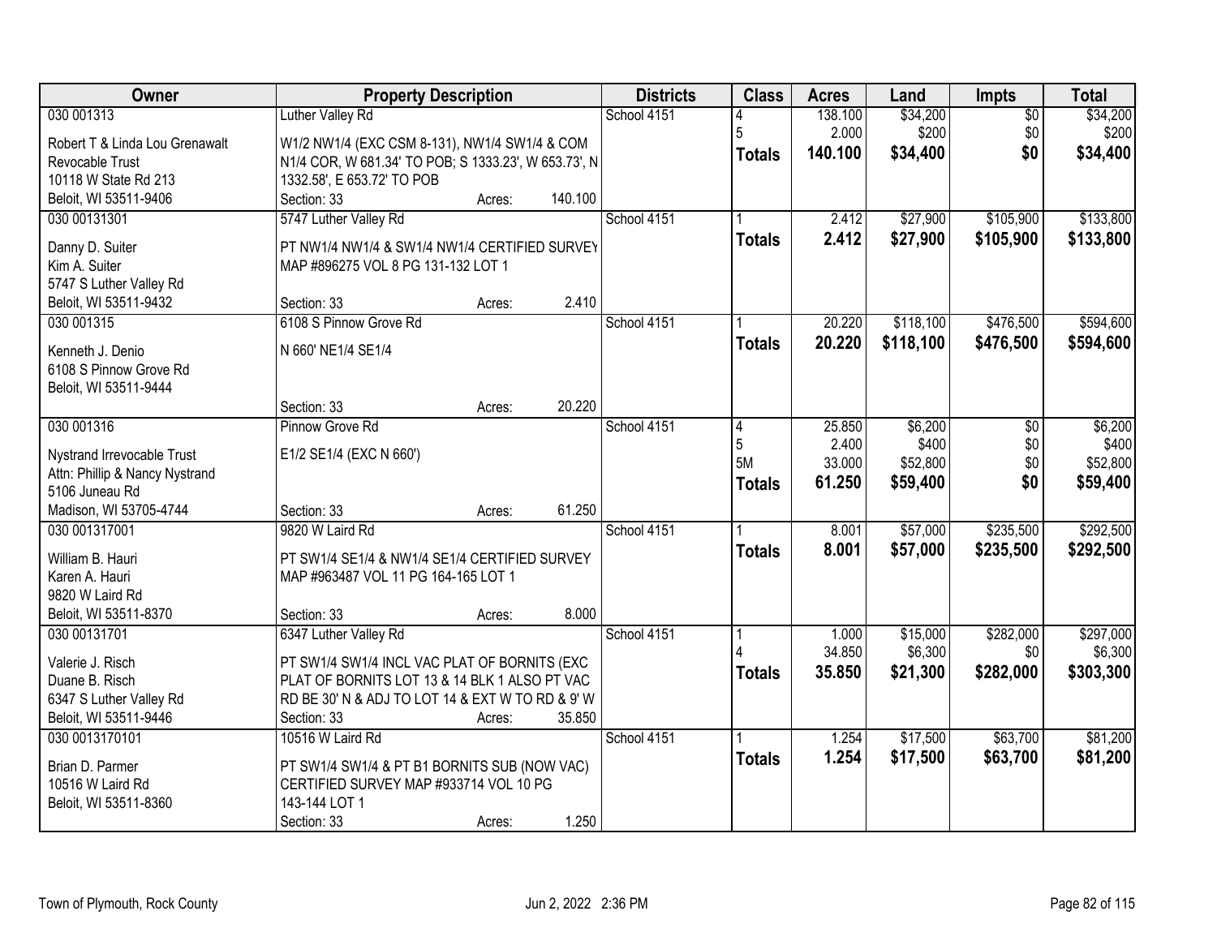| Owner | Property Description | Districts | Class | Acres | Land | Impts | Total |
|---|---|---|---|---|---|---|---|
| 030 001313<br>Robert T & Linda Lou Grenawalt Revocable Trust<br>10118 W State Rd 213<br>Beloit, WI 53511-9406 | Luther Valley Rd<br>W1/2 NW1/4 (EXC CSM 8-131), NW1/4 SW1/4 & COM N1/4 COR, W 681.34' TO POB; S 1333.23', W 653.73', N 1332.58', E 653.72' TO POB<br>Section: 33 Acres: 140.100 | School 4151 | 4<br>5<br>**Totals** | 138.100<br>2.000<br>**140.100** | $34,200<br>$200<br>**$34,400** | $0<br>$0<br>**$0** | $34,200<br>$200<br>**$34,400** |
| 030 00131301<br>Danny D. Suiter<br>Kim A. Suiter<br>5747 S Luther Valley Rd<br>Beloit, WI 53511-9432 | 5747 Luther Valley Rd<br>PT NW1/4 NW1/4 & SW1/4 NW1/4 CERTIFIED SURVEY MAP #896275 VOL 8 PG 131-132 LOT 1<br>Section: 33 Acres: 2.410 | School 4151 | 1<br>**Totals** | 2.412<br>**2.412** | $27,900<br>**$27,900** | $105,900<br>**$105,900** | $133,800<br>**$133,800** |
| 030 001315<br>Kenneth J. Denio<br>6108 S Pinnow Grove Rd<br>Beloit, WI 53511-9444 | 6108 S Pinnow Grove Rd<br>N 660' NE1/4 SE1/4<br>Section: 33 Acres: 20.220 | School 4151 | 1<br>**Totals** | 20.220<br>**20.220** | $118,100<br>**$118,100** | $476,500<br>**$476,500** | $594,600<br>**$594,600** |
| 030 001316<br>Nystrand Irrevocable Trust<br>Attn: Phillip & Nancy Nystrand<br>5106 Juneau Rd<br>Madison, WI 53705-4744 | Pinnow Grove Rd<br>E1/2 SE1/4 (EXC N 660')<br>Section: 33 Acres: 61.250 | School 4151 | 4<br>5<br>5M<br>**Totals** | 25.850<br>2.400<br>33.000<br>**61.250** | $6,200<br>$400<br>$52,800<br>**$59,400** | $0<br>$0<br>$0<br>**$0** | $6,200<br>$400<br>$52,800<br>**$59,400** |
| 030 001317001<br>William B. Hauri<br>Karen A. Hauri<br>9820 W Laird Rd<br>Beloit, WI 53511-8370 | 9820 W Laird Rd<br>PT SW1/4 SE1/4 & NW1/4 SE1/4 CERTIFIED SURVEY MAP #963487 VOL 11 PG 164-165 LOT 1<br>Section: 33 Acres: 8.000 | School 4151 | 1<br>**Totals** | 8.001<br>**8.001** | $57,000<br>**$57,000** | $235,500<br>**$235,500** | $292,500<br>**$292,500** |
| 030 00131701<br>Valerie J. Risch<br>Duane B. Risch<br>6347 S Luther Valley Rd<br>Beloit, WI 53511-9446 | 6347 Luther Valley Rd<br>PT SW1/4 SW1/4 INCL VAC PLAT OF BORNITS (EXC PLAT OF BORNITS LOT 13 & 14 BLK 1 ALSO PT VAC RD BE 30' N & ADJ TO LOT 14 & EXT W TO RD & 9' W<br>Section: 33 Acres: 35.850 | School 4151 | 1<br>4<br>**Totals** | 1.000<br>34.850<br>**35.850** | $15,000<br>$6,300<br>**$21,300** | $282,000<br>$0<br>**$282,000** | $297,000<br>$6,300<br>**$303,300** |
| 030 0013170101<br>Brian D. Parmer<br>10516 W Laird Rd<br>Beloit, WI 53511-8360 | 10516 W Laird Rd<br>PT SW1/4 SW1/4 & PT B1 BORNITS SUB (NOW VAC) CERTIFIED SURVEY MAP #933714 VOL 10 PG 143-144 LOT 1<br>Section: 33 Acres: 1.250 | School 4151 | 1<br>**Totals** | 1.254<br>**1.254** | $17,500<br>**$17,500** | $63,700<br>**$63,700** | $81,200<br>**$81,200** |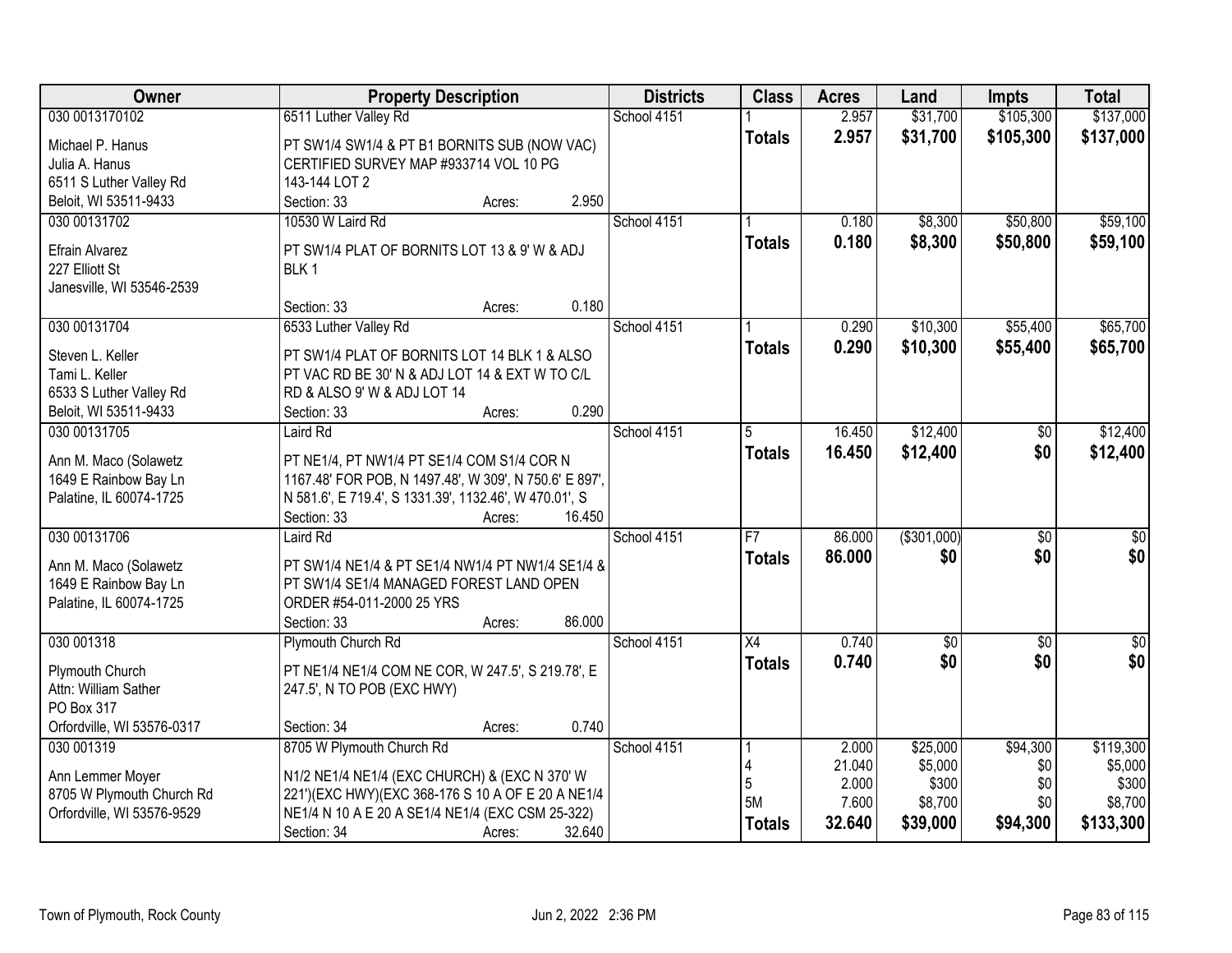| Owner | Property Description | Districts | Class | Acres | Land | Impts | Total |
|---|---|---|---|---|---|---|---|
| 030 0013170102 | 6511 Luther Valley Rd | School 4151 | 1 | 2.957 | $31,700 | $105,300 | $137,000 |
| Michael P. Hanus<br>Julia A. Hanus<br>6511 S Luther Valley Rd<br>Beloit, WI 53511-9433 | PT SW1/4 SW1/4 & PT B1 BORNITS SUB (NOW VAC) CERTIFIED SURVEY MAP #933714 VOL 10 PG 143-144 LOT 2<br>Section: 33 Acres: 2.950 | | **Totals** | **2.957** | **$31,700** | **$105,300** | **$137,000** |
| 030 00131702 | 10530 W Laird Rd | School 4151 | 1 | 0.180 | $8,300 | $50,800 | $59,100 |
| Efrain Alvarez<br>227 Elliott St<br>Janesville, WI 53546-2539 | PT SW1/4 PLAT OF BORNITS LOT 13 & 9' W & ADJ BLK 1<br>Section: 33 Acres: 0.180 | | **Totals** | **0.180** | **$8,300** | **$50,800** | **$59,100** |
| 030 00131704 | 6533 Luther Valley Rd | School 4151 | 1 | 0.290 | $10,300 | $55,400 | $65,700 |
| Steven L. Keller<br>Tami L. Keller<br>6533 S Luther Valley Rd<br>Beloit, WI 53511-9433 | PT SW1/4 PLAT OF BORNITS LOT 14 BLK 1 & ALSO PT VAC RD BE 30' N & ADJ LOT 14 & EXT W TO C/L RD & ALSO 9' W & ADJ LOT 14<br>Section: 33 Acres: 0.290 | | **Totals** | **0.290** | **$10,300** | **$55,400** | **$65,700** |
| 030 00131705 | Laird Rd | School 4151 | 5 | 16.450 | $12,400 | $0 | $12,400 |
| Ann M. Maco (Solawetz<br>1649 E Rainbow Bay Ln<br>Palatine, IL 60074-1725 | PT NE1/4, PT NW1/4 PT SE1/4 COM S1/4 COR N 1167.48' FOR POB, N 1497.48', W 309', N 750.6' E 897', N 581.6', E 719.4', S 1331.39', 1132.46', W 470.01', S<br>Section: 33 Acres: 16.450 | | **Totals** | **16.450** | **$12,400** | **$0** | **$12,400** |
| 030 00131706 | Laird Rd | School 4151 | F7 | 86.000 | ($301,000) | $0 | $0 |
| Ann M. Maco (Solawetz<br>1649 E Rainbow Bay Ln<br>Palatine, IL 60074-1725 | PT SW1/4 NE1/4 & PT SE1/4 NW1/4 PT NW1/4 SE1/4 & PT SW1/4 SE1/4 MANAGED FOREST LAND OPEN ORDER #54-011-2000 25 YRS<br>Section: 33 Acres: 86.000 | | **Totals** | **86.000** | **$0** | **$0** | **$0** |
| 030 001318 | Plymouth Church Rd | School 4151 | X4 | 0.740 | $0 | $0 | $0 |
| Plymouth Church<br>Attn: William Sather<br>PO Box 317<br>Orfordville, WI 53576-0317 | PT NE1/4 NE1/4 COM NE COR, W 247.5', S 219.78', E 247.5', N TO POB (EXC HWY)<br>Section: 34 Acres: 0.740 | | **Totals** | **0.740** | **$0** | **$0** | **$0** |
| 030 001319 | 8705 W Plymouth Church Rd | School 4151 | 1 | 2.000 | $25,000 | $94,300 | $119,300 |
| Ann Lemmer Moyer<br>8705 W Plymouth Church Rd<br>Orfordville, WI 53576-9529 | N1/2 NE1/4 NE1/4 (EXC CHURCH) & (EXC N 370' W 221')(EXC HWY)(EXC 368-176 S 10 A OF E 20 A NE1/4 NE1/4 N 10 A E 20 A SE1/4 NE1/4 (EXC CSM 25-322)<br>Section: 34 Acres: 32.640 | | 4 | 21.040 | $5,000 | $0 | $5,000 |
| | | | 5 | 2.000 | $300 | $0 | $300 |
| | | | 5M | 7.600 | $8,700 | $0 | $8,700 |
| | | | **Totals** | **32.640** | **$39,000** | **$94,300** | **$133,300** |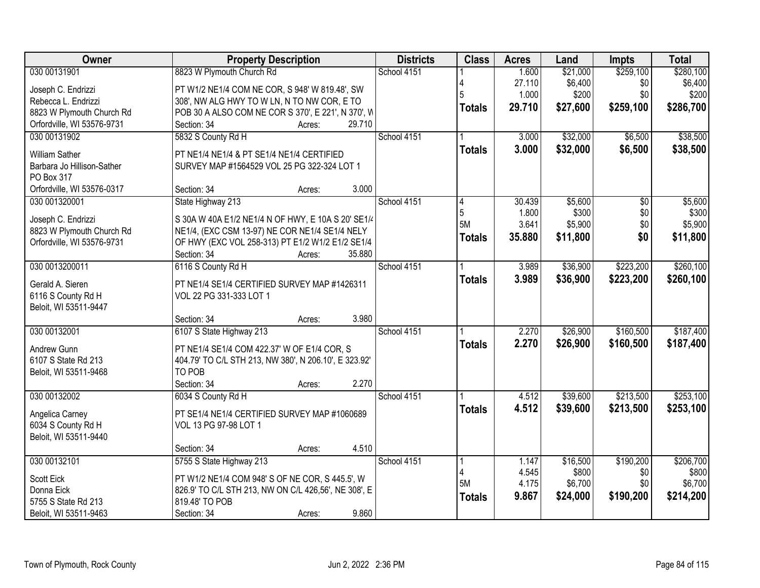| Owner | Property Description | Districts | Class | Acres | Land | Impts | Total |
|---|---|---|---|---|---|---|---|
| 030 00131901 | 8823 W Plymouth Church Rd | School 4151 | 1 | 1.600 | $21,000 | $259,100 | $280,100 |
| Joseph C. Endrizzi | PT W1/2 NE1/4 COM NE COR, S 948' W 819.48', SW | | 4 | 27.110 | $6,400 | $0 | $6,400 |
| Rebecca L. Endrizzi | 308', NW ALG HWY TO W LN, N TO NW COR, E TO | | 5 | 1.000 | $200 | $0 | $200 |
| 8823 W Plymouth Church Rd | POB 30 A ALSO COM NE COR S 370', E 221', N 370', W | | **Totals** | **29.710** | **$27,600** | **$259,100** | **$286,700** |
| Orfordville, WI 53576-9731 | Section: 34 Acres: 29.710 | | | | | | |
| 030 00131902 | 5832 S County Rd H | School 4151 | 1 | 3.000 | $32,000 | $6,500 | $38,500 |
| William Sather | PT NE1/4 NE1/4 & PT SE1/4 NE1/4 CERTIFIED | | **Totals** | **3.000** | **$32,000** | **$6,500** | **$38,500** |
| Barbara Jo Hillison-Sather | SURVEY MAP #1564529 VOL 25 PG 322-324 LOT 1 | | | | | | |
| PO Box 317 | | | | | | | |
| Orfordville, WI 53576-0317 | Section: 34 Acres: 3.000 | | | | | | |
| 030 001320001 | State Highway 213 | School 4151 | 4 | 30.439 | $5,600 | $0 | $5,600 |
| Joseph C. Endrizzi | S 30A W 40A E1/2 NE1/4 N OF HWY, E 10A S 20' SE1/4 | | 5 | 1.800 | $300 | $0 | $300 |
| 8823 W Plymouth Church Rd | NE1/4, (EXC CSM 13-97) NE COR NE1/4 SE1/4 NELY | | 5M | 3.641 | $5,900 | $0 | $5,900 |
| Orfordville, WI 53576-9731 | OF HWY (EXC VOL 258-313) PT E1/2 W1/2 E1/2 SE1/4 | | **Totals** | **35.880** | **$11,800** | **$0** | **$11,800** |
| | Section: 34 Acres: 35.880 | | | | | | |
| 030 0013200011 | 6116 S County Rd H | School 4151 | 1 | 3.989 | $36,900 | $223,200 | $260,100 |
| Gerald A. Sieren | PT NE1/4 SE1/4 CERTIFIED SURVEY MAP #1426311 | | **Totals** | **3.989** | **$36,900** | **$223,200** | **$260,100** |
| 6116 S County Rd H | VOL 22 PG 331-333 LOT 1 | | | | | | |
| Beloit, WI 53511-9447 | | | | | | | |
| | Section: 34 Acres: 3.980 | | | | | | |
| 030 00132001 | 6107 S State Highway 213 | School 4151 | 1 | 2.270 | $26,900 | $160,500 | $187,400 |
| Andrew Gunn | PT NE1/4 SE1/4 COM 422.37' W OF E1/4 COR, S | | **Totals** | **2.270** | **$26,900** | **$160,500** | **$187,400** |
| 6107 S State Rd 213 | 404.79' TO C/L STH 213, NW 380', N 206.10', E 323.92' | | | | | | |
| Beloit, WI 53511-9468 | TO POB | | | | | | |
| | Section: 34 Acres: 2.270 | | | | | | |
| 030 00132002 | 6034 S County Rd H | School 4151 | 1 | 4.512 | $39,600 | $213,500 | $253,100 |
| Angelica Carney | PT SE1/4 NE1/4 CERTIFIED SURVEY MAP #1060689 | | **Totals** | **4.512** | **$39,600** | **$213,500** | **$253,100** |
| 6034 S County Rd H | VOL 13 PG 97-98 LOT 1 | | | | | | |
| Beloit, WI 53511-9440 | | | | | | | |
| | Section: 34 Acres: 4.510 | | | | | | |
| 030 00132101 | 5755 S State Highway 213 | School 4151 | 1 | 1.147 | $16,500 | $190,200 | $206,700 |
| Scott Eick | PT W1/2 NE1/4 COM 948' S OF NE COR, S 445.5', W | | 4 | 4.545 | $800 | $0 | $800 |
| Donna Eick | 826.9' TO C/L STH 213, NW ON C/L 426,56', NE 308', E | | 5M | 4.175 | $6,700 | $0 | $6,700 |
| 5755 S State Rd 213 | 819.48' TO POB | | **Totals** | **9.867** | **$24,000** | **$190,200** | **$214,200** |
| Beloit, WI 53511-9463 | Section: 34 Acres: 9.860 | | | | | | |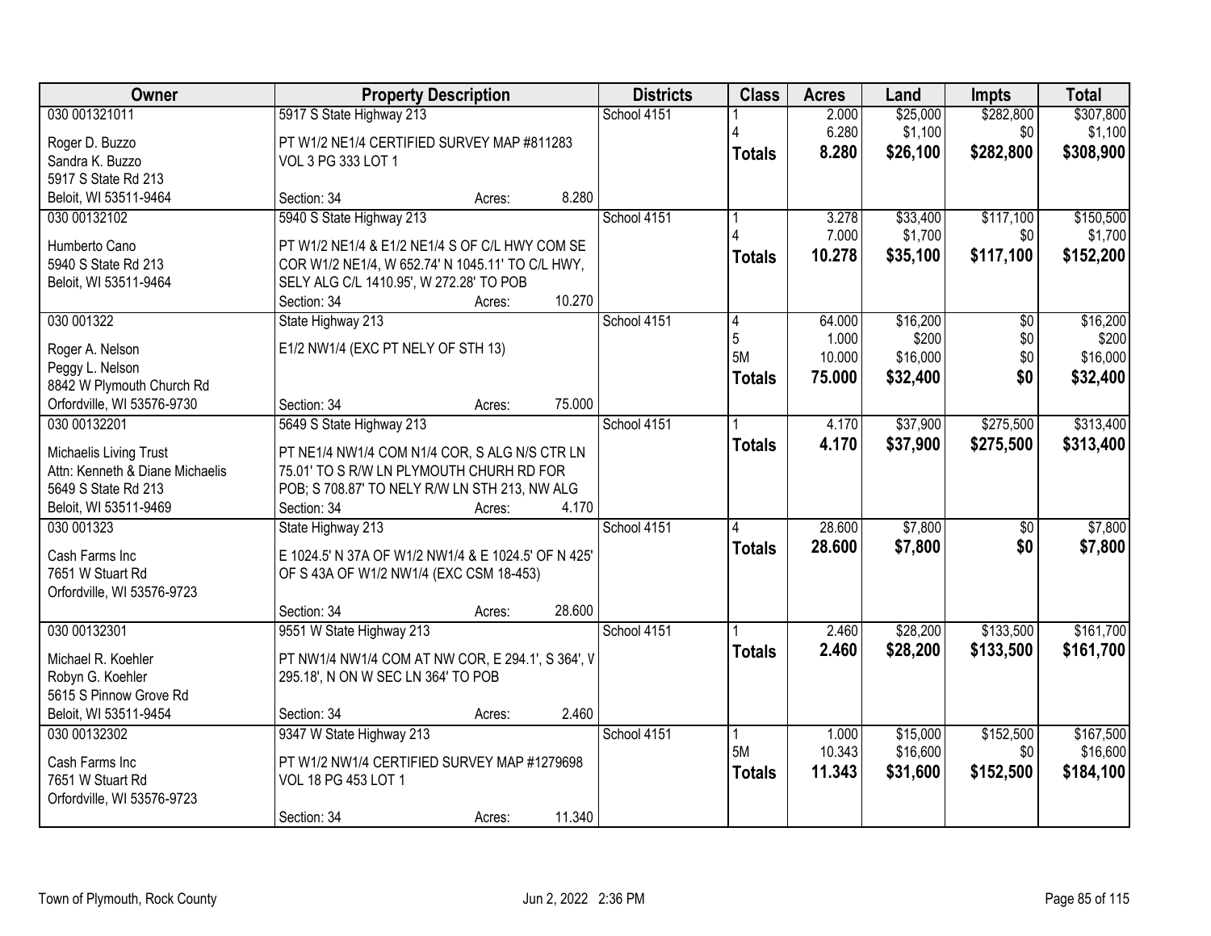| Owner | Property Description | Districts | Class | Acres | Land | Impts | Total |
|---|---|---|---|---|---|---|---|
| 030 001321011<br>Roger D. Buzzo<br>Sandra K. Buzzo<br>5917 S State Rd 213<br>Beloit, WI 53511-9464 | 5917 S State Highway 213<br>PT W1/2 NE1/4 CERTIFIED SURVEY MAP #811283 VOL 3 PG 333 LOT 1<br>Section: 34 Acres: 8.280 | School 4151 | 1<br>4<br>**Totals** | 2.000<br>6.280<br>**8.280** | $25,000<br>$1,100<br>**$26,100** | $282,800<br>$0<br>**$282,800** | $307,800<br>$1,100<br>**$308,900** |
| 030 00132102<br>Humberto Cano<br>5940 S State Rd 213<br>Beloit, WI 53511-9464 | 5940 S State Highway 213<br>PT W1/2 NE1/4 & E1/2 NE1/4 S OF C/L HWY COM SE COR W1/2 NE1/4, W 652.74' N 1045.11' TO C/L HWY, SELY ALG C/L 1410.95', W 272.28' TO POB<br>Section: 34 Acres: 10.270 | School 4151 | 1<br>4<br>**Totals** | 3.278<br>7.000<br>**10.278** | $33,400<br>$1,700<br>**$35,100** | $117,100<br>$0<br>**$117,100** | $150,500<br>$1,700<br>**$152,200** |
| 030 001322<br>Roger A. Nelson<br>Peggy L. Nelson<br>8842 W Plymouth Church Rd<br>Orfordville, WI 53576-9730 | State Highway 213<br>E1/2 NW1/4 (EXC PT NELY OF STH 13)<br>Section: 34 Acres: 75.000 | School 4151 | 4<br>5<br>5M<br>**Totals** | 64.000<br>1.000<br>10.000<br>**75.000** | $16,200<br>$200<br>$16,000<br>**$32,400** | $0<br>$0<br>$0<br>**$0** | $16,200<br>$200<br>$16,000<br>**$32,400** |
| 030 00132201<br>Michaelis Living Trust<br>Attn: Kenneth & Diane Michaelis<br>5649 S State Rd 213<br>Beloit, WI 53511-9469 | 5649 S State Highway 213<br>PT NE1/4 NW1/4 COM N1/4 COR, S ALG N/S CTR LN 75.01' TO S R/W LN PLYMOUTH CHURH RD FOR POB; S 708.87' TO NELY R/W LN STH 213, NW ALG<br>Section: 34 Acres: 4.170 | School 4151 | 1<br>**Totals** | 4.170<br>**4.170** | $37,900<br>**$37,900** | $275,500<br>**$275,500** | $313,400<br>**$313,400** |
| 030 001323<br>Cash Farms Inc<br>7651 W Stuart Rd<br>Orfordville, WI 53576-9723 | State Highway 213<br>E 1024.5' N 37A OF W1/2 NW1/4 & E 1024.5' OF N 425' OF S 43A OF W1/2 NW1/4 (EXC CSM 18-453)<br>Section: 34 Acres: 28.600 | School 4151 | 4<br>**Totals** | 28.600<br>**28.600** | $7,800<br>**$7,800** | $0<br>**$0** | $7,800<br>**$7,800** |
| 030 00132301<br>Michael R. Koehler<br>Robyn G. Koehler<br>5615 S Pinnow Grove Rd<br>Beloit, WI 53511-9454 | 9551 W State Highway 213<br>PT NW1/4 NW1/4 COM AT NW COR, E 294.1', S 364', V 295.18', N ON W SEC LN 364' TO POB<br>Section: 34 Acres: 2.460 | School 4151 | 1<br>**Totals** | 2.460<br>**2.460** | $28,200<br>**$28,200** | $133,500<br>**$133,500** | $161,700<br>**$161,700** |
| 030 00132302<br>Cash Farms Inc<br>7651 W Stuart Rd<br>Orfordville, WI 53576-9723 | 9347 W State Highway 213<br>PT W1/2 NW1/4 CERTIFIED SURVEY MAP #1279698 VOL 18 PG 453 LOT 1<br>Section: 34 Acres: 11.340 | School 4151 | 1<br>5M<br>**Totals** | 1.000<br>10.343<br>**11.343** | $15,000<br>$16,600<br>**$31,600** | $152,500<br>$0<br>**$152,500** | $167,500<br>$16,600<br>**$184,100** |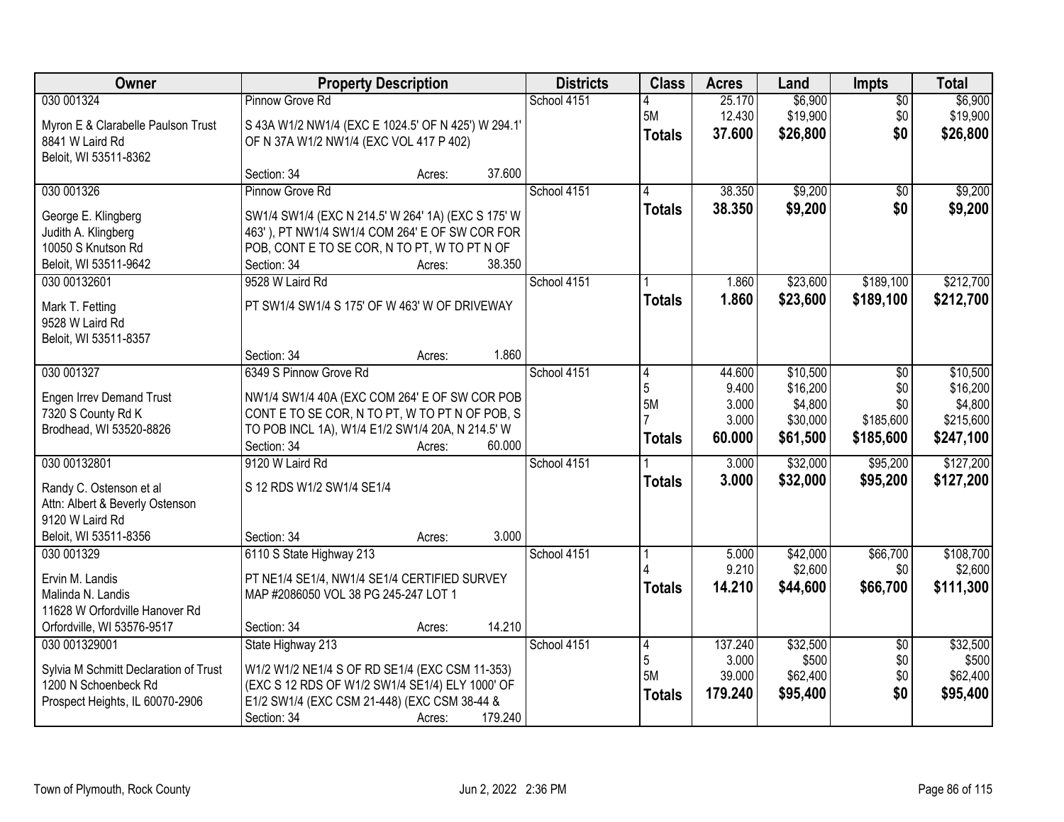| Owner | Property Description | Districts | Class | Acres | Land | Impts | Total |
|---|---|---|---|---|---|---|---|
| 030 001324<br><br>Myron E & Clarabelle Paulson Trust<br>8841 W Laird Rd<br>Beloit, WI 53511-8362 | Pinnow Grove Rd<br><br>S 43A W1/2 NW1/4 (EXC E 1024.5' OF N 425') W 294.1' OF N 37A W1/2 NW1/4 (EXC VOL 417 P 402)<br><br>Section: 34 Acres: 37.600 | School 4151 | 4<br>5M<br>**Totals** | 25.170<br>12.430<br>**37.600** | $6,900<br>$19,900<br>**$26,800** | $0<br>$0<br>**$0** | $6,900<br>$19,900<br>**$26,800** |
| 030 001326<br><br>George E. Klingberg<br>Judith A. Klingberg<br>10050 S Knutson Rd<br>Beloit, WI 53511-9642 | Pinnow Grove Rd<br><br>SW1/4 SW1/4 (EXC N 214.5' W 264' 1A) (EXC S 175' W 463' ), PT NW1/4 SW1/4 COM 264' E OF SW COR FOR POB, CONT E TO SE COR, N TO PT, W TO PT N OF<br>Section: 34 Acres: 38.350 | School 4151 | 4<br>**Totals** | 38.350<br>**38.350** | $9,200<br>**$9,200** | $0<br>**$0** | $9,200<br>**$9,200** |
| 030 00132601<br><br>Mark T. Fetting<br>9528 W Laird Rd<br>Beloit, WI 53511-8357 | 9528 W Laird Rd<br><br>PT SW1/4 SW1/4 S 175' OF W 463' W OF DRIVEWAY<br><br>Section: 34 Acres: 1.860 | School 4151 | 1<br>**Totals** | 1.860<br>**1.860** | $23,600<br>**$23,600** | $189,100<br>**$189,100** | $212,700<br>**$212,700** |
| 030 001327<br><br>Engen Irrev Demand Trust<br>7320 S County Rd K<br>Brodhead, WI 53520-8826 | 6349 S Pinnow Grove Rd<br><br>NW1/4 SW1/4 40A (EXC COM 264' E OF SW COR POB CONT E TO SE COR, N TO PT, W TO PT N OF POB, S TO POB INCL 1A), W1/4 E1/2 SW1/4 20A, N 214.5' W<br>Section: 34 Acres: 60.000 | School 4151 | 4<br>5<br>5M<br>7<br>**Totals** | 44.600<br>9.400<br>3.000<br>3.000<br>**60.000** | $10,500<br>$16,200<br>$4,800<br>$30,000<br>**$61,500** | $0<br>$0<br>$0<br>$185,600<br>**$185,600** | $10,500<br>$16,200<br>$4,800<br>$215,600<br>**$247,100** |
| 030 00132801<br><br>Randy C. Ostenson et al<br>Attn: Albert & Beverly Ostenson<br>9120 W Laird Rd<br>Beloit, WI 53511-8356 | 9120 W Laird Rd<br><br>S 12 RDS W1/2 SW1/4 SE1/4<br><br>Section: 34 Acres: 3.000 | School 4151 | 1<br>**Totals** | 3.000<br>**3.000** | $32,000<br>**$32,000** | $95,200<br>**$95,200** | $127,200<br>**$127,200** |
| 030 001329<br><br>Ervin M. Landis<br>Malinda N. Landis<br>11628 W Orfordville Hanover Rd<br>Orfordville, WI 53576-9517 | 6110 S State Highway 213<br><br>PT NE1/4 SE1/4, NW1/4 SE1/4 CERTIFIED SURVEY MAP #2086050 VOL 38 PG 245-247 LOT 1<br><br>Section: 34 Acres: 14.210 | School 4151 | 1<br>4<br>**Totals** | 5.000<br>9.210<br>**14.210** | $42,000<br>$2,600<br>**$44,600** | $66,700<br>$0<br>**$66,700** | $108,700<br>$2,600<br>**$111,300** |
| 030 001329001<br><br>Sylvia M Schmitt Declaration of Trust<br>1200 N Schoenbeck Rd<br>Prospect Heights, IL 60070-2906 | State Highway 213<br><br>W1/2 W1/2 NE1/4 S OF RD SE1/4 (EXC CSM 11-353) (EXC S 12 RDS OF W1/2 SW1/4 SE1/4) ELY 1000' OF E1/2 SW1/4 (EXC CSM 21-448) (EXC CSM 38-44 &<br>Section: 34 Acres: 179.240 | School 4151 | 4<br>5<br>5M<br>**Totals** | 137.240<br>3.000<br>39.000<br>**179.240** | $32,500<br>$500<br>$62,400<br>**$95,400** | $0<br>$0<br>$0<br>**$0** | $32,500<br>$500<br>$62,400<br>**$95,400** |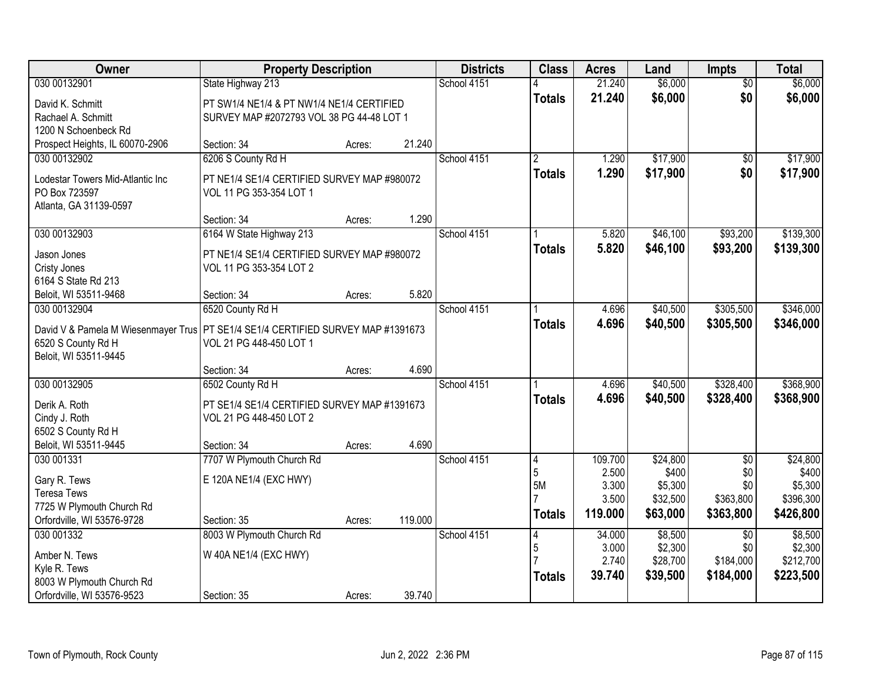| Owner | Property Description | | | Districts | Class | Acres | Land | Impts | Total |
|---|---|---|---|---|---|---|---|---|---|
| 030 00132901 | State Highway 213 | | | School 4151 | 4 | 21.240 | $6,000 | $0 | $6,000 |
| David K. Schmitt<br>Rachael A. Schmitt<br>1200 N Schoenbeck Rd<br>Prospect Heights, IL 60070-2906 | PT SW1/4 NE1/4 & PT NW1/4 NE1/4 CERTIFIED SURVEY MAP #2072793 VOL 38 PG 44-48 LOT 1 | | | | **Totals** | **21.240** | **$6,000** | **$0** | **$6,000** |
| | Section: 34 | Acres: | 21.240 | | | | | | |
| 030 00132902 | 6206 S County Rd H | | | School 4151 | 2 | 1.290 | $17,900 | $0 | $17,900 |
| Lodestar Towers Mid-Atlantic Inc<br>PO Box 723597<br>Atlanta, GA 31139-0597 | PT NE1/4 SE1/4 CERTIFIED SURVEY MAP #980072 VOL 11 PG 353-354 LOT 1 | | | | **Totals** | **1.290** | **$17,900** | **$0** | **$17,900** |
| | Section: 34 | Acres: | 1.290 | | | | | | |
| 030 00132903 | 6164 W State Highway 213 | | | School 4151 | 1 | 5.820 | $46,100 | $93,200 | $139,300 |
| Jason Jones<br>Cristy Jones<br>6164 S State Rd 213<br>Beloit, WI 53511-9468 | PT NE1/4 SE1/4 CERTIFIED SURVEY MAP #980072 VOL 11 PG 353-354 LOT 2 | | | | **Totals** | **5.820** | **$46,100** | **$93,200** | **$139,300** |
| | Section: 34 | Acres: | 5.820 | | | | | | |
| 030 00132904 | 6520 County Rd H | | | School 4151 | 1 | 4.696 | $40,500 | $305,500 | $346,000 |
| David V & Pamela M Wiesenmayer Trus<br>6520 S County Rd H<br>Beloit, WI 53511-9445 | PT SE1/4 SE1/4 CERTIFIED SURVEY MAP #1391673 VOL 21 PG 448-450 LOT 1 | | | | **Totals** | **4.696** | **$40,500** | **$305,500** | **$346,000** |
| | Section: 34 | Acres: | 4.690 | | | | | | |
| 030 00132905 | 6502 County Rd H | | | School 4151 | 1 | 4.696 | $40,500 | $328,400 | $368,900 |
| Derik A. Roth<br>Cindy J. Roth<br>6502 S County Rd H<br>Beloit, WI 53511-9445 | PT SE1/4 SE1/4 CERTIFIED SURVEY MAP #1391673 VOL 21 PG 448-450 LOT 2 | | | | **Totals** | **4.696** | **$40,500** | **$328,400** | **$368,900** |
| | Section: 34 | Acres: | 4.690 | | | | | | |
| 030 001331 | 7707 W Plymouth Church Rd | | | School 4151 | 4 | 109.700 | $24,800 | $0 | $24,800 |
| Gary R. Tews<br>Teresa Tews<br>7725 W Plymouth Church Rd<br>Orfordville, WI 53576-9728 | E 120A NE1/4 (EXC HWY) | | | | 5 | 2.500 | $400 | $0 | $400 |
| | | | | | 5M | 3.300 | $5,300 | $0 | $5,300 |
| | | | | | 7 | 3.500 | $32,500 | $363,800 | $396,300 |
| | Section: 35 | Acres: | 119.000 | | **Totals** | **119.000** | **$63,000** | **$363,800** | **$426,800** |
| 030 001332 | 8003 W Plymouth Church Rd | | | School 4151 | 4 | 34.000 | $8,500 | $0 | $8,500 |
| Amber N. Tews<br>Kyle R. Tews<br>8003 W Plymouth Church Rd<br>Orfordville, WI 53576-9523 | W 40A NE1/4 (EXC HWY) | | | | 5 | 3.000 | $2,300 | $0 | $2,300 |
| | | | | | 7 | 2.740 | $28,700 | $184,000 | $212,700 |
| | Section: 35 | Acres: | 39.740 | | **Totals** | **39.740** | **$39,500** | **$184,000** | **$223,500** |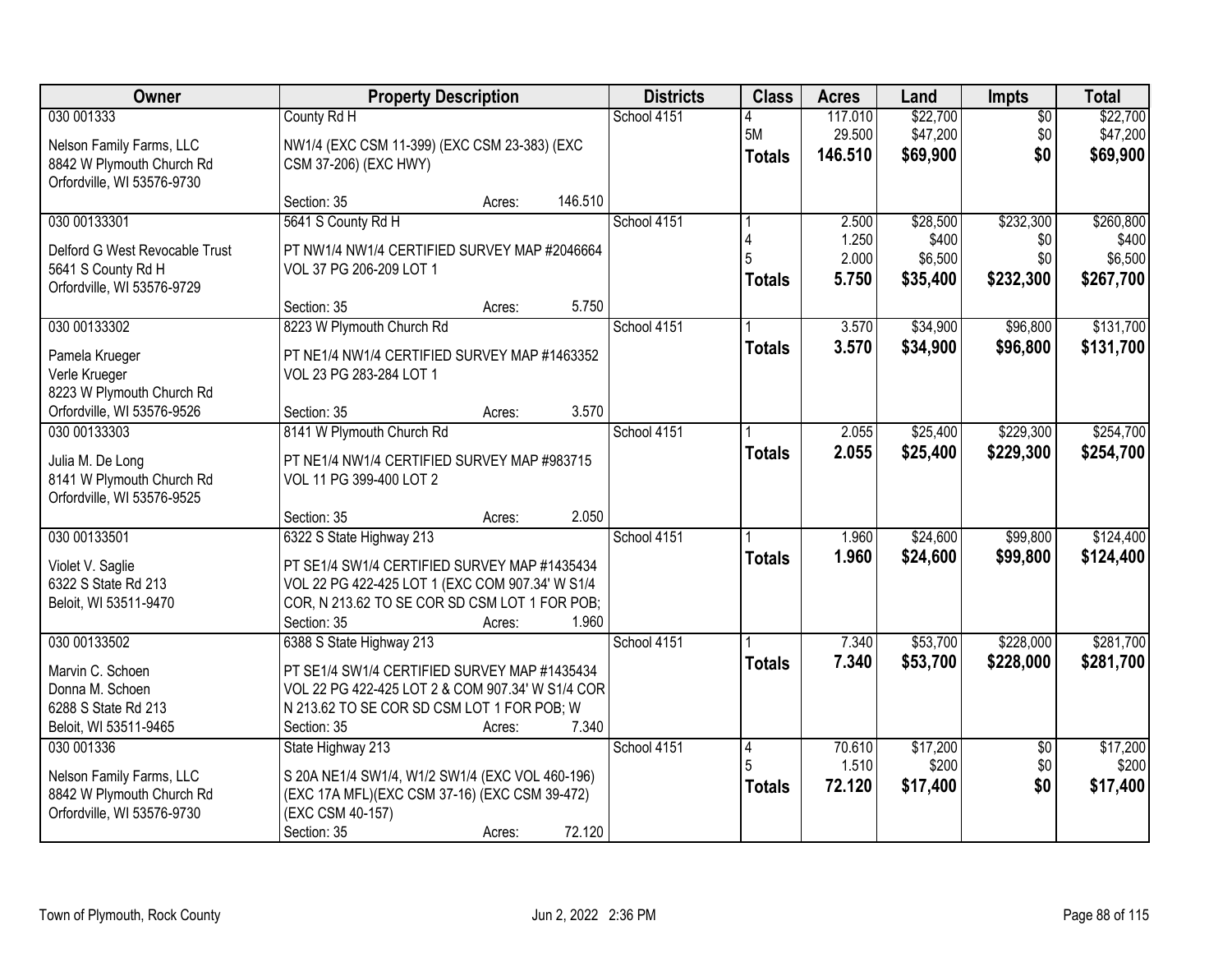| Owner | Property Description | Districts | Class | Acres | Land | Impts | Total |
|---|---|---|---|---|---|---|---|
| 030 001333<br><br>Nelson Family Farms, LLC<br>8842 W Plymouth Church Rd<br>Orfordville, WI 53576-9730 | County Rd H<br><br>NW1/4 (EXC CSM 11-399) (EXC CSM 23-383) (EXC CSM 37-206) (EXC HWY)<br><br>Section: 35 Acres: 146.510 | School 4151 | 4<br>5M<br>**Totals** | 117.010<br>29.500<br>**146.510** | $22,700<br>$47,200<br>**$69,900** | $0<br>$0<br>**$0** | $22,700<br>$47,200<br>**$69,900** |
| 030 00133301<br><br>Delford G West Revocable Trust<br>5641 S County Rd H<br>Orfordville, WI 53576-9729 | 5641 S County Rd H<br><br>PT NW1/4 NW1/4 CERTIFIED SURVEY MAP #2046664 VOL 37 PG 206-209 LOT 1<br><br>Section: 35 Acres: 5.750 | School 4151 | 1<br>4<br>5<br>**Totals** | 2.500<br>1.250<br>2.000<br>**5.750** | $28,500<br>$400<br>$6,500<br>**$35,400** | $232,300<br>$0<br>$0<br>**$232,300** | $260,800<br>$400<br>$6,500<br>**$267,700** |
| 030 00133302<br><br>Pamela Krueger<br>Verle Krueger<br>8223 W Plymouth Church Rd<br>Orfordville, WI 53576-9526 | 8223 W Plymouth Church Rd<br><br>PT NE1/4 NW1/4 CERTIFIED SURVEY MAP #1463352 VOL 23 PG 283-284 LOT 1<br><br>Section: 35 Acres: 3.570 | School 4151 | 1<br>**Totals** | 3.570<br>**3.570** | $34,900<br>**$34,900** | $96,800<br>**$96,800** | $131,700<br>**$131,700** |
| 030 00133303<br><br>Julia M. De Long<br>8141 W Plymouth Church Rd<br>Orfordville, WI 53576-9525 | 8141 W Plymouth Church Rd<br><br>PT NE1/4 NW1/4 CERTIFIED SURVEY MAP #983715 VOL 11 PG 399-400 LOT 2<br><br>Section: 35 Acres: 2.050 | School 4151 | 1<br>**Totals** | 2.055<br>**2.055** | $25,400<br>**$25,400** | $229,300<br>**$229,300** | $254,700<br>**$254,700** |
| 030 00133501<br><br>Violet V. Saglie<br>6322 S State Rd 213<br>Beloit, WI 53511-9470 | 6322 S State Highway 213<br><br>PT SE1/4 SW1/4 CERTIFIED SURVEY MAP #1435434 VOL 22 PG 422-425 LOT 1 (EXC COM 907.34' W S1/4 COR, N 213.62 TO SE COR SD CSM LOT 1 FOR POB;<br>Section: 35 Acres: 1.960 | School 4151 | 1<br>**Totals** | 1.960<br>**1.960** | $24,600<br>**$24,600** | $99,800<br>**$99,800** | $124,400<br>**$124,400** |
| 030 00133502<br><br>Marvin C. Schoen<br>Donna M. Schoen<br>6288 S State Rd 213<br>Beloit, WI 53511-9465 | 6388 S State Highway 213<br><br>PT SE1/4 SW1/4 CERTIFIED SURVEY MAP #1435434 VOL 22 PG 422-425 LOT 2 & COM 907.34' W S1/4 COR N 213.62 TO SE COR SD CSM LOT 1 FOR POB; W<br>Section: 35 Acres: 7.340 | School 4151 | 1<br>**Totals** | 7.340<br>**7.340** | $53,700<br>**$53,700** | $228,000<br>**$228,000** | $281,700<br>**$281,700** |
| 030 001336<br><br>Nelson Family Farms, LLC<br>8842 W Plymouth Church Rd<br>Orfordville, WI 53576-9730 | State Highway 213<br><br>S 20A NE1/4 SW1/4, W1/2 SW1/4 (EXC VOL 460-196) (EXC 17A MFL)(EXC CSM 37-16) (EXC CSM 39-472) (EXC CSM 40-157)<br>Section: 35 Acres: 72.120 | School 4151 | 4<br>5<br>**Totals** | 70.610<br>1.510<br>**72.120** | $17,200<br>$200<br>**$17,400** | $0<br>$0<br>**$0** | $17,200<br>$200<br>**$17,400** |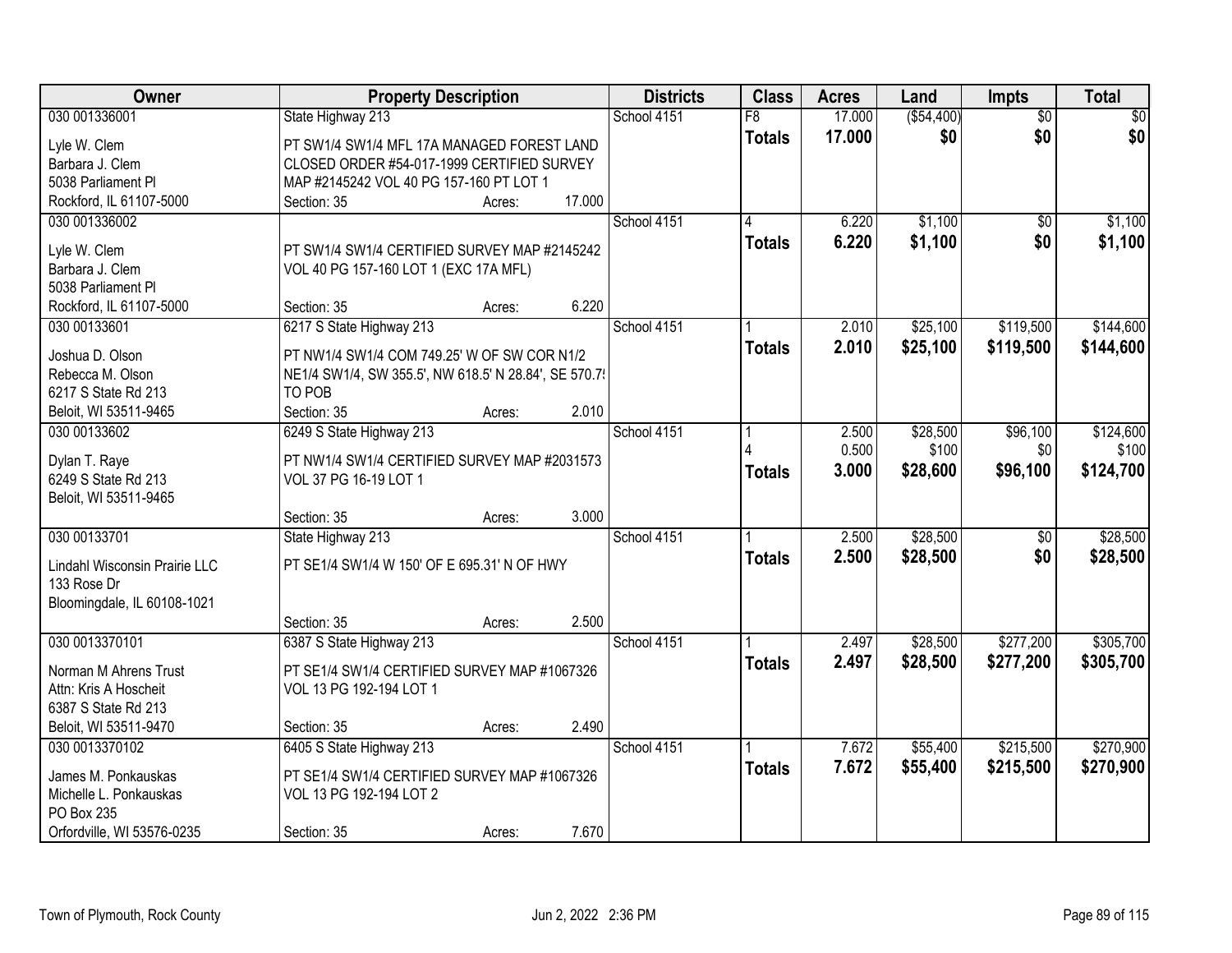| Owner | Property Description | Districts | Class | Acres | Land | Impts | Total |
|---|---|---|---|---|---|---|---|
| 030 001336001<br>Lyle W. Clem<br>Barbara J. Clem<br>5038 Parliament Pl<br>Rockford, IL 61107-5000 | State Highway 213<br>PT SW1/4 SW1/4 MFL 17A MANAGED FOREST LAND CLOSED ORDER #54-017-1999 CERTIFIED SURVEY MAP #2145242 VOL 40 PG 157-160 PT LOT 1<br>Section: 35 Acres: 17.000 | School 4151 | F8<br>**Totals** | 17.000<br>**17.000** | ($54,400)<br>**$0** | $0<br>**$0** | $0<br>**$0** |
| 030 001336002<br>Lyle W. Clem<br>Barbara J. Clem<br>5038 Parliament Pl<br>Rockford, IL 61107-5000 | PT SW1/4 SW1/4 CERTIFIED SURVEY MAP #2145242 VOL 40 PG 157-160 LOT 1 (EXC 17A MFL)<br>Section: 35 Acres: 6.220 | School 4151 | 4<br>**Totals** | 6.220<br>**6.220** | $1,100<br>**$1,100** | $0<br>**$0** | $1,100<br>**$1,100** |
| 030 00133601<br>Joshua D. Olson<br>Rebecca M. Olson<br>6217 S State Rd 213<br>Beloit, WI 53511-9465 | 6217 S State Highway 213<br>PT NW1/4 SW1/4 COM 749.25' W OF SW COR N1/2 NE1/4 SW1/4, SW 355.5', NW 618.5' N 28.84', SE 570.7! TO POB<br>Section: 35 Acres: 2.010 | School 4151 | 1<br>**Totals** | 2.010<br>**2.010** | $25,100<br>**$25,100** | $119,500<br>**$119,500** | $144,600<br>**$144,600** |
| 030 00133602<br>Dylan T. Raye<br>6249 S State Rd 213<br>Beloit, WI 53511-9465 | 6249 S State Highway 213<br>PT NW1/4 SW1/4 CERTIFIED SURVEY MAP #2031573 VOL 37 PG 16-19 LOT 1<br>Section: 35 Acres: 3.000 | School 4151 | 1<br>4<br>**Totals** | 2.500<br>0.500<br>**3.000** | $28,500<br>$100<br>**$28,600** | $96,100<br>$0<br>**$96,100** | $124,600<br>$100<br>**$124,700** |
| 030 00133701<br>Lindahl Wisconsin Prairie LLC<br>133 Rose Dr<br>Bloomingdale, IL 60108-1021 | State Highway 213<br>PT SE1/4 SW1/4 W 150' OF E 695.31' N OF HWY<br>Section: 35 Acres: 2.500 | School 4151 | 1<br>**Totals** | 2.500<br>**2.500** | $28,500<br>**$28,500** | $0<br>**$0** | $28,500<br>**$28,500** |
| 030 0013370101<br>Norman M Ahrens Trust<br>Attn: Kris A Hoscheit<br>6387 S State Rd 213<br>Beloit, WI 53511-9470 | 6387 S State Highway 213<br>PT SE1/4 SW1/4 CERTIFIED SURVEY MAP #1067326 VOL 13 PG 192-194 LOT 1<br>Section: 35 Acres: 2.490 | School 4151 | 1<br>**Totals** | 2.497<br>**2.497** | $28,500<br>**$28,500** | $277,200<br>**$277,200** | $305,700<br>**$305,700** |
| 030 0013370102<br>James M. Ponkauskas<br>Michelle L. Ponkauskas<br>PO Box 235<br>Orfordville, WI 53576-0235 | 6405 S State Highway 213<br>PT SE1/4 SW1/4 CERTIFIED SURVEY MAP #1067326 VOL 13 PG 192-194 LOT 2<br>Section: 35 Acres: 7.670 | School 4151 | 1<br>**Totals** | 7.672<br>**7.672** | $55,400<br>**$55,400** | $215,500<br>**$215,500** | $270,900<br>**$270,900** |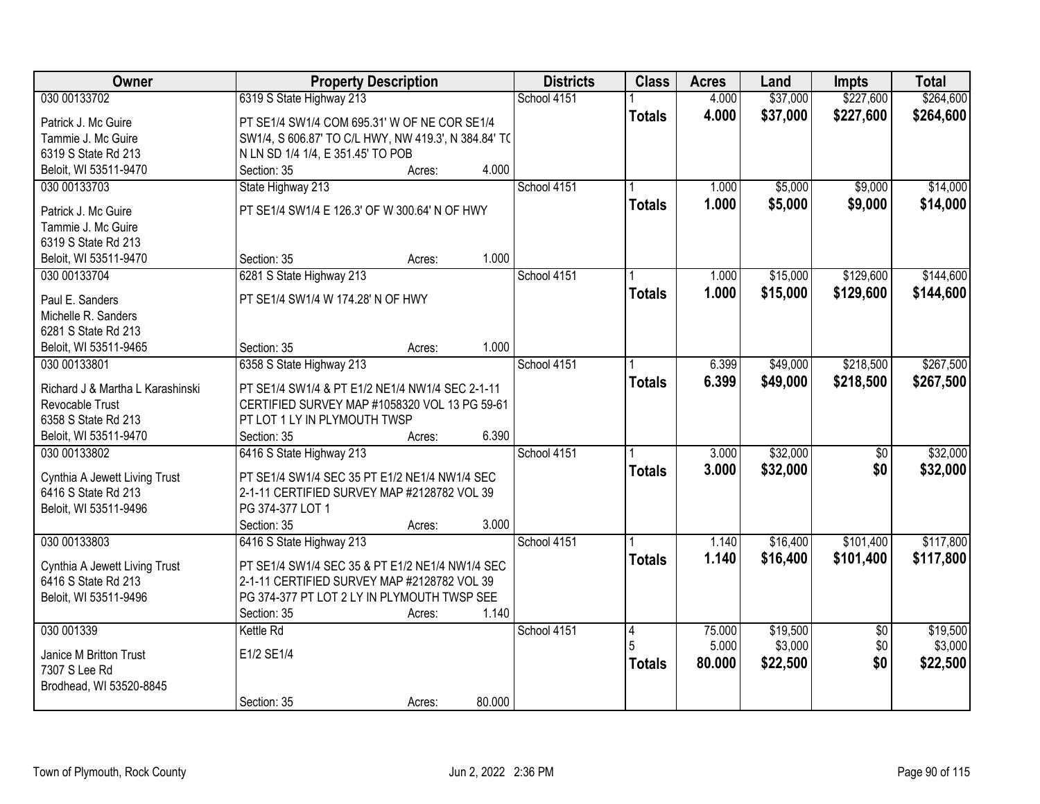| Owner | Property Description | Districts | Class | Acres | Land | Impts | Total |
|---|---|---|---|---|---|---|---|
| 030 00133702<br>Patrick J. Mc Guire<br>Tammie J. Mc Guire<br>6319 S State Rd 213<br>Beloit, WI 53511-9470 | 6319 S State Highway 213<br>PT SE1/4 SW1/4 COM 695.31' W OF NE COR SE1/4 SW1/4, S 606.87' TO C/L HWY, NW 419.3', N 384.84' TO N LN SD 1/4 1/4, E 351.45' TO POB<br>Section: 35 Acres: 4.000 | School 4151 | 1<br>**Totals** | 4.000<br>**4.000** | $37,000<br>**$37,000** | $227,600<br>**$227,600** | $264,600<br>**$264,600** |
| 030 00133703<br>Patrick J. Mc Guire<br>Tammie J. Mc Guire<br>6319 S State Rd 213<br>Beloit, WI 53511-9470 | State Highway 213<br>PT SE1/4 SW1/4 E 126.3' OF W 300.64' N OF HWY<br>Section: 35 Acres: 1.000 | School 4151 | 1<br>**Totals** | 1.000<br>**1.000** | $5,000<br>**$5,000** | $9,000<br>**$9,000** | $14,000<br>**$14,000** |
| 030 00133704<br>Paul E. Sanders<br>Michelle R. Sanders<br>6281 S State Rd 213<br>Beloit, WI 53511-9465 | 6281 S State Highway 213<br>PT SE1/4 SW1/4 W 174.28' N OF HWY<br>Section: 35 Acres: 1.000 | School 4151 | 1<br>**Totals** | 1.000<br>**1.000** | $15,000<br>**$15,000** | $129,600<br>**$129,600** | $144,600<br>**$144,600** |
| 030 00133801<br>Richard J & Martha L Karashinski Revocable Trust<br>6358 S State Rd 213<br>Beloit, WI 53511-9470 | 6358 S State Highway 213<br>PT SE1/4 SW1/4 & PT E1/2 NE1/4 NW1/4 SEC 2-1-11 CERTIFIED SURVEY MAP #1058320 VOL 13 PG 59-61 PT LOT 1 LY IN PLYMOUTH TWSP<br>Section: 35 Acres: 6.390 | School 4151 | 1<br>**Totals** | 6.399<br>**6.399** | $49,000<br>**$49,000** | $218,500<br>**$218,500** | $267,500<br>**$267,500** |
| 030 00133802<br>Cynthia A Jewett Living Trust<br>6416 S State Rd 213<br>Beloit, WI 53511-9496 | 6416 S State Highway 213<br>PT SE1/4 SW1/4 SEC 35 PT E1/2 NE1/4 NW1/4 SEC 2-1-11 CERTIFIED SURVEY MAP #2128782 VOL 39 PG 374-377 LOT 1<br>Section: 35 Acres: 3.000 | School 4151 | 1<br>**Totals** | 3.000<br>**3.000** | $32,000<br>**$32,000** | $0<br>**$0** | $32,000<br>**$32,000** |
| 030 00133803<br>Cynthia A Jewett Living Trust<br>6416 S State Rd 213<br>Beloit, WI 53511-9496 | 6416 S State Highway 213<br>PT SE1/4 SW1/4 SEC 35 & PT E1/2 NE1/4 NW1/4 SEC 2-1-11 CERTIFIED SURVEY MAP #2128782 VOL 39 PG 374-377 PT LOT 2 LY IN PLYMOUTH TWSP SEE<br>Section: 35 Acres: 1.140 | School 4151 | 1<br>**Totals** | 1.140<br>**1.140** | $16,400<br>**$16,400** | $101,400<br>**$101,400** | $117,800<br>**$117,800** |
| 030 001339<br>Janice M Britton Trust<br>7307 S Lee Rd<br>Brodhead, WI 53520-8845 | Kettle Rd<br>E1/2 SE1/4<br>Section: 35 Acres: 80.000 | School 4151 | 4<br>5<br>**Totals** | 75.000<br>5.000<br>**80.000** | $19,500<br>$3,000<br>**$22,500** | $0<br>$0<br>**$0** | $19,500<br>$3,000<br>**$22,500** |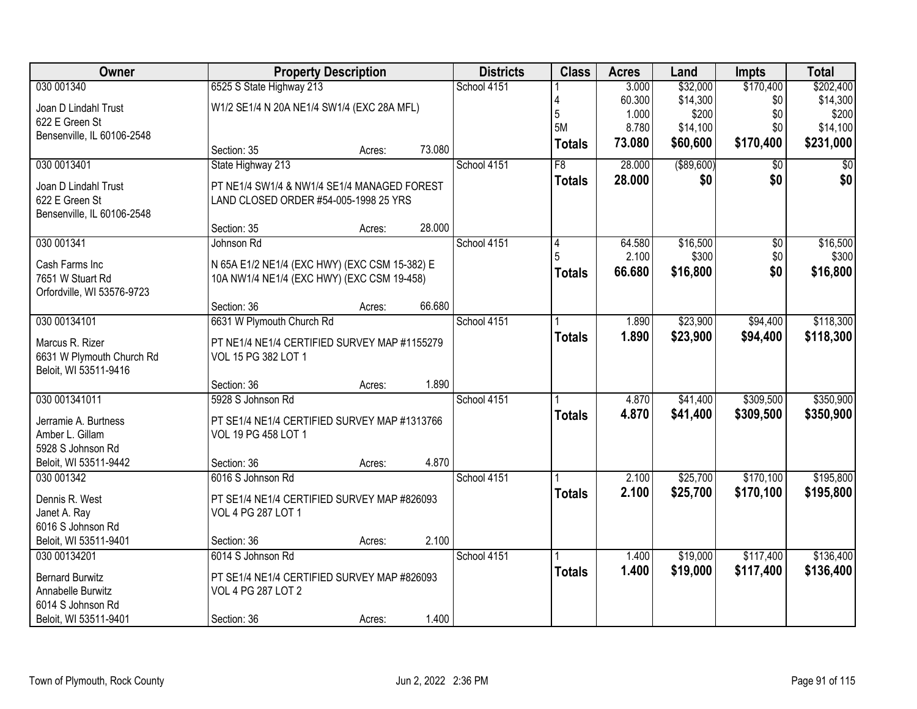| Owner | Property Description | | | Districts | Class | Acres | Land | Impts | Total |
|---|---|---|---|---|---|---|---|---|---|
| 030 001340 | 6525 S State Highway 213 | | | School 4151 | 1 | 3.000 | $32,000 | $170,400 | $202,400 |
| Joan D Lindahl Trust | W1/2 SE1/4 N 20A NE1/4 SW1/4 (EXC 28A MFL) | | | | 4 | 60.300 | $14,300 | $0 | $14,300 |
| 622 E Green St | | | | | 5 | 1.000 | $200 | $0 | $200 |
| Bensenville, IL 60106-2548 | | | | | 5M | 8.780 | $14,100 | $0 | $14,100 |
| | Section: 35 | Acres: | 73.080 | | **Totals** | **73.080** | **$60,600** | **$170,400** | **$231,000** |
| 030 0013401 | State Highway 213 | | | School 4151 | F8 | 28.000 | ($89,600) | $0 | $0 |
| Joan D Lindahl Trust | PT NE1/4 SW1/4 & NW1/4 SE1/4 MANAGED FOREST | | | | **Totals** | **28.000** | **$0** | **$0** | **$0** |
| 622 E Green St | LAND CLOSED ORDER #54-005-1998 25 YRS | | | | | | | | |
| Bensenville, IL 60106-2548 | | | | | | | | | |
| | Section: 35 | Acres: | 28.000 | | | | | | |
| 030 001341 | Johnson Rd | | | School 4151 | 4 | 64.580 | $16,500 | $0 | $16,500 |
| Cash Farms Inc | N 65A E1/2 NE1/4 (EXC HWY) (EXC CSM 15-382) E | | | | 5 | 2.100 | $300 | $0 | $300 |
| 7651 W Stuart Rd | 10A NW1/4 NE1/4 (EXC HWY) (EXC CSM 19-458) | | | | **Totals** | **66.680** | **$16,800** | **$0** | **$16,800** |
| Orfordville, WI 53576-9723 | | | | | | | | | |
| | Section: 36 | Acres: | 66.680 | | | | | | |
| 030 00134101 | 6631 W Plymouth Church Rd | | | School 4151 | 1 | 1.890 | $23,900 | $94,400 | $118,300 |
| Marcus R. Rizer | PT NE1/4 NE1/4 CERTIFIED SURVEY MAP #1155279 | | | | **Totals** | **1.890** | **$23,900** | **$94,400** | **$118,300** |
| 6631 W Plymouth Church Rd | VOL 15 PG 382 LOT 1 | | | | | | | | |
| Beloit, WI 53511-9416 | | | | | | | | | |
| | Section: 36 | Acres: | 1.890 | | | | | | |
| 030 001341011 | 5928 S Johnson Rd | | | School 4151 | 1 | 4.870 | $41,400 | $309,500 | $350,900 |
| Jerramie A. Burtness | PT SE1/4 NE1/4 CERTIFIED SURVEY MAP #1313766 | | | | **Totals** | **4.870** | **$41,400** | **$309,500** | **$350,900** |
| Amber L. Gillam | VOL 19 PG 458 LOT 1 | | | | | | | | |
| 5928 S Johnson Rd | | | | | | | | | |
| Beloit, WI 53511-9442 | Section: 36 | Acres: | 4.870 | | | | | | |
| 030 001342 | 6016 S Johnson Rd | | | School 4151 | 1 | 2.100 | $25,700 | $170,100 | $195,800 |
| Dennis R. West | PT SE1/4 NE1/4 CERTIFIED SURVEY MAP #826093 | | | | **Totals** | **2.100** | **$25,700** | **$170,100** | **$195,800** |
| Janet A. Ray | VOL 4 PG 287 LOT 1 | | | | | | | | |
| 6016 S Johnson Rd | | | | | | | | | |
| Beloit, WI 53511-9401 | Section: 36 | Acres: | 2.100 | | | | | | |
| 030 00134201 | 6014 S Johnson Rd | | | School 4151 | 1 | 1.400 | $19,000 | $117,400 | $136,400 |
| Bernard Burwitz | PT SE1/4 NE1/4 CERTIFIED SURVEY MAP #826093 | | | | **Totals** | **1.400** | **$19,000** | **$117,400** | **$136,400** |
| Annabelle Burwitz | VOL 4 PG 287 LOT 2 | | | | | | | | |
| 6014 S Johnson Rd | | | | | | | | | |
| Beloit, WI 53511-9401 | Section: 36 | Acres: | 1.400 | | | | | | |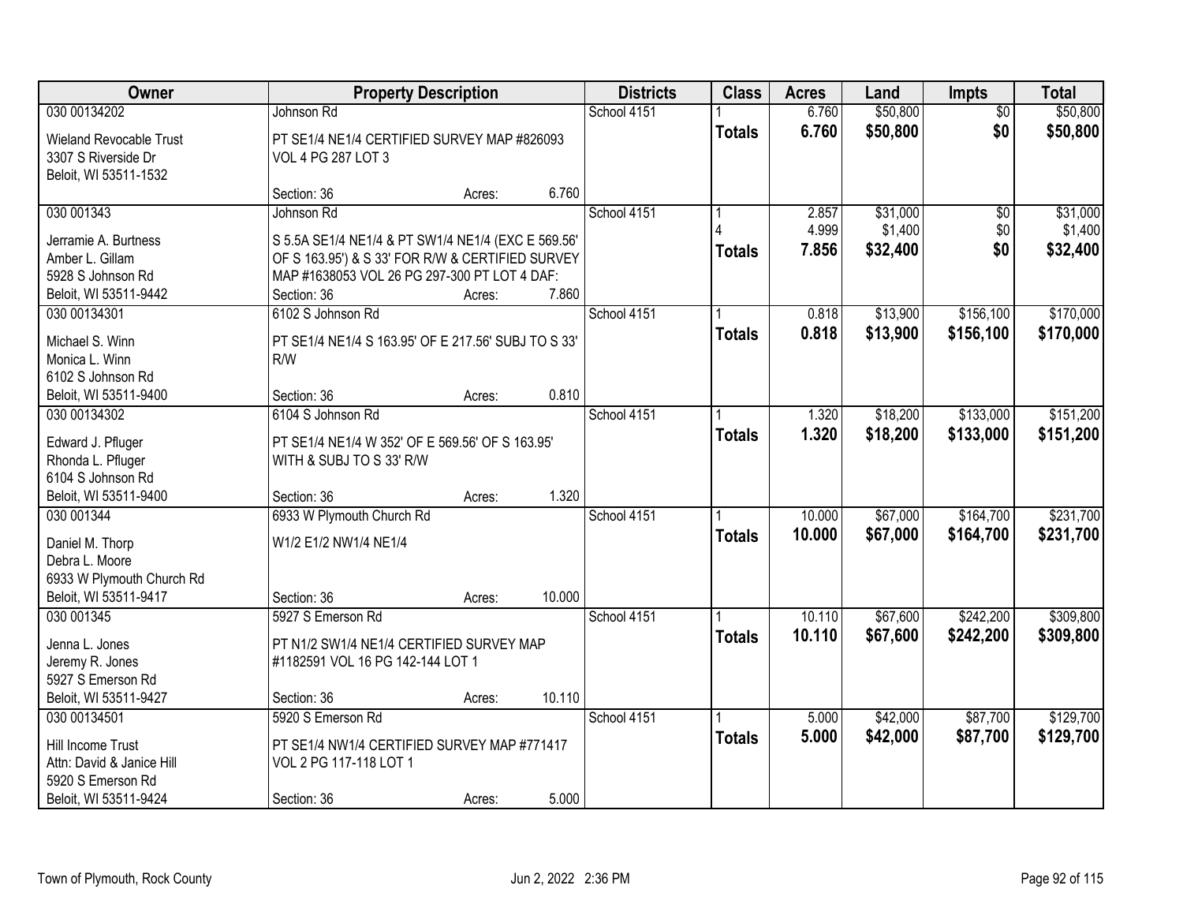| Owner | Property Description | | | Districts | Class | Acres | Land | Impts | Total |
|---|---|---|---|---|---|---|---|---|---|
| 030 00134202 | Johnson Rd | | | School 4151 | 1 | 6.760 | $50,800 | $0 | $50,800 |
| Wieland Revocable Trust<br>3307 S Riverside Dr<br>Beloit, WI 53511-1532 | PT SE1/4 NE1/4 CERTIFIED SURVEY MAP #826093 VOL 4 PG 287 LOT 3 | | | | **Totals** | **6.760** | **$50,800** | **$0** | **$50,800** |
| | Section: 36 | Acres: | 6.760 | | | | | | |
| 030 001343 | Johnson Rd | | | School 4151 | 1 | 2.857 | $31,000 | $0 | $31,000 |
| | | | | | 4 | 4.999 | $1,400 | $0 | $1,400 |
| Jerramie A. Burtness<br>Amber L. Gillam<br>5928 S Johnson Rd<br>Beloit, WI 53511-9442 | S 5.5A SE1/4 NE1/4 & PT SW1/4 NE1/4 (EXC E 569.56' OF S 163.95') & S 33' FOR R/W & CERTIFIED SURVEY MAP #1638053 VOL 26 PG 297-300 PT LOT 4 DAF: | | | | **Totals** | **7.856** | **$32,400** | **$0** | **$32,400** |
| | Section: 36 | Acres: | 7.860 | | | | | | |
| 030 00134301 | 6102 S Johnson Rd | | | School 4151 | 1 | 0.818 | $13,900 | $156,100 | $170,000 |
| Michael S. Winn<br>Monica L. Winn<br>6102 S Johnson Rd<br>Beloit, WI 53511-9400 | PT SE1/4 NE1/4 S 163.95' OF E 217.56' SUBJ TO S 33' R/W | | | | **Totals** | **0.818** | **$13,900** | **$156,100** | **$170,000** |
| | Section: 36 | Acres: | 0.810 | | | | | | |
| 030 00134302 | 6104 S Johnson Rd | | | School 4151 | 1 | 1.320 | $18,200 | $133,000 | $151,200 |
| Edward J. Pfluger<br>Rhonda L. Pfluger<br>6104 S Johnson Rd<br>Beloit, WI 53511-9400 | PT SE1/4 NE1/4 W 352' OF E 569.56' OF S 163.95' WITH & SUBJ TO S 33' R/W | | | | **Totals** | **1.320** | **$18,200** | **$133,000** | **$151,200** |
| | Section: 36 | Acres: | 1.320 | | | | | | |
| 030 001344 | 6933 W Plymouth Church Rd | | | School 4151 | 1 | 10.000 | $67,000 | $164,700 | $231,700 |
| Daniel M. Thorp<br>Debra L. Moore<br>6933 W Plymouth Church Rd<br>Beloit, WI 53511-9417 | W1/2 E1/2 NW1/4 NE1/4 | | | | **Totals** | **10.000** | **$67,000** | **$164,700** | **$231,700** |
| | Section: 36 | Acres: | 10.000 | | | | | | |
| 030 001345 | 5927 S Emerson Rd | | | School 4151 | 1 | 10.110 | $67,600 | $242,200 | $309,800 |
| Jenna L. Jones<br>Jeremy R. Jones<br>5927 S Emerson Rd<br>Beloit, WI 53511-9427 | PT N1/2 SW1/4 NE1/4 CERTIFIED SURVEY MAP #1182591 VOL 16 PG 142-144 LOT 1 | | | | **Totals** | **10.110** | **$67,600** | **$242,200** | **$309,800** |
| | Section: 36 | Acres: | 10.110 | | | | | | |
| 030 00134501 | 5920 S Emerson Rd | | | School 4151 | 1 | 5.000 | $42,000 | $87,700 | $129,700 |
| Hill Income Trust<br>Attn: David & Janice Hill<br>5920 S Emerson Rd<br>Beloit, WI 53511-9424 | PT SE1/4 NW1/4 CERTIFIED SURVEY MAP #771417 VOL 2 PG 117-118 LOT 1 | | | | **Totals** | **5.000** | **$42,000** | **$87,700** | **$129,700** |
| | Section: 36 | Acres: | 5.000 | | | | | | |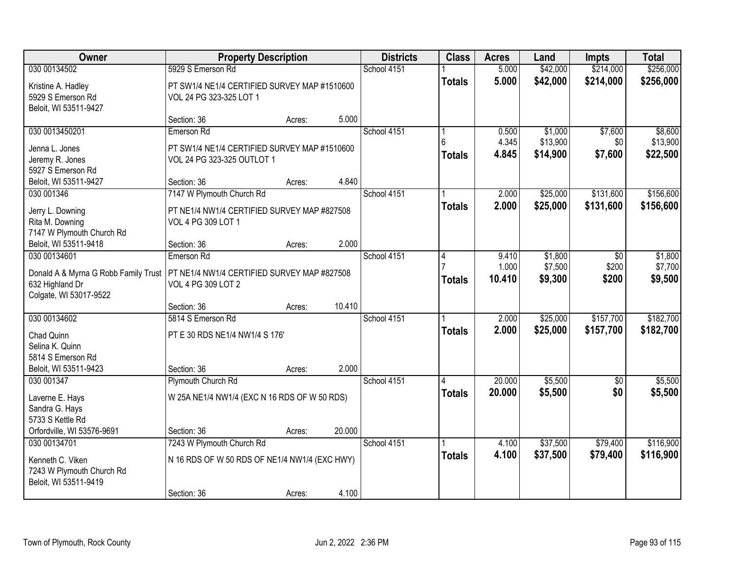| Owner | Property Description | | | Districts | Class | Acres | Land | Impts | Total |
|---|---|---|---|---|---|---|---|---|---|
| 030 00134502 | 5929 S Emerson Rd | | | School 4151 | 1 | 5.000 | $42,000 | $214,000 | $256,000 |
| Kristine A. Hadley<br>5929 S Emerson Rd<br>Beloit, WI 53511-9427 | PT SW1/4 NE1/4 CERTIFIED SURVEY MAP #1510600 VOL 24 PG 323-325 LOT 1 | | | | **Totals** | **5.000** | **$42,000** | **$214,000** | **$256,000** |
| | Section: 36 | Acres: | 5.000 | | | | | | |
| 030 0013450201 | Emerson Rd | | | School 4151 | 1 | 0.500 | $1,000 | $7,600 | $8,600 |
| Jenna L. Jones<br>Jeremy R. Jones<br>5927 S Emerson Rd<br>Beloit, WI 53511-9427 | PT SW1/4 NE1/4 CERTIFIED SURVEY MAP #1510600 VOL 24 PG 323-325 OUTLOT 1 | | | | 6 | 4.345 | $13,900 | $0 | $13,900 |
| | | | | | **Totals** | **4.845** | **$14,900** | **$7,600** | **$22,500** |
| | Section: 36 | Acres: | 4.840 | | | | | | |
| 030 001346 | 7147 W Plymouth Church Rd | | | School 4151 | 1 | 2.000 | $25,000 | $131,600 | $156,600 |
| Jerry L. Downing<br>Rita M. Downing<br>7147 W Plymouth Church Rd<br>Beloit, WI 53511-9418 | PT NE1/4 NW1/4 CERTIFIED SURVEY MAP #827508 VOL 4 PG 309 LOT 1 | | | | **Totals** | **2.000** | **$25,000** | **$131,600** | **$156,600** |
| | Section: 36 | Acres: | 2.000 | | | | | | |
| 030 00134601 | Emerson Rd | | | School 4151 | 4 | 9.410 | $1,800 | $0 | $1,800 |
| Donald A & Myrna G Robb Family Trust<br>632 Highland Dr<br>Colgate, WI 53017-9522 | PT NE1/4 NW1/4 CERTIFIED SURVEY MAP #827508 VOL 4 PG 309 LOT 2 | | | | 7 | 1.000 | $7,500 | $200 | $7,700 |
| | | | | | **Totals** | **10.410** | **$9,300** | **$200** | **$9,500** |
| | Section: 36 | Acres: | 10.410 | | | | | | |
| 030 00134602 | 5814 S Emerson Rd | | | School 4151 | 1 | 2.000 | $25,000 | $157,700 | $182,700 |
| Chad Quinn<br>Selina K. Quinn<br>5814 S Emerson Rd<br>Beloit, WI 53511-9423 | PT E 30 RDS NE1/4 NW1/4 S 176' | | | | **Totals** | **2.000** | **$25,000** | **$157,700** | **$182,700** |
| | Section: 36 | Acres: | 2.000 | | | | | | |
| 030 001347 | Plymouth Church Rd | | | School 4151 | 4 | 20.000 | $5,500 | $0 | $5,500 |
| Laverne E. Hays<br>Sandra G. Hays<br>5733 S Kettle Rd<br>Orfordville, WI 53576-9691 | W 25A NE1/4 NW1/4 (EXC N 16 RDS OF W 50 RDS) | | | | **Totals** | **20.000** | **$5,500** | **$0** | **$5,500** |
| | Section: 36 | Acres: | 20.000 | | | | | | |
| 030 00134701 | 7243 W Plymouth Church Rd | | | School 4151 | 1 | 4.100 | $37,500 | $79,400 | $116,900 |
| Kenneth C. Viken<br>7243 W Plymouth Church Rd<br>Beloit, WI 53511-9419 | N 16 RDS OF W 50 RDS OF NE1/4 NW1/4 (EXC HWY) | | | | **Totals** | **4.100** | **$37,500** | **$79,400** | **$116,900** |
| | Section: 36 | Acres: | 4.100 | | | | | | |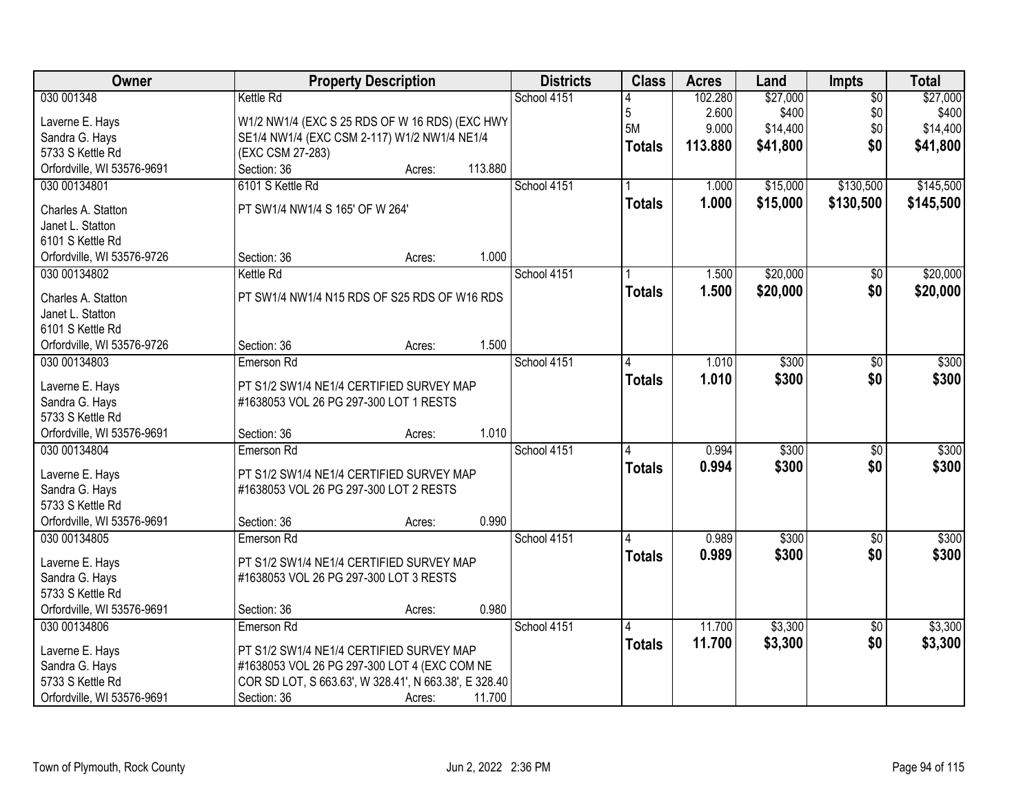| Owner | Property Description | Districts | Class | Acres | Land | Impts | Total |
|---|---|---|---|---|---|---|---|
| 030 001348<br>Laverne E. Hays<br>Sandra G. Hays<br>5733 S Kettle Rd<br>Orfordville, WI 53576-9691 | Kettle Rd<br>W1/2 NW1/4 (EXC S 25 RDS OF W 16 RDS) (EXC HWY SE1/4 NW1/4 (EXC CSM 2-117) W1/2 NW1/4 NE1/4 (EXC CSM 27-283)<br>Section: 36 Acres: 113.880 | School 4151 | 4<br>5<br>5M<br>**Totals** | 102.280<br>2.600<br>9.000<br>**113.880** | $27,000<br>$400<br>$14,400<br>**$41,800** | $0<br>$0<br>$0<br>**$0** | $27,000<br>$400<br>$14,400<br>**$41,800** |
| 030 00134801<br>Charles A. Statton<br>Janet L. Statton<br>6101 S Kettle Rd<br>Orfordville, WI 53576-9726 | 6101 S Kettle Rd<br>PT SW1/4 NW1/4 S 165' OF W 264'<br>Section: 36 Acres: 1.000 | School 4151 | 1<br>**Totals** | 1.000<br>**1.000** | $15,000<br>**$15,000** | $130,500<br>**$130,500** | $145,500<br>**$145,500** |
| 030 00134802<br>Charles A. Statton<br>Janet L. Statton<br>6101 S Kettle Rd<br>Orfordville, WI 53576-9726 | Kettle Rd<br>PT SW1/4 NW1/4 N15 RDS OF S25 RDS OF W16 RDS<br>Section: 36 Acres: 1.500 | School 4151 | 1<br>**Totals** | 1.500<br>**1.500** | $20,000<br>**$20,000** | $0<br>**$0** | $20,000<br>**$20,000** |
| 030 00134803<br>Laverne E. Hays<br>Sandra G. Hays<br>5733 S Kettle Rd<br>Orfordville, WI 53576-9691 | Emerson Rd<br>PT S1/2 SW1/4 NE1/4 CERTIFIED SURVEY MAP #1638053 VOL 26 PG 297-300 LOT 1 RESTS<br>Section: 36 Acres: 1.010 | School 4151 | 4<br>**Totals** | 1.010<br>**1.010** | $300<br>**$300** | $0<br>**$0** | $300<br>**$300** |
| 030 00134804<br>Laverne E. Hays<br>Sandra G. Hays<br>5733 S Kettle Rd<br>Orfordville, WI 53576-9691 | Emerson Rd<br>PT S1/2 SW1/4 NE1/4 CERTIFIED SURVEY MAP #1638053 VOL 26 PG 297-300 LOT 2 RESTS<br>Section: 36 Acres: 0.990 | School 4151 | 4<br>**Totals** | 0.994<br>**0.994** | $300<br>**$300** | $0<br>**$0** | $300<br>**$300** |
| 030 00134805<br>Laverne E. Hays<br>Sandra G. Hays<br>5733 S Kettle Rd<br>Orfordville, WI 53576-9691 | Emerson Rd<br>PT S1/2 SW1/4 NE1/4 CERTIFIED SURVEY MAP #1638053 VOL 26 PG 297-300 LOT 3 RESTS<br>Section: 36 Acres: 0.980 | School 4151 | 4<br>**Totals** | 0.989<br>**0.989** | $300<br>**$300** | $0<br>**$0** | $300<br>**$300** |
| 030 00134806<br>Laverne E. Hays<br>Sandra G. Hays<br>5733 S Kettle Rd<br>Orfordville, WI 53576-9691 | Emerson Rd<br>PT S1/2 SW1/4 NE1/4 CERTIFIED SURVEY MAP #1638053 VOL 26 PG 297-300 LOT 4 (EXC COM NE COR SD LOT, S 663.63', W 328.41', N 663.38', E 328.40<br>Section: 36 Acres: 11.700 | School 4151 | 4<br>**Totals** | 11.700<br>**11.700** | $3,300<br>**$3,300** | $0<br>**$0** | $3,300<br>**$3,300** |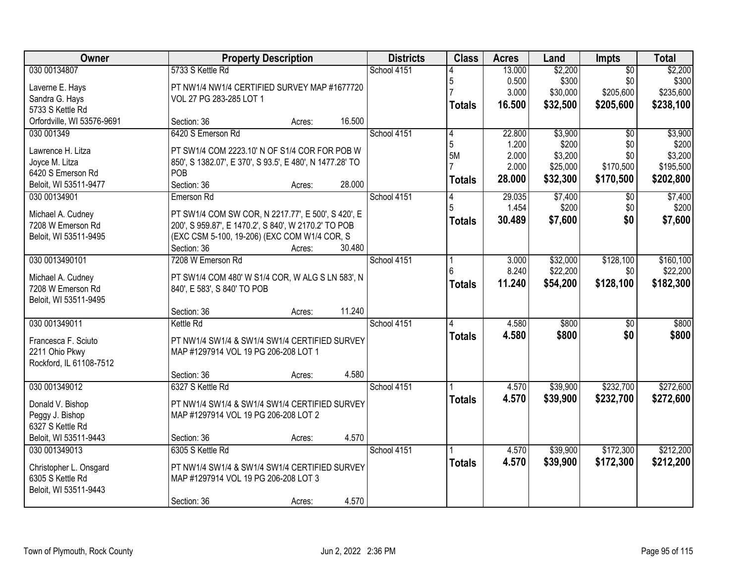| Owner | Property Description | Districts | Class | Acres | Land | Impts | Total |
|---|---|---|---|---|---|---|---|
| 030 00134807<br>Laverne E. Hays<br>Sandra G. Hays<br>5733 S Kettle Rd<br>Orfordville, WI 53576-9691 | 5733 S Kettle Rd<br>PT NW1/4 NW1/4 CERTIFIED SURVEY MAP #1677720 VOL 27 PG 283-285 LOT 1<br>Section: 36 Acres: 16.500 | School 4151 | 4<br>5<br>7<br>**Totals** | 13.000<br>0.500<br>3.000<br>**16.500** | $2,200<br>$300<br>$30,000<br>**$32,500** | $0<br>$0<br>$205,600<br>**$205,600** | $2,200<br>$300<br>$235,600<br>**$238,100** |
| 030 001349<br>Lawrence H. Litza<br>Joyce M. Litza<br>6420 S Emerson Rd<br>Beloit, WI 53511-9477 | 6420 S Emerson Rd<br>PT SW1/4 COM 2223.10' N OF S1/4 COR FOR POB W 850', S 1382.07', E 370', S 93.5', E 480', N 1477.28' TO POB<br>Section: 36 Acres: 28.000 | School 4151 | 4<br>5<br>5M<br>7<br>**Totals** | 22.800<br>1.200<br>2.000<br>2.000<br>**28.000** | $3,900<br>$200<br>$3,200<br>$25,000<br>**$32,300** | $0<br>$0<br>$0<br>$170,500<br>**$170,500** | $3,900<br>$200<br>$3,200<br>$195,500<br>**$202,800** |
| 030 00134901<br>Michael A. Cudney<br>7208 W Emerson Rd<br>Beloit, WI 53511-9495 | Emerson Rd<br>PT SW1/4 COM SW COR, N 2217.77', E 500', S 420', E 200', S 959.87', E 1470.2', S 840', W 2170.2' TO POB (EXC CSM 5-100, 19-206) (EXC COM W1/4 COR, S<br>Section: 36 Acres: 30.480 | School 4151 | 4<br>5<br>**Totals** | 29.035<br>1.454<br>**30.489** | $7,400<br>$200<br>**$7,600** | $0<br>$0<br>**$0** | $7,400<br>$200<br>**$7,600** |
| 030 0013490101<br>Michael A. Cudney<br>7208 W Emerson Rd<br>Beloit, WI 53511-9495 | 7208 W Emerson Rd<br>PT SW1/4 COM 480' W S1/4 COR, W ALG S LN 583', N 840', E 583', S 840' TO POB<br>Section: 36 Acres: 11.240 | School 4151 | 1<br>6<br>**Totals** | 3.000<br>8.240<br>**11.240** | $32,000<br>$22,200<br>**$54,200** | $128,100<br>$0<br>**$128,100** | $160,100<br>$22,200<br>**$182,300** |
| 030 001349011<br>Francesca F. Sciuto<br>2211 Ohio Pkwy<br>Rockford, IL 61108-7512 | Kettle Rd<br>PT NW1/4 SW1/4 & SW1/4 SW1/4 CERTIFIED SURVEY MAP #1297914 VOL 19 PG 206-208 LOT 1<br>Section: 36 Acres: 4.580 | School 4151 | 4<br>**Totals** | 4.580<br>**4.580** | $800<br>**$800** | $0<br>**$0** | $800<br>**$800** |
| 030 001349012<br>Donald V. Bishop<br>Peggy J. Bishop<br>6327 S Kettle Rd<br>Beloit, WI 53511-9443 | 6327 S Kettle Rd<br>PT NW1/4 SW1/4 & SW1/4 SW1/4 CERTIFIED SURVEY MAP #1297914 VOL 19 PG 206-208 LOT 2<br>Section: 36 Acres: 4.570 | School 4151 | 1<br>**Totals** | 4.570<br>**4.570** | $39,900<br>**$39,900** | $232,700<br>**$232,700** | $272,600<br>**$272,600** |
| 030 001349013<br>Christopher L. Onsgard<br>6305 S Kettle Rd<br>Beloit, WI 53511-9443 | 6305 S Kettle Rd<br>PT NW1/4 SW1/4 & SW1/4 SW1/4 CERTIFIED SURVEY MAP #1297914 VOL 19 PG 206-208 LOT 3<br>Section: 36 Acres: 4.570 | School 4151 | 1<br>**Totals** | 4.570<br>**4.570** | $39,900<br>**$39,900** | $172,300<br>**$172,300** | $212,200<br>**$212,200** |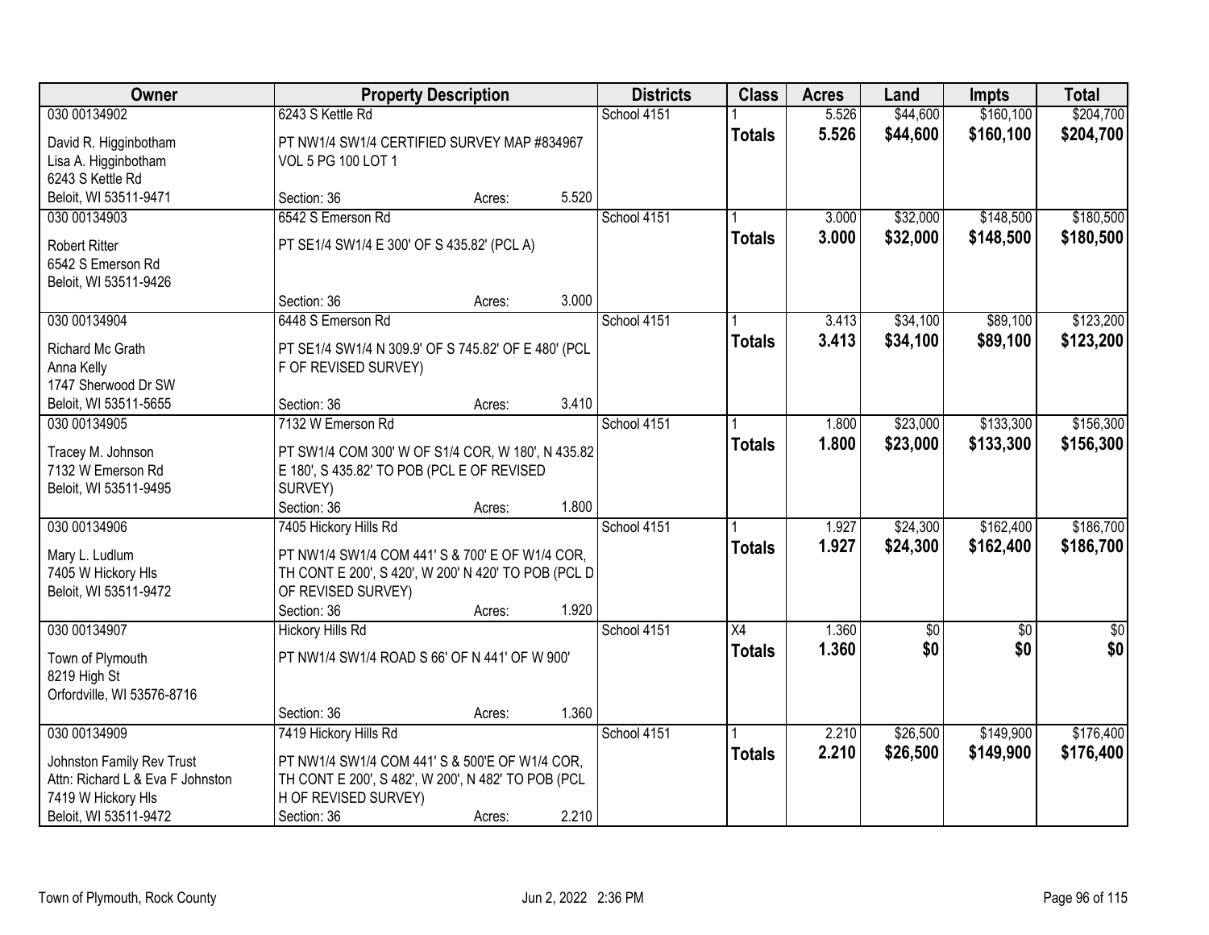| Owner | Property Description | | | Districts | Class | Acres | Land | Impts | Total |
|---|---|---|---|---|---|---|---|---|---|
| 030 00134902 | 6243 S Kettle Rd | | | School 4151 | 1 | 5.526 | $44,600 | $160,100 | $204,700 |
| David R. Higginbotham<br>Lisa A. Higginbotham<br>6243 S Kettle Rd<br>Beloit, WI 53511-9471 | PT NW1/4 SW1/4 CERTIFIED SURVEY MAP #834967 VOL 5 PG 100 LOT 1 | | | | **Totals** | **5.526** | **$44,600** | **$160,100** | **$204,700** |
| | Section: 36 | Acres: | 5.520 | | | | | | |
| 030 00134903 | 6542 S Emerson Rd | | | School 4151 | 1 | 3.000 | $32,000 | $148,500 | $180,500 |
| Robert Ritter<br>6542 S Emerson Rd<br>Beloit, WI 53511-9426 | PT SE1/4 SW1/4 E 300' OF S 435.82' (PCL A) | | | | **Totals** | **3.000** | **$32,000** | **$148,500** | **$180,500** |
| | Section: 36 | Acres: | 3.000 | | | | | | |
| 030 00134904 | 6448 S Emerson Rd | | | School 4151 | 1 | 3.413 | $34,100 | $89,100 | $123,200 |
| Richard Mc Grath<br>Anna Kelly<br>1747 Sherwood Dr SW<br>Beloit, WI 53511-5655 | PT SE1/4 SW1/4 N 309.9' OF S 745.82' OF E 480' (PCL F OF REVISED SURVEY) | | | | **Totals** | **3.413** | **$34,100** | **$89,100** | **$123,200** |
| | Section: 36 | Acres: | 3.410 | | | | | | |
| 030 00134905 | 7132 W Emerson Rd | | | School 4151 | 1 | 1.800 | $23,000 | $133,300 | $156,300 |
| Tracey M. Johnson<br>7132 W Emerson Rd<br>Beloit, WI 53511-9495 | PT SW1/4 COM 300' W OF S1/4 COR, W 180', N 435.82 E 180', S 435.82' TO POB (PCL E OF REVISED SURVEY) | | | | **Totals** | **1.800** | **$23,000** | **$133,300** | **$156,300** |
| | Section: 36 | Acres: | 1.800 | | | | | | |
| 030 00134906 | 7405 Hickory Hills Rd | | | School 4151 | 1 | 1.927 | $24,300 | $162,400 | $186,700 |
| Mary L. Ludlum<br>7405 W Hickory Hls<br>Beloit, WI 53511-9472 | PT NW1/4 SW1/4 COM 441' S & 700' E OF W1/4 COR, TH CONT E 200', S 420', W 200' N 420' TO POB (PCL D OF REVISED SURVEY) | | | | **Totals** | **1.927** | **$24,300** | **$162,400** | **$186,700** |
| | Section: 36 | Acres: | 1.920 | | | | | | |
| 030 00134907 | Hickory Hills Rd | | | School 4151 | X4 | 1.360 | $0 | $0 | $0 |
| Town of Plymouth<br>8219 High St<br>Orfordville, WI 53576-8716 | PT NW1/4 SW1/4 ROAD S 66' OF N 441' OF W 900' | | | | **Totals** | **1.360** | **$0** | **$0** | **$0** |
| | Section: 36 | Acres: | 1.360 | | | | | | |
| 030 00134909 | 7419 Hickory Hills Rd | | | School 4151 | 1 | 2.210 | $26,500 | $149,900 | $176,400 |
| Johnston Family Rev Trust<br>Attn: Richard L & Eva F Johnston<br>7419 W Hickory Hls<br>Beloit, WI 53511-9472 | PT NW1/4 SW1/4 COM 441' S & 500'E OF W1/4 COR, TH CONT E 200', S 482', W 200', N 482' TO POB (PCL H OF REVISED SURVEY) | | | | **Totals** | **2.210** | **$26,500** | **$149,900** | **$176,400** |
| | Section: 36 | Acres: | 2.210 | | | | | | |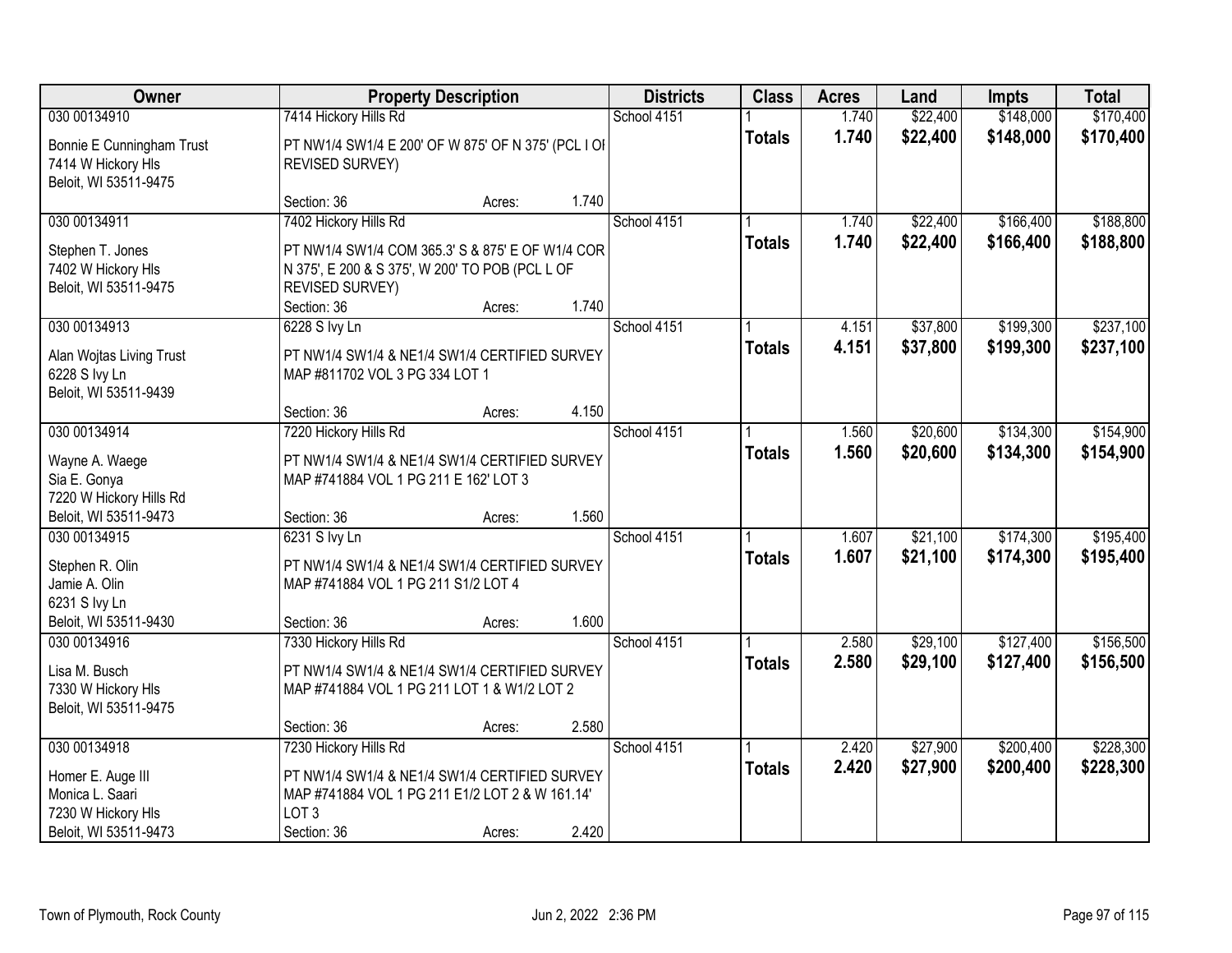| Owner | Property Description | Districts | Class | Acres | Land | Impts | Total |
|---|---|---|---|---|---|---|---|
| 030 00134910<br>Bonnie E Cunningham Trust<br>7414 W Hickory Hls<br>Beloit, WI 53511-9475 | 7414 Hickory Hills Rd<br>PT NW1/4 SW1/4 E 200' OF W 875' OF N 375' (PCL I OF REVISED SURVEY)<br>Section: 36 Acres: 1.740 | School 4151 | 1<br>**Totals** | 1.740<br>**1.740** | $22,400<br>**$22,400** | $148,000<br>**$148,000** | $170,400<br>**$170,400** |
| 030 00134911<br>Stephen T. Jones<br>7402 W Hickory Hls<br>Beloit, WI 53511-9475 | 7402 Hickory Hills Rd<br>PT NW1/4 SW1/4 COM 365.3' S & 875' E OF W1/4 COR N 375', E 200 & S 375', W 200' TO POB (PCL L OF REVISED SURVEY)<br>Section: 36 Acres: 1.740 | School 4151 | 1<br>**Totals** | 1.740<br>**1.740** | $22,400<br>**$22,400** | $166,400<br>**$166,400** | $188,800<br>**$188,800** |
| 030 00134913<br>Alan Wojtas Living Trust<br>6228 S Ivy Ln<br>Beloit, WI 53511-9439 | 6228 S Ivy Ln<br>PT NW1/4 SW1/4 & NE1/4 SW1/4 CERTIFIED SURVEY MAP #811702 VOL 3 PG 334 LOT 1<br>Section: 36 Acres: 4.150 | School 4151 | 1<br>**Totals** | 4.151<br>**4.151** | $37,800<br>**$37,800** | $199,300<br>**$199,300** | $237,100<br>**$237,100** |
| 030 00134914<br>Wayne A. Waege<br>Sia E. Gonya<br>7220 W Hickory Hills Rd<br>Beloit, WI 53511-9473 | 7220 Hickory Hills Rd<br>PT NW1/4 SW1/4 & NE1/4 SW1/4 CERTIFIED SURVEY MAP #741884 VOL 1 PG 211 E 162' LOT 3<br>Section: 36 Acres: 1.560 | School 4151 | 1<br>**Totals** | 1.560<br>**1.560** | $20,600<br>**$20,600** | $134,300<br>**$134,300** | $154,900<br>**$154,900** |
| 030 00134915<br>Stephen R. Olin<br>Jamie A. Olin<br>6231 S Ivy Ln<br>Beloit, WI 53511-9430 | 6231 S Ivy Ln<br>PT NW1/4 SW1/4 & NE1/4 SW1/4 CERTIFIED SURVEY MAP #741884 VOL 1 PG 211 S1/2 LOT 4<br>Section: 36 Acres: 1.600 | School 4151 | 1<br>**Totals** | 1.607<br>**1.607** | $21,100<br>**$21,100** | $174,300<br>**$174,300** | $195,400<br>**$195,400** |
| 030 00134916<br>Lisa M. Busch<br>7330 W Hickory Hls<br>Beloit, WI 53511-9475 | 7330 Hickory Hills Rd<br>PT NW1/4 SW1/4 & NE1/4 SW1/4 CERTIFIED SURVEY MAP #741884 VOL 1 PG 211 LOT 1 & W1/2 LOT 2<br>Section: 36 Acres: 2.580 | School 4151 | 1<br>**Totals** | 2.580<br>**2.580** | $29,100<br>**$29,100** | $127,400<br>**$127,400** | $156,500<br>**$156,500** |
| 030 00134918<br>Homer E. Auge III<br>Monica L. Saari<br>7230 W Hickory Hls<br>Beloit, WI 53511-9473 | 7230 Hickory Hills Rd<br>PT NW1/4 SW1/4 & NE1/4 SW1/4 CERTIFIED SURVEY MAP #741884 VOL 1 PG 211 E1/2 LOT 2 & W 161.14' LOT 3<br>Section: 36 Acres: 2.420 | School 4151 | 1<br>**Totals** | 2.420<br>**2.420** | $27,900<br>**$27,900** | $200,400<br>**$200,400** | $228,300<br>**$228,300** |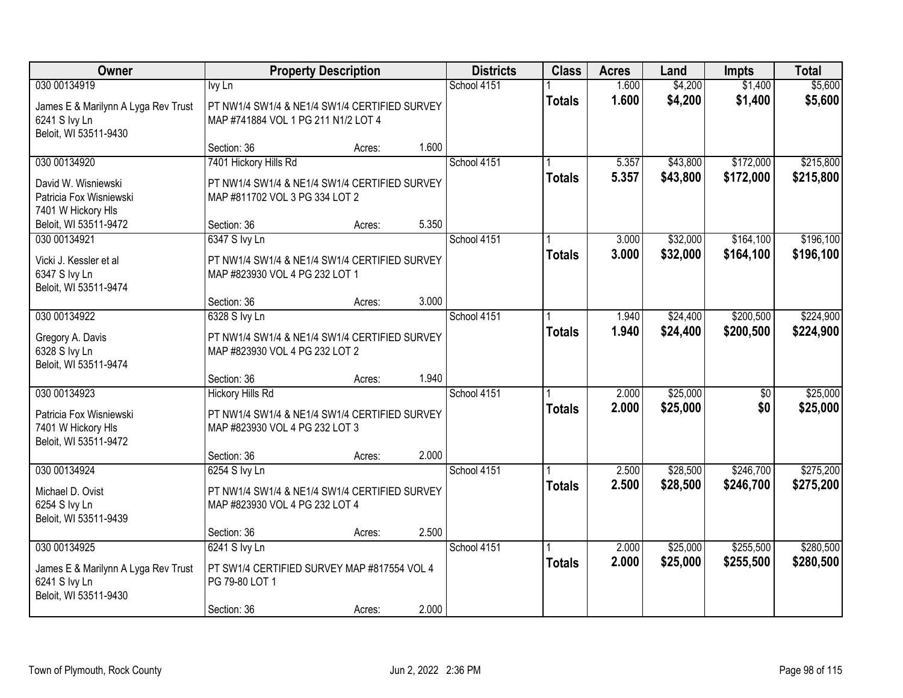| Owner | Property Description | Districts | Class | Acres | Land | Impts | Total |
|---|---|---|---|---|---|---|---|
| 030 00134919<br>James E & Marilynn A Lyga Rev Trust<br>6241 S Ivy Ln<br>Beloit, WI 53511-9430 | Ivy Ln<br>PT NW1/4 SW1/4 & NE1/4 SW1/4 CERTIFIED SURVEY MAP #741884 VOL 1 PG 211 N1/2 LOT 4<br>Section: 36 Acres: 1.600 | School 4151 | 1<br>**Totals** | 1.600<br>**1.600** | $4,200<br>**$4,200** | $1,400<br>**$1,400** | $5,600<br>**$5,600** |
| 030 00134920<br>David W. Wisniewski<br>Patricia Fox Wisniewski<br>7401 W Hickory Hls<br>Beloit, WI 53511-9472 | 7401 Hickory Hills Rd<br>PT NW1/4 SW1/4 & NE1/4 SW1/4 CERTIFIED SURVEY MAP #811702 VOL 3 PG 334 LOT 2<br>Section: 36 Acres: 5.350 | School 4151 | 1<br>**Totals** | 5.357<br>**5.357** | $43,800<br>**$43,800** | $172,000<br>**$172,000** | $215,800<br>**$215,800** |
| 030 00134921<br>Vicki J. Kessler et al<br>6347 S Ivy Ln<br>Beloit, WI 53511-9474 | 6347 S Ivy Ln<br>PT NW1/4 SW1/4 & NE1/4 SW1/4 CERTIFIED SURVEY MAP #823930 VOL 4 PG 232 LOT 1<br>Section: 36 Acres: 3.000 | School 4151 | 1<br>**Totals** | 3.000<br>**3.000** | $32,000<br>**$32,000** | $164,100<br>**$164,100** | $196,100<br>**$196,100** |
| 030 00134922<br>Gregory A. Davis<br>6328 S Ivy Ln<br>Beloit, WI 53511-9474 | 6328 S Ivy Ln<br>PT NW1/4 SW1/4 & NE1/4 SW1/4 CERTIFIED SURVEY MAP #823930 VOL 4 PG 232 LOT 2<br>Section: 36 Acres: 1.940 | School 4151 | 1<br>**Totals** | 1.940<br>**1.940** | $24,400<br>**$24,400** | $200,500<br>**$200,500** | $224,900<br>**$224,900** |
| 030 00134923<br>Patricia Fox Wisniewski<br>7401 W Hickory Hls<br>Beloit, WI 53511-9472 | Hickory Hills Rd<br>PT NW1/4 SW1/4 & NE1/4 SW1/4 CERTIFIED SURVEY MAP #823930 VOL 4 PG 232 LOT 3<br>Section: 36 Acres: 2.000 | School 4151 | 1<br>**Totals** | 2.000<br>**2.000** | $25,000<br>**$25,000** | $0<br>**$0** | $25,000<br>**$25,000** |
| 030 00134924<br>Michael D. Ovist<br>6254 S Ivy Ln<br>Beloit, WI 53511-9439 | 6254 S Ivy Ln<br>PT NW1/4 SW1/4 & NE1/4 SW1/4 CERTIFIED SURVEY MAP #823930 VOL 4 PG 232 LOT 4<br>Section: 36 Acres: 2.500 | School 4151 | 1<br>**Totals** | 2.500<br>**2.500** | $28,500<br>**$28,500** | $246,700<br>**$246,700** | $275,200<br>**$275,200** |
| 030 00134925<br>James E & Marilynn A Lyga Rev Trust<br>6241 S Ivy Ln<br>Beloit, WI 53511-9430 | 6241 S Ivy Ln<br>PT SW1/4 CERTIFIED SURVEY MAP #817554 VOL 4 PG 79-80 LOT 1<br>Section: 36 Acres: 2.000 | School 4151 | 1<br>**Totals** | 2.000<br>**2.000** | $25,000<br>**$25,000** | $255,500<br>**$255,500** | $280,500<br>**$280,500** |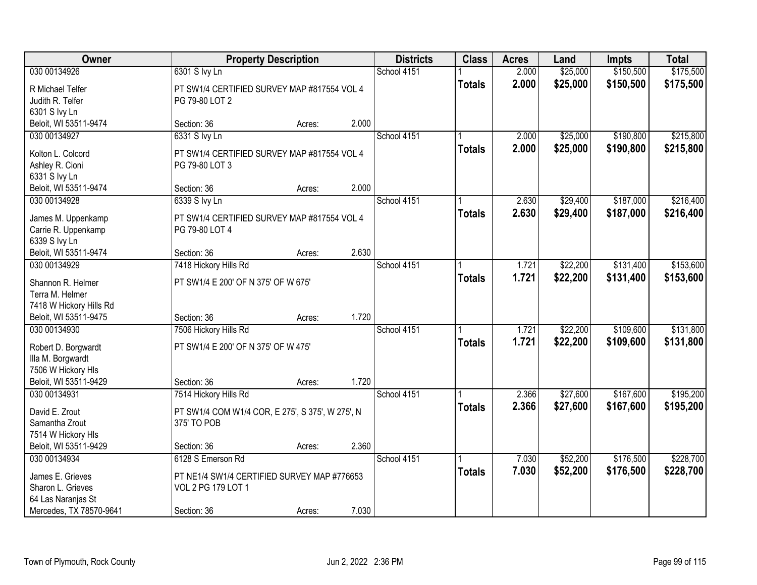| Owner | Property Description | | | Districts | Class | Acres | Land | Impts | Total |
|---|---|---|---|---|---|---|---|---|---|
| 030 00134926 | 6301 S Ivy Ln | | | School 4151 | 1 | 2.000 | $25,000 | $150,500 | $175,500 |
| R Michael Telfer<br>Judith R. Telfer<br>6301 S Ivy Ln<br>Beloit, WI 53511-9474 | PT SW1/4 CERTIFIED SURVEY MAP #817554 VOL 4 PG 79-80 LOT 2<br>Section: 36 | Acres: | 2.000 | | **Totals** | **2.000** | **$25,000** | **$150,500** | **$175,500** |
| 030 00134927 | 6331 S Ivy Ln | | | School 4151 | 1 | 2.000 | $25,000 | $190,800 | $215,800 |
| Kolton L. Colcord<br>Ashley R. Cioni<br>6331 S Ivy Ln<br>Beloit, WI 53511-9474 | PT SW1/4 CERTIFIED SURVEY MAP #817554 VOL 4 PG 79-80 LOT 3<br>Section: 36 | Acres: | 2.000 | | **Totals** | **2.000** | **$25,000** | **$190,800** | **$215,800** |
| 030 00134928 | 6339 S Ivy Ln | | | School 4151 | 1 | 2.630 | $29,400 | $187,000 | $216,400 |
| James M. Uppenkamp<br>Carrie R. Uppenkamp<br>6339 S Ivy Ln<br>Beloit, WI 53511-9474 | PT SW1/4 CERTIFIED SURVEY MAP #817554 VOL 4 PG 79-80 LOT 4<br>Section: 36 | Acres: | 2.630 | | **Totals** | **2.630** | **$29,400** | **$187,000** | **$216,400** |
| 030 00134929 | 7418 Hickory Hills Rd | | | School 4151 | 1 | 1.721 | $22,200 | $131,400 | $153,600 |
| Shannon R. Helmer<br>Terra M. Helmer<br>7418 W Hickory Hills Rd<br>Beloit, WI 53511-9475 | PT SW1/4 E 200' OF N 375' OF W 675'<br>Section: 36 | Acres: | 1.720 | | **Totals** | **1.721** | **$22,200** | **$131,400** | **$153,600** |
| 030 00134930 | 7506 Hickory Hills Rd | | | School 4151 | 1 | 1.721 | $22,200 | $109,600 | $131,800 |
| Robert D. Borgwardt<br>Illa M. Borgwardt<br>7506 W Hickory Hls<br>Beloit, WI 53511-9429 | PT SW1/4 E 200' OF N 375' OF W 475'<br>Section: 36 | Acres: | 1.720 | | **Totals** | **1.721** | **$22,200** | **$109,600** | **$131,800** |
| 030 00134931 | 7514 Hickory Hills Rd | | | School 4151 | 1 | 2.366 | $27,600 | $167,600 | $195,200 |
| David E. Zrout<br>Samantha Zrout<br>7514 W Hickory Hls<br>Beloit, WI 53511-9429 | PT SW1/4 COM W1/4 COR, E 275', S 375', W 275', N 375' TO POB<br>Section: 36 | Acres: | 2.360 | | **Totals** | **2.366** | **$27,600** | **$167,600** | **$195,200** |
| 030 00134934 | 6128 S Emerson Rd | | | School 4151 | 1 | 7.030 | $52,200 | $176,500 | $228,700 |
| James E. Grieves<br>Sharon L. Grieves<br>64 Las Naranjas St<br>Mercedes, TX 78570-9641 | PT NE1/4 SW1/4 CERTIFIED SURVEY MAP #776653 VOL 2 PG 179 LOT 1<br>Section: 36 | Acres: | 7.030 | | **Totals** | **7.030** | **$52,200** | **$176,500** | **$228,700** |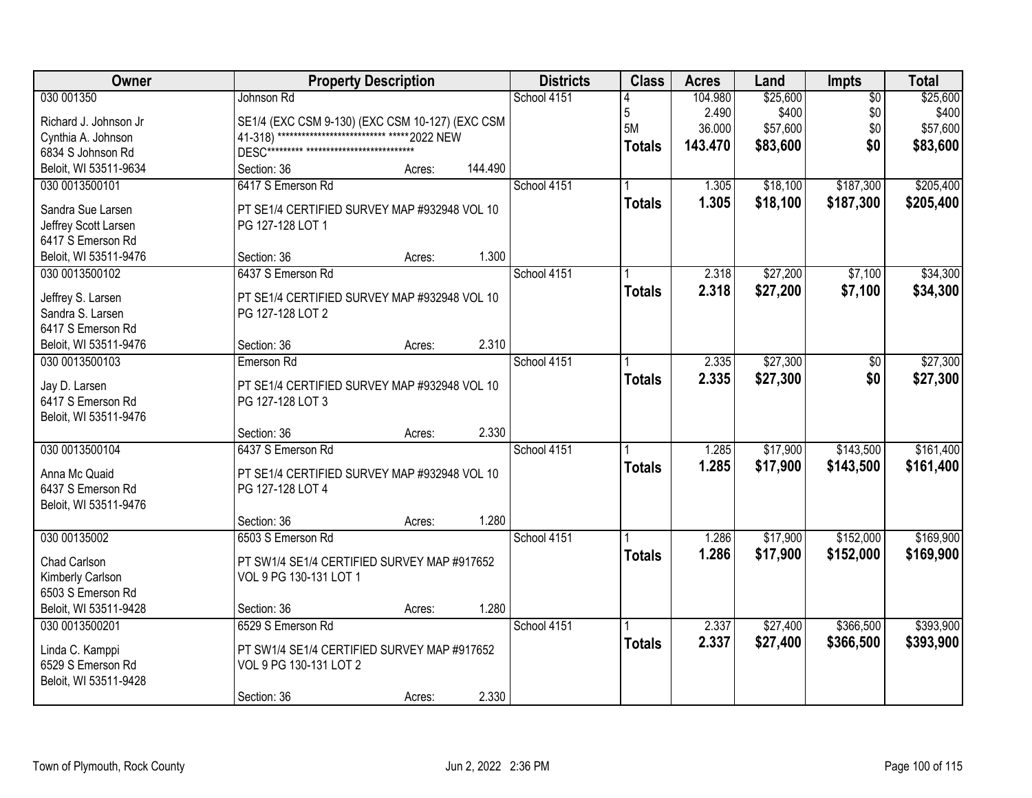| Owner | Property Description | Districts | Class | Acres | Land | Impts | Total |
|---|---|---|---|---|---|---|---|
| 030 001350<br>Richard J. Johnson Jr<br>Cynthia A. Johnson<br>6834 S Johnson Rd<br>Beloit, WI 53511-9634 | Johnson Rd<br>SE1/4 (EXC CSM 9-130) (EXC CSM 10-127) (EXC CSM 41-318) **************************** *****2022 NEW DESC********* ****************************<br>Section: 36 Acres: 144.490 | School 4151 | 4<br>5<br>5M<br>**Totals** | 104.980<br>2.490<br>36.000<br>**143.470** | $25,600<br>$400<br>$57,600<br>**$83,600** | $0<br>$0<br>$0<br>**$0** | $25,600<br>$400<br>$57,600<br>**$83,600** |
| 030 0013500101<br>Sandra Sue Larsen<br>Jeffrey Scott Larsen<br>6417 S Emerson Rd<br>Beloit, WI 53511-9476 | 6417 S Emerson Rd<br>PT SE1/4 CERTIFIED SURVEY MAP #932948 VOL 10 PG 127-128 LOT 1<br>Section: 36 Acres: 1.300 | School 4151 | 1<br>**Totals** | 1.305<br>**1.305** | $18,100<br>**$18,100** | $187,300<br>**$187,300** | $205,400<br>**$205,400** |
| 030 0013500102<br>Jeffrey S. Larsen<br>Sandra S. Larsen<br>6417 S Emerson Rd<br>Beloit, WI 53511-9476 | 6437 S Emerson Rd<br>PT SE1/4 CERTIFIED SURVEY MAP #932948 VOL 10 PG 127-128 LOT 2<br>Section: 36 Acres: 2.310 | School 4151 | 1<br>**Totals** | 2.318<br>**2.318** | $27,200<br>**$27,200** | $7,100<br>**$7,100** | $34,300<br>**$34,300** |
| 030 0013500103<br>Jay D. Larsen<br>6417 S Emerson Rd<br>Beloit, WI 53511-9476 | Emerson Rd<br>PT SE1/4 CERTIFIED SURVEY MAP #932948 VOL 10 PG 127-128 LOT 3<br>Section: 36 Acres: 2.330 | School 4151 | 1<br>**Totals** | 2.335<br>**2.335** | $27,300<br>**$27,300** | $0<br>**$0** | $27,300<br>**$27,300** |
| 030 0013500104<br>Anna Mc Quaid<br>6437 S Emerson Rd<br>Beloit, WI 53511-9476 | 6437 S Emerson Rd<br>PT SE1/4 CERTIFIED SURVEY MAP #932948 VOL 10 PG 127-128 LOT 4<br>Section: 36 Acres: 1.280 | School 4151 | 1<br>**Totals** | 1.285<br>**1.285** | $17,900<br>**$17,900** | $143,500<br>**$143,500** | $161,400<br>**$161,400** |
| 030 00135002<br>Chad Carlson<br>Kimberly Carlson<br>6503 S Emerson Rd<br>Beloit, WI 53511-9428 | 6503 S Emerson Rd<br>PT SW1/4 SE1/4 CERTIFIED SURVEY MAP #917652 VOL 9 PG 130-131 LOT 1<br>Section: 36 Acres: 1.280 | School 4151 | 1<br>**Totals** | 1.286<br>**1.286** | $17,900<br>**$17,900** | $152,000<br>**$152,000** | $169,900<br>**$169,900** |
| 030 0013500201<br>Linda C. Kamppi<br>6529 S Emerson Rd<br>Beloit, WI 53511-9428 | 6529 S Emerson Rd<br>PT SW1/4 SE1/4 CERTIFIED SURVEY MAP #917652 VOL 9 PG 130-131 LOT 2<br>Section: 36 Acres: 2.330 | School 4151 | 1<br>**Totals** | 2.337<br>**2.337** | $27,400<br>**$27,400** | $366,500<br>**$366,500** | $393,900<br>**$393,900** |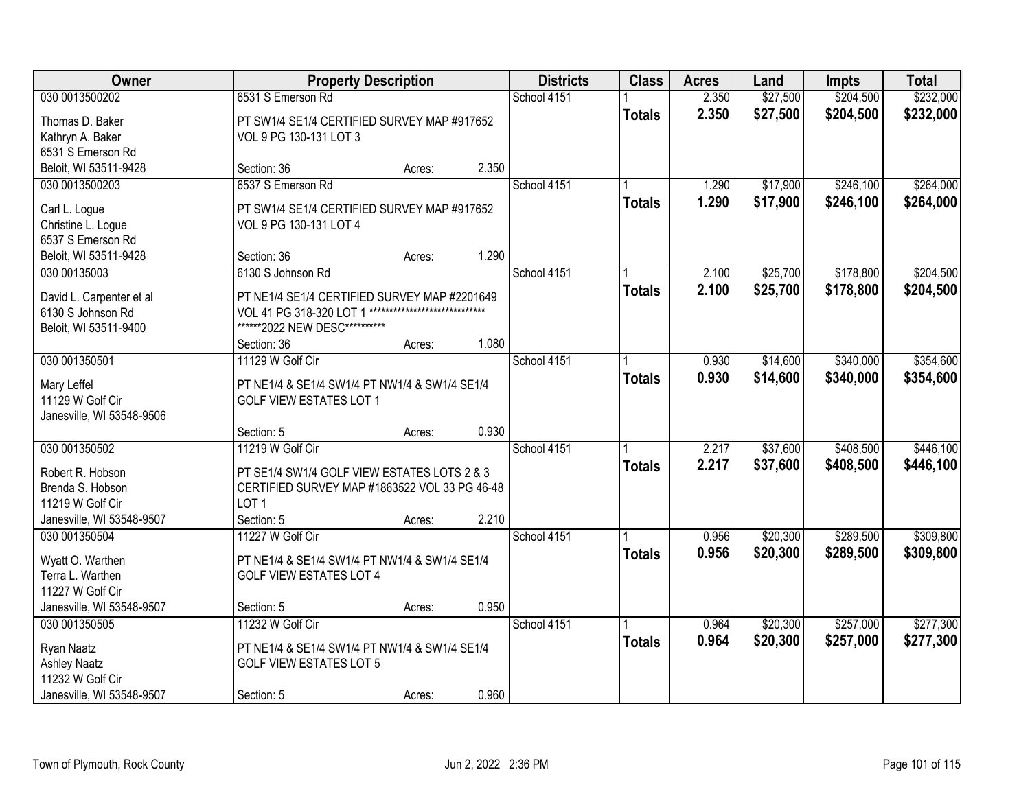| Owner | Property Description | | | Districts | Class | Acres | Land | Impts | Total |
|---|---|---|---|---|---|---|---|---|---|
| 030 0013500202 | 6531 S Emerson Rd | | | School 4151 | 1 | 2.350 | $27,500 | $204,500 | $232,000 |
| Thomas D. Baker<br>Kathryn A. Baker<br>6531 S Emerson Rd<br>Beloit, WI 53511-9428 | PT SW1/4 SE1/4 CERTIFIED SURVEY MAP #917652 VOL 9 PG 130-131 LOT 3 | | | | **Totals** | **2.350** | **$27,500** | **$204,500** | **$232,000** |
| | Section: 36 | Acres: | 2.350 | | | | | | |
| 030 0013500203 | 6537 S Emerson Rd | | | School 4151 | 1 | 1.290 | $17,900 | $246,100 | $264,000 |
| Carl L. Logue<br>Christine L. Logue<br>6537 S Emerson Rd<br>Beloit, WI 53511-9428 | PT SW1/4 SE1/4 CERTIFIED SURVEY MAP #917652 VOL 9 PG 130-131 LOT 4 | | | | **Totals** | **1.290** | **$17,900** | **$246,100** | **$264,000** |
| | Section: 36 | Acres: | 1.290 | | | | | | |
| 030 00135003 | 6130 S Johnson Rd | | | School 4151 | 1 | 2.100 | $25,700 | $178,800 | $204,500 |
| David L. Carpenter et al<br>6130 S Johnson Rd<br>Beloit, WI 53511-9400 | PT NE1/4 SE1/4 CERTIFIED SURVEY MAP #2201649 VOL 41 PG 318-320 LOT 1 ******************************** ******2022 NEW DESC********** | | | | **Totals** | **2.100** | **$25,700** | **$178,800** | **$204,500** |
| | Section: 36 | Acres: | 1.080 | | | | | | |
| 030 001350501 | 11129 W Golf Cir | | | School 4151 | 1 | 0.930 | $14,600 | $340,000 | $354,600 |
| Mary Leffel<br>11129 W Golf Cir<br>Janesville, WI 53548-9506 | PT NE1/4 & SE1/4 SW1/4 PT NW1/4 & SW1/4 SE1/4 GOLF VIEW ESTATES LOT 1 | | | | **Totals** | **0.930** | **$14,600** | **$340,000** | **$354,600** |
| | Section: 5 | Acres: | 0.930 | | | | | | |
| 030 001350502 | 11219 W Golf Cir | | | School 4151 | 1 | 2.217 | $37,600 | $408,500 | $446,100 |
| Robert R. Hobson<br>Brenda S. Hobson<br>11219 W Golf Cir<br>Janesville, WI 53548-9507 | PT SE1/4 SW1/4 GOLF VIEW ESTATES LOTS 2 & 3 CERTIFIED SURVEY MAP #1863522 VOL 33 PG 46-48 LOT 1 | | | | **Totals** | **2.217** | **$37,600** | **$408,500** | **$446,100** |
| | Section: 5 | Acres: | 2.210 | | | | | | |
| 030 001350504 | 11227 W Golf Cir | | | School 4151 | 1 | 0.956 | $20,300 | $289,500 | $309,800 |
| Wyatt O. Warthen<br>Terra L. Warthen<br>11227 W Golf Cir<br>Janesville, WI 53548-9507 | PT NE1/4 & SE1/4 SW1/4 PT NW1/4 & SW1/4 SE1/4 GOLF VIEW ESTATES LOT 4 | | | | **Totals** | **0.956** | **$20,300** | **$289,500** | **$309,800** |
| | Section: 5 | Acres: | 0.950 | | | | | | |
| 030 001350505 | 11232 W Golf Cir | | | School 4151 | 1 | 0.964 | $20,300 | $257,000 | $277,300 |
| Ryan Naatz<br>Ashley Naatz<br>11232 W Golf Cir<br>Janesville, WI 53548-9507 | PT NE1/4 & SE1/4 SW1/4 PT NW1/4 & SW1/4 SE1/4 GOLF VIEW ESTATES LOT 5 | | | | **Totals** | **0.964** | **$20,300** | **$257,000** | **$277,300** |
| | Section: 5 | Acres: | 0.960 | | | | | | |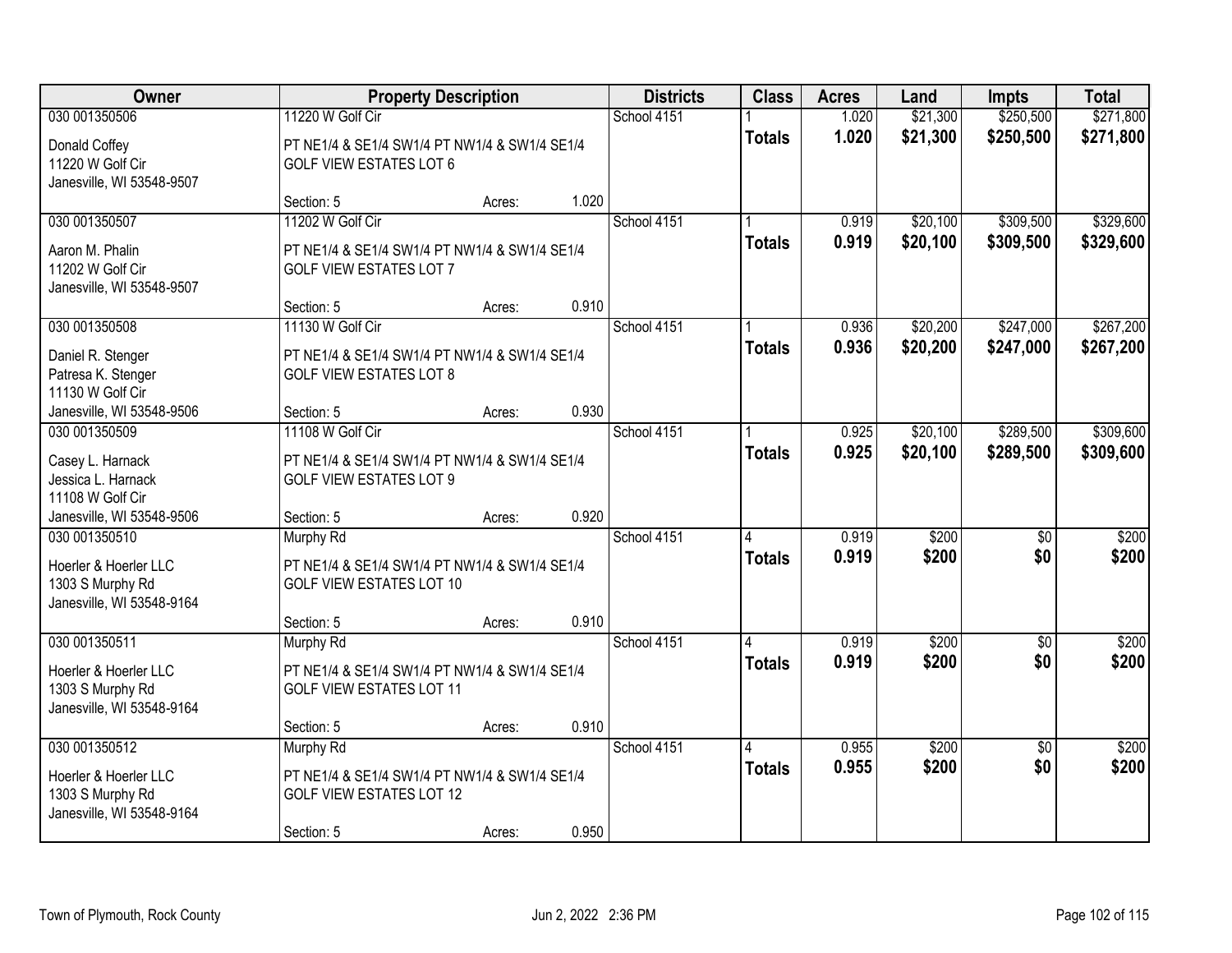| Owner | Property Description | Districts | Class | Acres | Land | Impts | Total |
|---|---|---|---|---|---|---|---|
| 030 001350506<br><br>Donald Coffey<br>11220 W Golf Cir<br>Janesville, WI 53548-9507 | 11220 W Golf Cir<br><br>PT NE1/4 & SE1/4 SW1/4 PT NW1/4 & SW1/4 SE1/4<br>GOLF VIEW ESTATES LOT 6<br><br>Section: 5 Acres: 1.020 | School 4151 | 1<br>**Totals** | 1.020<br>**1.020** | $21,300<br>**$21,300** | $250,500<br>**$250,500** | $271,800<br>**$271,800** |
| 030 001350507<br><br>Aaron M. Phalin<br>11202 W Golf Cir<br>Janesville, WI 53548-9507 | 11202 W Golf Cir<br><br>PT NE1/4 & SE1/4 SW1/4 PT NW1/4 & SW1/4 SE1/4<br>GOLF VIEW ESTATES LOT 7<br><br>Section: 5 Acres: 0.910 | School 4151 | 1<br>**Totals** | 0.919<br>**0.919** | $20,100<br>**$20,100** | $309,500<br>**$309,500** | $329,600<br>**$329,600** |
| 030 001350508<br><br>Daniel R. Stenger<br>Patresa K. Stenger<br>11130 W Golf Cir<br>Janesville, WI 53548-9506 | 11130 W Golf Cir<br><br>PT NE1/4 & SE1/4 SW1/4 PT NW1/4 & SW1/4 SE1/4<br>GOLF VIEW ESTATES LOT 8<br><br>Section: 5 Acres: 0.930 | School 4151 | 1<br>**Totals** | 0.936<br>**0.936** | $20,200<br>**$20,200** | $247,000<br>**$247,000** | $267,200<br>**$267,200** |
| 030 001350509<br><br>Casey L. Harnack<br>Jessica L. Harnack<br>11108 W Golf Cir<br>Janesville, WI 53548-9506 | 11108 W Golf Cir<br><br>PT NE1/4 & SE1/4 SW1/4 PT NW1/4 & SW1/4 SE1/4<br>GOLF VIEW ESTATES LOT 9<br><br>Section: 5 Acres: 0.920 | School 4151 | 1<br>**Totals** | 0.925<br>**0.925** | $20,100<br>**$20,100** | $289,500<br>**$289,500** | $309,600<br>**$309,600** |
| 030 001350510<br><br>Hoerler & Hoerler LLC<br>1303 S Murphy Rd<br>Janesville, WI 53548-9164 | Murphy Rd<br><br>PT NE1/4 & SE1/4 SW1/4 PT NW1/4 & SW1/4 SE1/4<br>GOLF VIEW ESTATES LOT 10<br><br>Section: 5 Acres: 0.910 | School 4151 | 4<br>**Totals** | 0.919<br>**0.919** | $200<br>**$200** | $0<br>**$0** | $200<br>**$200** |
| 030 001350511<br><br>Hoerler & Hoerler LLC<br>1303 S Murphy Rd<br>Janesville, WI 53548-9164 | Murphy Rd<br><br>PT NE1/4 & SE1/4 SW1/4 PT NW1/4 & SW1/4 SE1/4<br>GOLF VIEW ESTATES LOT 11<br><br>Section: 5 Acres: 0.910 | School 4151 | 4<br>**Totals** | 0.919<br>**0.919** | $200<br>**$200** | $0<br>**$0** | $200<br>**$200** |
| 030 001350512<br><br>Hoerler & Hoerler LLC<br>1303 S Murphy Rd<br>Janesville, WI 53548-9164 | Murphy Rd<br><br>PT NE1/4 & SE1/4 SW1/4 PT NW1/4 & SW1/4 SE1/4<br>GOLF VIEW ESTATES LOT 12<br><br>Section: 5 Acres: 0.950 | School 4151 | 4<br>**Totals** | 0.955<br>**0.955** | $200<br>**$200** | $0<br>**$0** | $200<br>**$200** |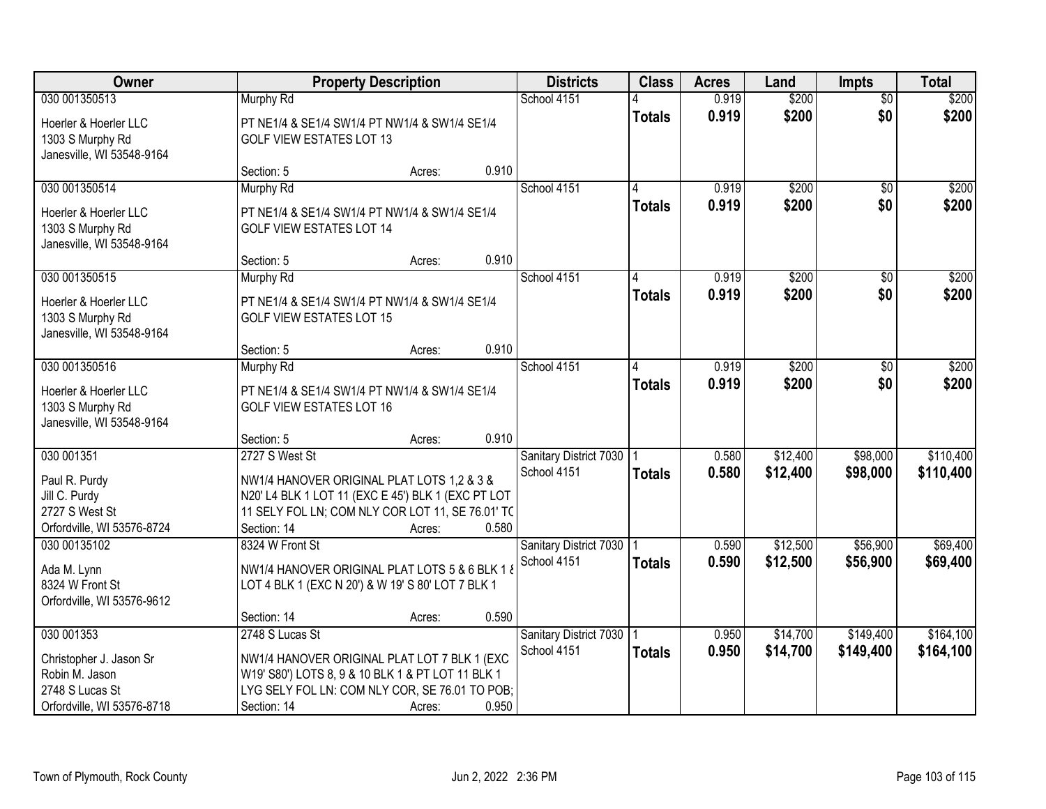| Owner | Property Description | | | Districts | Class | Acres | Land | Impts | Total |
|---|---|---|---|---|---|---|---|---|---|
| 030 001350513 | Murphy Rd | | | School 4151 | 4 | 0.919 | $200 | $0 | $200 |
| Hoerler & Hoerler LLC<br>1303 S Murphy Rd<br>Janesville, WI 53548-9164 | PT NE1/4 & SE1/4 SW1/4 PT NW1/4 & SW1/4 SE1/4<br>GOLF VIEW ESTATES LOT 13 | | | | **Totals** | **0.919** | **$200** | **$0** | **$200** |
| | Section: 5 | Acres: | 0.910 | | | | | | |
| 030 001350514 | Murphy Rd | | | School 4151 | 4 | 0.919 | $200 | $0 | $200 |
| Hoerler & Hoerler LLC<br>1303 S Murphy Rd<br>Janesville, WI 53548-9164 | PT NE1/4 & SE1/4 SW1/4 PT NW1/4 & SW1/4 SE1/4<br>GOLF VIEW ESTATES LOT 14 | | | | **Totals** | **0.919** | **$200** | **$0** | **$200** |
| | Section: 5 | Acres: | 0.910 | | | | | | |
| 030 001350515 | Murphy Rd | | | School 4151 | 4 | 0.919 | $200 | $0 | $200 |
| Hoerler & Hoerler LLC<br>1303 S Murphy Rd<br>Janesville, WI 53548-9164 | PT NE1/4 & SE1/4 SW1/4 PT NW1/4 & SW1/4 SE1/4<br>GOLF VIEW ESTATES LOT 15 | | | | **Totals** | **0.919** | **$200** | **$0** | **$200** |
| | Section: 5 | Acres: | 0.910 | | | | | | |
| 030 001350516 | Murphy Rd | | | School 4151 | 4 | 0.919 | $200 | $0 | $200 |
| Hoerler & Hoerler LLC<br>1303 S Murphy Rd<br>Janesville, WI 53548-9164 | PT NE1/4 & SE1/4 SW1/4 PT NW1/4 & SW1/4 SE1/4<br>GOLF VIEW ESTATES LOT 16 | | | | **Totals** | **0.919** | **$200** | **$0** | **$200** |
| | Section: 5 | Acres: | 0.910 | | | | | | |
| 030 001351 | 2727 S West St | | | Sanitary District 7030<br>School 4151 | 1 | 0.580 | $12,400 | $98,000 | $110,400 |
| Paul R. Purdy<br>Jill C. Purdy<br>2727 S West St<br>Orfordville, WI 53576-8724 | NW1/4 HANOVER ORIGINAL PLAT LOTS 1,2 & 3 &<br>N20' L4 BLK 1 LOT 11 (EXC E 45') BLK 1 (EXC PT LOT<br>11 SELY FOL LN; COM NLY COR LOT 11, SE 76.01' TO | | | | **Totals** | **0.580** | **$12,400** | **$98,000** | **$110,400** |
| | Section: 14 | Acres: | 0.580 | | | | | | |
| 030 00135102 | 8324 W Front St | | | Sanitary District 7030<br>School 4151 | 1 | 0.590 | $12,500 | $56,900 | $69,400 |
| Ada M. Lynn<br>8324 W Front St<br>Orfordville, WI 53576-9612 | NW1/4 HANOVER ORIGINAL PLAT LOTS 5 & 6 BLK 1 &<br>LOT 4 BLK 1 (EXC N 20') & W 19' S 80' LOT 7 BLK 1 | | | | **Totals** | **0.590** | **$12,500** | **$56,900** | **$69,400** |
| | Section: 14 | Acres: | 0.590 | | | | | | |
| 030 001353 | 2748 S Lucas St | | | Sanitary District 7030<br>School 4151 | 1 | 0.950 | $14,700 | $149,400 | $164,100 |
| Christopher J. Jason Sr<br>Robin M. Jason<br>2748 S Lucas St<br>Orfordville, WI 53576-8718 | NW1/4 HANOVER ORIGINAL PLAT LOT 7 BLK 1 (EXC<br>W19' S80') LOTS 8, 9 & 10 BLK 1 & PT LOT 11 BLK 1<br>LYG SELY FOL LN: COM NLY COR, SE 76.01 TO POB; | | | | **Totals** | **0.950** | **$14,700** | **$149,400** | **$164,100** |
| | Section: 14 | Acres: | 0.950 | | | | | | |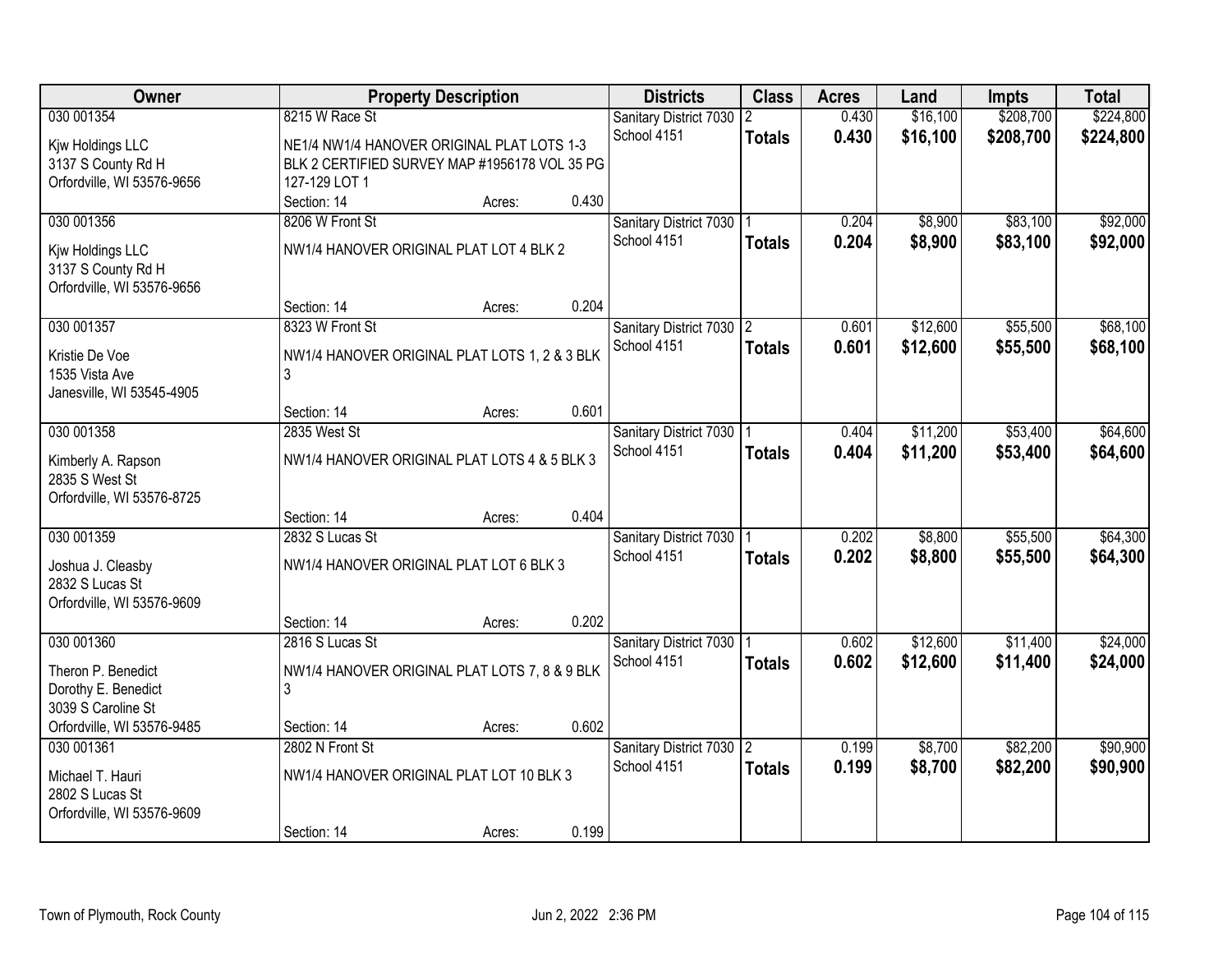| Owner | Property Description | Districts | Class | Acres | Land | Impts | Total |
|---|---|---|---|---|---|---|---|
| 030 001354<br>Kjw Holdings LLC<br>3137 S County Rd H<br>Orfordville, WI 53576-9656 | 8215 W Race St<br>NE1/4 NW1/4 HANOVER ORIGINAL PLAT LOTS 1-3 BLK 2 CERTIFIED SURVEY MAP #1956178 VOL 35 PG 127-129 LOT 1<br>Section: 14 Acres: 0.430 | Sanitary District 7030<br>School 4151 | 2<br>**Totals** | 0.430<br>**0.430** | $16,100<br>**$16,100** | $208,700<br>**$208,700** | $224,800<br>**$224,800** |
| 030 001356<br>Kjw Holdings LLC<br>3137 S County Rd H<br>Orfordville, WI 53576-9656 | 8206 W Front St<br>NW1/4 HANOVER ORIGINAL PLAT LOT 4 BLK 2<br>Section: 14 Acres: 0.204 | Sanitary District 7030<br>School 4151 | 1<br>**Totals** | 0.204<br>**0.204** | $8,900<br>**$8,900** | $83,100<br>**$83,100** | $92,000<br>**$92,000** |
| 030 001357<br>Kristie De Voe<br>1535 Vista Ave<br>Janesville, WI 53545-4905 | 8323 W Front St<br>NW1/4 HANOVER ORIGINAL PLAT LOTS 1, 2 & 3 BLK 3<br>Section: 14 Acres: 0.601 | Sanitary District 7030<br>School 4151 | 2<br>**Totals** | 0.601<br>**0.601** | $12,600<br>**$12,600** | $55,500<br>**$55,500** | $68,100<br>**$68,100** |
| 030 001358<br>Kimberly A. Rapson<br>2835 S West St<br>Orfordville, WI 53576-8725 | 2835 West St<br>NW1/4 HANOVER ORIGINAL PLAT LOTS 4 & 5 BLK 3<br>Section: 14 Acres: 0.404 | Sanitary District 7030<br>School 4151 | 1<br>**Totals** | 0.404<br>**0.404** | $11,200<br>**$11,200** | $53,400<br>**$53,400** | $64,600<br>**$64,600** |
| 030 001359<br>Joshua J. Cleasby<br>2832 S Lucas St<br>Orfordville, WI 53576-9609 | 2832 S Lucas St<br>NW1/4 HANOVER ORIGINAL PLAT LOT 6 BLK 3<br>Section: 14 Acres: 0.202 | Sanitary District 7030<br>School 4151 | 1<br>**Totals** | 0.202<br>**0.202** | $8,800<br>**$8,800** | $55,500<br>**$55,500** | $64,300<br>**$64,300** |
| 030 001360<br>Theron P. Benedict<br>Dorothy E. Benedict<br>3039 S Caroline St<br>Orfordville, WI 53576-9485 | 2816 S Lucas St<br>NW1/4 HANOVER ORIGINAL PLAT LOTS 7, 8 & 9 BLK 3<br>Section: 14 Acres: 0.602 | Sanitary District 7030<br>School 4151 | 1<br>**Totals** | 0.602<br>**0.602** | $12,600<br>**$12,600** | $11,400<br>**$11,400** | $24,000<br>**$24,000** |
| 030 001361<br>Michael T. Hauri<br>2802 S Lucas St<br>Orfordville, WI 53576-9609 | 2802 N Front St<br>NW1/4 HANOVER ORIGINAL PLAT LOT 10 BLK 3<br>Section: 14 Acres: 0.199 | Sanitary District 7030<br>School 4151 | 2<br>**Totals** | 0.199<br>**0.199** | $8,700<br>**$8,700** | $82,200<br>**$82,200** | $90,900<br>**$90,900** |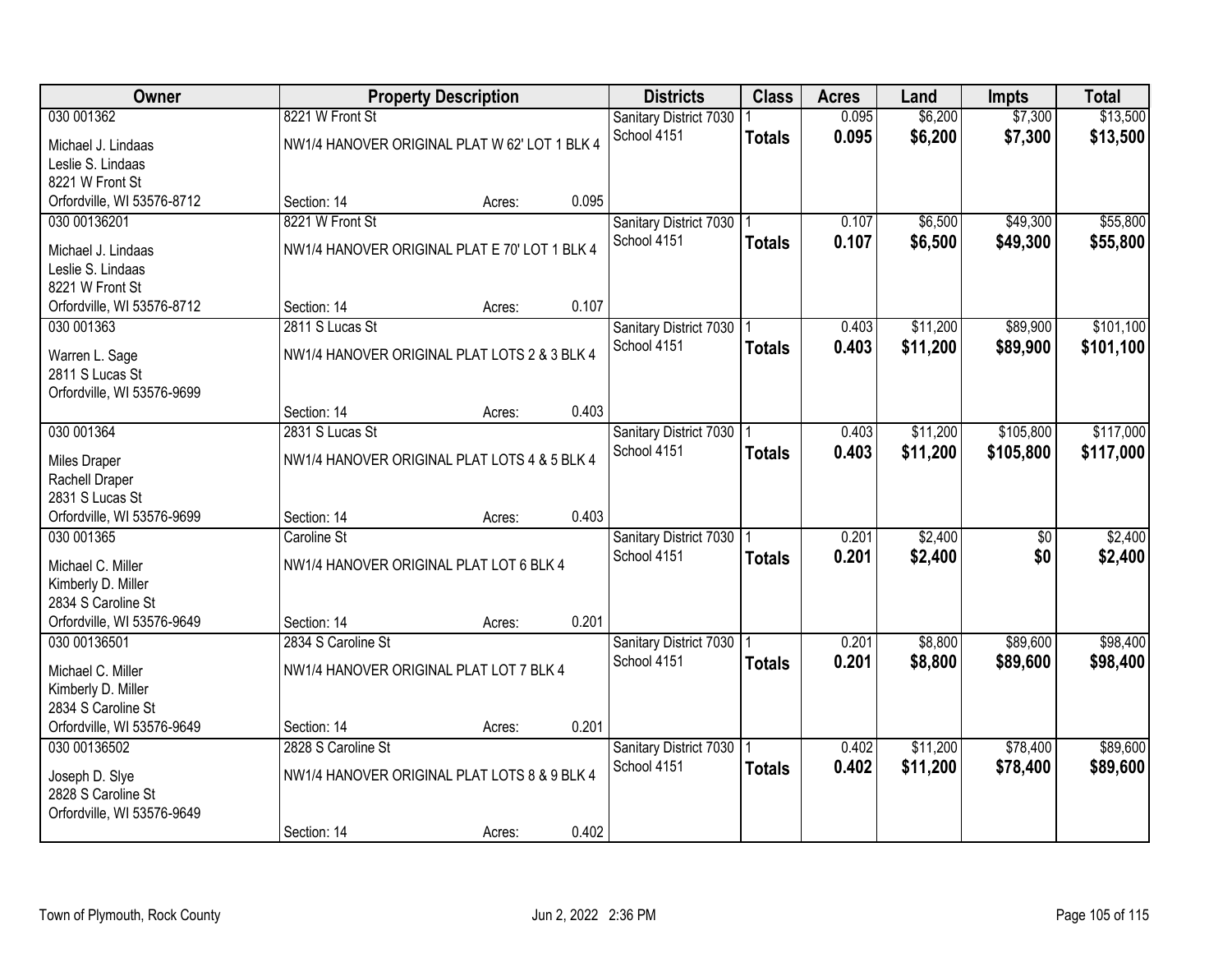| Owner | Property Description | | | Districts | Class | Acres | Land | Impts | Total |
|---|---|---|---|---|---|---|---|---|---|
| 030 001362 | 8221 W Front St | | | Sanitary District 7030 | 1 | 0.095 | $6,200 | $7,300 | $13,500 |
| Michael J. Lindaas<br>Leslie S. Lindaas<br>8221 W Front St<br>Orfordville, WI 53576-8712 | NW1/4 HANOVER ORIGINAL PLAT W 62' LOT 1 BLK 4 | | | School 4151 | **Totals** | **0.095** | **$6,200** | **$7,300** | **$13,500** |
| | Section: 14 | Acres: | 0.095 | | | | | | |
| 030 00136201 | 8221 W Front St | | | Sanitary District 7030 | 1 | 0.107 | $6,500 | $49,300 | $55,800 |
| Michael J. Lindaas<br>Leslie S. Lindaas<br>8221 W Front St<br>Orfordville, WI 53576-8712 | NW1/4 HANOVER ORIGINAL PLAT E 70' LOT 1 BLK 4 | | | School 4151 | **Totals** | **0.107** | **$6,500** | **$49,300** | **$55,800** |
| | Section: 14 | Acres: | 0.107 | | | | | | |
| 030 001363 | 2811 S Lucas St | | | Sanitary District 7030 | 1 | 0.403 | $11,200 | $89,900 | $101,100 |
| Warren L. Sage<br>2811 S Lucas St<br>Orfordville, WI 53576-9699 | NW1/4 HANOVER ORIGINAL PLAT LOTS 2 & 3 BLK 4 | | | School 4151 | **Totals** | **0.403** | **$11,200** | **$89,900** | **$101,100** |
| | Section: 14 | Acres: | 0.403 | | | | | | |
| 030 001364 | 2831 S Lucas St | | | Sanitary District 7030 | 1 | 0.403 | $11,200 | $105,800 | $117,000 |
| Miles Draper<br>Rachell Draper<br>2831 S Lucas St<br>Orfordville, WI 53576-9699 | NW1/4 HANOVER ORIGINAL PLAT LOTS 4 & 5 BLK 4 | | | School 4151 | **Totals** | **0.403** | **$11,200** | **$105,800** | **$117,000** |
| | Section: 14 | Acres: | 0.403 | | | | | | |
| 030 001365 | Caroline St | | | Sanitary District 7030 | 1 | 0.201 | $2,400 | $0 | $2,400 |
| Michael C. Miller<br>Kimberly D. Miller<br>2834 S Caroline St<br>Orfordville, WI 53576-9649 | NW1/4 HANOVER ORIGINAL PLAT LOT 6 BLK 4 | | | School 4151 | **Totals** | **0.201** | **$2,400** | **$0** | **$2,400** |
| | Section: 14 | Acres: | 0.201 | | | | | | |
| 030 00136501 | 2834 S Caroline St | | | Sanitary District 7030 | 1 | 0.201 | $8,800 | $89,600 | $98,400 |
| Michael C. Miller<br>Kimberly D. Miller<br>2834 S Caroline St<br>Orfordville, WI 53576-9649 | NW1/4 HANOVER ORIGINAL PLAT LOT 7 BLK 4 | | | School 4151 | **Totals** | **0.201** | **$8,800** | **$89,600** | **$98,400** |
| | Section: 14 | Acres: | 0.201 | | | | | | |
| 030 00136502 | 2828 S Caroline St | | | Sanitary District 7030 | 1 | 0.402 | $11,200 | $78,400 | $89,600 |
| Joseph D. Slye<br>2828 S Caroline St<br>Orfordville, WI 53576-9649 | NW1/4 HANOVER ORIGINAL PLAT LOTS 8 & 9 BLK 4 | | | School 4151 | **Totals** | **0.402** | **$11,200** | **$78,400** | **$89,600** |
| | Section: 14 | Acres: | 0.402 | | | | | | |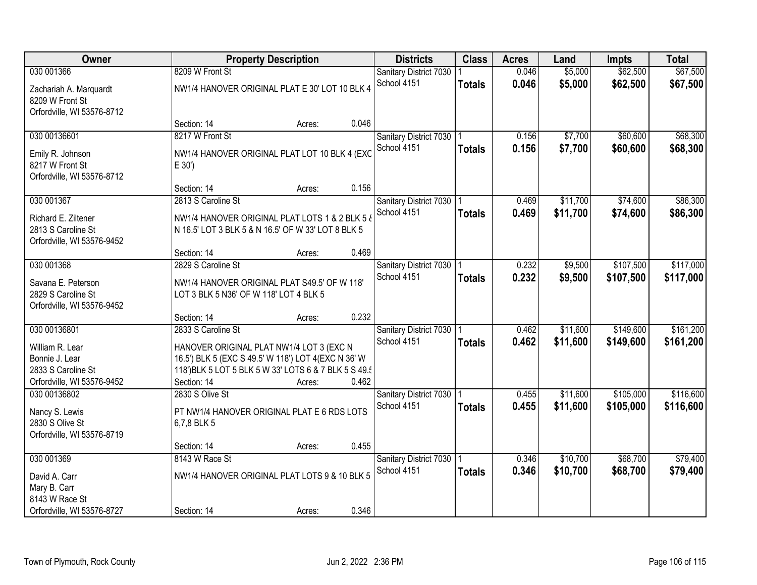| Owner | Property Description | | | Districts | Class | Acres | Land | Impts | Total |
|---|---|---|---|---|---|---|---|---|---|
| 030 001366 | 8209 W Front St | | | Sanitary District 7030 | 1 | 0.046 | $5,000 | $62,500 | $67,500 |
| Zachariah A. Marquardt<br>8209 W Front St<br>Orfordville, WI 53576-8712 | NW1/4 HANOVER ORIGINAL PLAT E 30' LOT 10 BLK 4 | | | School 4151 | **Totals** | **0.046** | **$5,000** | **$62,500** | **$67,500** |
| | Section: 14 | Acres: | 0.046 | | | | | | |
| 030 00136601 | 8217 W Front St | | | Sanitary District 7030 | 1 | 0.156 | $7,700 | $60,600 | $68,300 |
| Emily R. Johnson<br>8217 W Front St<br>Orfordville, WI 53576-8712 | NW1/4 HANOVER ORIGINAL PLAT LOT 10 BLK 4 (EXC E 30') | | | School 4151 | **Totals** | **0.156** | **$7,700** | **$60,600** | **$68,300** |
| | Section: 14 | Acres: | 0.156 | | | | | | |
| 030 001367 | 2813 S Caroline St | | | Sanitary District 7030 | 1 | 0.469 | $11,700 | $74,600 | $86,300 |
| Richard E. Ziltener<br>2813 S Caroline St<br>Orfordville, WI 53576-9452 | NW1/4 HANOVER ORIGINAL PLAT LOTS 1 & 2 BLK 5 & N 16.5' LOT 3 BLK 5 & N 16.5' OF W 33' LOT 8 BLK 5 | | | School 4151 | **Totals** | **0.469** | **$11,700** | **$74,600** | **$86,300** |
| | Section: 14 | Acres: | 0.469 | | | | | | |
| 030 001368 | 2829 S Caroline St | | | Sanitary District 7030 | 1 | 0.232 | $9,500 | $107,500 | $117,000 |
| Savana E. Peterson<br>2829 S Caroline St<br>Orfordville, WI 53576-9452 | NW1/4 HANOVER ORIGINAL PLAT S49.5' OF W 118' LOT 3 BLK 5 N36' OF W 118' LOT 4 BLK 5 | | | School 4151 | **Totals** | **0.232** | **$9,500** | **$107,500** | **$117,000** |
| | Section: 14 | Acres: | 0.232 | | | | | | |
| 030 00136801 | 2833 S Caroline St | | | Sanitary District 7030 | 1 | 0.462 | $11,600 | $149,600 | $161,200 |
| William R. Lear<br>Bonnie J. Lear<br>2833 S Caroline St<br>Orfordville, WI 53576-9452 | HANOVER ORIGINAL PLAT NW1/4 LOT 3 (EXC N 16.5') BLK 5 (EXC S 49.5' W 118') LOT 4(EXC N 36' W 118')BLK 5 LOT 5 BLK 5 W 33' LOTS 6 & 7 BLK 5 S 49.5 | | | School 4151 | **Totals** | **0.462** | **$11,600** | **$149,600** | **$161,200** |
| | Section: 14 | Acres: | 0.462 | | | | | | |
| 030 00136802 | 2830 S Olive St | | | Sanitary District 7030 | 1 | 0.455 | $11,600 | $105,000 | $116,600 |
| Nancy S. Lewis<br>2830 S Olive St<br>Orfordville, WI 53576-8719 | PT NW1/4 HANOVER ORIGINAL PLAT E 6 RDS LOTS 6,7,8 BLK 5 | | | School 4151 | **Totals** | **0.455** | **$11,600** | **$105,000** | **$116,600** |
| | Section: 14 | Acres: | 0.455 | | | | | | |
| 030 001369 | 8143 W Race St | | | Sanitary District 7030 | 1 | 0.346 | $10,700 | $68,700 | $79,400 |
| David A. Carr<br>Mary B. Carr<br>8143 W Race St<br>Orfordville, WI 53576-8727 | NW1/4 HANOVER ORIGINAL PLAT LOTS 9 & 10 BLK 5 | | | School 4151 | **Totals** | **0.346** | **$10,700** | **$68,700** | **$79,400** |
| | Section: 14 | Acres: | 0.346 | | | | | | |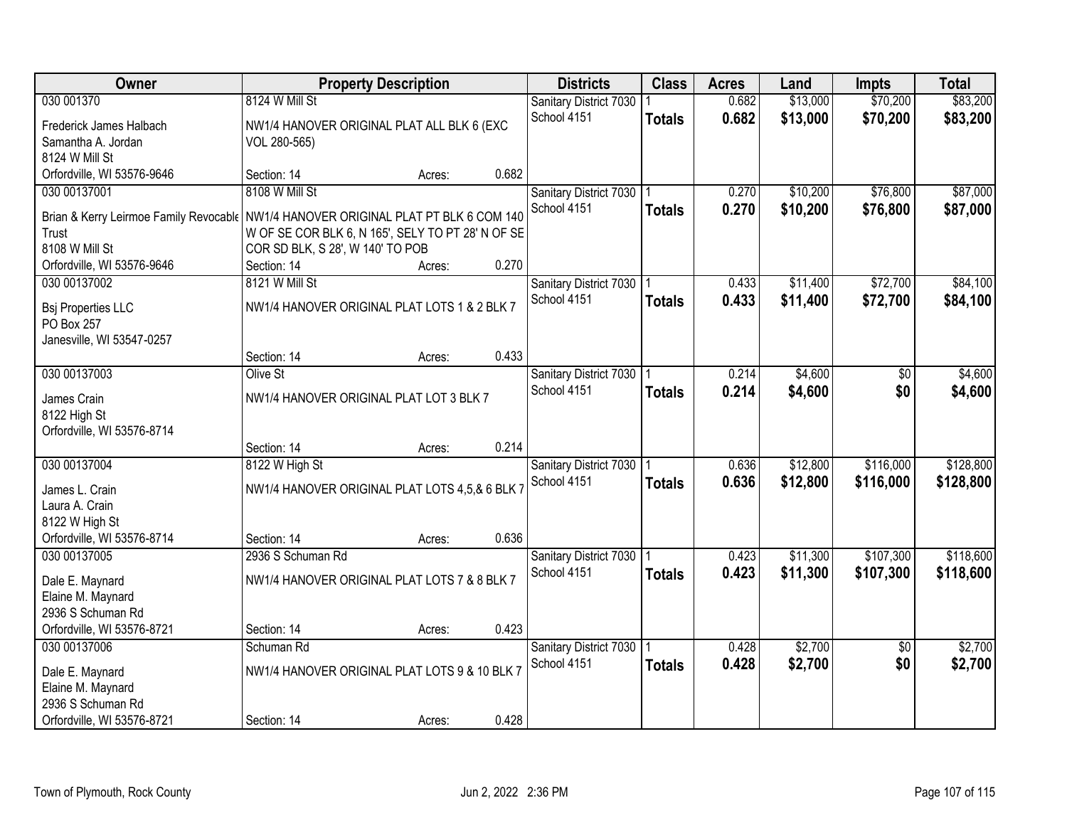| Owner | Property Description | Districts | Class | Acres | Land | Impts | Total |
|---|---|---|---|---|---|---|---|
| 030 001370<br>Frederick James Halbach<br>Samantha A. Jordan<br>8124 W Mill St<br>Orfordville, WI 53576-9646 | 8124 W Mill St<br>NW1/4 HANOVER ORIGINAL PLAT ALL BLK 6 (EXC VOL 280-565)<br>Section: 14 Acres: 0.682 | Sanitary District 7030<br>School 4151 | 1<br>**Totals** | 0.682<br>**0.682** | $13,000<br>**$13,000** | $70,200<br>**$70,200** | $83,200<br>**$83,200** |
| 030 00137001<br>Brian & Kerry Leirmoe Family Revocable Trust<br>8108 W Mill St<br>Orfordville, WI 53576-9646 | 8108 W Mill St<br>NW1/4 HANOVER ORIGINAL PLAT PT BLK 6 COM 140 W OF SE COR BLK 6, N 165', SELY TO PT 28' N OF SE COR SD BLK, S 28', W 140' TO POB<br>Section: 14 Acres: 0.270 | Sanitary District 7030<br>School 4151 | 1<br>**Totals** | 0.270<br>**0.270** | $10,200<br>**$10,200** | $76,800<br>**$76,800** | $87,000<br>**$87,000** |
| 030 00137002<br>Bsj Properties LLC<br>PO Box 257<br>Janesville, WI 53547-0257 | 8121 W Mill St<br>NW1/4 HANOVER ORIGINAL PLAT LOTS 1 & 2 BLK 7<br>Section: 14 Acres: 0.433 | Sanitary District 7030<br>School 4151 | 1<br>**Totals** | 0.433<br>**0.433** | $11,400<br>**$11,400** | $72,700<br>**$72,700** | $84,100<br>**$84,100** |
| 030 00137003<br>James Crain<br>8122 High St<br>Orfordville, WI 53576-8714 | Olive St<br>NW1/4 HANOVER ORIGINAL PLAT LOT 3 BLK 7<br>Section: 14 Acres: 0.214 | Sanitary District 7030<br>School 4151 | 1<br>**Totals** | 0.214<br>**0.214** | $4,600<br>**$4,600** | $0<br>**$0** | $4,600<br>**$4,600** |
| 030 00137004<br>James L. Crain<br>Laura A. Crain<br>8122 W High St<br>Orfordville, WI 53576-8714 | 8122 W High St<br>NW1/4 HANOVER ORIGINAL PLAT LOTS 4,5,& 6 BLK 7<br>Section: 14 Acres: 0.636 | Sanitary District 7030<br>School 4151 | 1<br>**Totals** | 0.636<br>**0.636** | $12,800<br>**$12,800** | $116,000<br>**$116,000** | $128,800<br>**$128,800** |
| 030 00137005<br>Dale E. Maynard<br>Elaine M. Maynard<br>2936 S Schuman Rd<br>Orfordville, WI 53576-8721 | 2936 S Schuman Rd<br>NW1/4 HANOVER ORIGINAL PLAT LOTS 7 & 8 BLK 7<br>Section: 14 Acres: 0.423 | Sanitary District 7030<br>School 4151 | 1<br>**Totals** | 0.423<br>**0.423** | $11,300<br>**$11,300** | $107,300<br>**$107,300** | $118,600<br>**$118,600** |
| 030 00137006<br>Dale E. Maynard<br>Elaine M. Maynard<br>2936 S Schuman Rd<br>Orfordville, WI 53576-8721 | Schuman Rd<br>NW1/4 HANOVER ORIGINAL PLAT LOTS 9 & 10 BLK 7<br>Section: 14 Acres: 0.428 | Sanitary District 7030<br>School 4151 | 1<br>**Totals** | 0.428<br>**0.428** | $2,700<br>**$2,700** | $0<br>**$0** | $2,700<br>**$2,700** |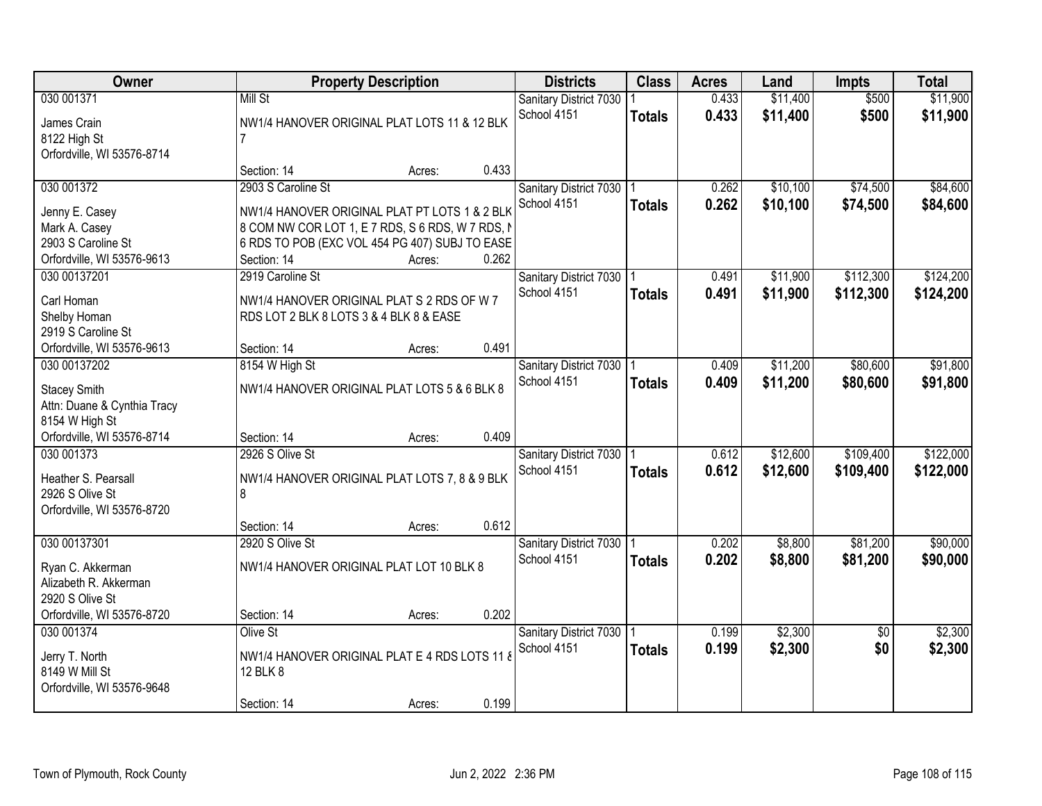| Owner | Property Description | Districts | Class | Acres | Land | Impts | Total |
|---|---|---|---|---|---|---|---|
| 030 001371<br>James Crain<br>8122 High St<br>Orfordville, WI 53576-8714 | Mill St<br>NW1/4 HANOVER ORIGINAL PLAT LOTS 11 & 12 BLK 7<br>Section: 14 Acres: 0.433 | Sanitary District 7030<br>School 4151 | 1<br>**Totals** | 0.433<br>**0.433** | $11,400<br>**$11,400** | $500<br>**$500** | $11,900<br>**$11,900** |
| 030 001372<br>Jenny E. Casey<br>Mark A. Casey<br>2903 S Caroline St<br>Orfordville, WI 53576-9613 | 2903 S Caroline St<br>NW1/4 HANOVER ORIGINAL PLAT PT LOTS 1 & 2 BLK 8 COM NW COR LOT 1, E 7 RDS, S 6 RDS, W 7 RDS, N 6 RDS TO POB (EXC VOL 454 PG 407) SUBJ TO EASE<br>Section: 14 Acres: 0.262 | Sanitary District 7030<br>School 4151 | 1<br>**Totals** | 0.262<br>**0.262** | $10,100<br>**$10,100** | $74,500<br>**$74,500** | $84,600<br>**$84,600** |
| 030 00137201<br>Carl Homan<br>Shelby Homan<br>2919 S Caroline St<br>Orfordville, WI 53576-9613 | 2919 Caroline St<br>NW1/4 HANOVER ORIGINAL PLAT S 2 RDS OF W 7 RDS LOT 2 BLK 8 LOTS 3 & 4 BLK 8 & EASE<br>Section: 14 Acres: 0.491 | Sanitary District 7030<br>School 4151 | 1<br>**Totals** | 0.491<br>**0.491** | $11,900<br>**$11,900** | $112,300<br>**$112,300** | $124,200<br>**$124,200** |
| 030 00137202<br>Stacey Smith<br>Attn: Duane & Cynthia Tracy<br>8154 W High St<br>Orfordville, WI 53576-8714 | 8154 W High St<br>NW1/4 HANOVER ORIGINAL PLAT LOTS 5 & 6 BLK 8<br>Section: 14 Acres: 0.409 | Sanitary District 7030<br>School 4151 | 1<br>**Totals** | 0.409<br>**0.409** | $11,200<br>**$11,200** | $80,600<br>**$80,600** | $91,800<br>**$91,800** |
| 030 001373<br>Heather S. Pearsall<br>2926 S Olive St<br>Orfordville, WI 53576-8720 | 2926 S Olive St<br>NW1/4 HANOVER ORIGINAL PLAT LOTS 7, 8 & 9 BLK 8<br>Section: 14 Acres: 0.612 | Sanitary District 7030<br>School 4151 | 1<br>**Totals** | 0.612<br>**0.612** | $12,600<br>**$12,600** | $109,400<br>**$109,400** | $122,000<br>**$122,000** |
| 030 00137301<br>Ryan C. Akkerman<br>Alizabeth R. Akkerman<br>2920 S Olive St<br>Orfordville, WI 53576-8720 | 2920 S Olive St<br>NW1/4 HANOVER ORIGINAL PLAT LOT 10 BLK 8<br>Section: 14 Acres: 0.202 | Sanitary District 7030<br>School 4151 | 1<br>**Totals** | 0.202<br>**0.202** | $8,800<br>**$8,800** | $81,200<br>**$81,200** | $90,000<br>**$90,000** |
| 030 001374<br>Jerry T. North<br>8149 W Mill St<br>Orfordville, WI 53576-9648 | Olive St<br>NW1/4 HANOVER ORIGINAL PLAT E 4 RDS LOTS 11 & 12 BLK 8<br>Section: 14 Acres: 0.199 | Sanitary District 7030<br>School 4151 | 1<br>**Totals** | 0.199<br>**0.199** | $2,300<br>**$2,300** | $0<br>**$0** | $2,300<br>**$2,300** |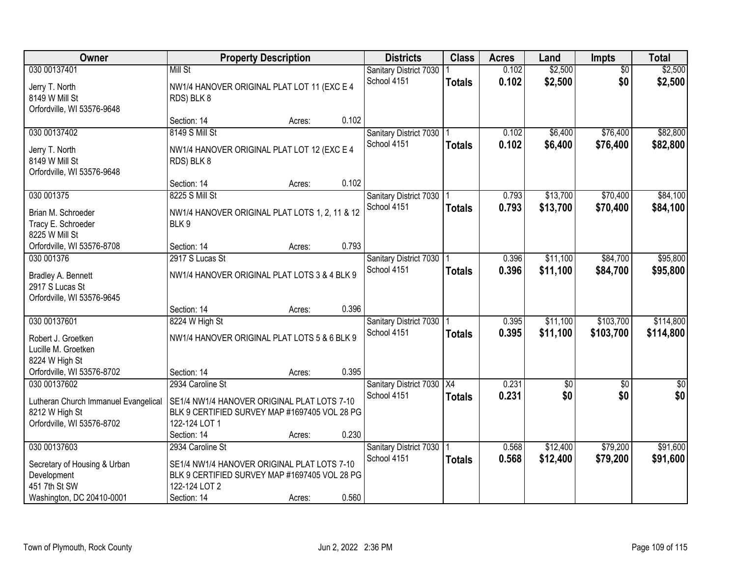| Owner | Property Description | Districts | Class | Acres | Land | Impts | Total |
|---|---|---|---|---|---|---|---|
| 030 00137401<br>Jerry T. North<br>8149 W Mill St<br>Orfordville, WI 53576-9648 | Mill St<br>NW1/4 HANOVER ORIGINAL PLAT LOT 11 (EXC E 4 RDS) BLK 8<br>Section: 14 Acres: 0.102 | Sanitary District 7030<br>School 4151 | 1<br>**Totals** | 0.102<br>**0.102** | $2,500<br>**$2,500** | $0<br>**$0** | $2,500<br>**$2,500** |
| 030 00137402<br>Jerry T. North<br>8149 W Mill St<br>Orfordville, WI 53576-9648 | 8149 S Mill St<br>NW1/4 HANOVER ORIGINAL PLAT LOT 12 (EXC E 4 RDS) BLK 8<br>Section: 14 Acres: 0.102 | Sanitary District 7030<br>School 4151 | 1<br>**Totals** | 0.102<br>**0.102** | $6,400<br>**$6,400** | $76,400<br>**$76,400** | $82,800<br>**$82,800** |
| 030 001375<br>Brian M. Schroeder<br>Tracy E. Schroeder<br>8225 W Mill St<br>Orfordville, WI 53576-8708 | 8225 S Mill St<br>NW1/4 HANOVER ORIGINAL PLAT LOTS 1, 2, 11 & 12 BLK 9<br>Section: 14 Acres: 0.793 | Sanitary District 7030<br>School 4151 | 1<br>**Totals** | 0.793<br>**0.793** | $13,700<br>**$13,700** | $70,400<br>**$70,400** | $84,100<br>**$84,100** |
| 030 001376<br>Bradley A. Bennett<br>2917 S Lucas St<br>Orfordville, WI 53576-9645 | 2917 S Lucas St<br>NW1/4 HANOVER ORIGINAL PLAT LOTS 3 & 4 BLK 9<br>Section: 14 Acres: 0.396 | Sanitary District 7030<br>School 4151 | 1<br>**Totals** | 0.396<br>**0.396** | $11,100<br>**$11,100** | $84,700<br>**$84,700** | $95,800<br>**$95,800** |
| 030 00137601<br>Robert J. Groetken<br>Lucille M. Groetken<br>8224 W High St<br>Orfordville, WI 53576-8702 | 8224 W High St<br>NW1/4 HANOVER ORIGINAL PLAT LOTS 5 & 6 BLK 9<br>Section: 14 Acres: 0.395 | Sanitary District 7030<br>School 4151 | 1<br>**Totals** | 0.395<br>**0.395** | $11,100<br>**$11,100** | $103,700<br>**$103,700** | $114,800<br>**$114,800** |
| 030 00137602<br>Lutheran Church Immanuel Evangelical<br>8212 W High St<br>Orfordville, WI 53576-8702 | 2934 Caroline St<br>SE1/4 NW1/4 HANOVER ORIGINAL PLAT LOTS 7-10 BLK 9 CERTIFIED SURVEY MAP #1697405 VOL 28 PG 122-124 LOT 1<br>Section: 14 Acres: 0.230 | Sanitary District 7030<br>School 4151 | X4<br>**Totals** | 0.231<br>**0.231** | $0<br>**$0** | $0<br>**$0** | $0<br>**$0** |
| 030 00137603<br>Secretary of Housing & Urban Development<br>451 7th St SW<br>Washington, DC 20410-0001 | 2934 Caroline St<br>SE1/4 NW1/4 HANOVER ORIGINAL PLAT LOTS 7-10 BLK 9 CERTIFIED SURVEY MAP #1697405 VOL 28 PG 122-124 LOT 2<br>Section: 14 Acres: 0.560 | Sanitary District 7030<br>School 4151 | 1<br>**Totals** | 0.568<br>**0.568** | $12,400<br>**$12,400** | $79,200<br>**$79,200** | $91,600<br>**$91,600** |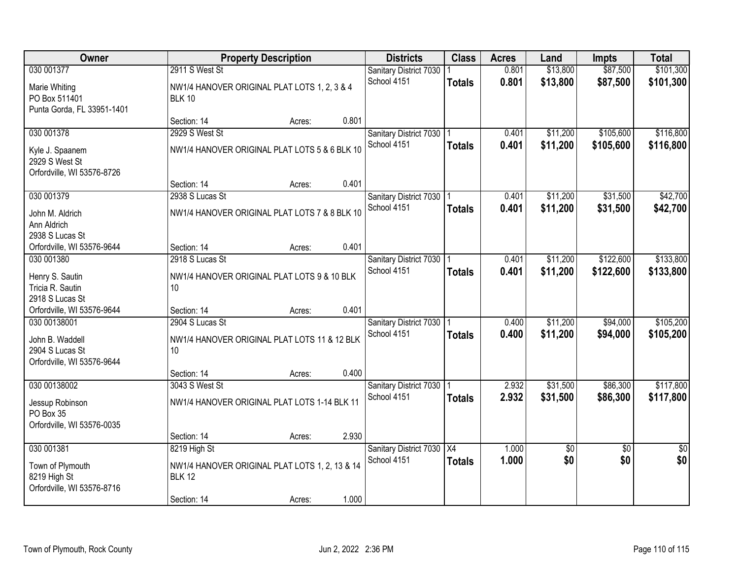| Owner | Property Description | Districts | Class | Acres | Land | Impts | Total |
|---|---|---|---|---|---|---|---|
| 030 001377<br>Marie Whiting<br>PO Box 511401<br>Punta Gorda, FL 33951-1401 | 2911 S West St<br>NW1/4 HANOVER ORIGINAL PLAT LOTS 1, 2, 3 & 4 BLK 10<br>Section: 14 Acres: 0.801 | Sanitary District 7030<br>School 4151 | 1<br>**Totals** | 0.801<br>**0.801** | $13,800<br>**$13,800** | $87,500<br>**$87,500** | $101,300<br>**$101,300** |
| 030 001378<br>Kyle J. Spaanem<br>2929 S West St<br>Orfordville, WI 53576-8726 | 2929 S West St<br>NW1/4 HANOVER ORIGINAL PLAT LOTS 5 & 6 BLK 10<br>Section: 14 Acres: 0.401 | Sanitary District 7030<br>School 4151 | 1<br>**Totals** | 0.401<br>**0.401** | $11,200<br>**$11,200** | $105,600<br>**$105,600** | $116,800<br>**$116,800** |
| 030 001379<br>John M. Aldrich<br>Ann Aldrich<br>2938 S Lucas St<br>Orfordville, WI 53576-9644 | 2938 S Lucas St<br>NW1/4 HANOVER ORIGINAL PLAT LOTS 7 & 8 BLK 10<br>Section: 14 Acres: 0.401 | Sanitary District 7030<br>School 4151 | 1<br>**Totals** | 0.401<br>**0.401** | $11,200<br>**$11,200** | $31,500<br>**$31,500** | $42,700<br>**$42,700** |
| 030 001380<br>Henry S. Sautin<br>Tricia R. Sautin<br>2918 S Lucas St<br>Orfordville, WI 53576-9644 | 2918 S Lucas St<br>NW1/4 HANOVER ORIGINAL PLAT LOTS 9 & 10 BLK 10<br>Section: 14 Acres: 0.401 | Sanitary District 7030<br>School 4151 | 1<br>**Totals** | 0.401<br>**0.401** | $11,200<br>**$11,200** | $122,600<br>**$122,600** | $133,800<br>**$133,800** |
| 030 00138001<br>John B. Waddell<br>2904 S Lucas St<br>Orfordville, WI 53576-9644 | 2904 S Lucas St<br>NW1/4 HANOVER ORIGINAL PLAT LOTS 11 & 12 BLK 10<br>Section: 14 Acres: 0.400 | Sanitary District 7030<br>School 4151 | 1<br>**Totals** | 0.400<br>**0.400** | $11,200<br>**$11,200** | $94,000<br>**$94,000** | $105,200<br>**$105,200** |
| 030 00138002<br>Jessup Robinson<br>PO Box 35<br>Orfordville, WI 53576-0035 | 3043 S West St<br>NW1/4 HANOVER ORIGINAL PLAT LOTS 1-14 BLK 11<br>Section: 14 Acres: 2.930 | Sanitary District 7030<br>School 4151 | 1<br>**Totals** | 2.932<br>**2.932** | $31,500<br>**$31,500** | $86,300<br>**$86,300** | $117,800<br>**$117,800** |
| 030 001381<br>Town of Plymouth<br>8219 High St<br>Orfordville, WI 53576-8716 | 8219 High St<br>NW1/4 HANOVER ORIGINAL PLAT LOTS 1, 2, 13 & 14 BLK 12<br>Section: 14 Acres: 1.000 | Sanitary District 7030<br>School 4151 | X4<br>**Totals** | 1.000<br>**1.000** | $0<br>**$0** | $0<br>**$0** | $0<br>**$0** |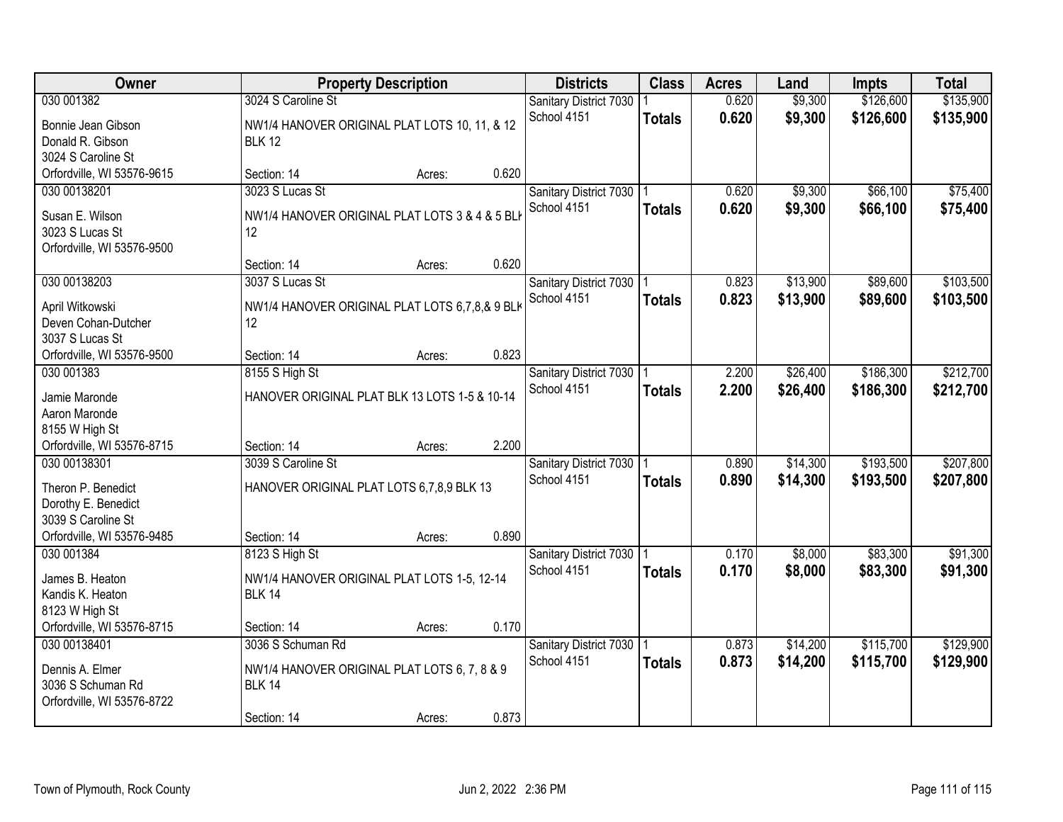| Owner | Property Description | | | Districts | Class | Acres | Land | Impts | Total |
|---|---|---|---|---|---|---|---|---|---|
| 030 001382 | 3024 S Caroline St | | | Sanitary District 7030 | 1 | 0.620 | $9,300 | $126,600 | $135,900 |
| Bonnie Jean Gibson<br>Donald R. Gibson<br>3024 S Caroline St<br>Orfordville, WI 53576-9615 | NW1/4 HANOVER ORIGINAL PLAT LOTS 10, 11, & 12 BLK 12 | | | School 4151 | **Totals** | **0.620** | **$9,300** | **$126,600** | **$135,900** |
| | Section: 14 | Acres: | 0.620 | | | | | | |
| 030 00138201 | 3023 S Lucas St | | | Sanitary District 7030 | 1 | 0.620 | $9,300 | $66,100 | $75,400 |
| Susan E. Wilson<br>3023 S Lucas St<br>Orfordville, WI 53576-9500 | NW1/4 HANOVER ORIGINAL PLAT LOTS 3 & 4 & 5 BLK 12 | | | School 4151 | **Totals** | **0.620** | **$9,300** | **$66,100** | **$75,400** |
| | Section: 14 | Acres: | 0.620 | | | | | | |
| 030 00138203 | 3037 S Lucas St | | | Sanitary District 7030 | 1 | 0.823 | $13,900 | $89,600 | $103,500 |
| April Witkowski<br>Deven Cohan-Dutcher<br>3037 S Lucas St<br>Orfordville, WI 53576-9500 | NW1/4 HANOVER ORIGINAL PLAT LOTS 6,7,8,& 9 BLK 12 | | | School 4151 | **Totals** | **0.823** | **$13,900** | **$89,600** | **$103,500** |
| | Section: 14 | Acres: | 0.823 | | | | | | |
| 030 001383 | 8155 S High St | | | Sanitary District 7030 | 1 | 2.200 | $26,400 | $186,300 | $212,700 |
| Jamie Maronde<br>Aaron Maronde<br>8155 W High St<br>Orfordville, WI 53576-8715 | HANOVER ORIGINAL PLAT BLK 13 LOTS 1-5 & 10-14 | | | School 4151 | **Totals** | **2.200** | **$26,400** | **$186,300** | **$212,700** |
| | Section: 14 | Acres: | 2.200 | | | | | | |
| 030 00138301 | 3039 S Caroline St | | | Sanitary District 7030 | 1 | 0.890 | $14,300 | $193,500 | $207,800 |
| Theron P. Benedict<br>Dorothy E. Benedict<br>3039 S Caroline St<br>Orfordville, WI 53576-9485 | HANOVER ORIGINAL PLAT LOTS 6,7,8,9 BLK 13 | | | School 4151 | **Totals** | **0.890** | **$14,300** | **$193,500** | **$207,800** |
| | Section: 14 | Acres: | 0.890 | | | | | | |
| 030 001384 | 8123 S High St | | | Sanitary District 7030 | 1 | 0.170 | $8,000 | $83,300 | $91,300 |
| James B. Heaton<br>Kandis K. Heaton<br>8123 W High St<br>Orfordville, WI 53576-8715 | NW1/4 HANOVER ORIGINAL PLAT LOTS 1-5, 12-14 BLK 14 | | | School 4151 | **Totals** | **0.170** | **$8,000** | **$83,300** | **$91,300** |
| | Section: 14 | Acres: | 0.170 | | | | | | |
| 030 00138401 | 3036 S Schuman Rd | | | Sanitary District 7030 | 1 | 0.873 | $14,200 | $115,700 | $129,900 |
| Dennis A. Elmer<br>3036 S Schuman Rd<br>Orfordville, WI 53576-8722 | NW1/4 HANOVER ORIGINAL PLAT LOTS 6, 7, 8 & 9 BLK 14 | | | School 4151 | **Totals** | **0.873** | **$14,200** | **$115,700** | **$129,900** |
| | Section: 14 | Acres: | 0.873 | | | | | | |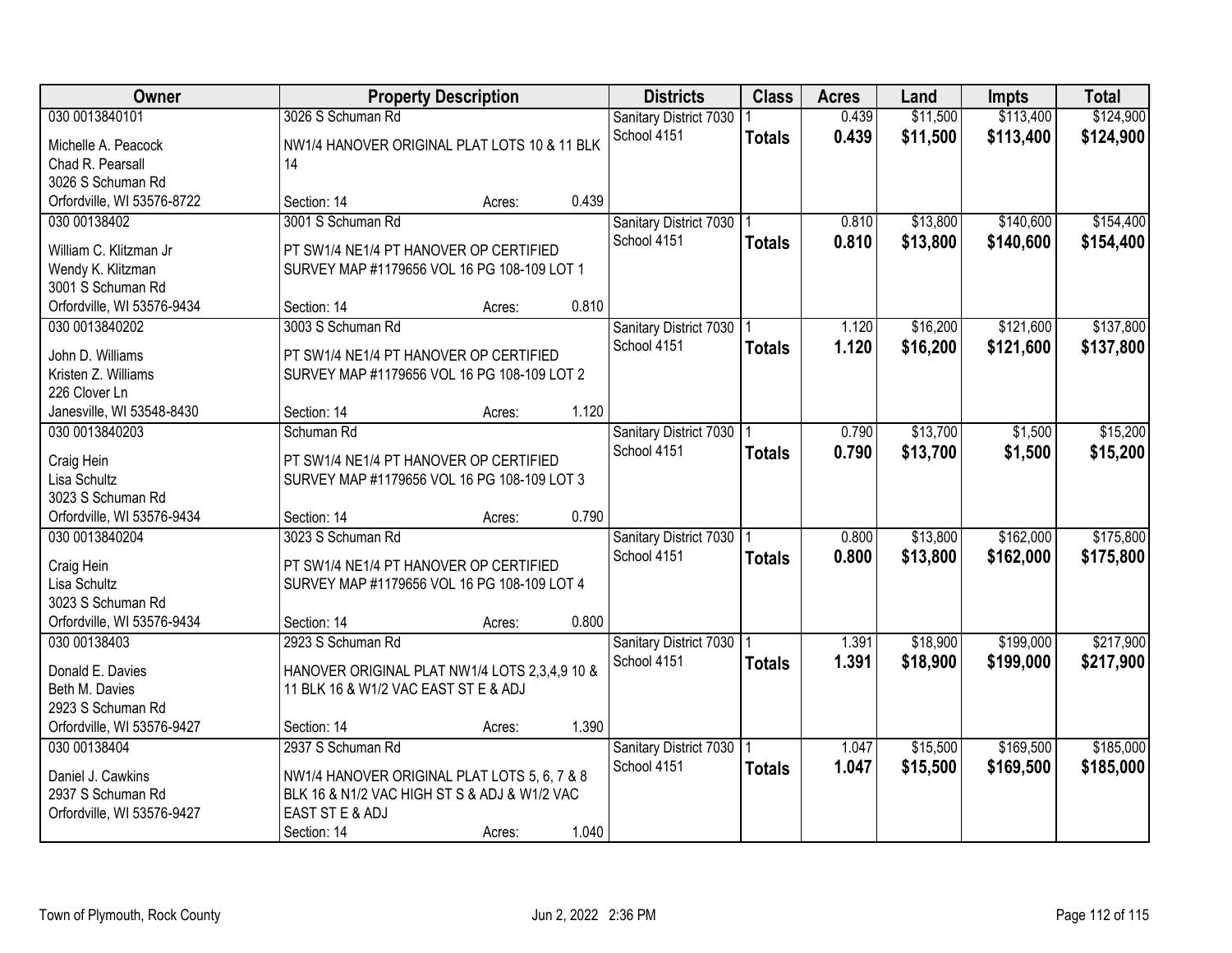| Owner | Property Description | Districts | Class | Acres | Land | Impts | Total |
|---|---|---|---|---|---|---|---|
| 030 0013840101<br>Michelle A. Peacock<br>Chad R. Pearsall<br>3026 S Schuman Rd<br>Orfordville, WI 53576-8722 | 3026 S Schuman Rd<br>NW1/4 HANOVER ORIGINAL PLAT LOTS 10 & 11 BLK 14<br>Section: 14 Acres: 0.439 | Sanitary District 7030<br>School 4151 | 1<br>**Totals** | 0.439<br>**0.439** | $11,500<br>**$11,500** | $113,400<br>**$113,400** | $124,900<br>**$124,900** |
| 030 00138402<br>William C. Klitzman Jr<br>Wendy K. Klitzman<br>3001 S Schuman Rd<br>Orfordville, WI 53576-9434 | 3001 S Schuman Rd<br>PT SW1/4 NE1/4 PT HANOVER OP CERTIFIED SURVEY MAP #1179656 VOL 16 PG 108-109 LOT 1<br>Section: 14 Acres: 0.810 | Sanitary District 7030<br>School 4151 | 1<br>**Totals** | 0.810<br>**0.810** | $13,800<br>**$13,800** | $140,600<br>**$140,600** | $154,400<br>**$154,400** |
| 030 0013840202<br>John D. Williams<br>Kristen Z. Williams<br>226 Clover Ln<br>Janesville, WI 53548-8430 | 3003 S Schuman Rd<br>PT SW1/4 NE1/4 PT HANOVER OP CERTIFIED SURVEY MAP #1179656 VOL 16 PG 108-109 LOT 2<br>Section: 14 Acres: 1.120 | Sanitary District 7030<br>School 4151 | 1<br>**Totals** | 1.120<br>**1.120** | $16,200<br>**$16,200** | $121,600<br>**$121,600** | $137,800<br>**$137,800** |
| 030 0013840203<br>Craig Hein<br>Lisa Schultz<br>3023 S Schuman Rd<br>Orfordville, WI 53576-9434 | Schuman Rd<br>PT SW1/4 NE1/4 PT HANOVER OP CERTIFIED SURVEY MAP #1179656 VOL 16 PG 108-109 LOT 3<br>Section: 14 Acres: 0.790 | Sanitary District 7030<br>School 4151 | 1<br>**Totals** | 0.790<br>**0.790** | $13,700<br>**$13,700** | $1,500<br>**$1,500** | $15,200<br>**$15,200** |
| 030 0013840204<br>Craig Hein<br>Lisa Schultz<br>3023 S Schuman Rd<br>Orfordville, WI 53576-9434 | 3023 S Schuman Rd<br>PT SW1/4 NE1/4 PT HANOVER OP CERTIFIED SURVEY MAP #1179656 VOL 16 PG 108-109 LOT 4<br>Section: 14 Acres: 0.800 | Sanitary District 7030<br>School 4151 | 1<br>**Totals** | 0.800<br>**0.800** | $13,800<br>**$13,800** | $162,000<br>**$162,000** | $175,800<br>**$175,800** |
| 030 00138403<br>Donald E. Davies<br>Beth M. Davies<br>2923 S Schuman Rd<br>Orfordville, WI 53576-9427 | 2923 S Schuman Rd<br>HANOVER ORIGINAL PLAT NW1/4 LOTS 2,3,4,9 10 & 11 BLK 16 & W1/2 VAC EAST ST E & ADJ<br>Section: 14 Acres: 1.390 | Sanitary District 7030<br>School 4151 | 1<br>**Totals** | 1.391<br>**1.391** | $18,900<br>**$18,900** | $199,000<br>**$199,000** | $217,900<br>**$217,900** |
| 030 00138404<br>Daniel J. Cawkins<br>2937 S Schuman Rd<br>Orfordville, WI 53576-9427 | 2937 S Schuman Rd<br>NW1/4 HANOVER ORIGINAL PLAT LOTS 5, 6, 7 & 8 BLK 16 & N1/2 VAC HIGH ST S & ADJ & W1/2 VAC EAST ST E & ADJ<br>Section: 14 Acres: 1.040 | Sanitary District 7030<br>School 4151 | 1<br>**Totals** | 1.047<br>**1.047** | $15,500<br>**$15,500** | $169,500<br>**$169,500** | $185,000<br>**$185,000** |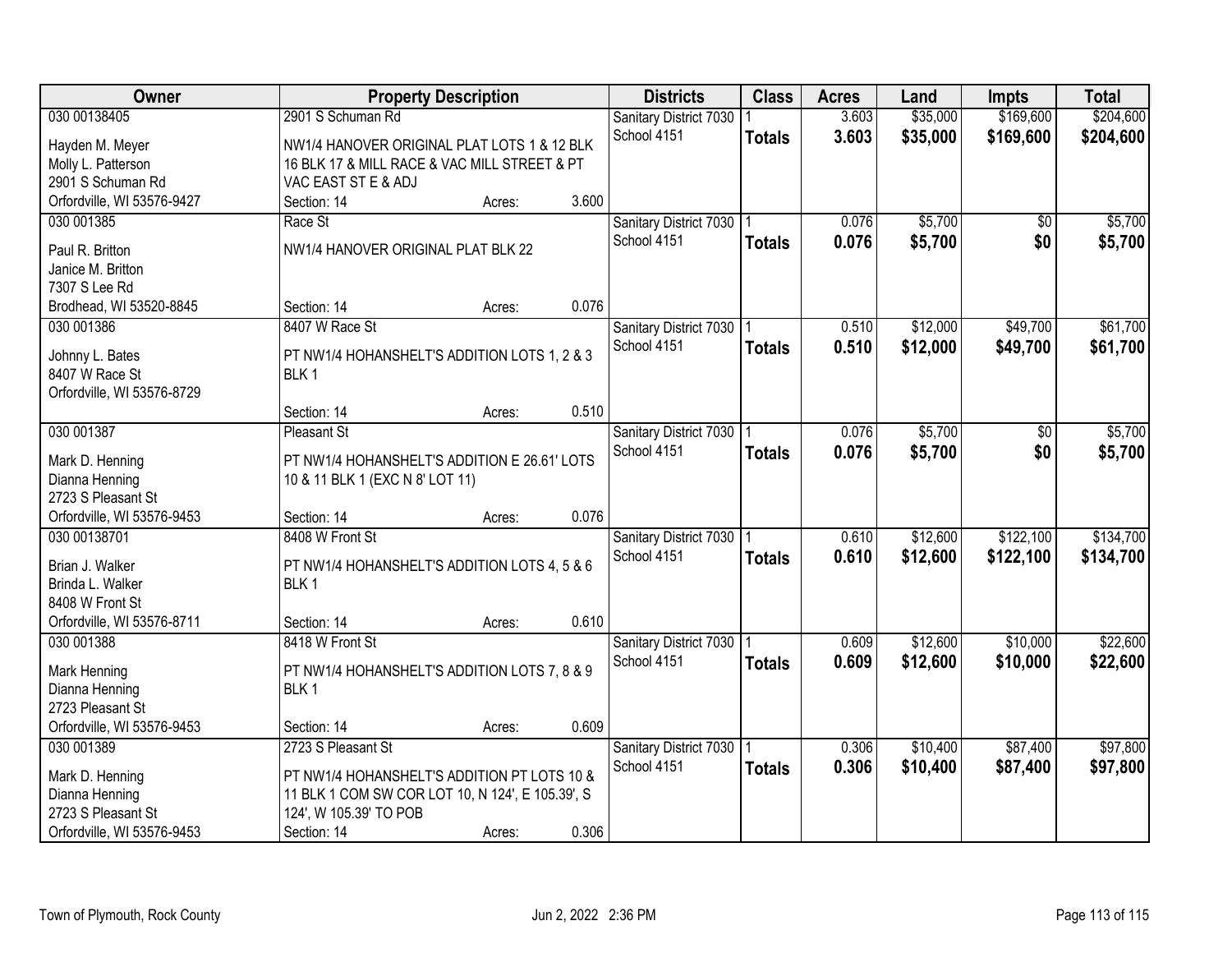| Owner | Property Description | Districts | Class | Acres | Land | Impts | Total |
|---|---|---|---|---|---|---|---|
| 030 00138405<br>Hayden M. Meyer<br>Molly L. Patterson<br>2901 S Schuman Rd<br>Orfordville, WI 53576-9427 | 2901 S Schuman Rd<br>NW1/4 HANOVER ORIGINAL PLAT LOTS 1 & 12 BLK 16 BLK 17 & MILL RACE & VAC MILL STREET & PT VAC EAST ST E & ADJ<br>Section: 14 Acres: 3.600 | Sanitary District 7030<br>School 4151 | 1<br>**Totals** | 3.603<br>**3.603** | $35,000<br>**$35,000** | $169,600<br>**$169,600** | $204,600<br>**$204,600** |
| 030 001385<br>Paul R. Britton<br>Janice M. Britton<br>7307 S Lee Rd<br>Brodhead, WI 53520-8845 | Race St<br>NW1/4 HANOVER ORIGINAL PLAT BLK 22<br>Section: 14 Acres: 0.076 | Sanitary District 7030<br>School 4151 | 1<br>**Totals** | 0.076<br>**0.076** | $5,700<br>**$5,700** | $0<br>**$0** | $5,700<br>**$5,700** |
| 030 001386<br>Johnny L. Bates<br>8407 W Race St<br>Orfordville, WI 53576-8729 | 8407 W Race St<br>PT NW1/4 HOHANSHELT'S ADDITION LOTS 1, 2 & 3 BLK 1<br>Section: 14 Acres: 0.510 | Sanitary District 7030<br>School 4151 | 1<br>**Totals** | 0.510<br>**0.510** | $12,000<br>**$12,000** | $49,700<br>**$49,700** | $61,700<br>**$61,700** |
| 030 001387<br>Mark D. Henning<br>Dianna Henning<br>2723 S Pleasant St<br>Orfordville, WI 53576-9453 | Pleasant St<br>PT NW1/4 HOHANSHELT'S ADDITION E 26.61' LOTS 10 & 11 BLK 1 (EXC N 8' LOT 11)<br>Section: 14 Acres: 0.076 | Sanitary District 7030<br>School 4151 | 1<br>**Totals** | 0.076<br>**0.076** | $5,700<br>**$5,700** | $0<br>**$0** | $5,700<br>**$5,700** |
| 030 00138701<br>Brian J. Walker<br>Brinda L. Walker<br>8408 W Front St<br>Orfordville, WI 53576-8711 | 8408 W Front St<br>PT NW1/4 HOHANSHELT'S ADDITION LOTS 4, 5 & 6 BLK 1<br>Section: 14 Acres: 0.610 | Sanitary District 7030<br>School 4151 | 1<br>**Totals** | 0.610<br>**0.610** | $12,600<br>**$12,600** | $122,100<br>**$122,100** | $134,700<br>**$134,700** |
| 030 001388<br>Mark Henning<br>Dianna Henning<br>2723 Pleasant St<br>Orfordville, WI 53576-9453 | 8418 W Front St<br>PT NW1/4 HOHANSHELT'S ADDITION LOTS 7, 8 & 9 BLK 1<br>Section: 14 Acres: 0.609 | Sanitary District 7030<br>School 4151 | 1<br>**Totals** | 0.609<br>**0.609** | $12,600<br>**$12,600** | $10,000<br>**$10,000** | $22,600<br>**$22,600** |
| 030 001389<br>Mark D. Henning<br>Dianna Henning<br>2723 S Pleasant St<br>Orfordville, WI 53576-9453 | 2723 S Pleasant St<br>PT NW1/4 HOHANSHELT'S ADDITION PT LOTS 10 & 11 BLK 1 COM SW COR LOT 10, N 124', E 105.39', S 124', W 105.39' TO POB<br>Section: 14 Acres: 0.306 | Sanitary District 7030<br>School 4151 | 1<br>**Totals** | 0.306<br>**0.306** | $10,400<br>**$10,400** | $87,400<br>**$87,400** | $97,800<br>**$97,800** |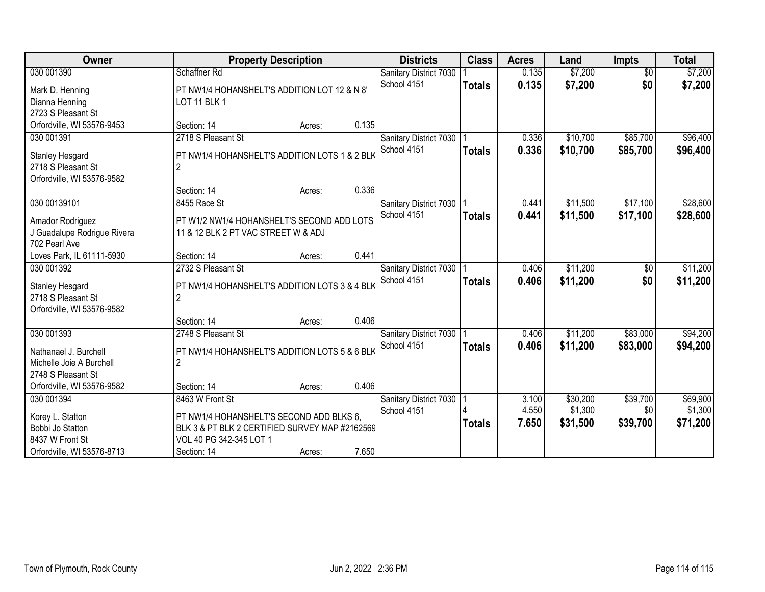| Owner | Property Description | | | Districts | Class | Acres | Land | Impts | Total |
|---|---|---|---|---|---|---|---|---|---|
| 030 001390 | Schaffner Rd | | | Sanitary District 7030 | 1 | 0.135 | $7,200 | $0 | $7,200 |
| Mark D. Henning<br>Dianna Henning<br>2723 S Pleasant St<br>Orfordville, WI 53576-9453 | PT NW1/4 HOHANSHELT'S ADDITION LOT 12 & N 8' LOT 11 BLK 1 | | | School 4151 | **Totals** | **0.135** | **$7,200** | **$0** | **$7,200** |
| | Section: 14 | Acres: | 0.135 | | | | | | |
| 030 001391 | 2718 S Pleasant St | | | Sanitary District 7030 | 1 | 0.336 | $10,700 | $85,700 | $96,400 |
| Stanley Hesgard<br>2718 S Pleasant St<br>Orfordville, WI 53576-9582 | PT NW1/4 HOHANSHELT'S ADDITION LOTS 1 & 2 BLK 2 | | | School 4151 | **Totals** | **0.336** | **$10,700** | **$85,700** | **$96,400** |
| | Section: 14 | Acres: | 0.336 | | | | | | |
| 030 00139101 | 8455 Race St | | | Sanitary District 7030 | 1 | 0.441 | $11,500 | $17,100 | $28,600 |
| Amador Rodriguez<br>J Guadalupe Rodrigue Rivera<br>702 Pearl Ave<br>Loves Park, IL 61111-5930 | PT W1/2 NW1/4 HOHANSHELT'S SECOND ADD LOTS 11 & 12 BLK 2 PT VAC STREET W & ADJ | | | School 4151 | **Totals** | **0.441** | **$11,500** | **$17,100** | **$28,600** |
| | Section: 14 | Acres: | 0.441 | | | | | | |
| 030 001392 | 2732 S Pleasant St | | | Sanitary District 7030 | 1 | 0.406 | $11,200 | $0 | $11,200 |
| Stanley Hesgard<br>2718 S Pleasant St<br>Orfordville, WI 53576-9582 | PT NW1/4 HOHANSHELT'S ADDITION LOTS 3 & 4 BLK 2 | | | School 4151 | **Totals** | **0.406** | **$11,200** | **$0** | **$11,200** |
| | Section: 14 | Acres: | 0.406 | | | | | | |
| 030 001393 | 2748 S Pleasant St | | | Sanitary District 7030 | 1 | 0.406 | $11,200 | $83,000 | $94,200 |
| Nathanael J. Burchell<br>Michelle Joie A Burchell<br>2748 S Pleasant St<br>Orfordville, WI 53576-9582 | PT NW1/4 HOHANSHELT'S ADDITION LOTS 5 & 6 BLK 2 | | | School 4151 | **Totals** | **0.406** | **$11,200** | **$83,000** | **$94,200** |
| | Section: 14 | Acres: | 0.406 | | | | | | |
| 030 001394 | 8463 W Front St | | | Sanitary District 7030 | 1 | 3.100 | $30,200 | $39,700 | $69,900 |
| Korey L. Statton<br>Bobbi Jo Statton<br>8437 W Front St<br>Orfordville, WI 53576-8713 | PT NW1/4 HOHANSHELT'S SECOND ADD BLKS 6, BLK 3 & PT BLK 2 CERTIFIED SURVEY MAP #2162569 VOL 40 PG 342-345 LOT 1 | | | School 4151 | 4 | 4.550 | $1,300 | $0 | $1,300 |
| | | | | | **Totals** | **7.650** | **$31,500** | **$39,700** | **$71,200** |
| | Section: 14 | Acres: | 7.650 | | | | | | |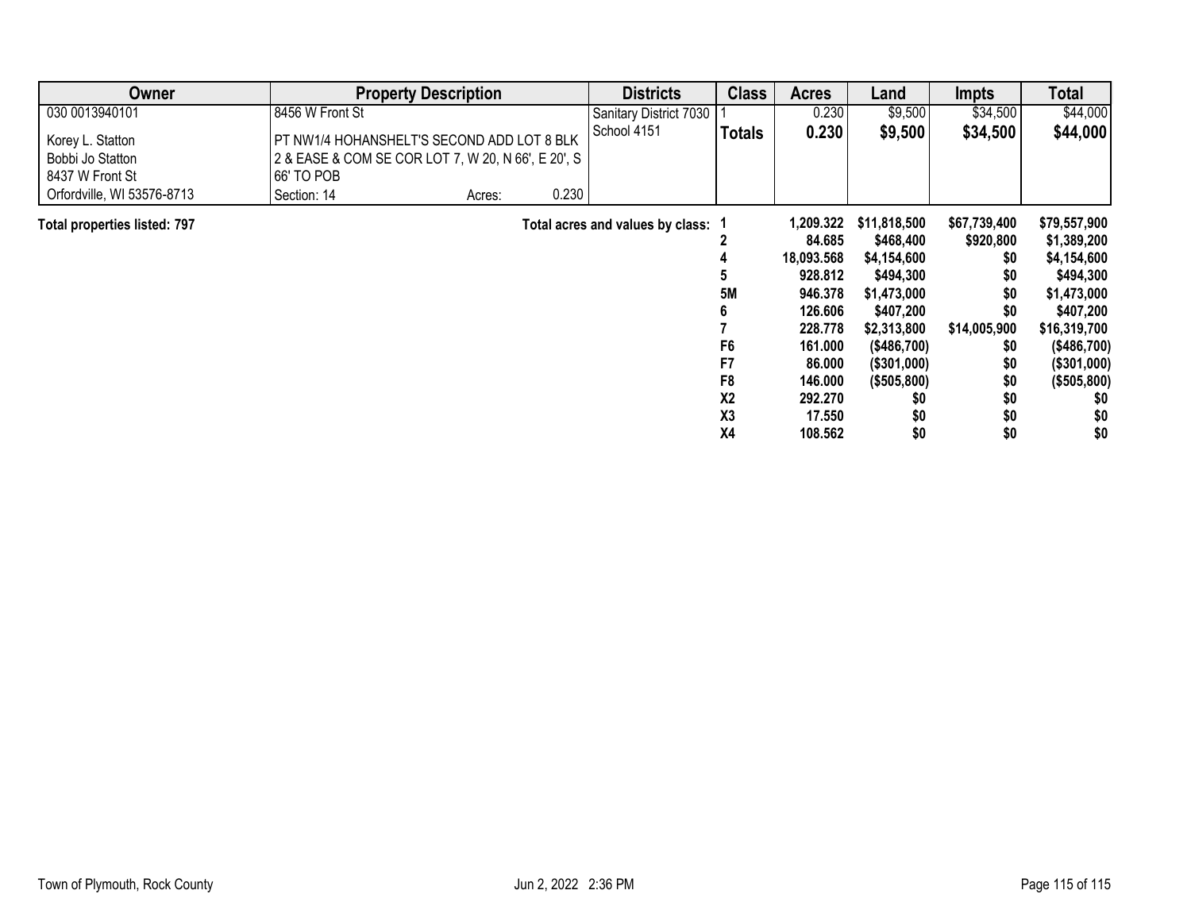| Owner | Property Description | Districts | Class | Acres | Land | Impts | Total |
|---|---|---|---|---|---|---|---|
| 030 0013940101 | 8456 W Front St | Sanitary District 7030 | 1 | 0.230 | $9,500 | $34,500 | $44,000 |
| Korey L. Statton<br>Bobbi Jo Statton<br>8437 W Front St<br>Orfordville, WI 53576-8713 | PT NW1/4 HOHANSHELT'S SECOND ADD LOT 8 BLK 2 & EASE & COM SE COR LOT 7, W 20, N 66', E 20', S 66' TO POB<br>Section: 14 Acres: 0.230 | School 4151 | **Totals** | **0.230** | **$9,500** | **$34,500** | **$44,000** |

**Total properties listed: 797**

**Total acres and values by class:**

| Class | Acres | Land | Impts | Total |
|---|---|---|---|---|
| 1 | 1,209.322 | $11,818,500 | $67,739,400 | $79,557,900 |
| 2 | 84.685 | $468,400 | $920,800 | $1,389,200 |
| 4 | 18,093.568 | $4,154,600 | $0 | $4,154,600 |
| 5 | 928.812 | $494,300 | $0 | $494,300 |
| 5M | 946.378 | $1,473,000 | $0 | $1,473,000 |
| 6 | 126.606 | $407,200 | $0 | $407,200 |
| 7 | 228.778 | $2,313,800 | $14,005,900 | $16,319,700 |
| F6 | 161.000 | ($486,700) | $0 | ($486,700) |
| F7 | 86.000 | ($301,000) | $0 | ($301,000) |
| F8 | 146.000 | ($505,800) | $0 | ($505,800) |
| X2 | 292.270 | $0 | $0 | $0 |
| X3 | 17.550 | $0 | $0 | $0 |
| X4 | 108.562 | $0 | $0 | $0 |